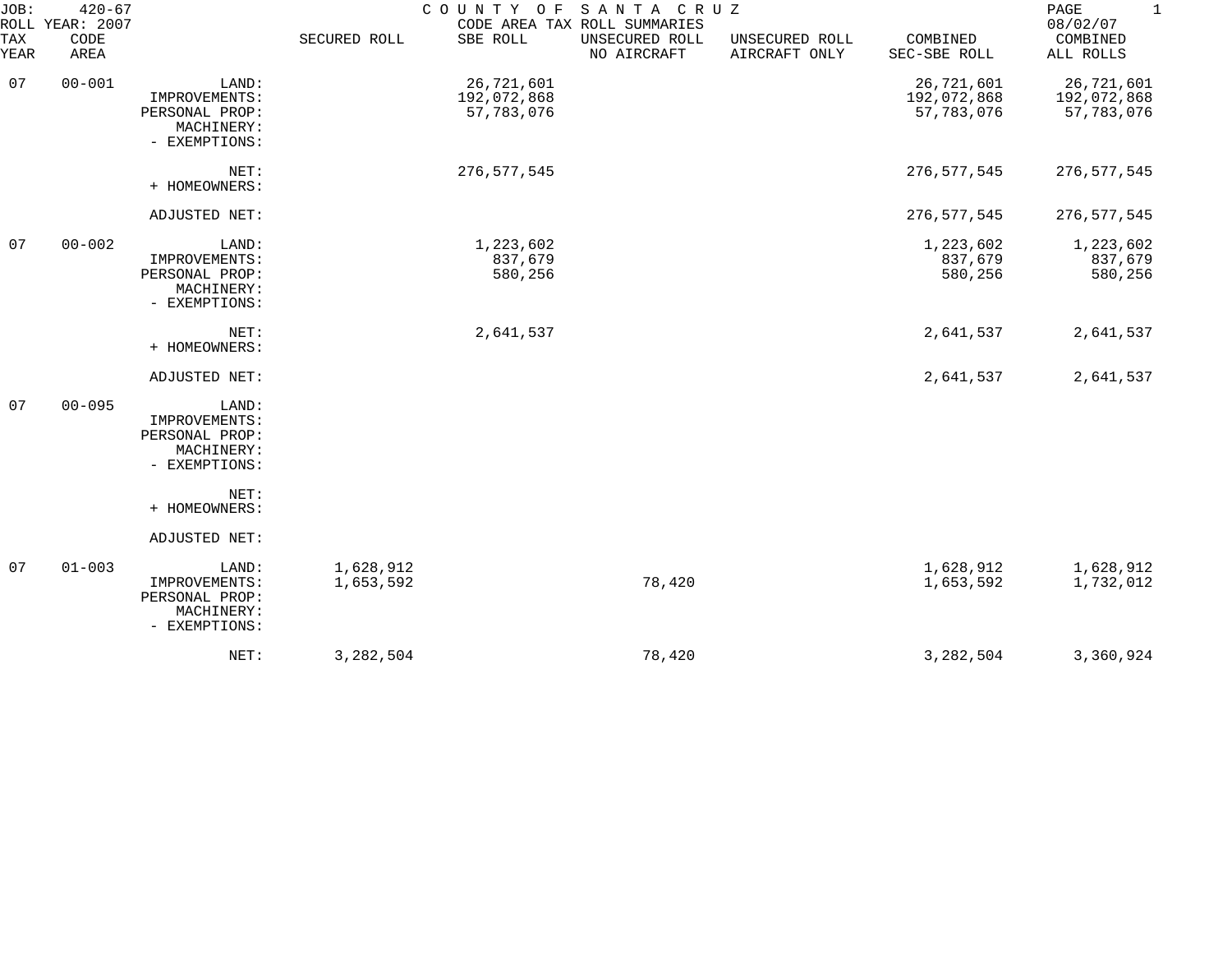JOB: 420-67
ROLL YEAR: 2007

# COUNTY OF SANTA CRUZ

CODE AREA TAX ROLL SUMMARIES

08/02/07

| TAX YEAR | CODE AREA | | SECURED ROLL | SBE ROLL | UNSECURED ROLL NO AIRCRAFT | UNSECURED ROLL AIRCRAFT ONLY | COMBINED SEC-SBE ROLL | COMBINED ALL ROLLS |
|---|---|---|---|---|---|---|---|---|
| 07 | 00-001 | LAND: | | 26,721,601 | | | 26,721,601 | 26,721,601 |
| | | IMPROVEMENTS: | | 192,072,868 | | | 192,072,868 | 192,072,868 |
| | | PERSONAL PROP: | | 57,783,076 | | | 57,783,076 | 57,783,076 |
| | | MACHINERY: | | | | | | |
| | | - EXEMPTIONS: | | | | | | |
| | | NET: | | 276,577,545 | | | 276,577,545 | 276,577,545 |
| | | + HOMEOWNERS: | | | | | | |
| | | ADJUSTED NET: | | | | | 276,577,545 | 276,577,545 |
| 07 | 00-002 | LAND: | | 1,223,602 | | | 1,223,602 | 1,223,602 |
| | | IMPROVEMENTS: | | 837,679 | | | 837,679 | 837,679 |
| | | PERSONAL PROP: | | 580,256 | | | 580,256 | 580,256 |
| | | MACHINERY: | | | | | | |
| | | - EXEMPTIONS: | | | | | | |
| | | NET: | | 2,641,537 | | | 2,641,537 | 2,641,537 |
| | | + HOMEOWNERS: | | | | | | |
| | | ADJUSTED NET: | | | | | 2,641,537 | 2,641,537 |
| 07 | 00-095 | LAND: | | | | | | |
| | | IMPROVEMENTS: | | | | | | |
| | | PERSONAL PROP: | | | | | | |
| | | MACHINERY: | | | | | | |
| | | - EXEMPTIONS: | | | | | | |
| | | NET: | | | | | | |
| | | + HOMEOWNERS: | | | | | | |
| | | ADJUSTED NET: | | | | | | |
| 07 | 01-003 | LAND: | 1,628,912 | | | | 1,628,912 | 1,628,912 |
| | | IMPROVEMENTS: | 1,653,592 | | 78,420 | | 1,653,592 | 1,732,012 |
| | | PERSONAL PROP: | | | | | | |
| | | MACHINERY: | | | | | | |
| | | - EXEMPTIONS: | | | | | | |
| | | NET: | 3,282,504 | | 78,420 | | 3,282,504 | 3,360,924 |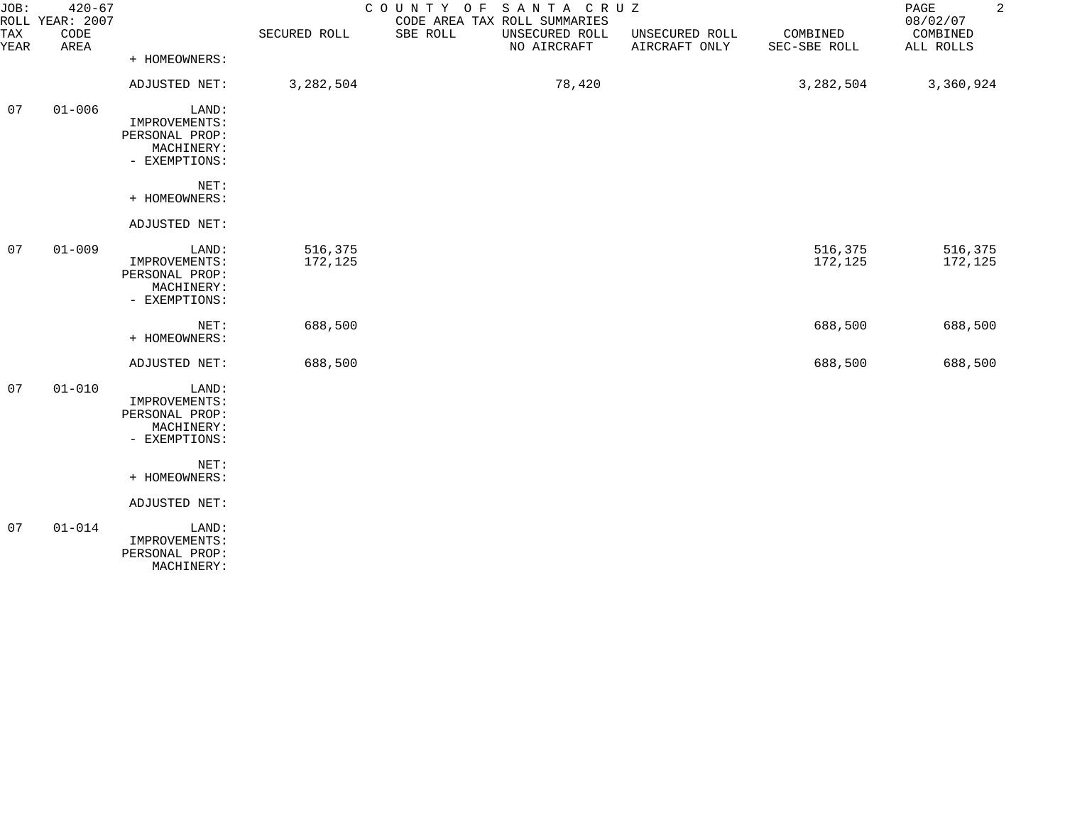| TAX YEAR | CODE AREA | | SECURED ROLL | SBE ROLL | UNSECURED ROLL NO AIRCRAFT | UNSECURED ROLL AIRCRAFT ONLY | COMBINED SEC-SBE ROLL | COMBINED ALL ROLLS |
|---|---|---|---|---|---|---|---|---|
| | | + HOMEOWNERS: | | | | | | |
| | | ADJUSTED NET: | 3,282,504 | | 78,420 | | 3,282,504 | 3,360,924 |
| 07 | 01-006 | LAND: | | | | | | |
| | | IMPROVEMENTS: | | | | | | |
| | | PERSONAL PROP: | | | | | | |
| | | MACHINERY: | | | | | | |
| | | - EXEMPTIONS: | | | | | | |
| | | NET: | | | | | | |
| | | + HOMEOWNERS: | | | | | | |
| | | ADJUSTED NET: | | | | | | |
| 07 | 01-009 | LAND: | 516,375 | | | | 516,375 | 516,375 |
| | | IMPROVEMENTS: | 172,125 | | | | 172,125 | 172,125 |
| | | PERSONAL PROP: | | | | | | |
| | | MACHINERY: | | | | | | |
| | | - EXEMPTIONS: | | | | | | |
| | | NET: | 688,500 | | | | 688,500 | 688,500 |
| | | + HOMEOWNERS: | | | | | | |
| | | ADJUSTED NET: | 688,500 | | | | 688,500 | 688,500 |
| 07 | 01-010 | LAND: | | | | | | |
| | | IMPROVEMENTS: | | | | | | |
| | | PERSONAL PROP: | | | | | | |
| | | MACHINERY: | | | | | | |
| | | - EXEMPTIONS: | | | | | | |
| | | NET: | | | | | | |
| | | + HOMEOWNERS: | | | | | | |
| | | ADJUSTED NET: | | | | | | |
| 07 | 01-014 | LAND: | | | | | | |
| | | IMPROVEMENTS: | | | | | | |
| | | PERSONAL PROP: | | | | | | |
| | | MACHINERY: | | | | | | |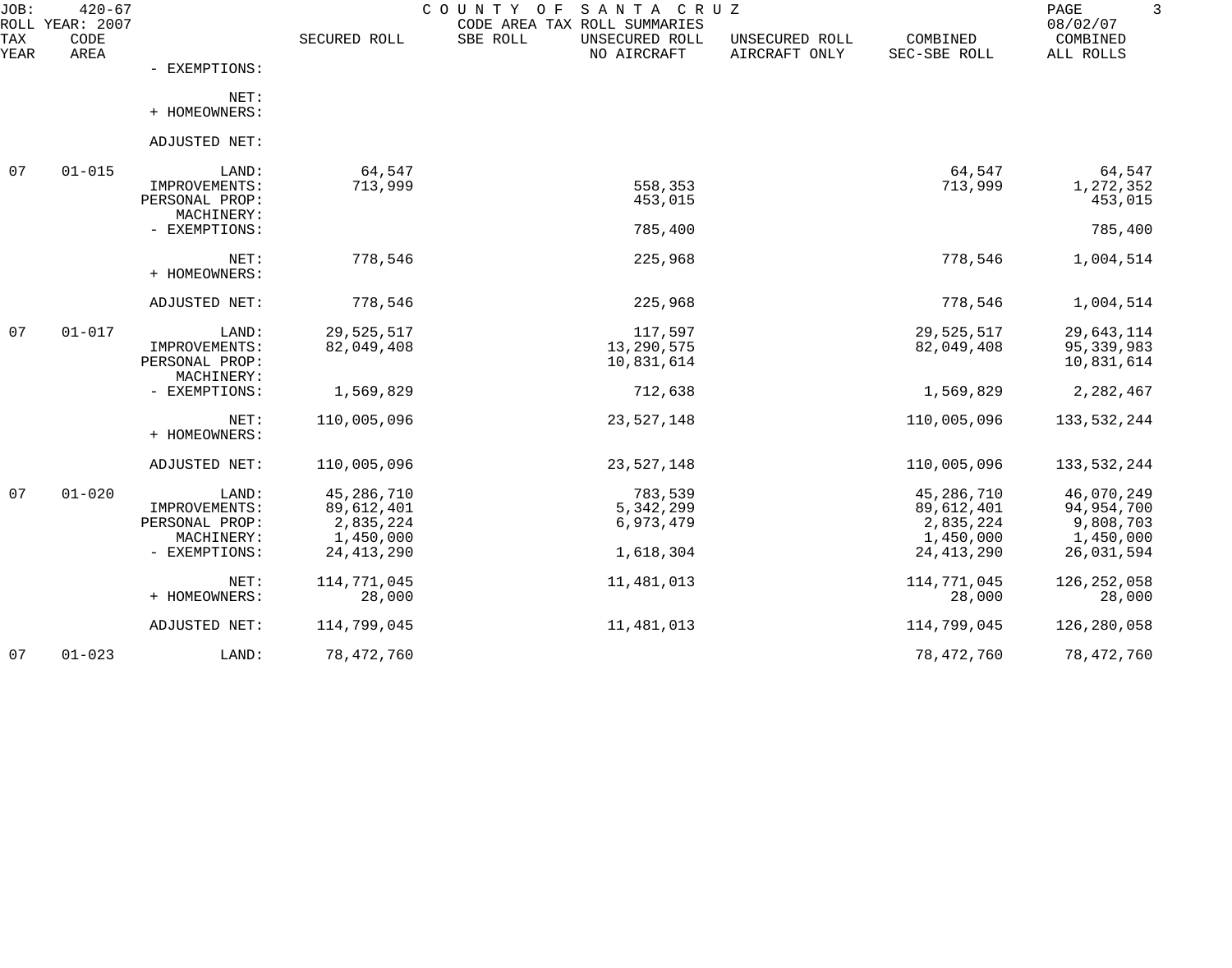JOB: 420-67 COUNTY OF SANTA CRUZ
ROLL YEAR: 2007 CODE AREA TAX ROLL SUMMARIES 08/02/07

| TAX YEAR | CODE AREA | | SECURED ROLL | SBE ROLL | UNSECURED ROLL NO AIRCRAFT | UNSECURED ROLL AIRCRAFT ONLY | COMBINED SEC-SBE ROLL | COMBINED ALL ROLLS |
|---|---|---|---|---|---|---|---|---|
| | | - EXEMPTIONS: | | | | | | |
| | | NET: | | | | | | |
| | | + HOMEOWNERS: | | | | | | |
| | | ADJUSTED NET: | | | | | | |
| 07 | 01-015 | LAND: | 64,547 | | | | 64,547 | 64,547 |
| | | IMPROVEMENTS: | 713,999 | | 558,353 | | 713,999 | 1,272,352 |
| | | PERSONAL PROP: | | | 453,015 | | | 453,015 |
| | | MACHINERY: | | | | | | |
| | | - EXEMPTIONS: | | | 785,400 | | | 785,400 |
| | | NET: | 778,546 | | 225,968 | | 778,546 | 1,004,514 |
| | | + HOMEOWNERS: | | | | | | |
| | | ADJUSTED NET: | 778,546 | | 225,968 | | 778,546 | 1,004,514 |
| 07 | 01-017 | LAND: | 29,525,517 | | 117,597 | | 29,525,517 | 29,643,114 |
| | | IMPROVEMENTS: | 82,049,408 | | 13,290,575 | | 82,049,408 | 95,339,983 |
| | | PERSONAL PROP: | | | 10,831,614 | | | 10,831,614 |
| | | MACHINERY: | | | | | | |
| | | - EXEMPTIONS: | 1,569,829 | | 712,638 | | 1,569,829 | 2,282,467 |
| | | NET: | 110,005,096 | | 23,527,148 | | 110,005,096 | 133,532,244 |
| | | + HOMEOWNERS: | | | | | | |
| | | ADJUSTED NET: | 110,005,096 | | 23,527,148 | | 110,005,096 | 133,532,244 |
| 07 | 01-020 | LAND: | 45,286,710 | | 783,539 | | 45,286,710 | 46,070,249 |
| | | IMPROVEMENTS: | 89,612,401 | | 5,342,299 | | 89,612,401 | 94,954,700 |
| | | PERSONAL PROP: | 2,835,224 | | 6,973,479 | | 2,835,224 | 9,808,703 |
| | | MACHINERY: | 1,450,000 | | | | 1,450,000 | 1,450,000 |
| | | - EXEMPTIONS: | 24,413,290 | | 1,618,304 | | 24,413,290 | 26,031,594 |
| | | NET: | 114,771,045 | | 11,481,013 | | 114,771,045 | 126,252,058 |
| | | + HOMEOWNERS: | 28,000 | | | | 28,000 | 28,000 |
| | | ADJUSTED NET: | 114,799,045 | | 11,481,013 | | 114,799,045 | 126,280,058 |
| 07 | 01-023 | LAND: | 78,472,760 | | | | 78,472,760 | 78,472,760 |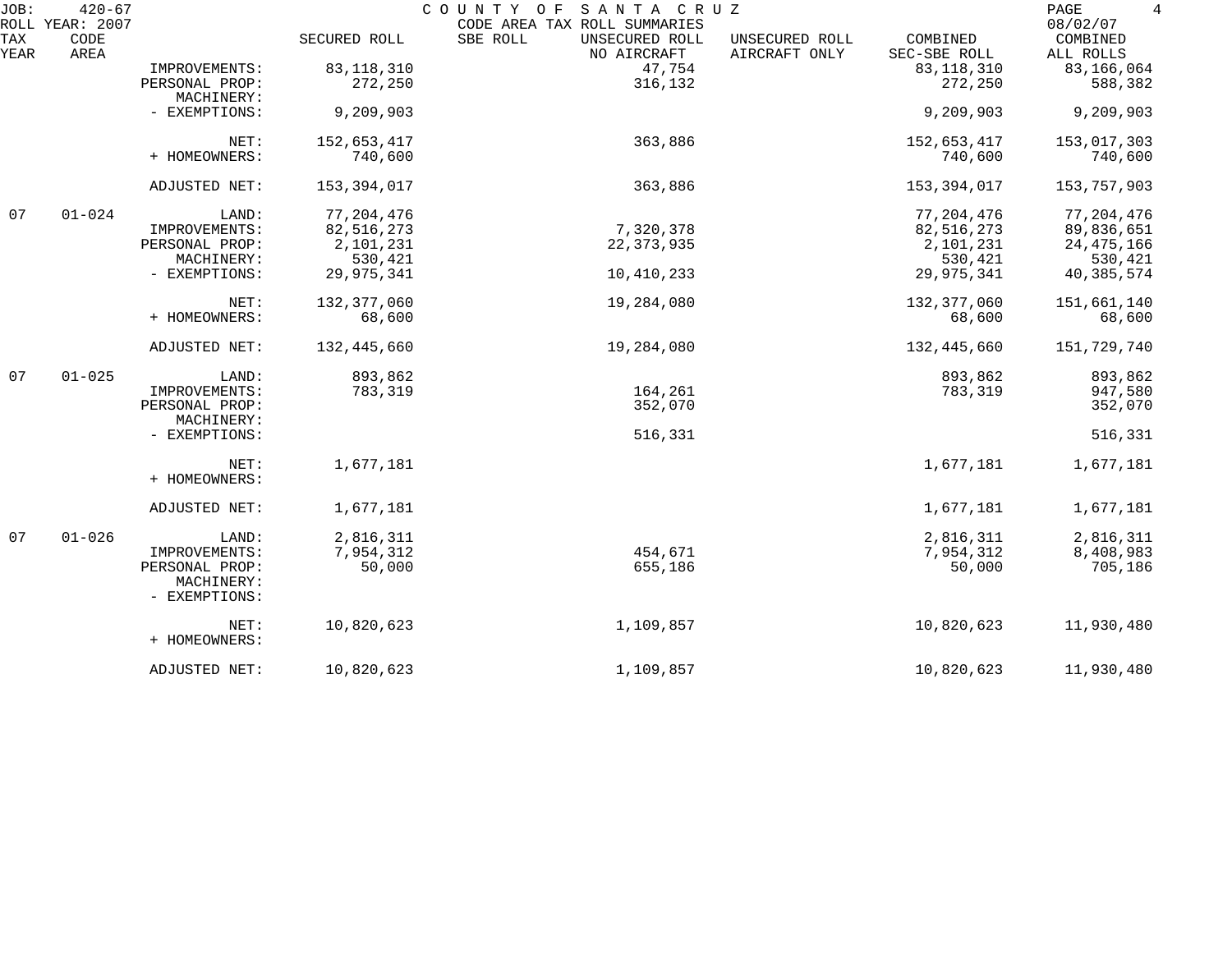JOB: 420-67 COUNTY OF SANTA CRUZ PAGE 4
ROLL YEAR: 2007 CODE AREA TAX ROLL SUMMARIES 08/02/07

| TAX YEAR | CODE AREA | | SECURED ROLL | SBE ROLL | UNSECURED ROLL NO AIRCRAFT | UNSECURED ROLL AIRCRAFT ONLY | COMBINED SEC-SBE ROLL | COMBINED ALL ROLLS |
|---|---|---|---|---|---|---|---|---|
| | | IMPROVEMENTS: | 83,118,310 | | 47,754 | | 83,118,310 | 83,166,064 |
| | | PERSONAL PROP: | 272,250 | | 316,132 | | 272,250 | 588,382 |
| | | MACHINERY: | | | | | | |
| | | - EXEMPTIONS: | 9,209,903 | | | | 9,209,903 | 9,209,903 |
| | | NET: | 152,653,417 | | 363,886 | | 152,653,417 | 153,017,303 |
| | | + HOMEOWNERS: | 740,600 | | | | 740,600 | 740,600 |
| | | ADJUSTED NET: | 153,394,017 | | 363,886 | | 153,394,017 | 153,757,903 |
| 07 | 01-024 | LAND: | 77,204,476 | | | | 77,204,476 | 77,204,476 |
| | | IMPROVEMENTS: | 82,516,273 | | 7,320,378 | | 82,516,273 | 89,836,651 |
| | | PERSONAL PROP: | 2,101,231 | | 22,373,935 | | 2,101,231 | 24,475,166 |
| | | MACHINERY: | 530,421 | | | | 530,421 | 530,421 |
| | | - EXEMPTIONS: | 29,975,341 | | 10,410,233 | | 29,975,341 | 40,385,574 |
| | | NET: | 132,377,060 | | 19,284,080 | | 132,377,060 | 151,661,140 |
| | | + HOMEOWNERS: | 68,600 | | | | 68,600 | 68,600 |
| | | ADJUSTED NET: | 132,445,660 | | 19,284,080 | | 132,445,660 | 151,729,740 |
| 07 | 01-025 | LAND: | 893,862 | | | | 893,862 | 893,862 |
| | | IMPROVEMENTS: | 783,319 | | 164,261 | | 783,319 | 947,580 |
| | | PERSONAL PROP: | | | 352,070 | | | 352,070 |
| | | MACHINERY: | | | | | | |
| | | - EXEMPTIONS: | | | 516,331 | | | 516,331 |
| | | NET: | 1,677,181 | | | | 1,677,181 | 1,677,181 |
| | | + HOMEOWNERS: | | | | | | |
| | | ADJUSTED NET: | 1,677,181 | | | | 1,677,181 | 1,677,181 |
| 07 | 01-026 | LAND: | 2,816,311 | | | | 2,816,311 | 2,816,311 |
| | | IMPROVEMENTS: | 7,954,312 | | 454,671 | | 7,954,312 | 8,408,983 |
| | | PERSONAL PROP: | 50,000 | | 655,186 | | 50,000 | 705,186 |
| | | MACHINERY: | | | | | | |
| | | - EXEMPTIONS: | | | | | | |
| | | NET: | 10,820,623 | | 1,109,857 | | 10,820,623 | 11,930,480 |
| | | + HOMEOWNERS: | | | | | | |
| | | ADJUSTED NET: | 10,820,623 | | 1,109,857 | | 10,820,623 | 11,930,480 |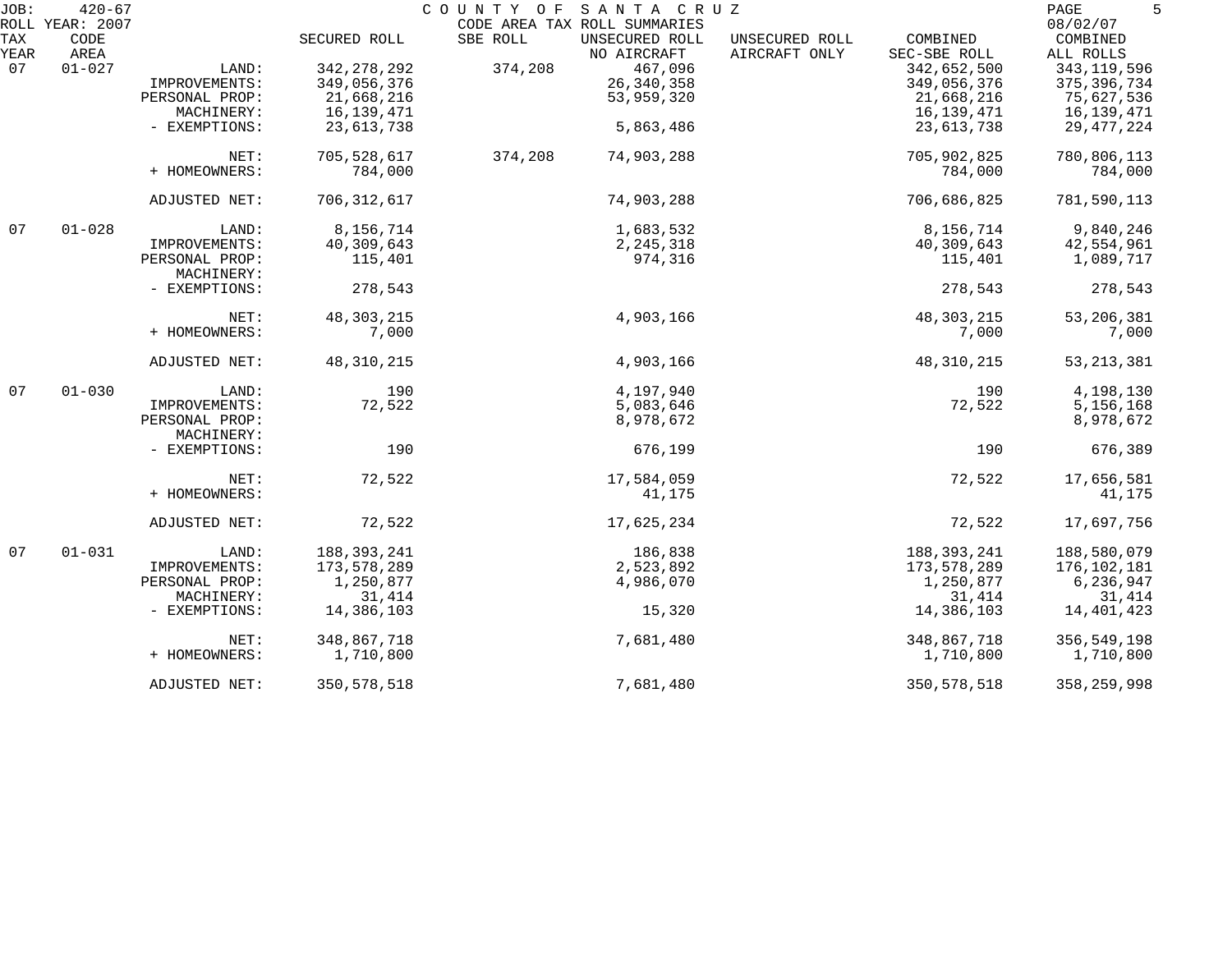JOB: 420-67 COUNTY OF SANTA CRUZ
ROLL YEAR: 2007 CODE AREA TAX ROLL SUMMARIES 08/02/07

| TAX YEAR | CODE AREA | | SECURED ROLL | SBE ROLL | UNSECURED ROLL NO AIRCRAFT | UNSECURED ROLL AIRCRAFT ONLY | COMBINED SEC-SBE ROLL | COMBINED ALL ROLLS |
|---|---|---|---|---|---|---|---|---|
| 07 | 01-027 | LAND: | 342,278,292 | 374,208 | 467,096 | | 342,652,500 | 343,119,596 |
| | | IMPROVEMENTS: | 349,056,376 | | 26,340,358 | | 349,056,376 | 375,396,734 |
| | | PERSONAL PROP: | 21,668,216 | | 53,959,320 | | 21,668,216 | 75,627,536 |
| | | MACHINERY: | 16,139,471 | | | | 16,139,471 | 16,139,471 |
| | | - EXEMPTIONS: | 23,613,738 | | 5,863,486 | | 23,613,738 | 29,477,224 |
| | | NET: | 705,528,617 | 374,208 | 74,903,288 | | 705,902,825 | 780,806,113 |
| | | + HOMEOWNERS: | 784,000 | | | | 784,000 | 784,000 |
| | | ADJUSTED NET: | 706,312,617 | | 74,903,288 | | 706,686,825 | 781,590,113 |
| 07 | 01-028 | LAND: | 8,156,714 | | 1,683,532 | | 8,156,714 | 9,840,246 |
| | | IMPROVEMENTS: | 40,309,643 | | 2,245,318 | | 40,309,643 | 42,554,961 |
| | | PERSONAL PROP: | 115,401 | | 974,316 | | 115,401 | 1,089,717 |
| | | MACHINERY: | | | | | | |
| | | - EXEMPTIONS: | 278,543 | | | | 278,543 | 278,543 |
| | | NET: | 48,303,215 | | 4,903,166 | | 48,303,215 | 53,206,381 |
| | | + HOMEOWNERS: | 7,000 | | | | 7,000 | 7,000 |
| | | ADJUSTED NET: | 48,310,215 | | 4,903,166 | | 48,310,215 | 53,213,381 |
| 07 | 01-030 | LAND: | 190 | | 4,197,940 | | 190 | 4,198,130 |
| | | IMPROVEMENTS: | 72,522 | | 5,083,646 | | 72,522 | 5,156,168 |
| | | PERSONAL PROP: | | | 8,978,672 | | | 8,978,672 |
| | | MACHINERY: | | | | | | |
| | | - EXEMPTIONS: | 190 | | 676,199 | | 190 | 676,389 |
| | | NET: | 72,522 | | 17,584,059 | | 72,522 | 17,656,581 |
| | | + HOMEOWNERS: | | | 41,175 | | | 41,175 |
| | | ADJUSTED NET: | 72,522 | | 17,625,234 | | 72,522 | 17,697,756 |
| 07 | 01-031 | LAND: | 188,393,241 | | 186,838 | | 188,393,241 | 188,580,079 |
| | | IMPROVEMENTS: | 173,578,289 | | 2,523,892 | | 173,578,289 | 176,102,181 |
| | | PERSONAL PROP: | 1,250,877 | | 4,986,070 | | 1,250,877 | 6,236,947 |
| | | MACHINERY: | 31,414 | | | | 31,414 | 31,414 |
| | | - EXEMPTIONS: | 14,386,103 | | 15,320 | | 14,386,103 | 14,401,423 |
| | | NET: | 348,867,718 | | 7,681,480 | | 348,867,718 | 356,549,198 |
| | | + HOMEOWNERS: | 1,710,800 | | | | 1,710,800 | 1,710,800 |
| | | ADJUSTED NET: | 350,578,518 | | 7,681,480 | | 350,578,518 | 358,259,998 |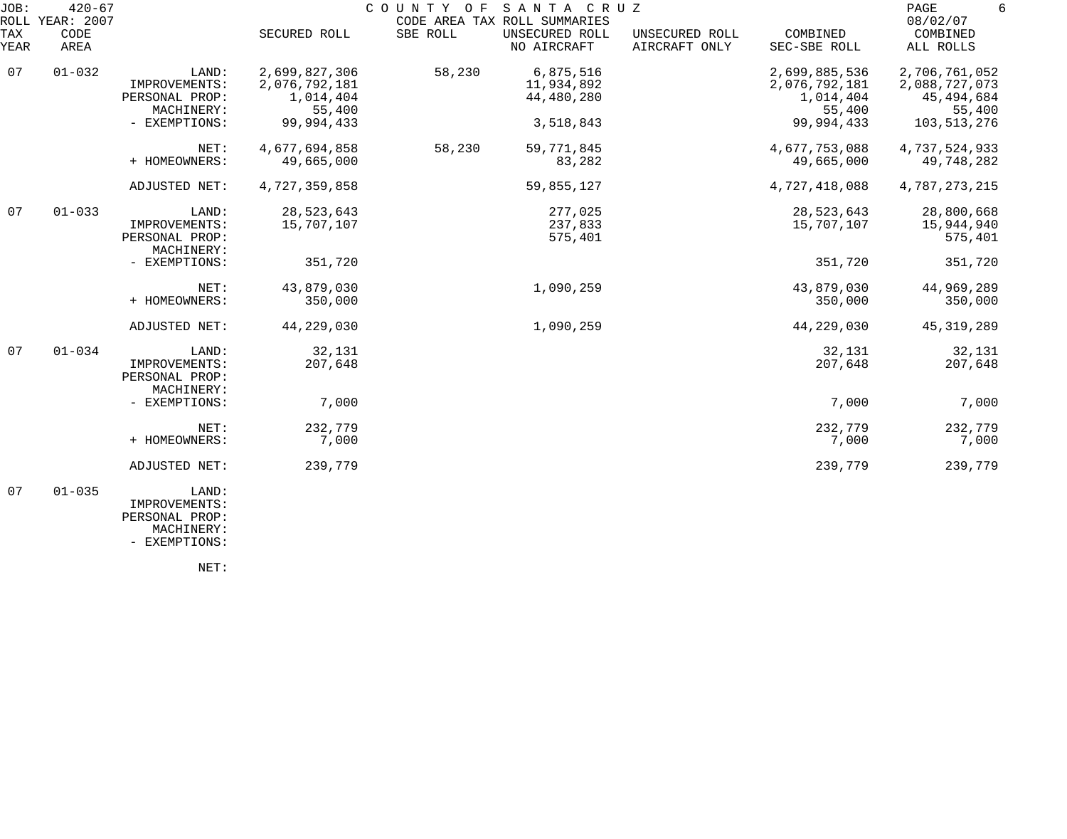JOB: 420-67 COUNTY OF SANTA CRUZ
ROLL YEAR: 2007 CODE AREA TAX ROLL SUMMARIES 08/02/07

| TAX YEAR | CODE AREA | | SECURED ROLL | SBE ROLL | UNSECURED ROLL NO AIRCRAFT | UNSECURED ROLL AIRCRAFT ONLY | COMBINED SEC-SBE ROLL | COMBINED ALL ROLLS |
|---|---|---|---|---|---|---|---|---|
| 07 | 01-032 | LAND: | 2,699,827,306 | 58,230 | 6,875,516 | | 2,699,885,536 | 2,706,761,052 |
| | | IMPROVEMENTS: | 2,076,792,181 | | 11,934,892 | | 2,076,792,181 | 2,088,727,073 |
| | | PERSONAL PROP: | 1,014,404 | | 44,480,280 | | 1,014,404 | 45,494,684 |
| | | MACHINERY: | 55,400 | | | | 55,400 | 55,400 |
| | | - EXEMPTIONS: | 99,994,433 | | 3,518,843 | | 99,994,433 | 103,513,276 |
| | | NET: | 4,677,694,858 | 58,230 | 59,771,845 | | 4,677,753,088 | 4,737,524,933 |
| | | + HOMEOWNERS: | 49,665,000 | | 83,282 | | 49,665,000 | 49,748,282 |
| | | ADJUSTED NET: | 4,727,359,858 | | 59,855,127 | | 4,727,418,088 | 4,787,273,215 |
| 07 | 01-033 | LAND: | 28,523,643 | | 277,025 | | 28,523,643 | 28,800,668 |
| | | IMPROVEMENTS: | 15,707,107 | | 237,833 | | 15,707,107 | 15,944,940 |
| | | PERSONAL PROP: | | | 575,401 | | | 575,401 |
| | | MACHINERY: | | | | | | |
| | | - EXEMPTIONS: | 351,720 | | | | 351,720 | 351,720 |
| | | NET: | 43,879,030 | | 1,090,259 | | 43,879,030 | 44,969,289 |
| | | + HOMEOWNERS: | 350,000 | | | | 350,000 | 350,000 |
| | | ADJUSTED NET: | 44,229,030 | | 1,090,259 | | 44,229,030 | 45,319,289 |
| 07 | 01-034 | LAND: | 32,131 | | | | 32,131 | 32,131 |
| | | IMPROVEMENTS: | 207,648 | | | | 207,648 | 207,648 |
| | | PERSONAL PROP: | | | | | | |
| | | MACHINERY: | | | | | | |
| | | - EXEMPTIONS: | 7,000 | | | | 7,000 | 7,000 |
| | | NET: | 232,779 | | | | 232,779 | 232,779 |
| | | + HOMEOWNERS: | 7,000 | | | | 7,000 | 7,000 |
| | | ADJUSTED NET: | 239,779 | | | | 239,779 | 239,779 |
| 07 | 01-035 | LAND: | | | | | | |
| | | IMPROVEMENTS: | | | | | | |
| | | PERSONAL PROP: | | | | | | |
| | | MACHINERY: | | | | | | |
| | | - EXEMPTIONS: | | | | | | |
| | | NET: | | | | | | |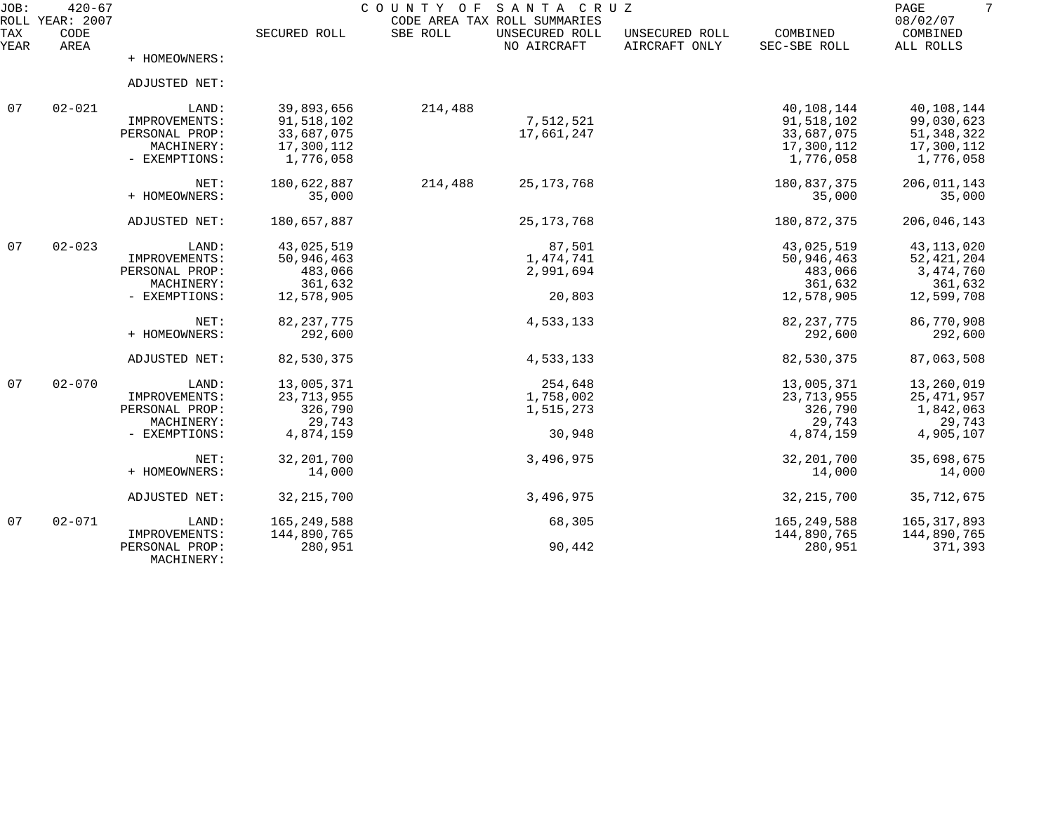JOB: 420-67 COUNTY OF SANTA CRUZ
ROLL YEAR: 2007 CODE AREA TAX ROLL SUMMARIES 08/02/07

| TAX YEAR | CODE AREA | | SECURED ROLL | SBE ROLL | UNSECURED ROLL NO AIRCRAFT | UNSECURED ROLL AIRCRAFT ONLY | COMBINED SEC-SBE ROLL | COMBINED ALL ROLLS |
|---|---|---|---|---|---|---|---|---|
| | | + HOMEOWNERS: | | | | | | |
| | | ADJUSTED NET: | | | | | | |
| 07 | 02-021 | LAND: | 39,893,656 | 214,488 | | | 40,108,144 | 40,108,144 |
| | | IMPROVEMENTS: | 91,518,102 | | 7,512,521 | | 91,518,102 | 99,030,623 |
| | | PERSONAL PROP: | 33,687,075 | | 17,661,247 | | 33,687,075 | 51,348,322 |
| | | MACHINERY: | 17,300,112 | | | | 17,300,112 | 17,300,112 |
| | | - EXEMPTIONS: | 1,776,058 | | | | 1,776,058 | 1,776,058 |
| | | NET: | 180,622,887 | 214,488 | 25,173,768 | | 180,837,375 | 206,011,143 |
| | | + HOMEOWNERS: | 35,000 | | | | 35,000 | 35,000 |
| | | ADJUSTED NET: | 180,657,887 | | 25,173,768 | | 180,872,375 | 206,046,143 |
| 07 | 02-023 | LAND: | 43,025,519 | | 87,501 | | 43,025,519 | 43,113,020 |
| | | IMPROVEMENTS: | 50,946,463 | | 1,474,741 | | 50,946,463 | 52,421,204 |
| | | PERSONAL PROP: | 483,066 | | 2,991,694 | | 483,066 | 3,474,760 |
| | | MACHINERY: | 361,632 | | | | 361,632 | 361,632 |
| | | - EXEMPTIONS: | 12,578,905 | | 20,803 | | 12,578,905 | 12,599,708 |
| | | NET: | 82,237,775 | | 4,533,133 | | 82,237,775 | 86,770,908 |
| | | + HOMEOWNERS: | 292,600 | | | | 292,600 | 292,600 |
| | | ADJUSTED NET: | 82,530,375 | | 4,533,133 | | 82,530,375 | 87,063,508 |
| 07 | 02-070 | LAND: | 13,005,371 | | 254,648 | | 13,005,371 | 13,260,019 |
| | | IMPROVEMENTS: | 23,713,955 | | 1,758,002 | | 23,713,955 | 25,471,957 |
| | | PERSONAL PROP: | 326,790 | | 1,515,273 | | 326,790 | 1,842,063 |
| | | MACHINERY: | 29,743 | | | | 29,743 | 29,743 |
| | | - EXEMPTIONS: | 4,874,159 | | 30,948 | | 4,874,159 | 4,905,107 |
| | | NET: | 32,201,700 | | 3,496,975 | | 32,201,700 | 35,698,675 |
| | | + HOMEOWNERS: | 14,000 | | | | 14,000 | 14,000 |
| | | ADJUSTED NET: | 32,215,700 | | 3,496,975 | | 32,215,700 | 35,712,675 |
| 07 | 02-071 | LAND: | 165,249,588 | | 68,305 | | 165,249,588 | 165,317,893 |
| | | IMPROVEMENTS: | 144,890,765 | | | | 144,890,765 | 144,890,765 |
| | | PERSONAL PROP: | 280,951 | | 90,442 | | 280,951 | 371,393 |
| | | MACHINERY: | | | | | | |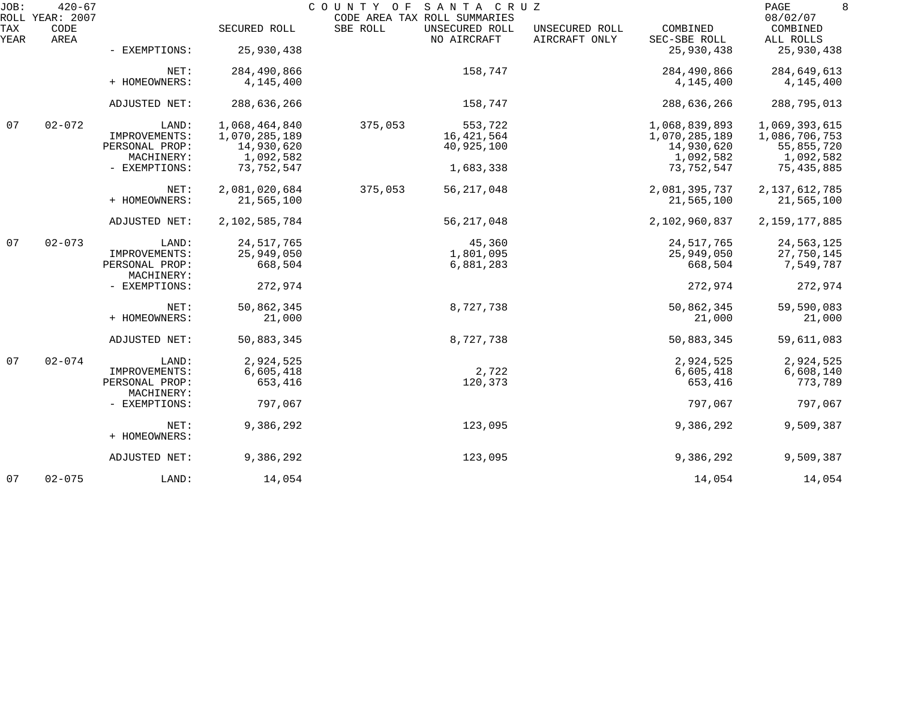| TAX YEAR | CODE AREA | | SECURED ROLL | SBE ROLL | UNSECURED ROLL NO AIRCRAFT | UNSECURED ROLL AIRCRAFT ONLY | COMBINED SEC-SBE ROLL | COMBINED ALL ROLLS |
|---|---|---|---|---|---|---|---|---|
| | | - EXEMPTIONS: | 25,930,438 | | | | 25,930,438 | 25,930,438 |
| | | NET: | 284,490,866 | | 158,747 | | 284,490,866 | 284,649,613 |
| | | + HOMEOWNERS: | 4,145,400 | | | | 4,145,400 | 4,145,400 |
| | | ADJUSTED NET: | 288,636,266 | | 158,747 | | 288,636,266 | 288,795,013 |
| 07 | 02-072 | LAND: | 1,068,464,840 | 375,053 | 553,722 | | 1,068,839,893 | 1,069,393,615 |
| | | IMPROVEMENTS: | 1,070,285,189 | | 16,421,564 | | 1,070,285,189 | 1,086,706,753 |
| | | PERSONAL PROP: | 14,930,620 | | 40,925,100 | | 14,930,620 | 55,855,720 |
| | | MACHINERY: | 1,092,582 | | | | 1,092,582 | 1,092,582 |
| | | - EXEMPTIONS: | 73,752,547 | | 1,683,338 | | 73,752,547 | 75,435,885 |
| | | NET: | 2,081,020,684 | 375,053 | 56,217,048 | | 2,081,395,737 | 2,137,612,785 |
| | | + HOMEOWNERS: | 21,565,100 | | | | 21,565,100 | 21,565,100 |
| | | ADJUSTED NET: | 2,102,585,784 | | 56,217,048 | | 2,102,960,837 | 2,159,177,885 |
| 07 | 02-073 | LAND: | 24,517,765 | | 45,360 | | 24,517,765 | 24,563,125 |
| | | IMPROVEMENTS: | 25,949,050 | | 1,801,095 | | 25,949,050 | 27,750,145 |
| | | PERSONAL PROP: | 668,504 | | 6,881,283 | | 668,504 | 7,549,787 |
| | | MACHINERY: | | | | | | |
| | | - EXEMPTIONS: | 272,974 | | | | 272,974 | 272,974 |
| | | NET: | 50,862,345 | | 8,727,738 | | 50,862,345 | 59,590,083 |
| | | + HOMEOWNERS: | 21,000 | | | | 21,000 | 21,000 |
| | | ADJUSTED NET: | 50,883,345 | | 8,727,738 | | 50,883,345 | 59,611,083 |
| 07 | 02-074 | LAND: | 2,924,525 | | | | 2,924,525 | 2,924,525 |
| | | IMPROVEMENTS: | 6,605,418 | | 2,722 | | 6,605,418 | 6,608,140 |
| | | PERSONAL PROP: | 653,416 | | 120,373 | | 653,416 | 773,789 |
| | | MACHINERY: | | | | | | |
| | | - EXEMPTIONS: | 797,067 | | | | 797,067 | 797,067 |
| | | NET: | 9,386,292 | | 123,095 | | 9,386,292 | 9,509,387 |
| | | + HOMEOWNERS: | | | | | | |
| | | ADJUSTED NET: | 9,386,292 | | 123,095 | | 9,386,292 | 9,509,387 |
| 07 | 02-075 | LAND: | 14,054 | | | | 14,054 | 14,054 |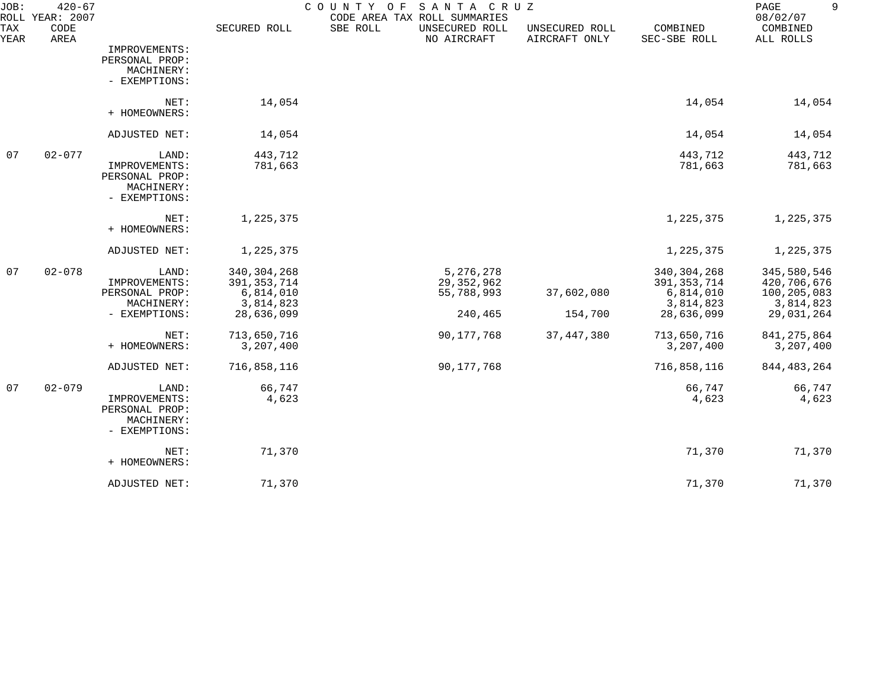JOB: 420-67 COUNTY OF SANTA CRUZ
ROLL YEAR: 2007 CODE AREA TAX ROLL SUMMARIES 08/02/07

| TAX YEAR | CODE AREA | | SECURED ROLL | SBE ROLL | UNSECURED ROLL NO AIRCRAFT | UNSECURED ROLL AIRCRAFT ONLY | COMBINED SEC-SBE ROLL | COMBINED ALL ROLLS |
|---|---|---|---|---|---|---|---|---|
| | | IMPROVEMENTS: | | | | | | |
| | | PERSONAL PROP: | | | | | | |
| | | MACHINERY: | | | | | | |
| | | - EXEMPTIONS: | | | | | | |
| | | NET: | 14,054 | | | | 14,054 | 14,054 |
| | | + HOMEOWNERS: | | | | | | |
| | | ADJUSTED NET: | 14,054 | | | | 14,054 | 14,054 |
| 07 | 02-077 | LAND: | 443,712 | | | | 443,712 | 443,712 |
| | | IMPROVEMENTS: | 781,663 | | | | 781,663 | 781,663 |
| | | PERSONAL PROP: | | | | | | |
| | | MACHINERY: | | | | | | |
| | | - EXEMPTIONS: | | | | | | |
| | | NET: | 1,225,375 | | | | 1,225,375 | 1,225,375 |
| | | + HOMEOWNERS: | | | | | | |
| | | ADJUSTED NET: | 1,225,375 | | | | 1,225,375 | 1,225,375 |
| 07 | 02-078 | LAND: | 340,304,268 | | 5,276,278 | | 340,304,268 | 345,580,546 |
| | | IMPROVEMENTS: | 391,353,714 | | 29,352,962 | | 391,353,714 | 420,706,676 |
| | | PERSONAL PROP: | 6,814,010 | | 55,788,993 | 37,602,080 | 6,814,010 | 100,205,083 |
| | | MACHINERY: | 3,814,823 | | | | 3,814,823 | 3,814,823 |
| | | - EXEMPTIONS: | 28,636,099 | | 240,465 | 154,700 | 28,636,099 | 29,031,264 |
| | | NET: | 713,650,716 | | 90,177,768 | 37,447,380 | 713,650,716 | 841,275,864 |
| | | + HOMEOWNERS: | 3,207,400 | | | | 3,207,400 | 3,207,400 |
| | | ADJUSTED NET: | 716,858,116 | | 90,177,768 | | 716,858,116 | 844,483,264 |
| 07 | 02-079 | LAND: | 66,747 | | | | 66,747 | 66,747 |
| | | IMPROVEMENTS: | 4,623 | | | | 4,623 | 4,623 |
| | | PERSONAL PROP: | | | | | | |
| | | MACHINERY: | | | | | | |
| | | - EXEMPTIONS: | | | | | | |
| | | NET: | 71,370 | | | | 71,370 | 71,370 |
| | | + HOMEOWNERS: | | | | | | |
| | | ADJUSTED NET: | 71,370 | | | | 71,370 | 71,370 |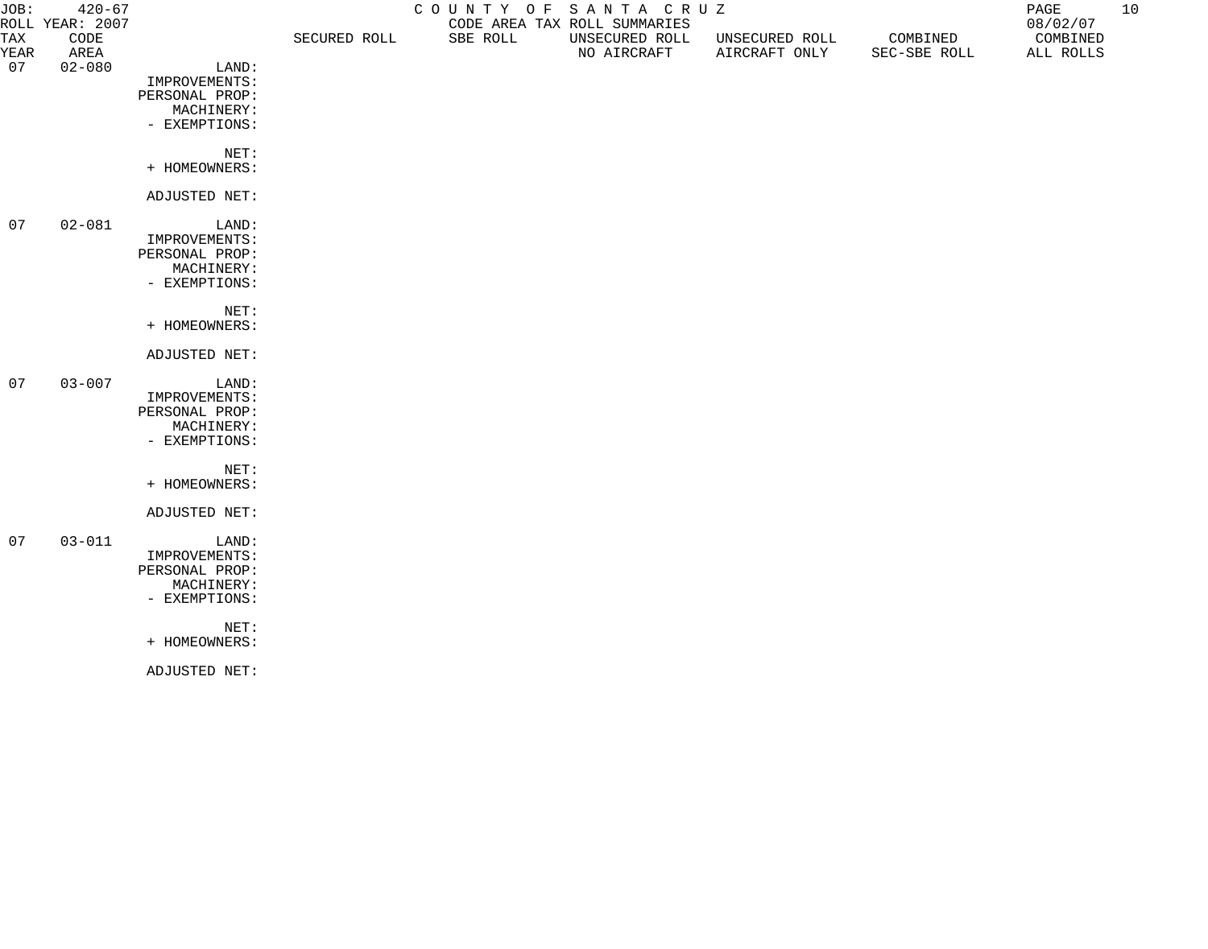JOB: 420-67 COUNTY OF SANTA CRUZ
ROLL YEAR: 2007 CODE AREA TAX ROLL SUMMARIES 08/02/07

| TAX YEAR | CODE AREA | | SECURED ROLL | SBE ROLL | UNSECURED ROLL NO AIRCRAFT | UNSECURED ROLL AIRCRAFT ONLY | COMBINED SEC-SBE ROLL | COMBINED ALL ROLLS |
|---|---|---|---|---|---|---|---|---|
| 07 | 02-080 | LAND: | | | | | | |
| | | IMPROVEMENTS: | | | | | | |
| | | PERSONAL PROP: | | | | | | |
| | | MACHINERY: | | | | | | |
| | | - EXEMPTIONS: | | | | | | |
| | | NET: | | | | | | |
| | | + HOMEOWNERS: | | | | | | |
| | | ADJUSTED NET: | | | | | | |
| 07 | 02-081 | LAND: | | | | | | |
| | | IMPROVEMENTS: | | | | | | |
| | | PERSONAL PROP: | | | | | | |
| | | MACHINERY: | | | | | | |
| | | - EXEMPTIONS: | | | | | | |
| | | NET: | | | | | | |
| | | + HOMEOWNERS: | | | | | | |
| | | ADJUSTED NET: | | | | | | |
| 07 | 03-007 | LAND: | | | | | | |
| | | IMPROVEMENTS: | | | | | | |
| | | PERSONAL PROP: | | | | | | |
| | | MACHINERY: | | | | | | |
| | | - EXEMPTIONS: | | | | | | |
| | | NET: | | | | | | |
| | | + HOMEOWNERS: | | | | | | |
| | | ADJUSTED NET: | | | | | | |
| 07 | 03-011 | LAND: | | | | | | |
| | | IMPROVEMENTS: | | | | | | |
| | | PERSONAL PROP: | | | | | | |
| | | MACHINERY: | | | | | | |
| | | - EXEMPTIONS: | | | | | | |
| | | NET: | | | | | | |
| | | + HOMEOWNERS: | | | | | | |
| | | ADJUSTED NET: | | | | | | |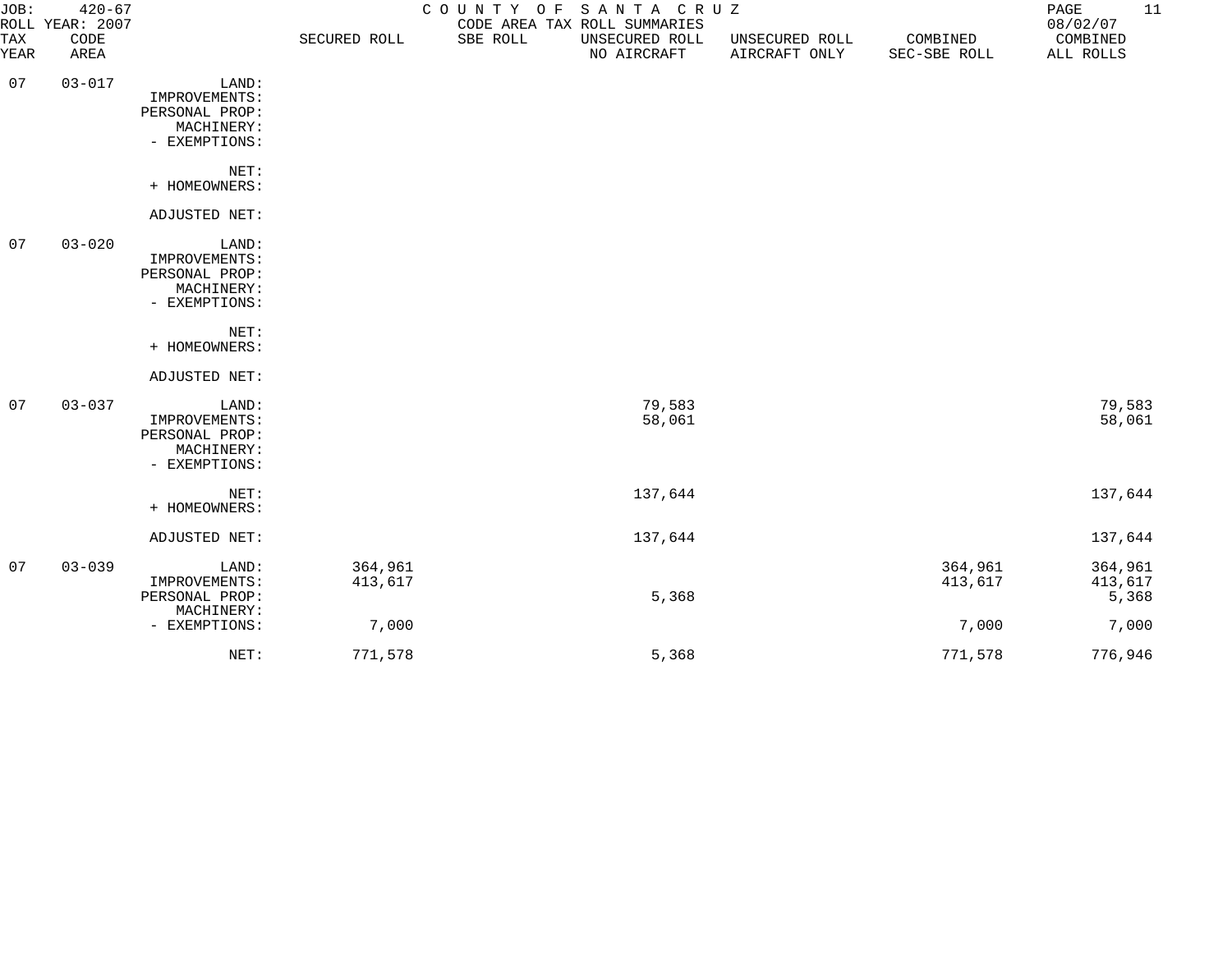JOB: 420-67 COUNTY OF SANTA CRUZ
ROLL YEAR: 2007 CODE AREA TAX ROLL SUMMARIES 08/02/07

| TAX YEAR | CODE AREA | | SECURED ROLL | SBE ROLL | UNSECURED ROLL NO AIRCRAFT | UNSECURED ROLL AIRCRAFT ONLY | COMBINED SEC-SBE ROLL | COMBINED ALL ROLLS |
|---|---|---|---|---|---|---|---|---|
| 07 | 03-017 | LAND: | | | | | | |
| | | IMPROVEMENTS: | | | | | | |
| | | PERSONAL PROP: | | | | | | |
| | | MACHINERY: | | | | | | |
| | | - EXEMPTIONS: | | | | | | |
| | | NET: | | | | | | |
| | | + HOMEOWNERS: | | | | | | |
| | | ADJUSTED NET: | | | | | | |
| 07 | 03-020 | LAND: | | | | | | |
| | | IMPROVEMENTS: | | | | | | |
| | | PERSONAL PROP: | | | | | | |
| | | MACHINERY: | | | | | | |
| | | - EXEMPTIONS: | | | | | | |
| | | NET: | | | | | | |
| | | + HOMEOWNERS: | | | | | | |
| | | ADJUSTED NET: | | | | | | |
| 07 | 03-037 | LAND: | | | 79,583 | | | 79,583 |
| | | IMPROVEMENTS: | | | 58,061 | | | 58,061 |
| | | PERSONAL PROP: | | | | | | |
| | | MACHINERY: | | | | | | |
| | | - EXEMPTIONS: | | | | | | |
| | | NET: | | | 137,644 | | | 137,644 |
| | | + HOMEOWNERS: | | | | | | |
| | | ADJUSTED NET: | | | 137,644 | | | 137,644 |
| 07 | 03-039 | LAND: | 364,961 | | | | 364,961 | 364,961 |
| | | IMPROVEMENTS: | 413,617 | | | | 413,617 | 413,617 |
| | | PERSONAL PROP: | | | 5,368 | | | 5,368 |
| | | MACHINERY: | | | | | | |
| | | - EXEMPTIONS: | 7,000 | | | | 7,000 | 7,000 |
| | | NET: | 771,578 | | 5,368 | | 771,578 | 776,946 |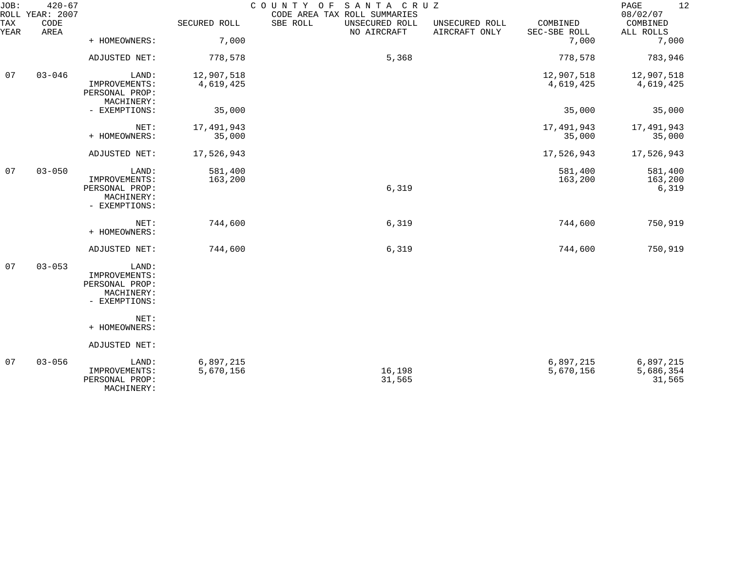COUNTY OF SANTA CRUZ
CODE AREA TAX ROLL SUMMARIES

JOB: 420-67
ROLL YEAR: 2007
08/02/07

| TAX YEAR | CODE AREA | | SECURED ROLL | SBE ROLL | UNSECURED ROLL NO AIRCRAFT | UNSECURED ROLL AIRCRAFT ONLY | COMBINED SEC-SBE ROLL | COMBINED ALL ROLLS |
|---|---|---|---|---|---|---|---|---|
| | | + HOMEOWNERS: | 7,000 | | | | 7,000 | 7,000 |
| | | ADJUSTED NET: | 778,578 | | 5,368 | | 778,578 | 783,946 |
| 07 | 03-046 | LAND: | 12,907,518 | | | | 12,907,518 | 12,907,518 |
| | | IMPROVEMENTS: | 4,619,425 | | | | 4,619,425 | 4,619,425 |
| | | PERSONAL PROP: | | | | | | |
| | | MACHINERY: | | | | | | |
| | | - EXEMPTIONS: | 35,000 | | | | 35,000 | 35,000 |
| | | NET: | 17,491,943 | | | | 17,491,943 | 17,491,943 |
| | | + HOMEOWNERS: | 35,000 | | | | 35,000 | 35,000 |
| | | ADJUSTED NET: | 17,526,943 | | | | 17,526,943 | 17,526,943 |
| 07 | 03-050 | LAND: | 581,400 | | | | 581,400 | 581,400 |
| | | IMPROVEMENTS: | 163,200 | | | | 163,200 | 163,200 |
| | | PERSONAL PROP: | | | 6,319 | | | 6,319 |
| | | MACHINERY: | | | | | | |
| | | - EXEMPTIONS: | | | | | | |
| | | NET: | 744,600 | | 6,319 | | 744,600 | 750,919 |
| | | + HOMEOWNERS: | | | | | | |
| | | ADJUSTED NET: | 744,600 | | 6,319 | | 744,600 | 750,919 |
| 07 | 03-053 | LAND: | | | | | | |
| | | IMPROVEMENTS: | | | | | | |
| | | PERSONAL PROP: | | | | | | |
| | | MACHINERY: | | | | | | |
| | | - EXEMPTIONS: | | | | | | |
| | | NET: | | | | | | |
| | | + HOMEOWNERS: | | | | | | |
| | | ADJUSTED NET: | | | | | | |
| 07 | 03-056 | LAND: | 6,897,215 | | | | 6,897,215 | 6,897,215 |
| | | IMPROVEMENTS: | 5,670,156 | | 16,198 | | 5,670,156 | 5,686,354 |
| | | PERSONAL PROP: | | | 31,565 | | | 31,565 |
| | | MACHINERY: | | | | | | |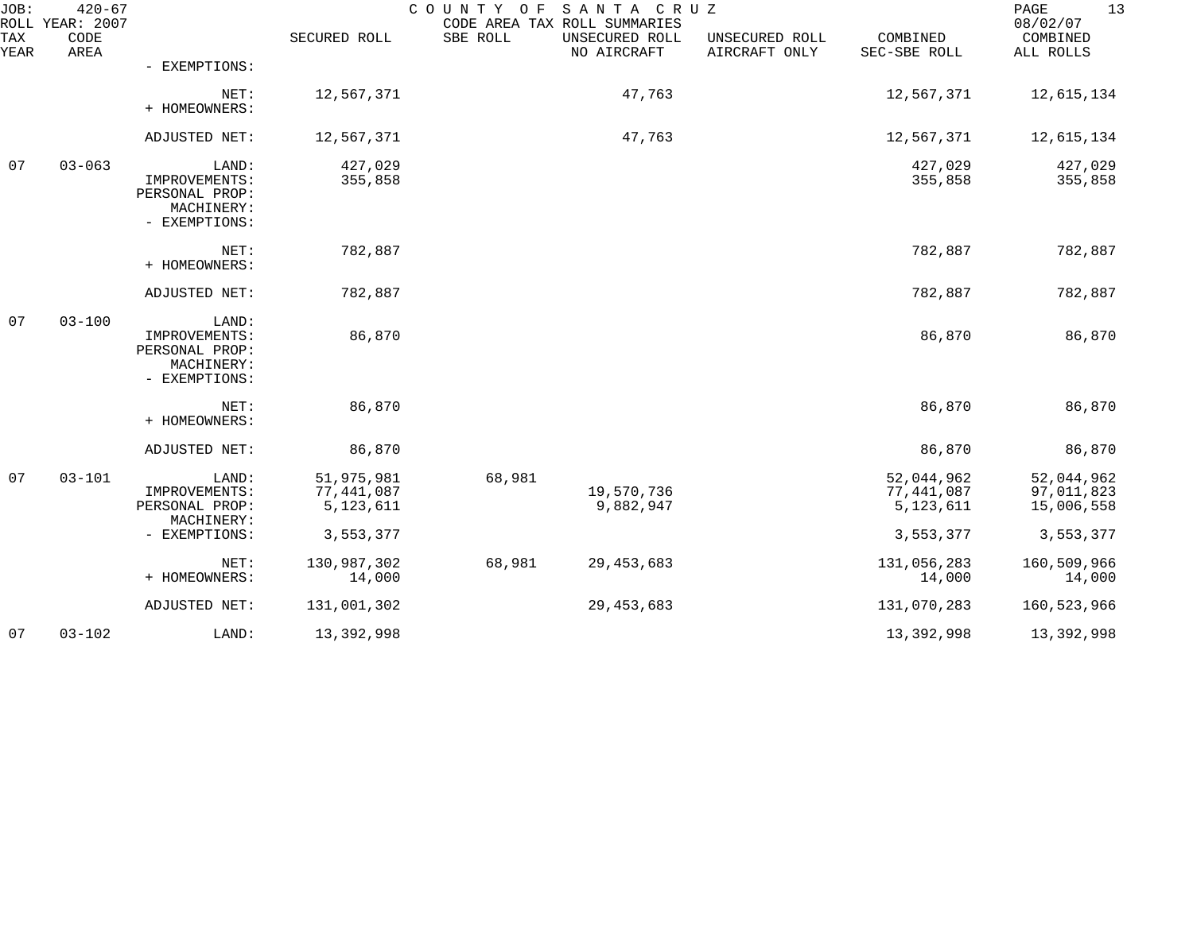JOB: 420-67 COUNTY OF SANTA CRUZ
ROLL YEAR: 2007 CODE AREA TAX ROLL SUMMARIES 08/02/07

| TAX YEAR | CODE AREA | | SECURED ROLL | SBE ROLL | UNSECURED ROLL NO AIRCRAFT | UNSECURED ROLL AIRCRAFT ONLY | COMBINED SEC-SBE ROLL | COMBINED ALL ROLLS |
|---|---|---|---|---|---|---|---|---|
| | | - EXEMPTIONS: | | | | | | |
| | | NET: | 12,567,371 | | 47,763 | | 12,567,371 | 12,615,134 |
| | | + HOMEOWNERS: | | | | | | |
| | | ADJUSTED NET: | 12,567,371 | | 47,763 | | 12,567,371 | 12,615,134 |
| 07 | 03-063 | LAND: | 427,029 | | | | 427,029 | 427,029 |
| | | IMPROVEMENTS: | 355,858 | | | | 355,858 | 355,858 |
| | | PERSONAL PROP: | | | | | | |
| | | MACHINERY: | | | | | | |
| | | - EXEMPTIONS: | | | | | | |
| | | NET: | 782,887 | | | | 782,887 | 782,887 |
| | | + HOMEOWNERS: | | | | | | |
| | | ADJUSTED NET: | 782,887 | | | | 782,887 | 782,887 |
| 07 | 03-100 | LAND: | | | | | | |
| | | IMPROVEMENTS: | 86,870 | | | | 86,870 | 86,870 |
| | | PERSONAL PROP: | | | | | | |
| | | MACHINERY: | | | | | | |
| | | - EXEMPTIONS: | | | | | | |
| | | NET: | 86,870 | | | | 86,870 | 86,870 |
| | | + HOMEOWNERS: | | | | | | |
| | | ADJUSTED NET: | 86,870 | | | | 86,870 | 86,870 |
| 07 | 03-101 | LAND: | 51,975,981 | 68,981 | | | 52,044,962 | 52,044,962 |
| | | IMPROVEMENTS: | 77,441,087 | | 19,570,736 | | 77,441,087 | 97,011,823 |
| | | PERSONAL PROP: | 5,123,611 | | 9,882,947 | | 5,123,611 | 15,006,558 |
| | | MACHINERY: | | | | | | |
| | | - EXEMPTIONS: | 3,553,377 | | | | 3,553,377 | 3,553,377 |
| | | NET: | 130,987,302 | 68,981 | 29,453,683 | | 131,056,283 | 160,509,966 |
| | | + HOMEOWNERS: | 14,000 | | | | 14,000 | 14,000 |
| | | ADJUSTED NET: | 131,001,302 | | 29,453,683 | | 131,070,283 | 160,523,966 |
| 07 | 03-102 | LAND: | 13,392,998 | | | | 13,392,998 | 13,392,998 |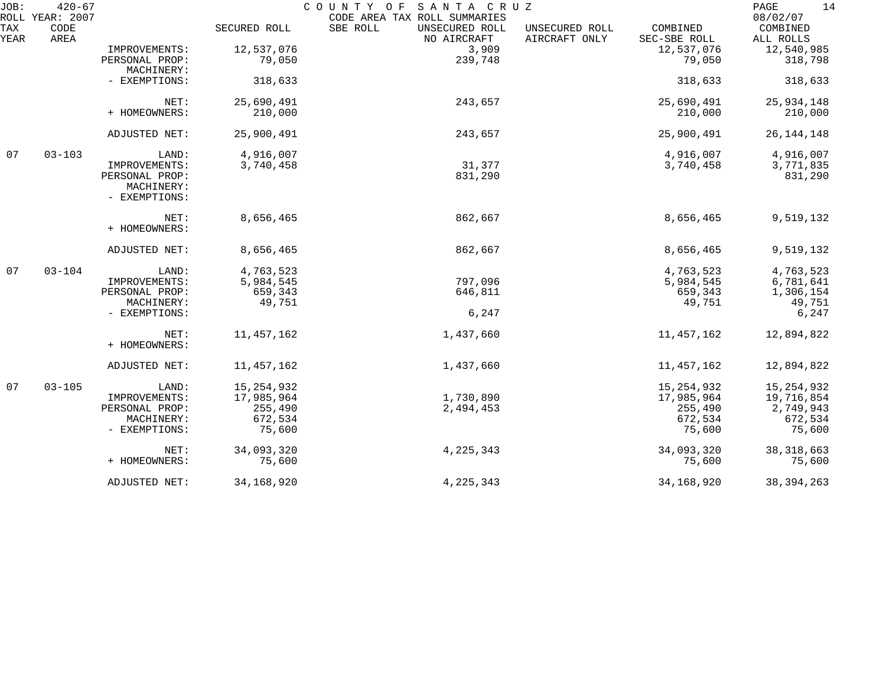JOB: 420-67 COUNTY OF SANTA CRUZ 08/02/07
ROLL YEAR: 2007 CODE AREA TAX ROLL SUMMARIES

| TAX YEAR | CODE AREA | | SECURED ROLL | SBE ROLL | UNSECURED ROLL NO AIRCRAFT | UNSECURED ROLL AIRCRAFT ONLY | COMBINED SEC-SBE ROLL | COMBINED ALL ROLLS |
|---|---|---|---|---|---|---|---|---|
| | | IMPROVEMENTS: | 12,537,076 | | 3,909 | | 12,537,076 | 12,540,985 |
| | | PERSONAL PROP: | 79,050 | | 239,748 | | 79,050 | 318,798 |
| | | MACHINERY: | | | | | | |
| | | - EXEMPTIONS: | 318,633 | | | | 318,633 | 318,633 |
| | | NET: | 25,690,491 | | 243,657 | | 25,690,491 | 25,934,148 |
| | | + HOMEOWNERS: | 210,000 | | | | 210,000 | 210,000 |
| | | ADJUSTED NET: | 25,900,491 | | 243,657 | | 25,900,491 | 26,144,148 |
| 07 | 03-103 | LAND: | 4,916,007 | | | | 4,916,007 | 4,916,007 |
| | | IMPROVEMENTS: | 3,740,458 | | 31,377 | | 3,740,458 | 3,771,835 |
| | | PERSONAL PROP: | | | 831,290 | | | 831,290 |
| | | MACHINERY: | | | | | | |
| | | - EXEMPTIONS: | | | | | | |
| | | NET: | 8,656,465 | | 862,667 | | 8,656,465 | 9,519,132 |
| | | + HOMEOWNERS: | | | | | | |
| | | ADJUSTED NET: | 8,656,465 | | 862,667 | | 8,656,465 | 9,519,132 |
| 07 | 03-104 | LAND: | 4,763,523 | | | | 4,763,523 | 4,763,523 |
| | | IMPROVEMENTS: | 5,984,545 | | 797,096 | | 5,984,545 | 6,781,641 |
| | | PERSONAL PROP: | 659,343 | | 646,811 | | 659,343 | 1,306,154 |
| | | MACHINERY: | 49,751 | | | | 49,751 | 49,751 |
| | | - EXEMPTIONS: | | | 6,247 | | | 6,247 |
| | | NET: | 11,457,162 | | 1,437,660 | | 11,457,162 | 12,894,822 |
| | | + HOMEOWNERS: | | | | | | |
| | | ADJUSTED NET: | 11,457,162 | | 1,437,660 | | 11,457,162 | 12,894,822 |
| 07 | 03-105 | LAND: | 15,254,932 | | | | 15,254,932 | 15,254,932 |
| | | IMPROVEMENTS: | 17,985,964 | | 1,730,890 | | 17,985,964 | 19,716,854 |
| | | PERSONAL PROP: | 255,490 | | 2,494,453 | | 255,490 | 2,749,943 |
| | | MACHINERY: | 672,534 | | | | 672,534 | 672,534 |
| | | - EXEMPTIONS: | 75,600 | | | | 75,600 | 75,600 |
| | | NET: | 34,093,320 | | 4,225,343 | | 34,093,320 | 38,318,663 |
| | | + HOMEOWNERS: | 75,600 | | | | 75,600 | 75,600 |
| | | ADJUSTED NET: | 34,168,920 | | 4,225,343 | | 34,168,920 | 38,394,263 |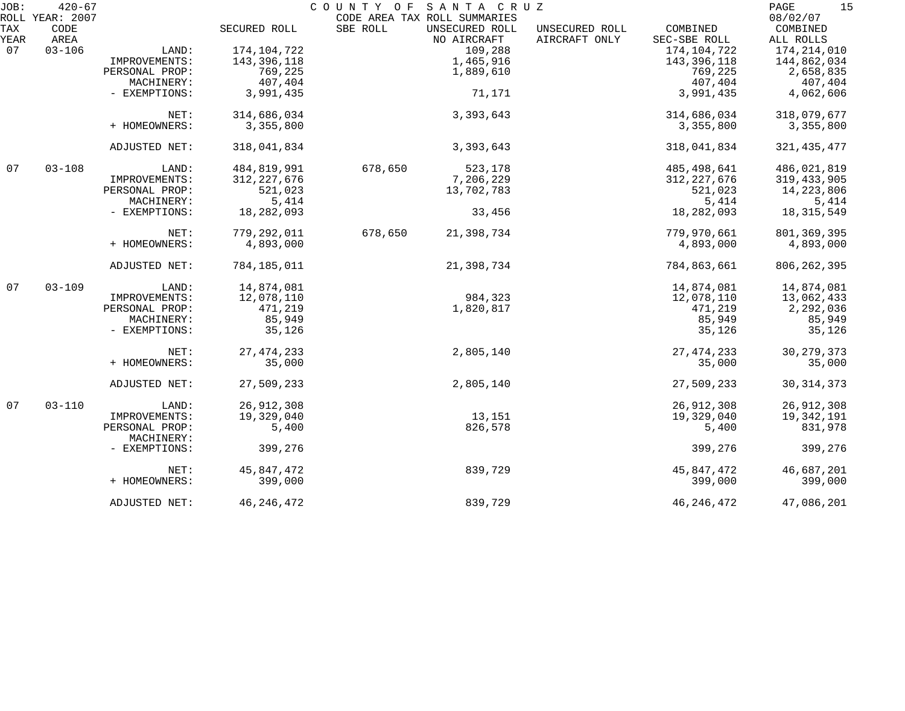JOB: 420-67 COUNTY OF SANTA CRUZ
ROLL YEAR: 2007 CODE AREA TAX ROLL SUMMARIES 08/02/07

| TAX YEAR | CODE AREA | | SECURED ROLL | SBE ROLL | UNSECURED ROLL NO AIRCRAFT | UNSECURED ROLL AIRCRAFT ONLY | COMBINED SEC-SBE ROLL | COMBINED ALL ROLLS |
|---|---|---|---|---|---|---|---|---|
| 07 | 03-106 | LAND: | 174,104,722 | | 109,288 | | 174,104,722 | 174,214,010 |
| | | IMPROVEMENTS: | 143,396,118 | | 1,465,916 | | 143,396,118 | 144,862,034 |
| | | PERSONAL PROP: | 769,225 | | 1,889,610 | | 769,225 | 2,658,835 |
| | | MACHINERY: | 407,404 | | | | 407,404 | 407,404 |
| | | - EXEMPTIONS: | 3,991,435 | | 71,171 | | 3,991,435 | 4,062,606 |
| | | NET: | 314,686,034 | | 3,393,643 | | 314,686,034 | 318,079,677 |
| | | + HOMEOWNERS: | 3,355,800 | | | | 3,355,800 | 3,355,800 |
| | | ADJUSTED NET: | 318,041,834 | | 3,393,643 | | 318,041,834 | 321,435,477 |
| 07 | 03-108 | LAND: | 484,819,991 | 678,650 | 523,178 | | 485,498,641 | 486,021,819 |
| | | IMPROVEMENTS: | 312,227,676 | | 7,206,229 | | 312,227,676 | 319,433,905 |
| | | PERSONAL PROP: | 521,023 | | 13,702,783 | | 521,023 | 14,223,806 |
| | | MACHINERY: | 5,414 | | | | 5,414 | 5,414 |
| | | - EXEMPTIONS: | 18,282,093 | | 33,456 | | 18,282,093 | 18,315,549 |
| | | NET: | 779,292,011 | 678,650 | 21,398,734 | | 779,970,661 | 801,369,395 |
| | | + HOMEOWNERS: | 4,893,000 | | | | 4,893,000 | 4,893,000 |
| | | ADJUSTED NET: | 784,185,011 | | 21,398,734 | | 784,863,661 | 806,262,395 |
| 07 | 03-109 | LAND: | 14,874,081 | | | | 14,874,081 | 14,874,081 |
| | | IMPROVEMENTS: | 12,078,110 | | 984,323 | | 12,078,110 | 13,062,433 |
| | | PERSONAL PROP: | 471,219 | | 1,820,817 | | 471,219 | 2,292,036 |
| | | MACHINERY: | 85,949 | | | | 85,949 | 85,949 |
| | | - EXEMPTIONS: | 35,126 | | | | 35,126 | 35,126 |
| | | NET: | 27,474,233 | | 2,805,140 | | 27,474,233 | 30,279,373 |
| | | + HOMEOWNERS: | 35,000 | | | | 35,000 | 35,000 |
| | | ADJUSTED NET: | 27,509,233 | | 2,805,140 | | 27,509,233 | 30,314,373 |
| 07 | 03-110 | LAND: | 26,912,308 | | | | 26,912,308 | 26,912,308 |
| | | IMPROVEMENTS: | 19,329,040 | | 13,151 | | 19,329,040 | 19,342,191 |
| | | PERSONAL PROP: | 5,400 | | 826,578 | | 5,400 | 831,978 |
| | | MACHINERY: | | | | | | |
| | | - EXEMPTIONS: | 399,276 | | | | 399,276 | 399,276 |
| | | NET: | 45,847,472 | | 839,729 | | 45,847,472 | 46,687,201 |
| | | + HOMEOWNERS: | 399,000 | | | | 399,000 | 399,000 |
| | | ADJUSTED NET: | 46,246,472 | | 839,729 | | 46,246,472 | 47,086,201 |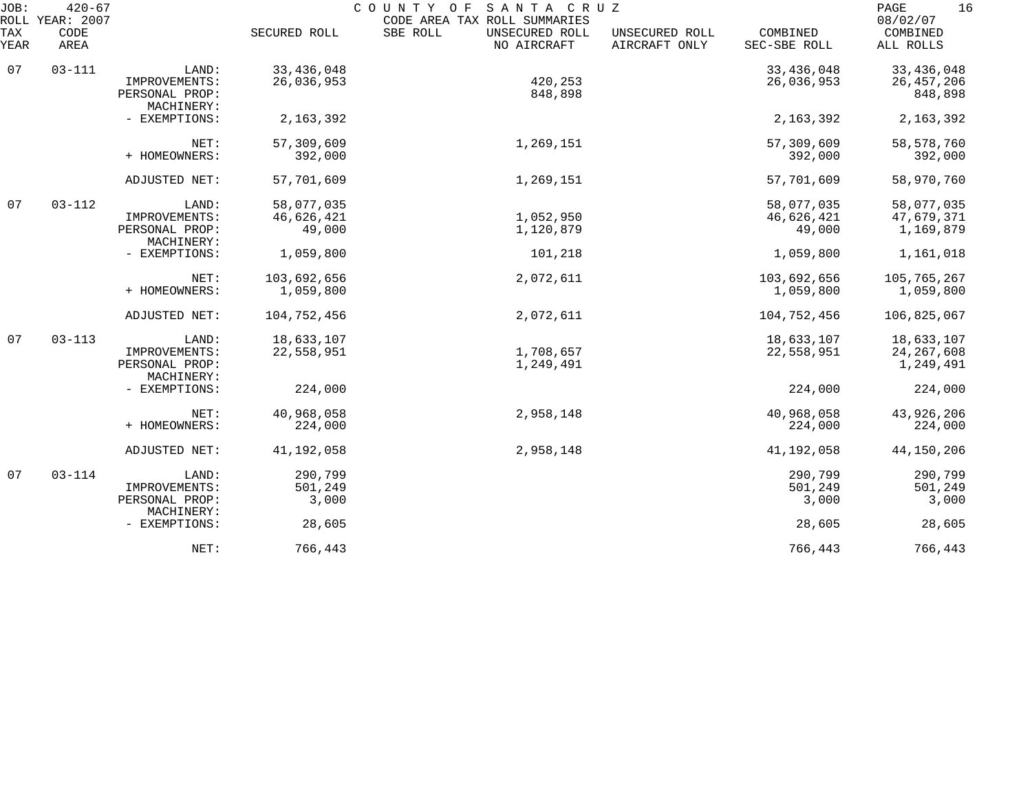JOB: 420-67 COUNTY OF SANTA CRUZ 08/02/07
ROLL YEAR: 2007 CODE AREA TAX ROLL SUMMARIES

| TAX YEAR | CODE AREA | | SECURED ROLL | SBE ROLL | UNSECURED ROLL NO AIRCRAFT | UNSECURED ROLL AIRCRAFT ONLY | COMBINED SEC-SBE ROLL | COMBINED ALL ROLLS |
|---|---|---|---|---|---|---|---|---|
| 07 | 03-111 | LAND: | 33,436,048 | | | | 33,436,048 | 33,436,048 |
| | | IMPROVEMENTS: | 26,036,953 | | 420,253 | | 26,036,953 | 26,457,206 |
| | | PERSONAL PROP: | | | 848,898 | | | 848,898 |
| | | MACHINERY: | | | | | | |
| | | - EXEMPTIONS: | 2,163,392 | | | | 2,163,392 | 2,163,392 |
| | | NET: | 57,309,609 | | 1,269,151 | | 57,309,609 | 58,578,760 |
| | | + HOMEOWNERS: | 392,000 | | | | 392,000 | 392,000 |
| | | ADJUSTED NET: | 57,701,609 | | 1,269,151 | | 57,701,609 | 58,970,760 |
| 07 | 03-112 | LAND: | 58,077,035 | | | | 58,077,035 | 58,077,035 |
| | | IMPROVEMENTS: | 46,626,421 | | 1,052,950 | | 46,626,421 | 47,679,371 |
| | | PERSONAL PROP: | 49,000 | | 1,120,879 | | 49,000 | 1,169,879 |
| | | MACHINERY: | | | | | | |
| | | - EXEMPTIONS: | 1,059,800 | | 101,218 | | 1,059,800 | 1,161,018 |
| | | NET: | 103,692,656 | | 2,072,611 | | 103,692,656 | 105,765,267 |
| | | + HOMEOWNERS: | 1,059,800 | | | | 1,059,800 | 1,059,800 |
| | | ADJUSTED NET: | 104,752,456 | | 2,072,611 | | 104,752,456 | 106,825,067 |
| 07 | 03-113 | LAND: | 18,633,107 | | | | 18,633,107 | 18,633,107 |
| | | IMPROVEMENTS: | 22,558,951 | | 1,708,657 | | 22,558,951 | 24,267,608 |
| | | PERSONAL PROP: | | | 1,249,491 | | | 1,249,491 |
| | | MACHINERY: | | | | | | |
| | | - EXEMPTIONS: | 224,000 | | | | 224,000 | 224,000 |
| | | NET: | 40,968,058 | | 2,958,148 | | 40,968,058 | 43,926,206 |
| | | + HOMEOWNERS: | 224,000 | | | | 224,000 | 224,000 |
| | | ADJUSTED NET: | 41,192,058 | | 2,958,148 | | 41,192,058 | 44,150,206 |
| 07 | 03-114 | LAND: | 290,799 | | | | 290,799 | 290,799 |
| | | IMPROVEMENTS: | 501,249 | | | | 501,249 | 501,249 |
| | | PERSONAL PROP: | 3,000 | | | | 3,000 | 3,000 |
| | | MACHINERY: | | | | | | |
| | | - EXEMPTIONS: | 28,605 | | | | 28,605 | 28,605 |
| | | NET: | 766,443 | | | | 766,443 | 766,443 |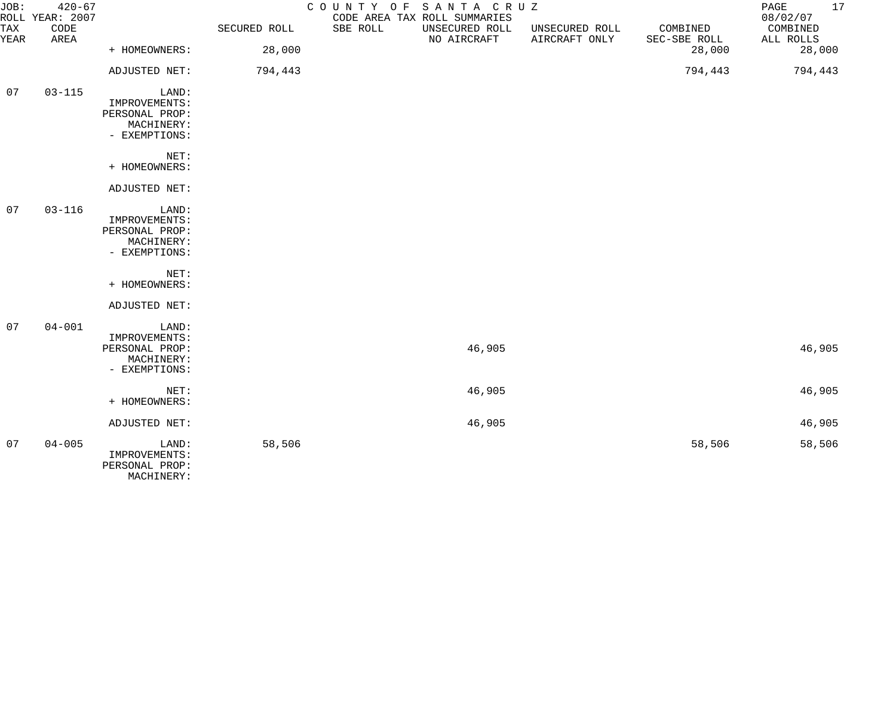JOB: 420-67 COUNTY OF SANTA CRUZ
ROLL YEAR: 2007 CODE AREA TAX ROLL SUMMARIES 08/02/07

| TAX YEAR | CODE AREA | | SECURED ROLL | SBE ROLL | UNSECURED ROLL NO AIRCRAFT | UNSECURED ROLL AIRCRAFT ONLY | COMBINED SEC-SBE ROLL | COMBINED ALL ROLLS |
|---|---|---|---|---|---|---|---|---|
| | | + HOMEOWNERS: | 28,000 | | | | 28,000 | 28,000 |
| | | ADJUSTED NET: | 794,443 | | | | 794,443 | 794,443 |
| 07 | 03-115 | LAND: | | | | | | |
| | | IMPROVEMENTS: | | | | | | |
| | | PERSONAL PROP: | | | | | | |
| | | MACHINERY: | | | | | | |
| | | - EXEMPTIONS: | | | | | | |
| | | NET: | | | | | | |
| | | + HOMEOWNERS: | | | | | | |
| | | ADJUSTED NET: | | | | | | |
| 07 | 03-116 | LAND: | | | | | | |
| | | IMPROVEMENTS: | | | | | | |
| | | PERSONAL PROP: | | | | | | |
| | | MACHINERY: | | | | | | |
| | | - EXEMPTIONS: | | | | | | |
| | | NET: | | | | | | |
| | | + HOMEOWNERS: | | | | | | |
| | | ADJUSTED NET: | | | | | | |
| 07 | 04-001 | LAND: | | | | | | |
| | | IMPROVEMENTS: | | | | | | |
| | | PERSONAL PROP: | | | 46,905 | | | 46,905 |
| | | MACHINERY: | | | | | | |
| | | - EXEMPTIONS: | | | | | | |
| | | NET: | | | 46,905 | | | 46,905 |
| | | + HOMEOWNERS: | | | | | | |
| | | ADJUSTED NET: | | | 46,905 | | | 46,905 |
| 07 | 04-005 | LAND: | 58,506 | | | | 58,506 | 58,506 |
| | | IMPROVEMENTS: | | | | | | |
| | | PERSONAL PROP: | | | | | | |
| | | MACHINERY: | | | | | | |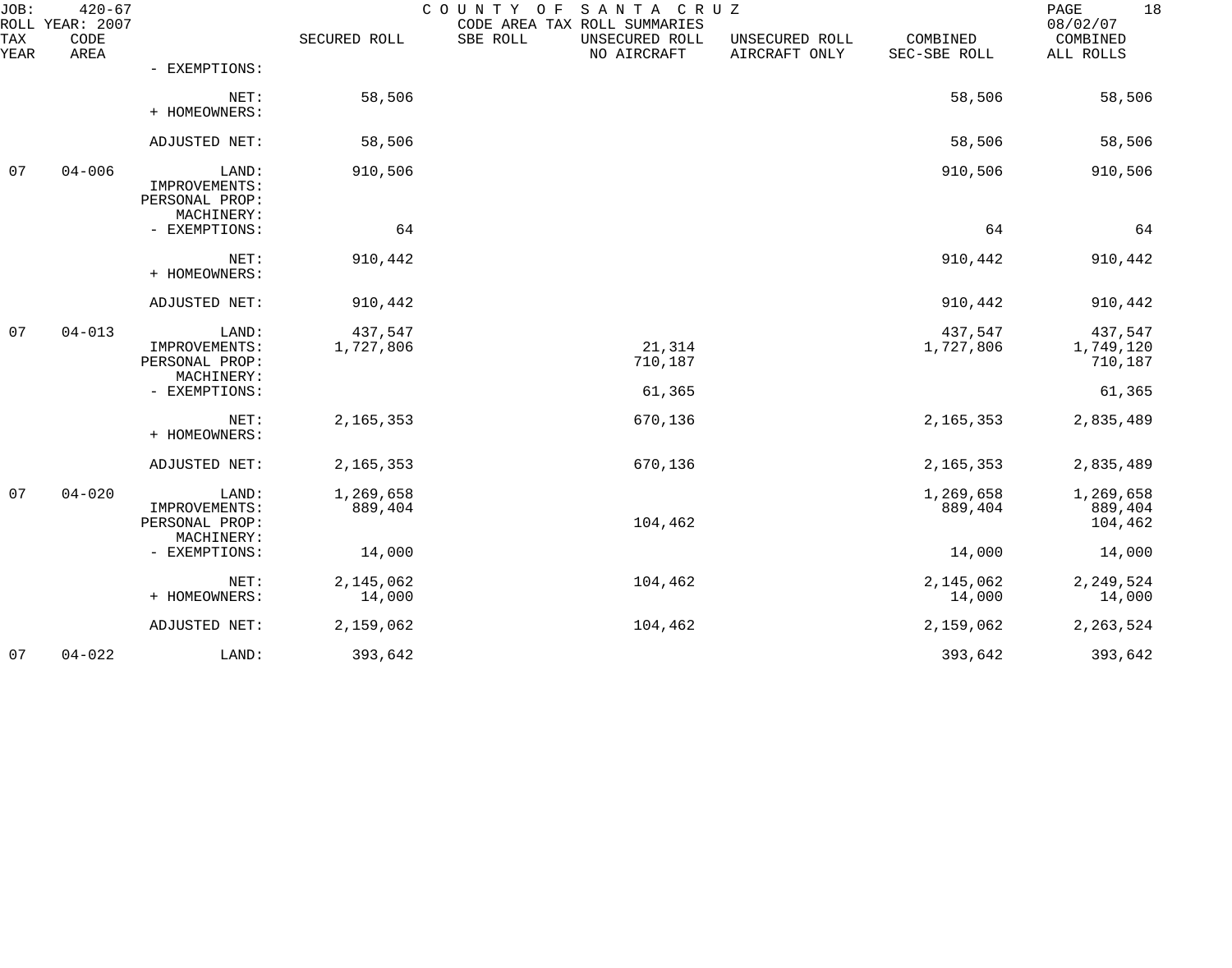JOB: 420-67 COUNTY OF SANTA CRUZ
ROLL YEAR: 2007 CODE AREA TAX ROLL SUMMARIES 08/02/07

| TAX YEAR | CODE AREA | | SECURED ROLL | SBE ROLL | UNSECURED ROLL NO AIRCRAFT | UNSECURED ROLL AIRCRAFT ONLY | COMBINED SEC-SBE ROLL | COMBINED ALL ROLLS |
|---|---|---|---|---|---|---|---|---|
| | | - EXEMPTIONS: | | | | | | |
| | | NET: | 58,506 | | | | 58,506 | 58,506 |
| | | + HOMEOWNERS: | | | | | | |
| | | ADJUSTED NET: | 58,506 | | | | 58,506 | 58,506 |
| 07 | 04-006 | LAND: | 910,506 | | | | 910,506 | 910,506 |
| | | IMPROVEMENTS: | | | | | | |
| | | PERSONAL PROP: | | | | | | |
| | | MACHINERY: | | | | | | |
| | | - EXEMPTIONS: | 64 | | | | 64 | 64 |
| | | NET: | 910,442 | | | | 910,442 | 910,442 |
| | | + HOMEOWNERS: | | | | | | |
| | | ADJUSTED NET: | 910,442 | | | | 910,442 | 910,442 |
| 07 | 04-013 | LAND: | 437,547 | | | | 437,547 | 437,547 |
| | | IMPROVEMENTS: | 1,727,806 | | 21,314 | | 1,727,806 | 1,749,120 |
| | | PERSONAL PROP: | | | 710,187 | | | 710,187 |
| | | MACHINERY: | | | | | | |
| | | - EXEMPTIONS: | | | 61,365 | | | 61,365 |
| | | NET: | 2,165,353 | | 670,136 | | 2,165,353 | 2,835,489 |
| | | + HOMEOWNERS: | | | | | | |
| | | ADJUSTED NET: | 2,165,353 | | 670,136 | | 2,165,353 | 2,835,489 |
| 07 | 04-020 | LAND: | 1,269,658 | | | | 1,269,658 | 1,269,658 |
| | | IMPROVEMENTS: | 889,404 | | | | 889,404 | 889,404 |
| | | PERSONAL PROP: | | | 104,462 | | | 104,462 |
| | | MACHINERY: | | | | | | |
| | | - EXEMPTIONS: | 14,000 | | | | 14,000 | 14,000 |
| | | NET: | 2,145,062 | | 104,462 | | 2,145,062 | 2,249,524 |
| | | + HOMEOWNERS: | 14,000 | | | | 14,000 | 14,000 |
| | | ADJUSTED NET: | 2,159,062 | | 104,462 | | 2,159,062 | 2,263,524 |
| 07 | 04-022 | LAND: | 393,642 | | | | 393,642 | 393,642 |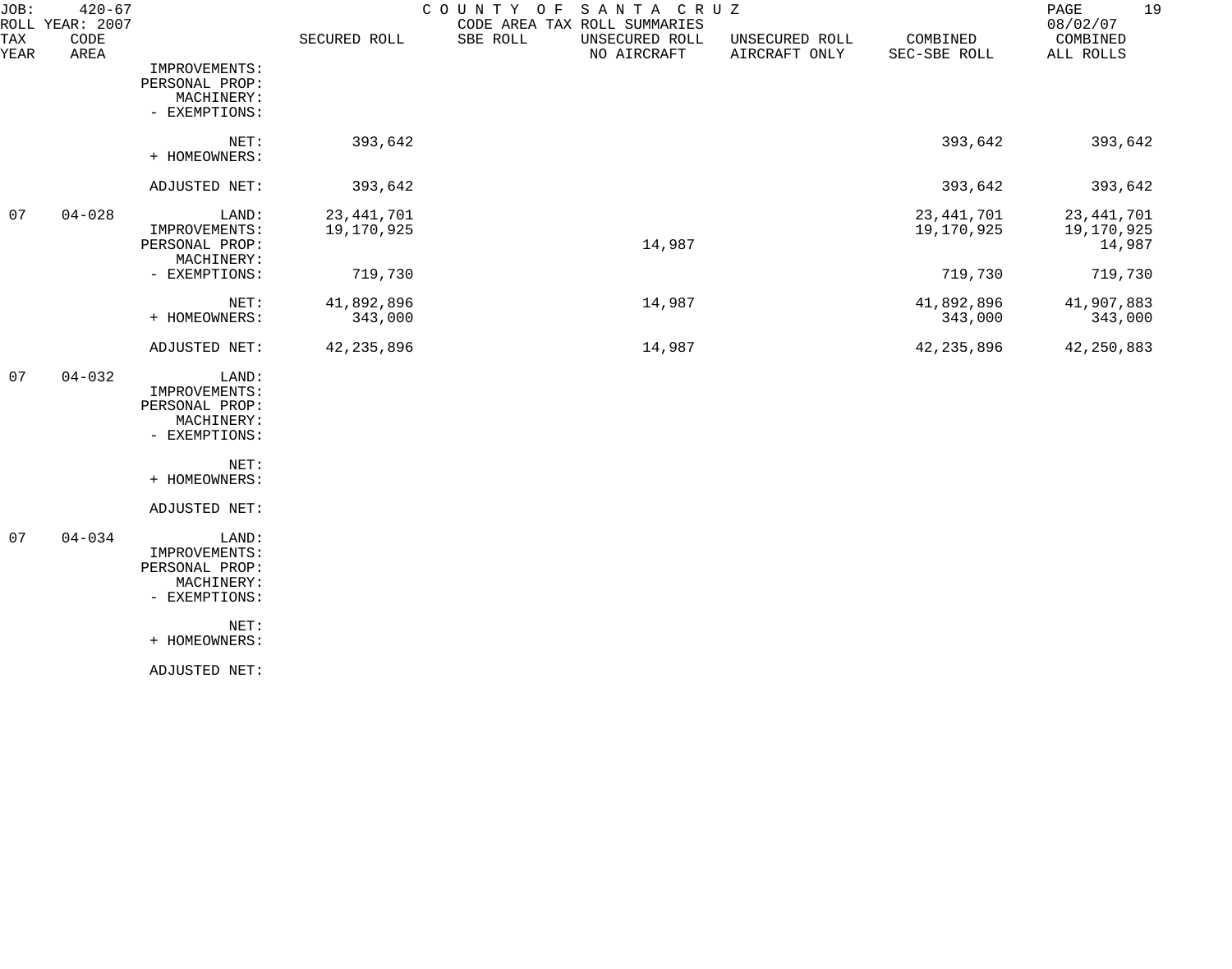JOB: 420-67 COUNTY OF SANTA CRUZ
ROLL YEAR: 2007 CODE AREA TAX ROLL SUMMARIES 08/02/07

| TAX YEAR | CODE AREA | | SECURED ROLL | SBE ROLL | UNSECURED ROLL NO AIRCRAFT | UNSECURED ROLL AIRCRAFT ONLY | COMBINED SEC-SBE ROLL | COMBINED ALL ROLLS |
|---|---|---|---|---|---|---|---|---|
| | | IMPROVEMENTS: | | | | | | |
| | | PERSONAL PROP: | | | | | | |
| | | MACHINERY: | | | | | | |
| | | - EXEMPTIONS: | | | | | | |
| | | NET: | 393,642 | | | | 393,642 | 393,642 |
| | | + HOMEOWNERS: | | | | | | |
| | | ADJUSTED NET: | 393,642 | | | | 393,642 | 393,642 |
| 07 | 04-028 | LAND: | 23,441,701 | | | | 23,441,701 | 23,441,701 |
| | | IMPROVEMENTS: | 19,170,925 | | | | 19,170,925 | 19,170,925 |
| | | PERSONAL PROP: | | | 14,987 | | | 14,987 |
| | | MACHINERY: | | | | | | |
| | | - EXEMPTIONS: | 719,730 | | | | 719,730 | 719,730 |
| | | NET: | 41,892,896 | | 14,987 | | 41,892,896 | 41,907,883 |
| | | + HOMEOWNERS: | 343,000 | | | | 343,000 | 343,000 |
| | | ADJUSTED NET: | 42,235,896 | | 14,987 | | 42,235,896 | 42,250,883 |
| 07 | 04-032 | LAND: | | | | | | |
| | | IMPROVEMENTS: | | | | | | |
| | | PERSONAL PROP: | | | | | | |
| | | MACHINERY: | | | | | | |
| | | - EXEMPTIONS: | | | | | | |
| | | NET: | | | | | | |
| | | + HOMEOWNERS: | | | | | | |
| | | ADJUSTED NET: | | | | | | |
| 07 | 04-034 | LAND: | | | | | | |
| | | IMPROVEMENTS: | | | | | | |
| | | PERSONAL PROP: | | | | | | |
| | | MACHINERY: | | | | | | |
| | | - EXEMPTIONS: | | | | | | |
| | | NET: | | | | | | |
| | | + HOMEOWNERS: | | | | | | |
| | | ADJUSTED NET: | | | | | | |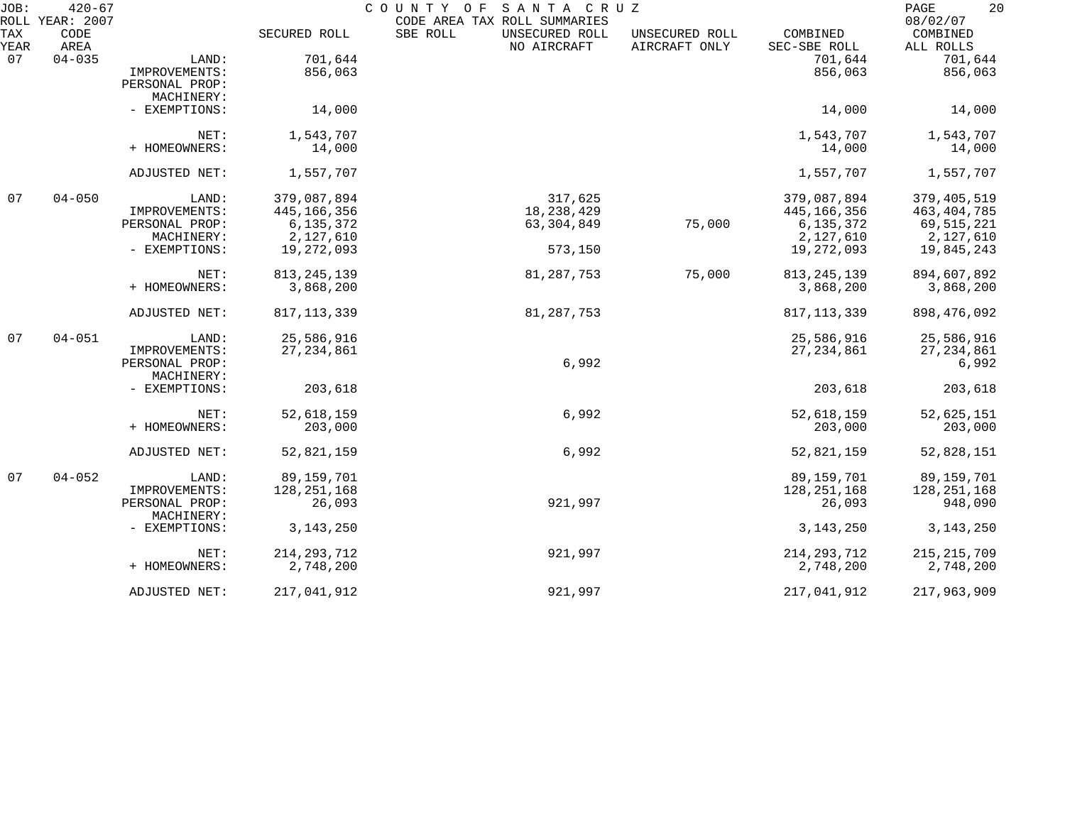JOB: 420-67 COUNTY OF SANTA CRUZ
ROLL YEAR: 2007 CODE AREA TAX ROLL SUMMARIES 08/02/07

| TAX YEAR | CODE AREA | | SECURED ROLL | SBE ROLL | UNSECURED ROLL NO AIRCRAFT | UNSECURED ROLL AIRCRAFT ONLY | COMBINED SEC-SBE ROLL | COMBINED ALL ROLLS |
|---|---|---|---|---|---|---|---|---|
| 07 | 04-035 | LAND: | 701,644 | | | | 701,644 | 701,644 |
| | | IMPROVEMENTS: | 856,063 | | | | 856,063 | 856,063 |
| | | PERSONAL PROP: | | | | | | |
| | | MACHINERY: | | | | | | |
| | | - EXEMPTIONS: | 14,000 | | | | 14,000 | 14,000 |
| | | NET: | 1,543,707 | | | | 1,543,707 | 1,543,707 |
| | | + HOMEOWNERS: | 14,000 | | | | 14,000 | 14,000 |
| | | ADJUSTED NET: | 1,557,707 | | | | 1,557,707 | 1,557,707 |
| 07 | 04-050 | LAND: | 379,087,894 | | 317,625 | | 379,087,894 | 379,405,519 |
| | | IMPROVEMENTS: | 445,166,356 | | 18,238,429 | | 445,166,356 | 463,404,785 |
| | | PERSONAL PROP: | 6,135,372 | | 63,304,849 | 75,000 | 6,135,372 | 69,515,221 |
| | | MACHINERY: | 2,127,610 | | | | 2,127,610 | 2,127,610 |
| | | - EXEMPTIONS: | 19,272,093 | | 573,150 | | 19,272,093 | 19,845,243 |
| | | NET: | 813,245,139 | | 81,287,753 | 75,000 | 813,245,139 | 894,607,892 |
| | | + HOMEOWNERS: | 3,868,200 | | | | 3,868,200 | 3,868,200 |
| | | ADJUSTED NET: | 817,113,339 | | 81,287,753 | | 817,113,339 | 898,476,092 |
| 07 | 04-051 | LAND: | 25,586,916 | | | | 25,586,916 | 25,586,916 |
| | | IMPROVEMENTS: | 27,234,861 | | | | 27,234,861 | 27,234,861 |
| | | PERSONAL PROP: | | | 6,992 | | | 6,992 |
| | | MACHINERY: | | | | | | |
| | | - EXEMPTIONS: | 203,618 | | | | 203,618 | 203,618 |
| | | NET: | 52,618,159 | | 6,992 | | 52,618,159 | 52,625,151 |
| | | + HOMEOWNERS: | 203,000 | | | | 203,000 | 203,000 |
| | | ADJUSTED NET: | 52,821,159 | | 6,992 | | 52,821,159 | 52,828,151 |
| 07 | 04-052 | LAND: | 89,159,701 | | | | 89,159,701 | 89,159,701 |
| | | IMPROVEMENTS: | 128,251,168 | | | | 128,251,168 | 128,251,168 |
| | | PERSONAL PROP: | 26,093 | | 921,997 | | 26,093 | 948,090 |
| | | MACHINERY: | | | | | | |
| | | - EXEMPTIONS: | 3,143,250 | | | | 3,143,250 | 3,143,250 |
| | | NET: | 214,293,712 | | 921,997 | | 214,293,712 | 215,215,709 |
| | | + HOMEOWNERS: | 2,748,200 | | | | 2,748,200 | 2,748,200 |
| | | ADJUSTED NET: | 217,041,912 | | 921,997 | | 217,041,912 | 217,963,909 |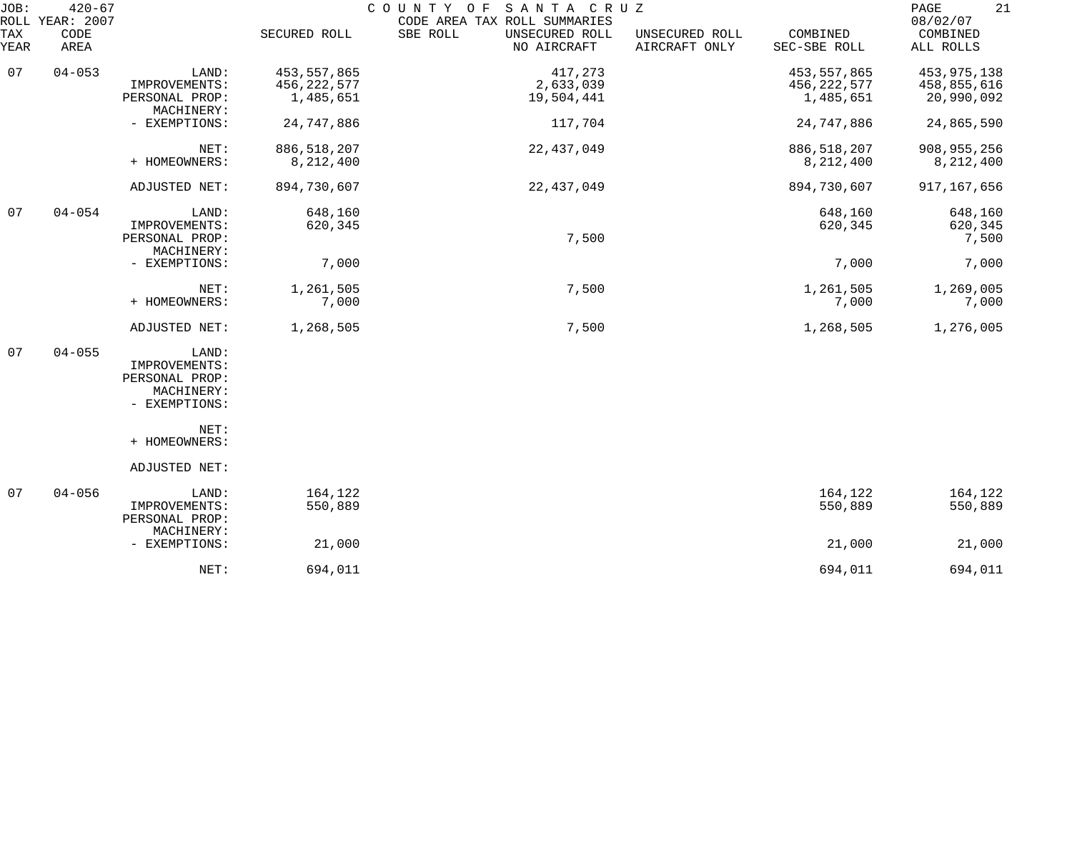JOB: 420-67 COUNTY OF SANTA CRUZ 08/02/07
ROLL YEAR: 2007 CODE AREA TAX ROLL SUMMARIES

| TAX YEAR | CODE AREA | | SECURED ROLL | SBE ROLL | UNSECURED ROLL NO AIRCRAFT | UNSECURED ROLL AIRCRAFT ONLY | COMBINED SEC-SBE ROLL | COMBINED ALL ROLLS |
|---|---|---|---|---|---|---|---|---|
| 07 | 04-053 | LAND: | 453,557,865 | | 417,273 | | 453,557,865 | 453,975,138 |
| | | IMPROVEMENTS: | 456,222,577 | | 2,633,039 | | 456,222,577 | 458,855,616 |
| | | PERSONAL PROP: | 1,485,651 | | 19,504,441 | | 1,485,651 | 20,990,092 |
| | | MACHINERY: | | | | | | |
| | | - EXEMPTIONS: | 24,747,886 | | 117,704 | | 24,747,886 | 24,865,590 |
| | | NET: | 886,518,207 | | 22,437,049 | | 886,518,207 | 908,955,256 |
| | | + HOMEOWNERS: | 8,212,400 | | | | 8,212,400 | 8,212,400 |
| | | ADJUSTED NET: | 894,730,607 | | 22,437,049 | | 894,730,607 | 917,167,656 |
| 07 | 04-054 | LAND: | 648,160 | | | | 648,160 | 648,160 |
| | | IMPROVEMENTS: | 620,345 | | | | 620,345 | 620,345 |
| | | PERSONAL PROP: | | | 7,500 | | | 7,500 |
| | | MACHINERY: | | | | | | |
| | | - EXEMPTIONS: | 7,000 | | | | 7,000 | 7,000 |
| | | NET: | 1,261,505 | | 7,500 | | 1,261,505 | 1,269,005 |
| | | + HOMEOWNERS: | 7,000 | | | | 7,000 | 7,000 |
| | | ADJUSTED NET: | 1,268,505 | | 7,500 | | 1,268,505 | 1,276,005 |
| 07 | 04-055 | LAND: | | | | | | |
| | | IMPROVEMENTS: | | | | | | |
| | | PERSONAL PROP: | | | | | | |
| | | MACHINERY: | | | | | | |
| | | - EXEMPTIONS: | | | | | | |
| | | NET: | | | | | | |
| | | + HOMEOWNERS: | | | | | | |
| | | ADJUSTED NET: | | | | | | |
| 07 | 04-056 | LAND: | 164,122 | | | | 164,122 | 164,122 |
| | | IMPROVEMENTS: | 550,889 | | | | 550,889 | 550,889 |
| | | PERSONAL PROP: | | | | | | |
| | | MACHINERY: | | | | | | |
| | | - EXEMPTIONS: | 21,000 | | | | 21,000 | 21,000 |
| | | NET: | 694,011 | | | | 694,011 | 694,011 |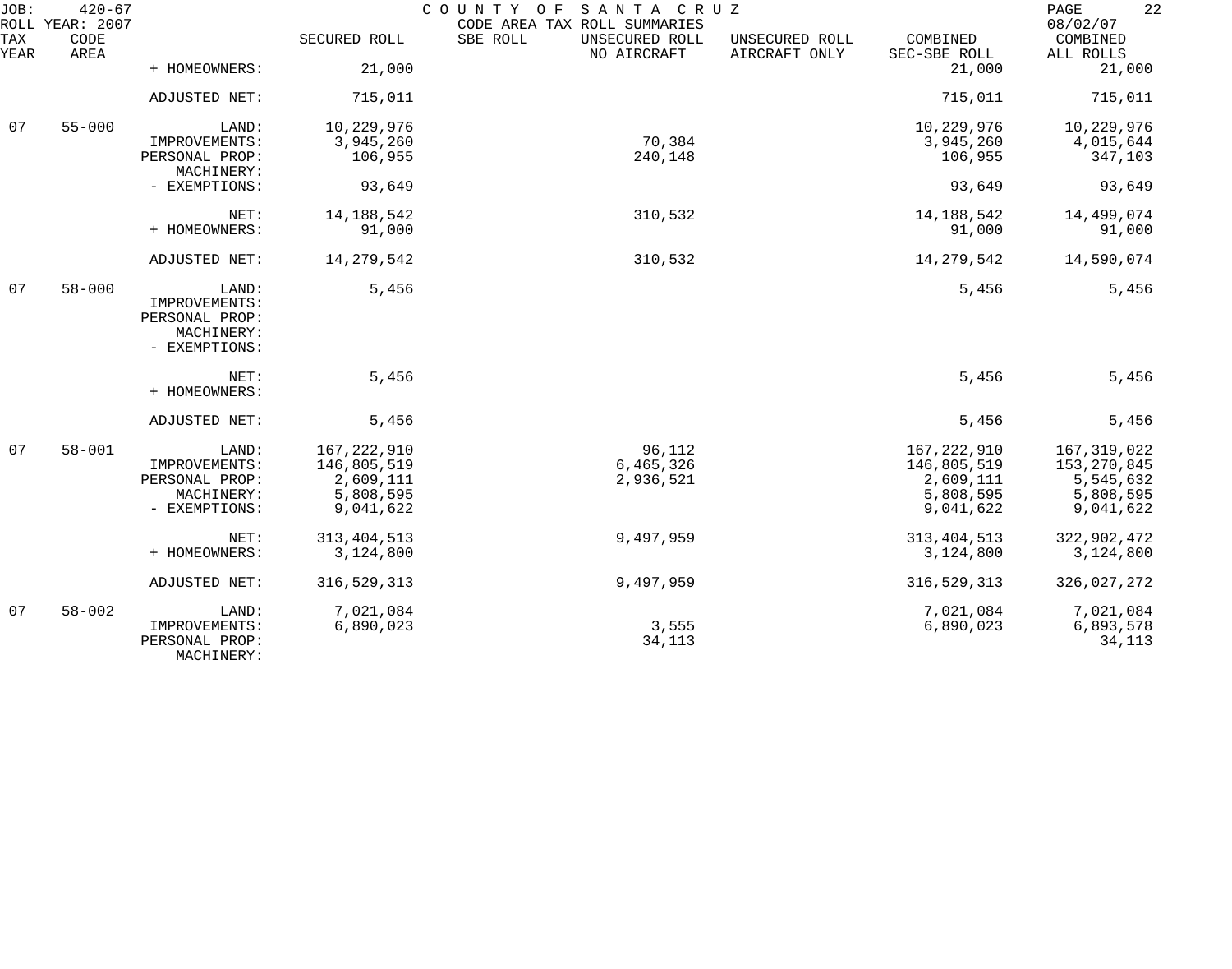JOB: 420-67 COUNTY OF SANTA CRUZ 08/02/07
ROLL YEAR: 2007 CODE AREA TAX ROLL SUMMARIES

| TAX YEAR | CODE AREA | | SECURED ROLL | SBE ROLL | UNSECURED ROLL NO AIRCRAFT | UNSECURED ROLL AIRCRAFT ONLY | COMBINED SEC-SBE ROLL | COMBINED ALL ROLLS |
|---|---|---|---|---|---|---|---|---|
| | | + HOMEOWNERS: | 21,000 | | | | 21,000 | 21,000 |
| | | ADJUSTED NET: | 715,011 | | | | 715,011 | 715,011 |
| 07 | 55-000 | LAND: | 10,229,976 | | | | 10,229,976 | 10,229,976 |
| | | IMPROVEMENTS: | 3,945,260 | | 70,384 | | 3,945,260 | 4,015,644 |
| | | PERSONAL PROP: | 106,955 | | 240,148 | | 106,955 | 347,103 |
| | | MACHINERY: | | | | | | |
| | | - EXEMPTIONS: | 93,649 | | | | 93,649 | 93,649 |
| | | NET: | 14,188,542 | | 310,532 | | 14,188,542 | 14,499,074 |
| | | + HOMEOWNERS: | 91,000 | | | | 91,000 | 91,000 |
| | | ADJUSTED NET: | 14,279,542 | | 310,532 | | 14,279,542 | 14,590,074 |
| 07 | 58-000 | LAND: | 5,456 | | | | 5,456 | 5,456 |
| | | IMPROVEMENTS: | | | | | | |
| | | PERSONAL PROP: | | | | | | |
| | | MACHINERY: | | | | | | |
| | | - EXEMPTIONS: | | | | | | |
| | | NET: | 5,456 | | | | 5,456 | 5,456 |
| | | + HOMEOWNERS: | | | | | | |
| | | ADJUSTED NET: | 5,456 | | | | 5,456 | 5,456 |
| 07 | 58-001 | LAND: | 167,222,910 | | 96,112 | | 167,222,910 | 167,319,022 |
| | | IMPROVEMENTS: | 146,805,519 | | 6,465,326 | | 146,805,519 | 153,270,845 |
| | | PERSONAL PROP: | 2,609,111 | | 2,936,521 | | 2,609,111 | 5,545,632 |
| | | MACHINERY: | 5,808,595 | | | | 5,808,595 | 5,808,595 |
| | | - EXEMPTIONS: | 9,041,622 | | | | 9,041,622 | 9,041,622 |
| | | NET: | 313,404,513 | | 9,497,959 | | 313,404,513 | 322,902,472 |
| | | + HOMEOWNERS: | 3,124,800 | | | | 3,124,800 | 3,124,800 |
| | | ADJUSTED NET: | 316,529,313 | | 9,497,959 | | 316,529,313 | 326,027,272 |
| 07 | 58-002 | LAND: | 7,021,084 | | | | 7,021,084 | 7,021,084 |
| | | IMPROVEMENTS: | 6,890,023 | | 3,555 | | 6,890,023 | 6,893,578 |
| | | PERSONAL PROP: | | | 34,113 | | | 34,113 |
| | | MACHINERY: | | | | | | |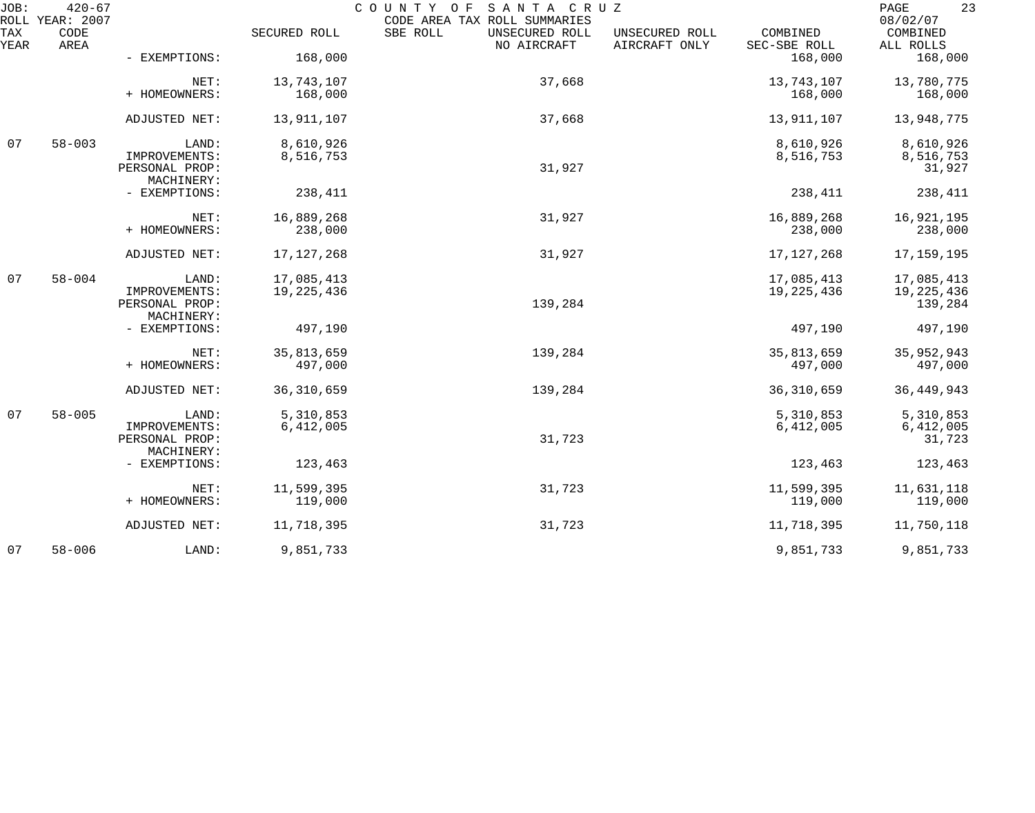JOB: 420-67 COUNTY OF SANTA CRUZ
ROLL YEAR: 2007 CODE AREA TAX ROLL SUMMARIES 08/02/07

| TAX YEAR | CODE AREA | | SECURED ROLL | SBE ROLL | UNSECURED ROLL NO AIRCRAFT | UNSECURED ROLL AIRCRAFT ONLY | COMBINED SEC-SBE ROLL | COMBINED ALL ROLLS |
|---|---|---|---|---|---|---|---|---|
| | | - EXEMPTIONS: | 168,000 | | | | 168,000 | 168,000 |
| | | NET: | 13,743,107 | | 37,668 | | 13,743,107 | 13,780,775 |
| | | + HOMEOWNERS: | 168,000 | | | | 168,000 | 168,000 |
| | | ADJUSTED NET: | 13,911,107 | | 37,668 | | 13,911,107 | 13,948,775 |
| 07 | 58-003 | LAND: | 8,610,926 | | | | 8,610,926 | 8,610,926 |
| | | IMPROVEMENTS: | 8,516,753 | | | | 8,516,753 | 8,516,753 |
| | | PERSONAL PROP: | | | 31,927 | | | 31,927 |
| | | MACHINERY: | | | | | | |
| | | - EXEMPTIONS: | 238,411 | | | | 238,411 | 238,411 |
| | | NET: | 16,889,268 | | 31,927 | | 16,889,268 | 16,921,195 |
| | | + HOMEOWNERS: | 238,000 | | | | 238,000 | 238,000 |
| | | ADJUSTED NET: | 17,127,268 | | 31,927 | | 17,127,268 | 17,159,195 |
| 07 | 58-004 | LAND: | 17,085,413 | | | | 17,085,413 | 17,085,413 |
| | | IMPROVEMENTS: | 19,225,436 | | | | 19,225,436 | 19,225,436 |
| | | PERSONAL PROP: | | | 139,284 | | | 139,284 |
| | | MACHINERY: | | | | | | |
| | | - EXEMPTIONS: | 497,190 | | | | 497,190 | 497,190 |
| | | NET: | 35,813,659 | | 139,284 | | 35,813,659 | 35,952,943 |
| | | + HOMEOWNERS: | 497,000 | | | | 497,000 | 497,000 |
| | | ADJUSTED NET: | 36,310,659 | | 139,284 | | 36,310,659 | 36,449,943 |
| 07 | 58-005 | LAND: | 5,310,853 | | | | 5,310,853 | 5,310,853 |
| | | IMPROVEMENTS: | 6,412,005 | | | | 6,412,005 | 6,412,005 |
| | | PERSONAL PROP: | | | 31,723 | | | 31,723 |
| | | MACHINERY: | | | | | | |
| | | - EXEMPTIONS: | 123,463 | | | | 123,463 | 123,463 |
| | | NET: | 11,599,395 | | 31,723 | | 11,599,395 | 11,631,118 |
| | | + HOMEOWNERS: | 119,000 | | | | 119,000 | 119,000 |
| | | ADJUSTED NET: | 11,718,395 | | 31,723 | | 11,718,395 | 11,750,118 |
| 07 | 58-006 | LAND: | 9,851,733 | | | | 9,851,733 | 9,851,733 |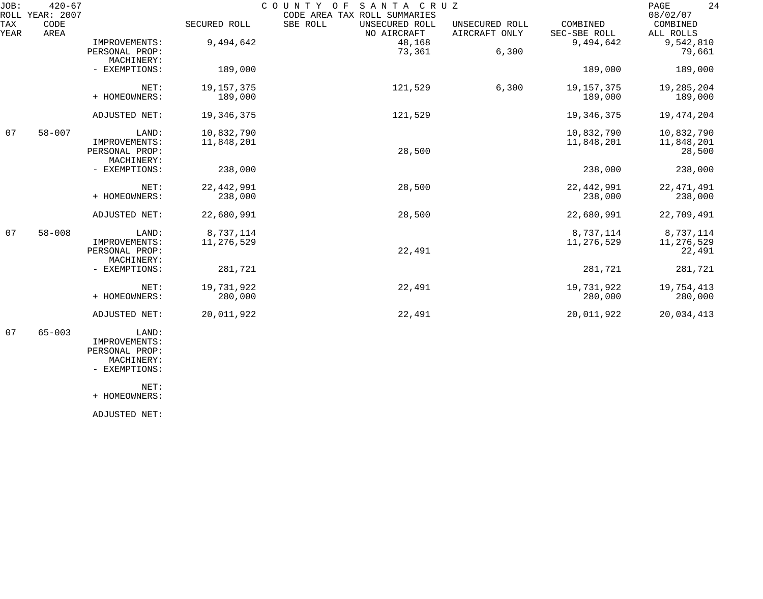| TAX YEAR | CODE AREA | | SECURED ROLL | SBE ROLL | UNSECURED ROLL NO AIRCRAFT | UNSECURED ROLL AIRCRAFT ONLY | COMBINED SEC-SBE ROLL | COMBINED ALL ROLLS |
|---|---|---|---|---|---|---|---|---|
| | | IMPROVEMENTS: | 9,494,642 | | 48,168 | | 9,494,642 | 9,542,810 |
| | | PERSONAL PROP: | | | 73,361 | 6,300 | | 79,661 |
| | | MACHINERY: | | | | | | |
| | | - EXEMPTIONS: | 189,000 | | | | 189,000 | 189,000 |
| | | NET: | 19,157,375 | | 121,529 | 6,300 | 19,157,375 | 19,285,204 |
| | | + HOMEOWNERS: | 189,000 | | | | 189,000 | 189,000 |
| | | ADJUSTED NET: | 19,346,375 | | 121,529 | | 19,346,375 | 19,474,204 |
| 07 | 58-007 | LAND: | 10,832,790 | | | | 10,832,790 | 10,832,790 |
| | | IMPROVEMENTS: | 11,848,201 | | | | 11,848,201 | 11,848,201 |
| | | PERSONAL PROP: | | | 28,500 | | | 28,500 |
| | | MACHINERY: | | | | | | |
| | | - EXEMPTIONS: | 238,000 | | | | 238,000 | 238,000 |
| | | NET: | 22,442,991 | | 28,500 | | 22,442,991 | 22,471,491 |
| | | + HOMEOWNERS: | 238,000 | | | | 238,000 | 238,000 |
| | | ADJUSTED NET: | 22,680,991 | | 28,500 | | 22,680,991 | 22,709,491 |
| 07 | 58-008 | LAND: | 8,737,114 | | | | 8,737,114 | 8,737,114 |
| | | IMPROVEMENTS: | 11,276,529 | | | | 11,276,529 | 11,276,529 |
| | | PERSONAL PROP: | | | 22,491 | | | 22,491 |
| | | MACHINERY: | | | | | | |
| | | - EXEMPTIONS: | 281,721 | | | | 281,721 | 281,721 |
| | | NET: | 19,731,922 | | 22,491 | | 19,731,922 | 19,754,413 |
| | | + HOMEOWNERS: | 280,000 | | | | 280,000 | 280,000 |
| | | ADJUSTED NET: | 20,011,922 | | 22,491 | | 20,011,922 | 20,034,413 |
| 07 | 65-003 | LAND: | | | | | | |
| | | IMPROVEMENTS: | | | | | | |
| | | PERSONAL PROP: | | | | | | |
| | | MACHINERY: | | | | | | |
| | | - EXEMPTIONS: | | | | | | |
| | | NET: | | | | | | |
| | | + HOMEOWNERS: | | | | | | |
| | | ADJUSTED NET: | | | | | | |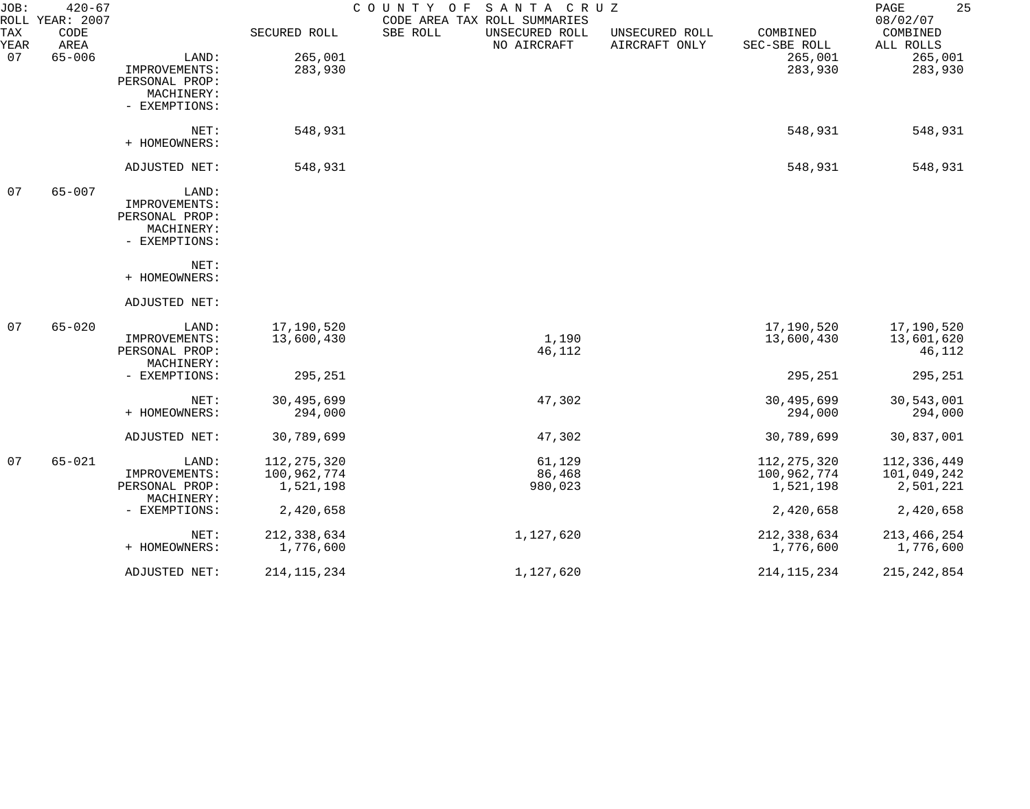JOB: 420-67 — COUNTY OF SANTA CRUZ — CODE AREA TAX ROLL SUMMARIES — ROLL YEAR: 2007 — 08/02/07

| TAX YEAR | CODE AREA | | SECURED ROLL | SBE ROLL | UNSECURED ROLL NO AIRCRAFT | UNSECURED ROLL AIRCRAFT ONLY | COMBINED SEC-SBE ROLL | COMBINED ALL ROLLS |
|---|---|---|---|---|---|---|---|---|
| 07 | 65-006 | LAND: | 265,001 | | | | 265,001 | 265,001 |
| | | IMPROVEMENTS: | 283,930 | | | | 283,930 | 283,930 |
| | | PERSONAL PROP: | | | | | | |
| | | MACHINERY: | | | | | | |
| | | - EXEMPTIONS: | | | | | | |
| | | NET: | 548,931 | | | | 548,931 | 548,931 |
| | | + HOMEOWNERS: | | | | | | |
| | | ADJUSTED NET: | 548,931 | | | | 548,931 | 548,931 |
| 07 | 65-007 | LAND: | | | | | | |
| | | IMPROVEMENTS: | | | | | | |
| | | PERSONAL PROP: | | | | | | |
| | | MACHINERY: | | | | | | |
| | | - EXEMPTIONS: | | | | | | |
| | | NET: | | | | | | |
| | | + HOMEOWNERS: | | | | | | |
| | | ADJUSTED NET: | | | | | | |
| 07 | 65-020 | LAND: | 17,190,520 | | | | 17,190,520 | 17,190,520 |
| | | IMPROVEMENTS: | 13,600,430 | | 1,190 | | 13,600,430 | 13,601,620 |
| | | PERSONAL PROP: | | | 46,112 | | | 46,112 |
| | | MACHINERY: | | | | | | |
| | | - EXEMPTIONS: | 295,251 | | | | 295,251 | 295,251 |
| | | NET: | 30,495,699 | | 47,302 | | 30,495,699 | 30,543,001 |
| | | + HOMEOWNERS: | 294,000 | | | | 294,000 | 294,000 |
| | | ADJUSTED NET: | 30,789,699 | | 47,302 | | 30,789,699 | 30,837,001 |
| 07 | 65-021 | LAND: | 112,275,320 | | 61,129 | | 112,275,320 | 112,336,449 |
| | | IMPROVEMENTS: | 100,962,774 | | 86,468 | | 100,962,774 | 101,049,242 |
| | | PERSONAL PROP: | 1,521,198 | | 980,023 | | 1,521,198 | 2,501,221 |
| | | MACHINERY: | | | | | | |
| | | - EXEMPTIONS: | 2,420,658 | | | | 2,420,658 | 2,420,658 |
| | | NET: | 212,338,634 | | 1,127,620 | | 212,338,634 | 213,466,254 |
| | | + HOMEOWNERS: | 1,776,600 | | | | 1,776,600 | 1,776,600 |
| | | ADJUSTED NET: | 214,115,234 | | 1,127,620 | | 214,115,234 | 215,242,854 |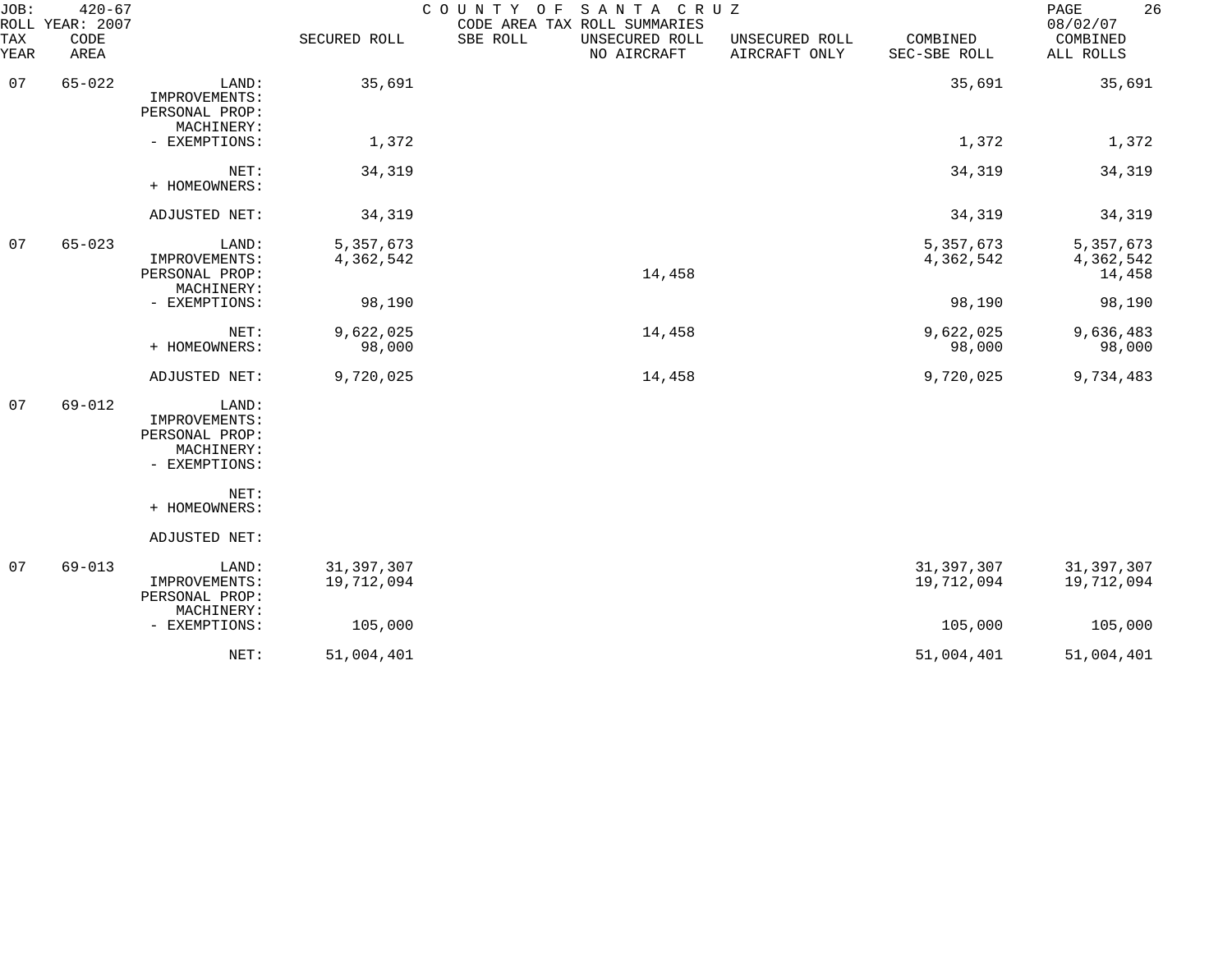JOB: 420-67 COUNTY OF SANTA CRUZ
ROLL YEAR: 2007 CODE AREA TAX ROLL SUMMARIES 08/02/07

| TAX YEAR | CODE AREA | | SECURED ROLL | SBE ROLL | UNSECURED ROLL NO AIRCRAFT | UNSECURED ROLL AIRCRAFT ONLY | COMBINED SEC-SBE ROLL | COMBINED ALL ROLLS |
|---|---|---|---|---|---|---|---|---|
| 07 | 65-022 | LAND: | 35,691 | | | | 35,691 | 35,691 |
| | | IMPROVEMENTS: | | | | | | |
| | | PERSONAL PROP: | | | | | | |
| | | MACHINERY: | | | | | | |
| | | - EXEMPTIONS: | 1,372 | | | | 1,372 | 1,372 |
| | | NET: | 34,319 | | | | 34,319 | 34,319 |
| | | + HOMEOWNERS: | | | | | | |
| | | ADJUSTED NET: | 34,319 | | | | 34,319 | 34,319 |
| 07 | 65-023 | LAND: | 5,357,673 | | | | 5,357,673 | 5,357,673 |
| | | IMPROVEMENTS: | 4,362,542 | | | | 4,362,542 | 4,362,542 |
| | | PERSONAL PROP: | | | 14,458 | | | 14,458 |
| | | MACHINERY: | | | | | | |
| | | - EXEMPTIONS: | 98,190 | | | | 98,190 | 98,190 |
| | | NET: | 9,622,025 | | 14,458 | | 9,622,025 | 9,636,483 |
| | | + HOMEOWNERS: | 98,000 | | | | 98,000 | 98,000 |
| | | ADJUSTED NET: | 9,720,025 | | 14,458 | | 9,720,025 | 9,734,483 |
| 07 | 69-012 | LAND: | | | | | | |
| | | IMPROVEMENTS: | | | | | | |
| | | PERSONAL PROP: | | | | | | |
| | | MACHINERY: | | | | | | |
| | | - EXEMPTIONS: | | | | | | |
| | | NET: | | | | | | |
| | | + HOMEOWNERS: | | | | | | |
| | | ADJUSTED NET: | | | | | | |
| 07 | 69-013 | LAND: | 31,397,307 | | | | 31,397,307 | 31,397,307 |
| | | IMPROVEMENTS: | 19,712,094 | | | | 19,712,094 | 19,712,094 |
| | | PERSONAL PROP: | | | | | | |
| | | MACHINERY: | | | | | | |
| | | - EXEMPTIONS: | 105,000 | | | | 105,000 | 105,000 |
| | | NET: | 51,004,401 | | | | 51,004,401 | 51,004,401 |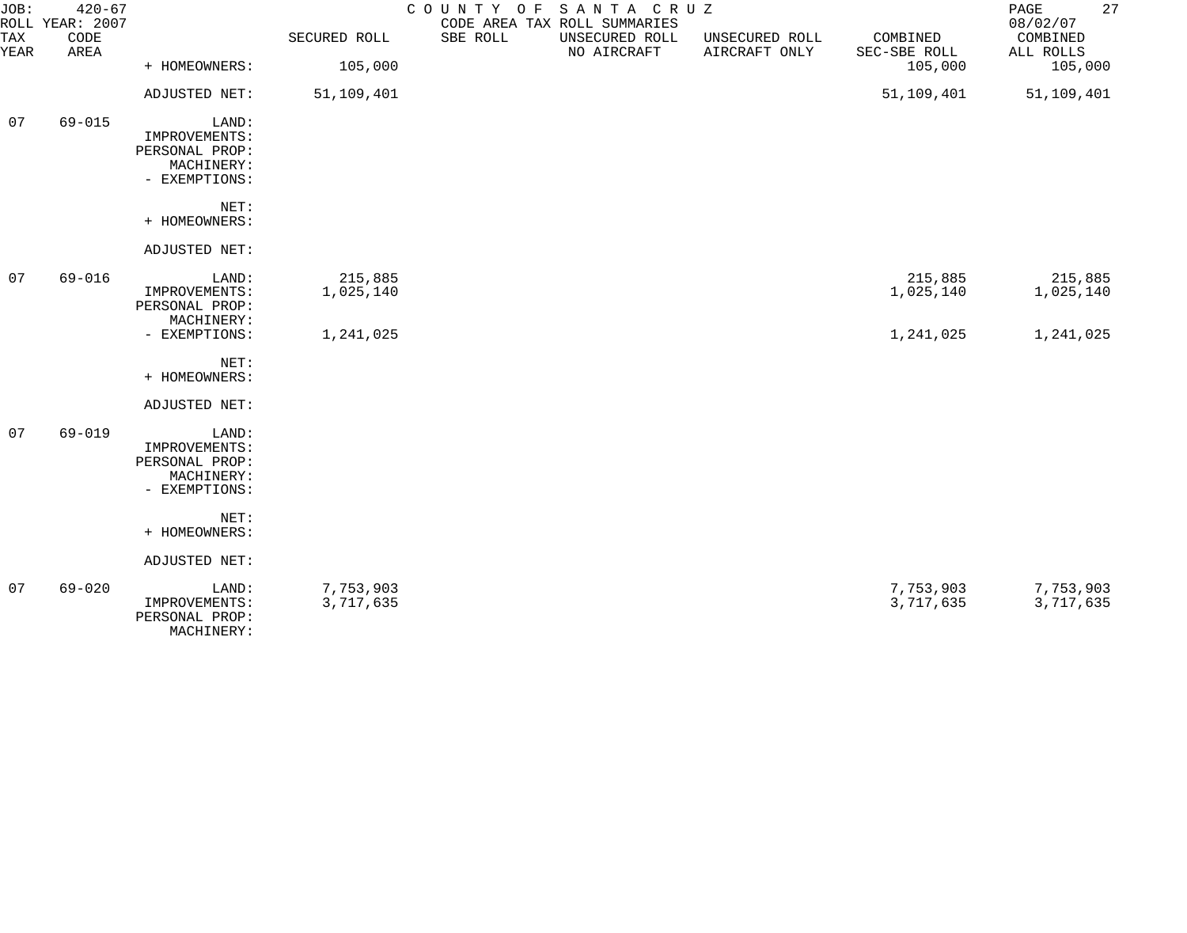JOB: 420-67 COUNTY OF SANTA CRUZ
ROLL YEAR: 2007 CODE AREA TAX ROLL SUMMARIES 08/02/07

| TAX YEAR | CODE AREA | | SECURED ROLL | SBE ROLL | UNSECURED ROLL NO AIRCRAFT | UNSECURED ROLL AIRCRAFT ONLY | COMBINED SEC-SBE ROLL | COMBINED ALL ROLLS |
|---|---|---|---|---|---|---|---|---|
| | | + HOMEOWNERS: | 105,000 | | | | 105,000 | 105,000 |
| | | ADJUSTED NET: | 51,109,401 | | | | 51,109,401 | 51,109,401 |
| 07 | 69-015 | LAND: | | | | | | |
| | | IMPROVEMENTS: | | | | | | |
| | | PERSONAL PROP: | | | | | | |
| | | MACHINERY: | | | | | | |
| | | - EXEMPTIONS: | | | | | | |
| | | NET: | | | | | | |
| | | + HOMEOWNERS: | | | | | | |
| | | ADJUSTED NET: | | | | | | |
| 07 | 69-016 | LAND: | 215,885 | | | | 215,885 | 215,885 |
| | | IMPROVEMENTS: | 1,025,140 | | | | 1,025,140 | 1,025,140 |
| | | PERSONAL PROP: | | | | | | |
| | | MACHINERY: | | | | | | |
| | | - EXEMPTIONS: | 1,241,025 | | | | 1,241,025 | 1,241,025 |
| | | NET: | | | | | | |
| | | + HOMEOWNERS: | | | | | | |
| | | ADJUSTED NET: | | | | | | |
| 07 | 69-019 | LAND: | | | | | | |
| | | IMPROVEMENTS: | | | | | | |
| | | PERSONAL PROP: | | | | | | |
| | | MACHINERY: | | | | | | |
| | | - EXEMPTIONS: | | | | | | |
| | | NET: | | | | | | |
| | | + HOMEOWNERS: | | | | | | |
| | | ADJUSTED NET: | | | | | | |
| 07 | 69-020 | LAND: | 7,753,903 | | | | 7,753,903 | 7,753,903 |
| | | IMPROVEMENTS: | 3,717,635 | | | | 3,717,635 | 3,717,635 |
| | | PERSONAL PROP: | | | | | | |
| | | MACHINERY: | | | | | | |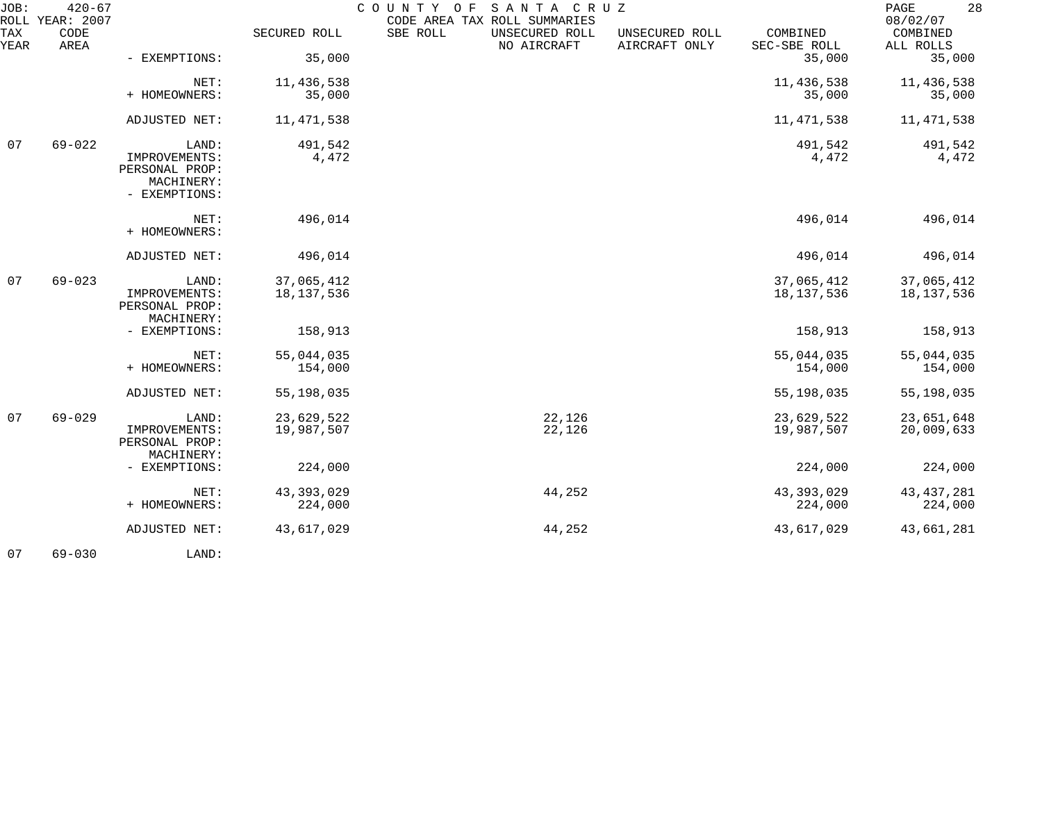JOB: 420-67 COUNTY OF SANTA CRUZ 08/02/07
ROLL YEAR: 2007 CODE AREA TAX ROLL SUMMARIES

| TAX YEAR | CODE AREA | | SECURED ROLL | SBE ROLL | UNSECURED ROLL NO AIRCRAFT | UNSECURED ROLL AIRCRAFT ONLY | COMBINED SEC-SBE ROLL | COMBINED ALL ROLLS |
|---|---|---|---|---|---|---|---|---|
| | | - EXEMPTIONS: | 35,000 | | | | 35,000 | 35,000 |
| | | NET: | 11,436,538 | | | | 11,436,538 | 11,436,538 |
| | | + HOMEOWNERS: | 35,000 | | | | 35,000 | 35,000 |
| | | ADJUSTED NET: | 11,471,538 | | | | 11,471,538 | 11,471,538 |
| 07 | 69-022 | LAND: | 491,542 | | | | 491,542 | 491,542 |
| | | IMPROVEMENTS: | 4,472 | | | | 4,472 | 4,472 |
| | | PERSONAL PROP: | | | | | | |
| | | MACHINERY: | | | | | | |
| | | - EXEMPTIONS: | | | | | | |
| | | NET: | 496,014 | | | | 496,014 | 496,014 |
| | | + HOMEOWNERS: | | | | | | |
| | | ADJUSTED NET: | 496,014 | | | | 496,014 | 496,014 |
| 07 | 69-023 | LAND: | 37,065,412 | | | | 37,065,412 | 37,065,412 |
| | | IMPROVEMENTS: | 18,137,536 | | | | 18,137,536 | 18,137,536 |
| | | PERSONAL PROP: | | | | | | |
| | | MACHINERY: | | | | | | |
| | | - EXEMPTIONS: | 158,913 | | | | 158,913 | 158,913 |
| | | NET: | 55,044,035 | | | | 55,044,035 | 55,044,035 |
| | | + HOMEOWNERS: | 154,000 | | | | 154,000 | 154,000 |
| | | ADJUSTED NET: | 55,198,035 | | | | 55,198,035 | 55,198,035 |
| 07 | 69-029 | LAND: | 23,629,522 | | 22,126 | | 23,629,522 | 23,651,648 |
| | | IMPROVEMENTS: | 19,987,507 | | 22,126 | | 19,987,507 | 20,009,633 |
| | | PERSONAL PROP: | | | | | | |
| | | MACHINERY: | | | | | | |
| | | - EXEMPTIONS: | 224,000 | | | | 224,000 | 224,000 |
| | | NET: | 43,393,029 | | 44,252 | | 43,393,029 | 43,437,281 |
| | | + HOMEOWNERS: | 224,000 | | | | 224,000 | 224,000 |
| | | ADJUSTED NET: | 43,617,029 | | 44,252 | | 43,617,029 | 43,661,281 |
| 07 | 69-030 | LAND: | | | | | | |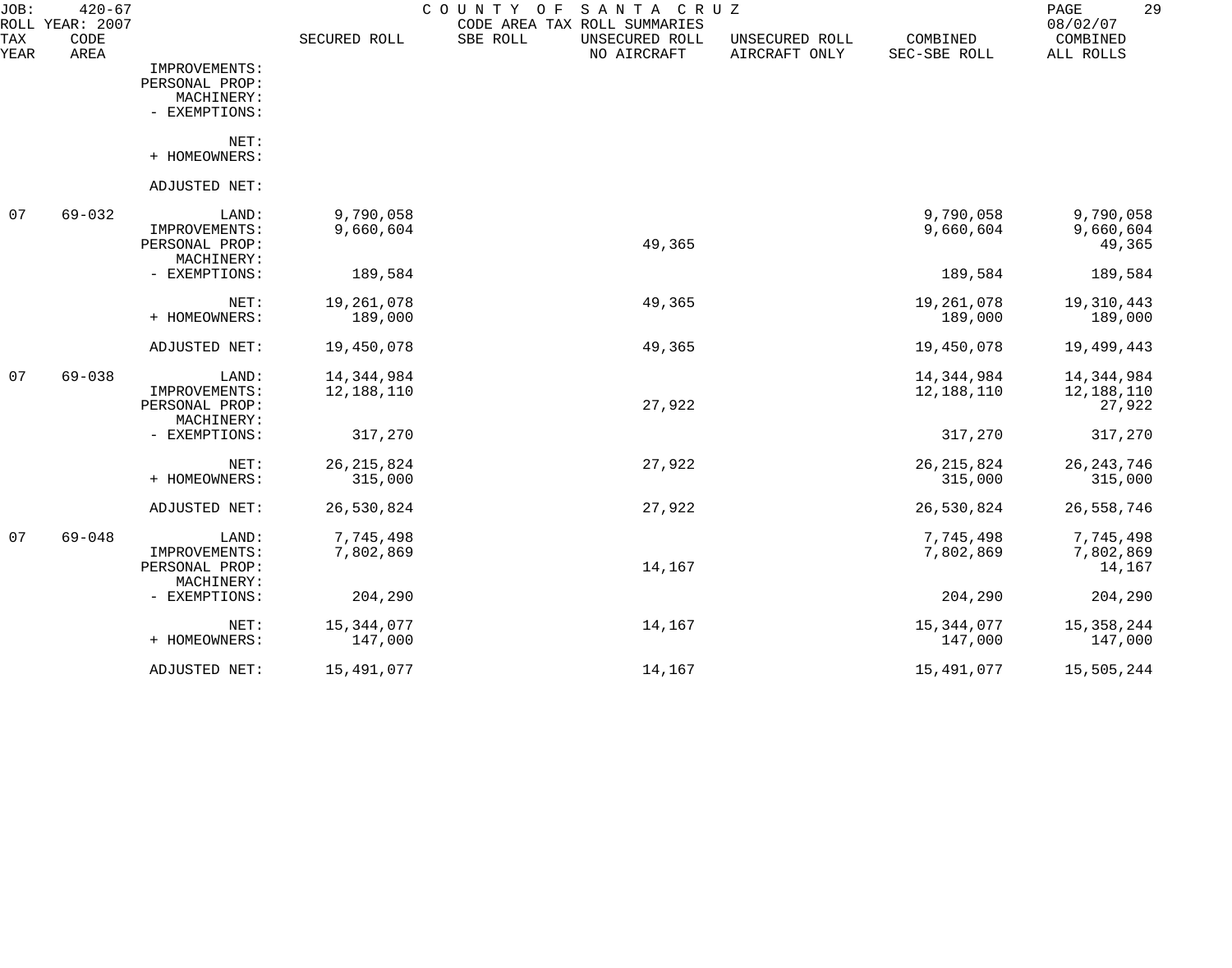JOB: 420-67 COUNTY OF SANTA CRUZ
ROLL YEAR: 2007 CODE AREA TAX ROLL SUMMARIES 08/02/07

| TAX YEAR | CODE AREA | | SECURED ROLL | SBE ROLL | UNSECURED ROLL NO AIRCRAFT | UNSECURED ROLL AIRCRAFT ONLY | COMBINED SEC-SBE ROLL | COMBINED ALL ROLLS |
|---|---|---|---|---|---|---|---|---|
| | | IMPROVEMENTS: | | | | | | |
| | | PERSONAL PROP: | | | | | | |
| | | MACHINERY: | | | | | | |
| | | - EXEMPTIONS: | | | | | | |
| | | NET: | | | | | | |
| | | + HOMEOWNERS: | | | | | | |
| | | ADJUSTED NET: | | | | | | |
| 07 | 69-032 | LAND: | 9,790,058 | | | | 9,790,058 | 9,790,058 |
| | | IMPROVEMENTS: | 9,660,604 | | | | 9,660,604 | 9,660,604 |
| | | PERSONAL PROP: | | | 49,365 | | | 49,365 |
| | | MACHINERY: | | | | | | |
| | | - EXEMPTIONS: | 189,584 | | | | 189,584 | 189,584 |
| | | NET: | 19,261,078 | | 49,365 | | 19,261,078 | 19,310,443 |
| | | + HOMEOWNERS: | 189,000 | | | | 189,000 | 189,000 |
| | | ADJUSTED NET: | 19,450,078 | | 49,365 | | 19,450,078 | 19,499,443 |
| 07 | 69-038 | LAND: | 14,344,984 | | | | 14,344,984 | 14,344,984 |
| | | IMPROVEMENTS: | 12,188,110 | | | | 12,188,110 | 12,188,110 |
| | | PERSONAL PROP: | | | 27,922 | | | 27,922 |
| | | MACHINERY: | | | | | | |
| | | - EXEMPTIONS: | 317,270 | | | | 317,270 | 317,270 |
| | | NET: | 26,215,824 | | 27,922 | | 26,215,824 | 26,243,746 |
| | | + HOMEOWNERS: | 315,000 | | | | 315,000 | 315,000 |
| | | ADJUSTED NET: | 26,530,824 | | 27,922 | | 26,530,824 | 26,558,746 |
| 07 | 69-048 | LAND: | 7,745,498 | | | | 7,745,498 | 7,745,498 |
| | | IMPROVEMENTS: | 7,802,869 | | | | 7,802,869 | 7,802,869 |
| | | PERSONAL PROP: | | | 14,167 | | | 14,167 |
| | | MACHINERY: | | | | | | |
| | | - EXEMPTIONS: | 204,290 | | | | 204,290 | 204,290 |
| | | NET: | 15,344,077 | | 14,167 | | 15,344,077 | 15,358,244 |
| | | + HOMEOWNERS: | 147,000 | | | | 147,000 | 147,000 |
| | | ADJUSTED NET: | 15,491,077 | | 14,167 | | 15,491,077 | 15,505,244 |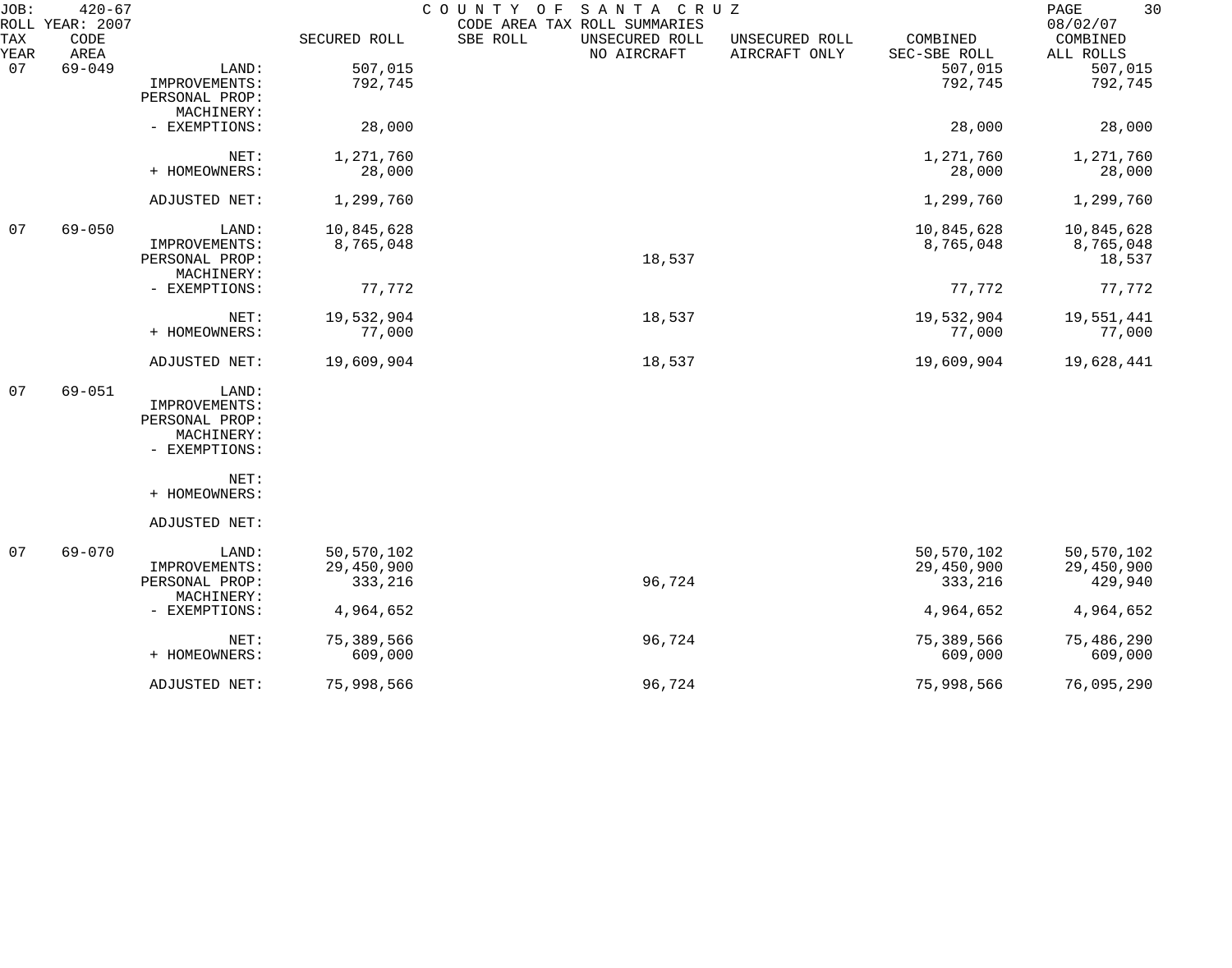JOB: 420-67 COUNTY OF SANTA CRUZ
ROLL YEAR: 2007 CODE AREA TAX ROLL SUMMARIES 08/02/07

| TAX YEAR | CODE AREA | | SECURED ROLL | SBE ROLL | UNSECURED ROLL NO AIRCRAFT | UNSECURED ROLL AIRCRAFT ONLY | COMBINED SEC-SBE ROLL | COMBINED ALL ROLLS |
|---|---|---|---|---|---|---|---|---|
| 07 | 69-049 | LAND: | 507,015 | | | | 507,015 | 507,015 |
| | | IMPROVEMENTS: | 792,745 | | | | 792,745 | 792,745 |
| | | PERSONAL PROP: | | | | | | |
| | | MACHINERY: | | | | | | |
| | | - EXEMPTIONS: | 28,000 | | | | 28,000 | 28,000 |
| | | NET: | 1,271,760 | | | | 1,271,760 | 1,271,760 |
| | | + HOMEOWNERS: | 28,000 | | | | 28,000 | 28,000 |
| | | ADJUSTED NET: | 1,299,760 | | | | 1,299,760 | 1,299,760 |
| 07 | 69-050 | LAND: | 10,845,628 | | | | 10,845,628 | 10,845,628 |
| | | IMPROVEMENTS: | 8,765,048 | | | | 8,765,048 | 8,765,048 |
| | | PERSONAL PROP: | | | 18,537 | | | 18,537 |
| | | MACHINERY: | | | | | | |
| | | - EXEMPTIONS: | 77,772 | | | | 77,772 | 77,772 |
| | | NET: | 19,532,904 | | 18,537 | | 19,532,904 | 19,551,441 |
| | | + HOMEOWNERS: | 77,000 | | | | 77,000 | 77,000 |
| | | ADJUSTED NET: | 19,609,904 | | 18,537 | | 19,609,904 | 19,628,441 |
| 07 | 69-051 | LAND: | | | | | | |
| | | IMPROVEMENTS: | | | | | | |
| | | PERSONAL PROP: | | | | | | |
| | | MACHINERY: | | | | | | |
| | | - EXEMPTIONS: | | | | | | |
| | | NET: | | | | | | |
| | | + HOMEOWNERS: | | | | | | |
| | | ADJUSTED NET: | | | | | | |
| 07 | 69-070 | LAND: | 50,570,102 | | | | 50,570,102 | 50,570,102 |
| | | IMPROVEMENTS: | 29,450,900 | | | | 29,450,900 | 29,450,900 |
| | | PERSONAL PROP: | 333,216 | | 96,724 | | 333,216 | 429,940 |
| | | MACHINERY: | | | | | | |
| | | - EXEMPTIONS: | 4,964,652 | | | | 4,964,652 | 4,964,652 |
| | | NET: | 75,389,566 | | 96,724 | | 75,389,566 | 75,486,290 |
| | | + HOMEOWNERS: | 609,000 | | | | 609,000 | 609,000 |
| | | ADJUSTED NET: | 75,998,566 | | 96,724 | | 75,998,566 | 76,095,290 |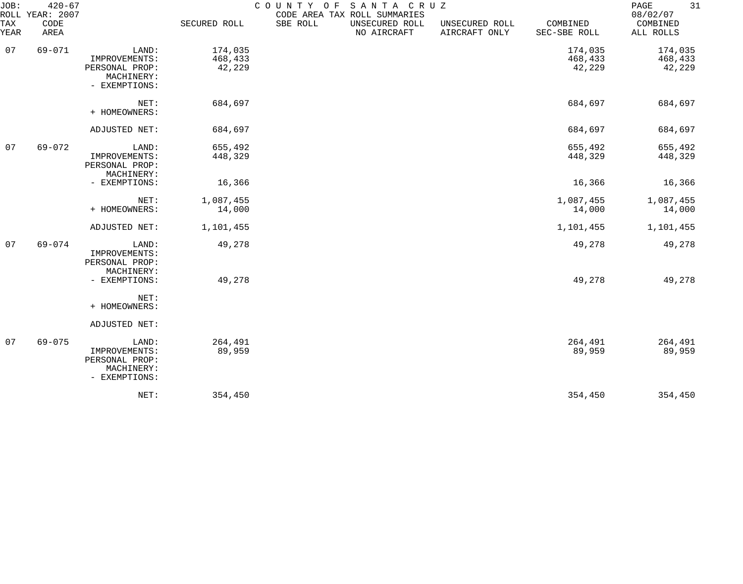JOB: 420-67 COUNTY OF SANTA CRUZ
ROLL YEAR: 2007 CODE AREA TAX ROLL SUMMARIES 08/02/07

| TAX YEAR | CODE AREA | | SECURED ROLL | SBE ROLL | UNSECURED ROLL NO AIRCRAFT | UNSECURED ROLL AIRCRAFT ONLY | COMBINED SEC-SBE ROLL | COMBINED ALL ROLLS |
|---|---|---|---|---|---|---|---|---|
| 07 | 69-071 | LAND: | 174,035 | | | | 174,035 | 174,035 |
| | | IMPROVEMENTS: | 468,433 | | | | 468,433 | 468,433 |
| | | PERSONAL PROP: | 42,229 | | | | 42,229 | 42,229 |
| | | MACHINERY: | | | | | | |
| | | - EXEMPTIONS: | | | | | | |
| | | NET: | 684,697 | | | | 684,697 | 684,697 |
| | | + HOMEOWNERS: | | | | | | |
| | | ADJUSTED NET: | 684,697 | | | | 684,697 | 684,697 |
| 07 | 69-072 | LAND: | 655,492 | | | | 655,492 | 655,492 |
| | | IMPROVEMENTS: | 448,329 | | | | 448,329 | 448,329 |
| | | PERSONAL PROP: | | | | | | |
| | | MACHINERY: | | | | | | |
| | | - EXEMPTIONS: | 16,366 | | | | 16,366 | 16,366 |
| | | NET: | 1,087,455 | | | | 1,087,455 | 1,087,455 |
| | | + HOMEOWNERS: | 14,000 | | | | 14,000 | 14,000 |
| | | ADJUSTED NET: | 1,101,455 | | | | 1,101,455 | 1,101,455 |
| 07 | 69-074 | LAND: | 49,278 | | | | 49,278 | 49,278 |
| | | IMPROVEMENTS: | | | | | | |
| | | PERSONAL PROP: | | | | | | |
| | | MACHINERY: | | | | | | |
| | | - EXEMPTIONS: | 49,278 | | | | 49,278 | 49,278 |
| | | NET: | | | | | | |
| | | + HOMEOWNERS: | | | | | | |
| | | ADJUSTED NET: | | | | | | |
| 07 | 69-075 | LAND: | 264,491 | | | | 264,491 | 264,491 |
| | | IMPROVEMENTS: | 89,959 | | | | 89,959 | 89,959 |
| | | PERSONAL PROP: | | | | | | |
| | | MACHINERY: | | | | | | |
| | | - EXEMPTIONS: | | | | | | |
| | | NET: | 354,450 | | | | 354,450 | 354,450 |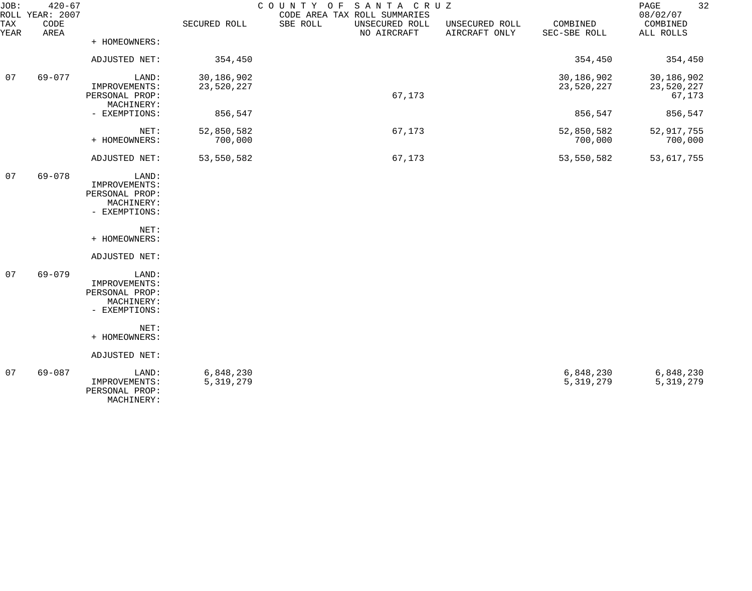JOB: 420-67 COUNTY OF SANTA CRUZ
ROLL YEAR: 2007 CODE AREA TAX ROLL SUMMARIES 08/02/07

| TAX YEAR | CODE AREA | | SECURED ROLL | SBE ROLL | UNSECURED ROLL NO AIRCRAFT | UNSECURED ROLL AIRCRAFT ONLY | COMBINED SEC-SBE ROLL | COMBINED ALL ROLLS |
|---|---|---|---|---|---|---|---|---|
| | | + HOMEOWNERS: | | | | | | |
| | | ADJUSTED NET: | 354,450 | | | | 354,450 | 354,450 |
| 07 | 69-077 | LAND: | 30,186,902 | | | | 30,186,902 | 30,186,902 |
| | | IMPROVEMENTS: | 23,520,227 | | | | 23,520,227 | 23,520,227 |
| | | PERSONAL PROP: | | | 67,173 | | | 67,173 |
| | | MACHINERY: | | | | | | |
| | | - EXEMPTIONS: | 856,547 | | | | 856,547 | 856,547 |
| | | NET: | 52,850,582 | | 67,173 | | 52,850,582 | 52,917,755 |
| | | + HOMEOWNERS: | 700,000 | | | | 700,000 | 700,000 |
| | | ADJUSTED NET: | 53,550,582 | | 67,173 | | 53,550,582 | 53,617,755 |
| 07 | 69-078 | LAND: | | | | | | |
| | | IMPROVEMENTS: | | | | | | |
| | | PERSONAL PROP: | | | | | | |
| | | MACHINERY: | | | | | | |
| | | - EXEMPTIONS: | | | | | | |
| | | NET: | | | | | | |
| | | + HOMEOWNERS: | | | | | | |
| | | ADJUSTED NET: | | | | | | |
| 07 | 69-079 | LAND: | | | | | | |
| | | IMPROVEMENTS: | | | | | | |
| | | PERSONAL PROP: | | | | | | |
| | | MACHINERY: | | | | | | |
| | | - EXEMPTIONS: | | | | | | |
| | | NET: | | | | | | |
| | | + HOMEOWNERS: | | | | | | |
| | | ADJUSTED NET: | | | | | | |
| 07 | 69-087 | LAND: | 6,848,230 | | | | 6,848,230 | 6,848,230 |
| | | IMPROVEMENTS: | 5,319,279 | | | | 5,319,279 | 5,319,279 |
| | | PERSONAL PROP: | | | | | | |
| | | MACHINERY: | | | | | | |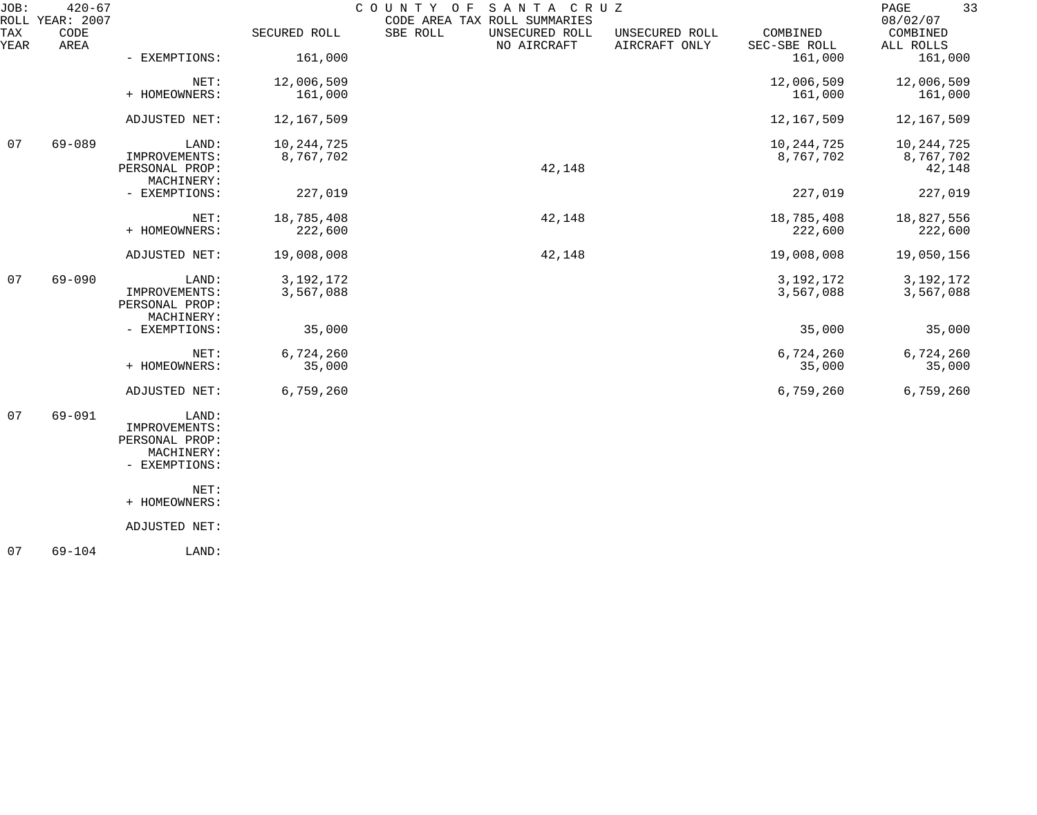JOB: 420-67 COUNTY OF SANTA CRUZ
ROLL YEAR: 2007 CODE AREA TAX ROLL SUMMARIES 08/02/07

| TAX YEAR | CODE AREA | | SECURED ROLL | SBE ROLL | UNSECURED ROLL NO AIRCRAFT | UNSECURED ROLL AIRCRAFT ONLY | COMBINED SEC-SBE ROLL | COMBINED ALL ROLLS |
|---|---|---|---|---|---|---|---|---|
| | | - EXEMPTIONS: | 161,000 | | | | 161,000 | 161,000 |
| | | NET: | 12,006,509 | | | | 12,006,509 | 12,006,509 |
| | | + HOMEOWNERS: | 161,000 | | | | 161,000 | 161,000 |
| | | ADJUSTED NET: | 12,167,509 | | | | 12,167,509 | 12,167,509 |
| 07 | 69-089 | LAND: | 10,244,725 | | | | 10,244,725 | 10,244,725 |
| | | IMPROVEMENTS: | 8,767,702 | | | | 8,767,702 | 8,767,702 |
| | | PERSONAL PROP: | | | 42,148 | | | 42,148 |
| | | MACHINERY: | | | | | | |
| | | - EXEMPTIONS: | 227,019 | | | | 227,019 | 227,019 |
| | | NET: | 18,785,408 | | 42,148 | | 18,785,408 | 18,827,556 |
| | | + HOMEOWNERS: | 222,600 | | | | 222,600 | 222,600 |
| | | ADJUSTED NET: | 19,008,008 | | 42,148 | | 19,008,008 | 19,050,156 |
| 07 | 69-090 | LAND: | 3,192,172 | | | | 3,192,172 | 3,192,172 |
| | | IMPROVEMENTS: | 3,567,088 | | | | 3,567,088 | 3,567,088 |
| | | PERSONAL PROP: | | | | | | |
| | | MACHINERY: | | | | | | |
| | | - EXEMPTIONS: | 35,000 | | | | 35,000 | 35,000 |
| | | NET: | 6,724,260 | | | | 6,724,260 | 6,724,260 |
| | | + HOMEOWNERS: | 35,000 | | | | 35,000 | 35,000 |
| | | ADJUSTED NET: | 6,759,260 | | | | 6,759,260 | 6,759,260 |
| 07 | 69-091 | LAND: | | | | | | |
| | | IMPROVEMENTS: | | | | | | |
| | | PERSONAL PROP: | | | | | | |
| | | MACHINERY: | | | | | | |
| | | - EXEMPTIONS: | | | | | | |
| | | NET: | | | | | | |
| | | + HOMEOWNERS: | | | | | | |
| | | ADJUSTED NET: | | | | | | |
| 07 | 69-104 | LAND: | | | | | | |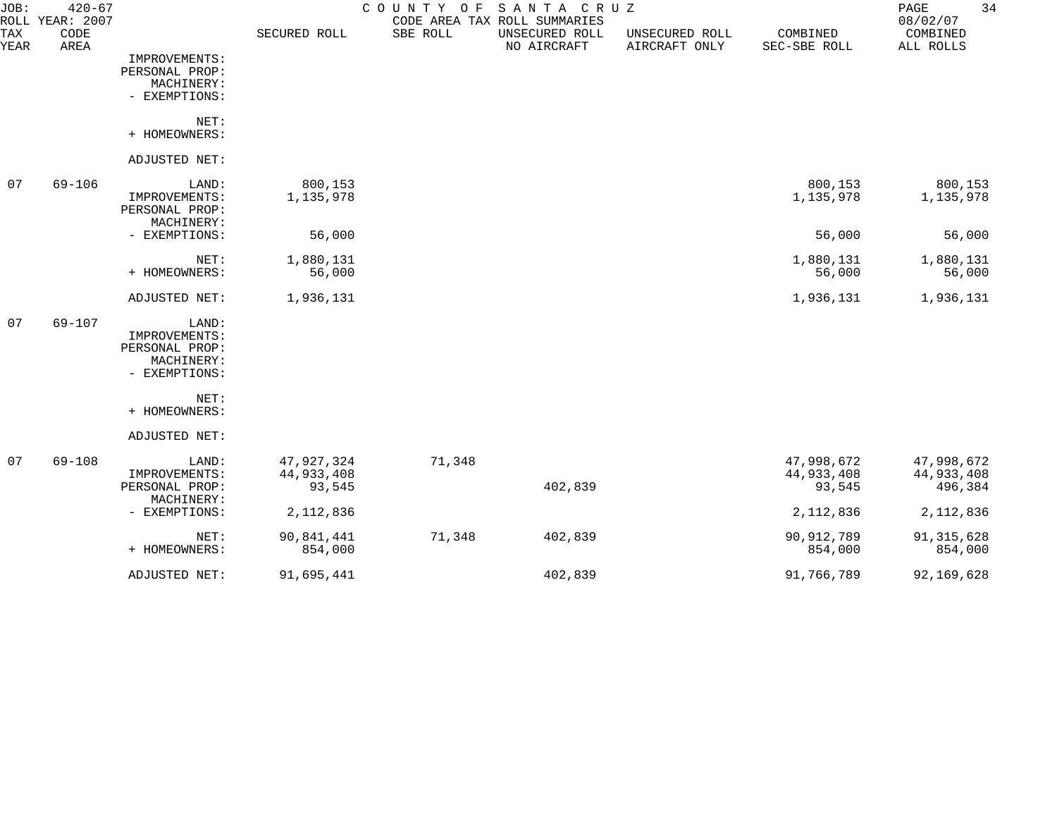JOB: 420-67 — COUNTY OF SANTA CRUZ — CODE AREA TAX ROLL SUMMARIES
ROLL YEAR: 2007 — 08/02/07

| TAX YEAR | CODE AREA | | SECURED ROLL | SBE ROLL | UNSECURED ROLL NO AIRCRAFT | UNSECURED ROLL AIRCRAFT ONLY | COMBINED SEC-SBE ROLL | COMBINED ALL ROLLS |
|---|---|---|---|---|---|---|---|---|
| | | IMPROVEMENTS: | | | | | | |
| | | PERSONAL PROP: | | | | | | |
| | | MACHINERY: | | | | | | |
| | | - EXEMPTIONS: | | | | | | |
| | | NET: | | | | | | |
| | | + HOMEOWNERS: | | | | | | |
| | | ADJUSTED NET: | | | | | | |
| 07 | 69-106 | LAND: | 800,153 | | | | 800,153 | 800,153 |
| | | IMPROVEMENTS: | 1,135,978 | | | | 1,135,978 | 1,135,978 |
| | | PERSONAL PROP: | | | | | | |
| | | MACHINERY: | | | | | | |
| | | - EXEMPTIONS: | 56,000 | | | | 56,000 | 56,000 |
| | | NET: | 1,880,131 | | | | 1,880,131 | 1,880,131 |
| | | + HOMEOWNERS: | 56,000 | | | | 56,000 | 56,000 |
| | | ADJUSTED NET: | 1,936,131 | | | | 1,936,131 | 1,936,131 |
| 07 | 69-107 | LAND: | | | | | | |
| | | IMPROVEMENTS: | | | | | | |
| | | PERSONAL PROP: | | | | | | |
| | | MACHINERY: | | | | | | |
| | | - EXEMPTIONS: | | | | | | |
| | | NET: | | | | | | |
| | | + HOMEOWNERS: | | | | | | |
| | | ADJUSTED NET: | | | | | | |
| 07 | 69-108 | LAND: | 47,927,324 | 71,348 | | | 47,998,672 | 47,998,672 |
| | | IMPROVEMENTS: | 44,933,408 | | | | 44,933,408 | 44,933,408 |
| | | PERSONAL PROP: | 93,545 | | 402,839 | | 93,545 | 496,384 |
| | | MACHINERY: | | | | | | |
| | | - EXEMPTIONS: | 2,112,836 | | | | 2,112,836 | 2,112,836 |
| | | NET: | 90,841,441 | 71,348 | 402,839 | | 90,912,789 | 91,315,628 |
| | | + HOMEOWNERS: | 854,000 | | | | 854,000 | 854,000 |
| | | ADJUSTED NET: | 91,695,441 | | 402,839 | | 91,766,789 | 92,169,628 |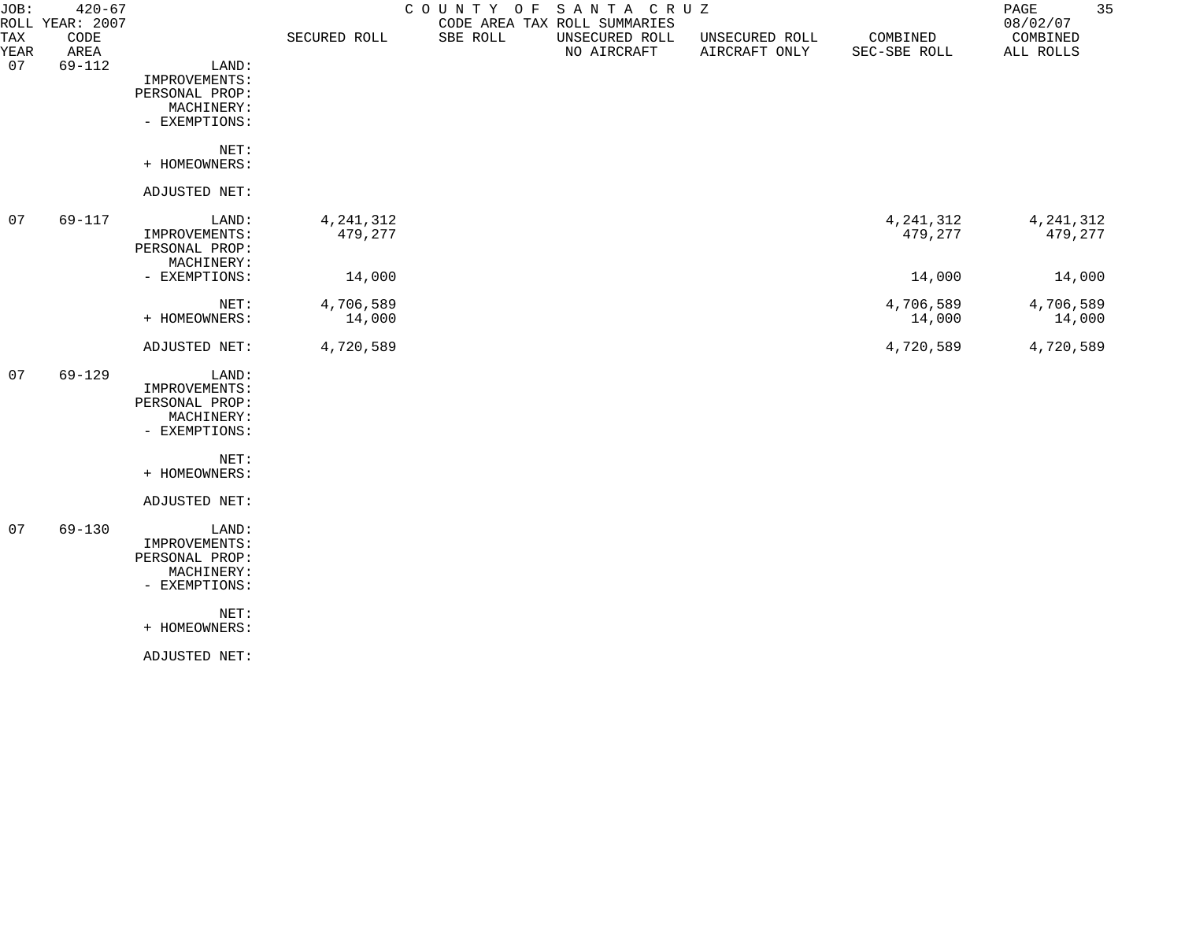JOB: 420-67
ROLL YEAR: 2007

COUNTY OF SANTA CRUZ
CODE AREA TAX ROLL SUMMARIES

08/02/07

| TAX YEAR | CODE AREA | | SECURED ROLL | SBE ROLL | UNSECURED ROLL NO AIRCRAFT | UNSECURED ROLL AIRCRAFT ONLY | COMBINED SEC-SBE ROLL | COMBINED ALL ROLLS |
|---|---|---|---|---|---|---|---|---|
| 07 | 69-112 | LAND: | | | | | | |
| | | IMPROVEMENTS: | | | | | | |
| | | PERSONAL PROP: | | | | | | |
| | | MACHINERY: | | | | | | |
| | | - EXEMPTIONS: | | | | | | |
| | | NET: | | | | | | |
| | | + HOMEOWNERS: | | | | | | |
| | | ADJUSTED NET: | | | | | | |
| 07 | 69-117 | LAND: | 4,241,312 | | | | 4,241,312 | 4,241,312 |
| | | IMPROVEMENTS: | 479,277 | | | | 479,277 | 479,277 |
| | | PERSONAL PROP: | | | | | | |
| | | MACHINERY: | | | | | | |
| | | - EXEMPTIONS: | 14,000 | | | | 14,000 | 14,000 |
| | | NET: | 4,706,589 | | | | 4,706,589 | 4,706,589 |
| | | + HOMEOWNERS: | 14,000 | | | | 14,000 | 14,000 |
| | | ADJUSTED NET: | 4,720,589 | | | | 4,720,589 | 4,720,589 |
| 07 | 69-129 | LAND: | | | | | | |
| | | IMPROVEMENTS: | | | | | | |
| | | PERSONAL PROP: | | | | | | |
| | | MACHINERY: | | | | | | |
| | | - EXEMPTIONS: | | | | | | |
| | | NET: | | | | | | |
| | | + HOMEOWNERS: | | | | | | |
| | | ADJUSTED NET: | | | | | | |
| 07 | 69-130 | LAND: | | | | | | |
| | | IMPROVEMENTS: | | | | | | |
| | | PERSONAL PROP: | | | | | | |
| | | MACHINERY: | | | | | | |
| | | - EXEMPTIONS: | | | | | | |
| | | NET: | | | | | | |
| | | + HOMEOWNERS: | | | | | | |
| | | ADJUSTED NET: | | | | | | |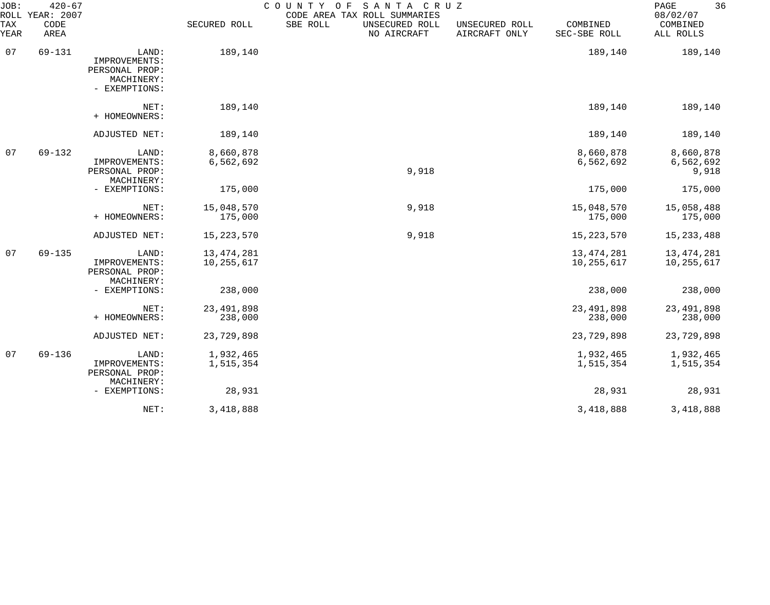JOB: 420-67 COUNTY OF SANTA CRUZ
ROLL YEAR: 2007 CODE AREA TAX ROLL SUMMARIES 08/02/07

| TAX YEAR | CODE AREA | | SECURED ROLL | SBE ROLL | UNSECURED ROLL NO AIRCRAFT | UNSECURED ROLL AIRCRAFT ONLY | COMBINED SEC-SBE ROLL | COMBINED ALL ROLLS |
|---|---|---|---|---|---|---|---|---|
| 07 | 69-131 | LAND: | 189,140 | | | | 189,140 | 189,140 |
| | | IMPROVEMENTS: | | | | | | |
| | | PERSONAL PROP: | | | | | | |
| | | MACHINERY: | | | | | | |
| | | - EXEMPTIONS: | | | | | | |
| | | NET: | 189,140 | | | | 189,140 | 189,140 |
| | | + HOMEOWNERS: | | | | | | |
| | | ADJUSTED NET: | 189,140 | | | | 189,140 | 189,140 |
| 07 | 69-132 | LAND: | 8,660,878 | | | | 8,660,878 | 8,660,878 |
| | | IMPROVEMENTS: | 6,562,692 | | | | 6,562,692 | 6,562,692 |
| | | PERSONAL PROP: | | | 9,918 | | | 9,918 |
| | | MACHINERY: | | | | | | |
| | | - EXEMPTIONS: | 175,000 | | | | 175,000 | 175,000 |
| | | NET: | 15,048,570 | | 9,918 | | 15,048,570 | 15,058,488 |
| | | + HOMEOWNERS: | 175,000 | | | | 175,000 | 175,000 |
| | | ADJUSTED NET: | 15,223,570 | | 9,918 | | 15,223,570 | 15,233,488 |
| 07 | 69-135 | LAND: | 13,474,281 | | | | 13,474,281 | 13,474,281 |
| | | IMPROVEMENTS: | 10,255,617 | | | | 10,255,617 | 10,255,617 |
| | | PERSONAL PROP: | | | | | | |
| | | MACHINERY: | | | | | | |
| | | - EXEMPTIONS: | 238,000 | | | | 238,000 | 238,000 |
| | | NET: | 23,491,898 | | | | 23,491,898 | 23,491,898 |
| | | + HOMEOWNERS: | 238,000 | | | | 238,000 | 238,000 |
| | | ADJUSTED NET: | 23,729,898 | | | | 23,729,898 | 23,729,898 |
| 07 | 69-136 | LAND: | 1,932,465 | | | | 1,932,465 | 1,932,465 |
| | | IMPROVEMENTS: | 1,515,354 | | | | 1,515,354 | 1,515,354 |
| | | PERSONAL PROP: | | | | | | |
| | | MACHINERY: | | | | | | |
| | | - EXEMPTIONS: | 28,931 | | | | 28,931 | 28,931 |
| | | NET: | 3,418,888 | | | | 3,418,888 | 3,418,888 |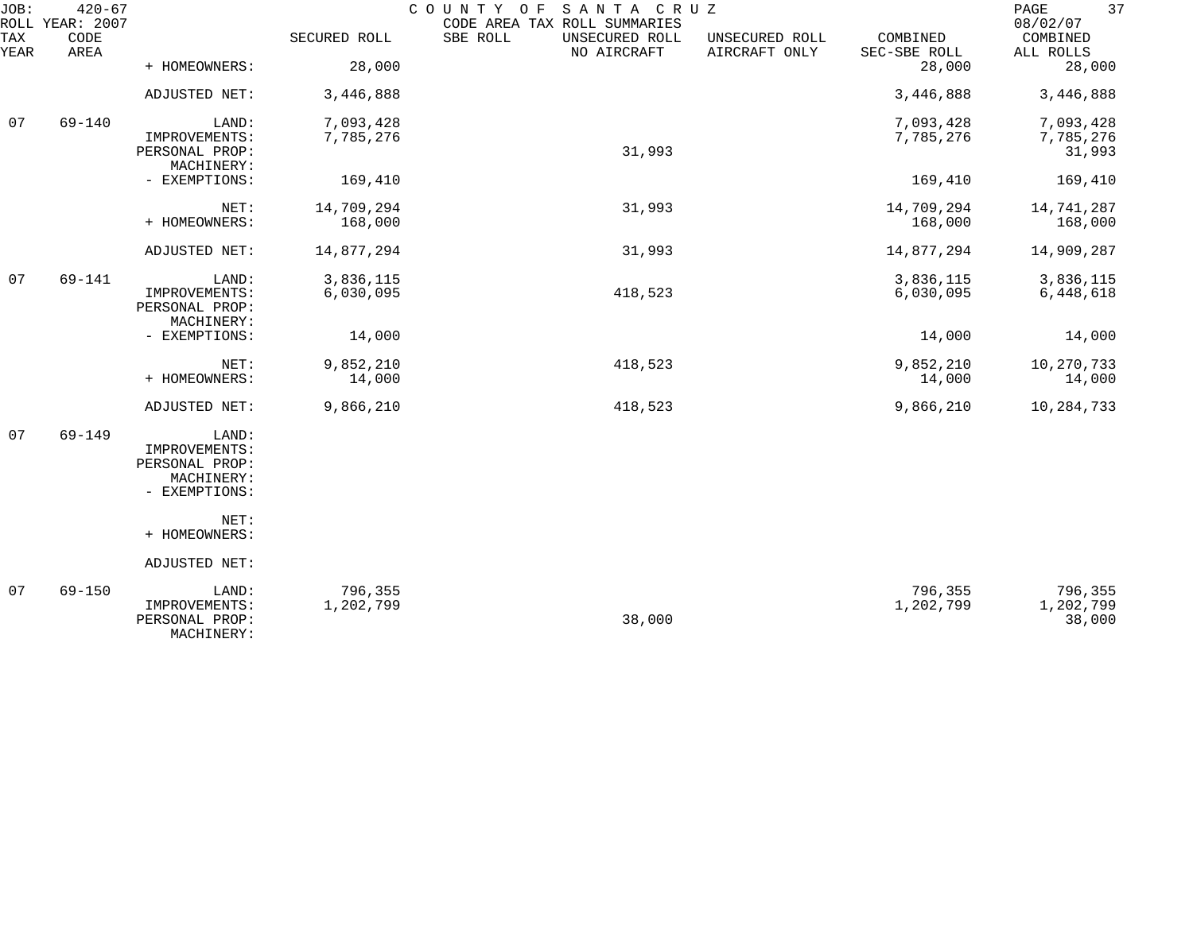JOB: 420-67 COUNTY OF SANTA CRUZ
ROLL YEAR: 2007 CODE AREA TAX ROLL SUMMARIES 08/02/07

| TAX YEAR | CODE AREA | | SECURED ROLL | SBE ROLL | UNSECURED ROLL NO AIRCRAFT | UNSECURED ROLL AIRCRAFT ONLY | COMBINED SEC-SBE ROLL | COMBINED ALL ROLLS |
|---|---|---|---|---|---|---|---|---|
| | | + HOMEOWNERS: | 28,000 | | | | 28,000 | 28,000 |
| | | ADJUSTED NET: | 3,446,888 | | | | 3,446,888 | 3,446,888 |
| 07 | 69-140 | LAND: | 7,093,428 | | | | 7,093,428 | 7,093,428 |
| | | IMPROVEMENTS: | 7,785,276 | | | | 7,785,276 | 7,785,276 |
| | | PERSONAL PROP: | | | 31,993 | | | 31,993 |
| | | MACHINERY: | | | | | | |
| | | - EXEMPTIONS: | 169,410 | | | | 169,410 | 169,410 |
| | | NET: | 14,709,294 | | 31,993 | | 14,709,294 | 14,741,287 |
| | | + HOMEOWNERS: | 168,000 | | | | 168,000 | 168,000 |
| | | ADJUSTED NET: | 14,877,294 | | 31,993 | | 14,877,294 | 14,909,287 |
| 07 | 69-141 | LAND: | 3,836,115 | | | | 3,836,115 | 3,836,115 |
| | | IMPROVEMENTS: | 6,030,095 | | 418,523 | | 6,030,095 | 6,448,618 |
| | | PERSONAL PROP: | | | | | | |
| | | MACHINERY: | | | | | | |
| | | - EXEMPTIONS: | 14,000 | | | | 14,000 | 14,000 |
| | | NET: | 9,852,210 | | 418,523 | | 9,852,210 | 10,270,733 |
| | | + HOMEOWNERS: | 14,000 | | | | 14,000 | 14,000 |
| | | ADJUSTED NET: | 9,866,210 | | 418,523 | | 9,866,210 | 10,284,733 |
| 07 | 69-149 | LAND: | | | | | | |
| | | IMPROVEMENTS: | | | | | | |
| | | PERSONAL PROP: | | | | | | |
| | | MACHINERY: | | | | | | |
| | | - EXEMPTIONS: | | | | | | |
| | | NET: | | | | | | |
| | | + HOMEOWNERS: | | | | | | |
| | | ADJUSTED NET: | | | | | | |
| 07 | 69-150 | LAND: | 796,355 | | | | 796,355 | 796,355 |
| | | IMPROVEMENTS: | 1,202,799 | | | | 1,202,799 | 1,202,799 |
| | | PERSONAL PROP: | | | 38,000 | | | 38,000 |
| | | MACHINERY: | | | | | | |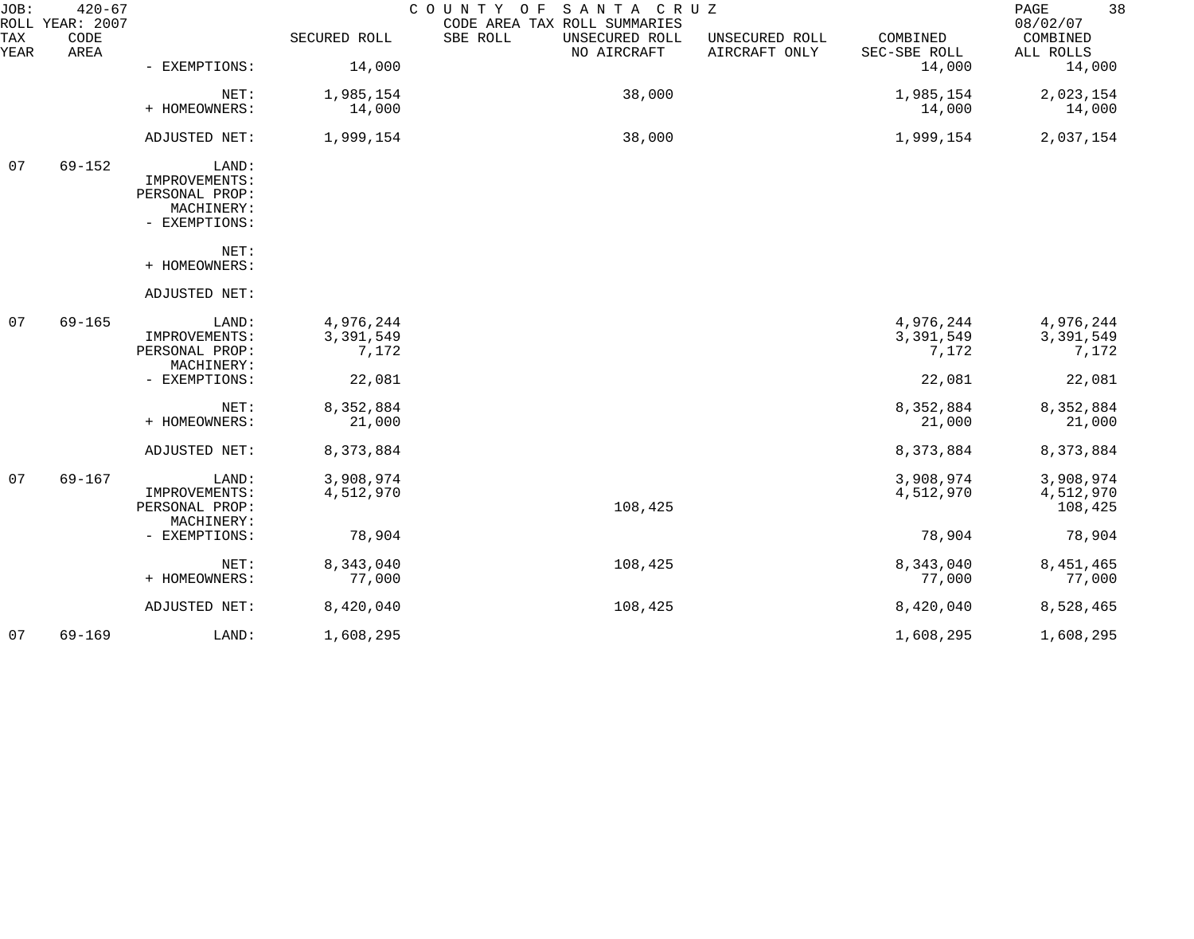JOB: 420-67 COUNTY OF SANTA CRUZ
ROLL YEAR: 2007 CODE AREA TAX ROLL SUMMARIES 08/02/07

| TAX YEAR | CODE AREA | | SECURED ROLL | SBE ROLL | UNSECURED ROLL NO AIRCRAFT | UNSECURED ROLL AIRCRAFT ONLY | COMBINED SEC-SBE ROLL | COMBINED ALL ROLLS |
|---|---|---|---|---|---|---|---|---|
| | | - EXEMPTIONS: | 14,000 | | | | 14,000 | 14,000 |
| | | NET: | 1,985,154 | | 38,000 | | 1,985,154 | 2,023,154 |
| | | + HOMEOWNERS: | 14,000 | | | | 14,000 | 14,000 |
| | | ADJUSTED NET: | 1,999,154 | | 38,000 | | 1,999,154 | 2,037,154 |
| 07 | 69-152 | LAND: | | | | | | |
| | | IMPROVEMENTS: | | | | | | |
| | | PERSONAL PROP: | | | | | | |
| | | MACHINERY: | | | | | | |
| | | - EXEMPTIONS: | | | | | | |
| | | NET: | | | | | | |
| | | + HOMEOWNERS: | | | | | | |
| | | ADJUSTED NET: | | | | | | |
| 07 | 69-165 | LAND: | 4,976,244 | | | | 4,976,244 | 4,976,244 |
| | | IMPROVEMENTS: | 3,391,549 | | | | 3,391,549 | 3,391,549 |
| | | PERSONAL PROP: | 7,172 | | | | 7,172 | 7,172 |
| | | MACHINERY: | | | | | | |
| | | - EXEMPTIONS: | 22,081 | | | | 22,081 | 22,081 |
| | | NET: | 8,352,884 | | | | 8,352,884 | 8,352,884 |
| | | + HOMEOWNERS: | 21,000 | | | | 21,000 | 21,000 |
| | | ADJUSTED NET: | 8,373,884 | | | | 8,373,884 | 8,373,884 |
| 07 | 69-167 | LAND: | 3,908,974 | | | | 3,908,974 | 3,908,974 |
| | | IMPROVEMENTS: | 4,512,970 | | | | 4,512,970 | 4,512,970 |
| | | PERSONAL PROP: | | | 108,425 | | | 108,425 |
| | | MACHINERY: | | | | | | |
| | | - EXEMPTIONS: | 78,904 | | | | 78,904 | 78,904 |
| | | NET: | 8,343,040 | | 108,425 | | 8,343,040 | 8,451,465 |
| | | + HOMEOWNERS: | 77,000 | | | | 77,000 | 77,000 |
| | | ADJUSTED NET: | 8,420,040 | | 108,425 | | 8,420,040 | 8,528,465 |
| 07 | 69-169 | LAND: | 1,608,295 | | | | 1,608,295 | 1,608,295 |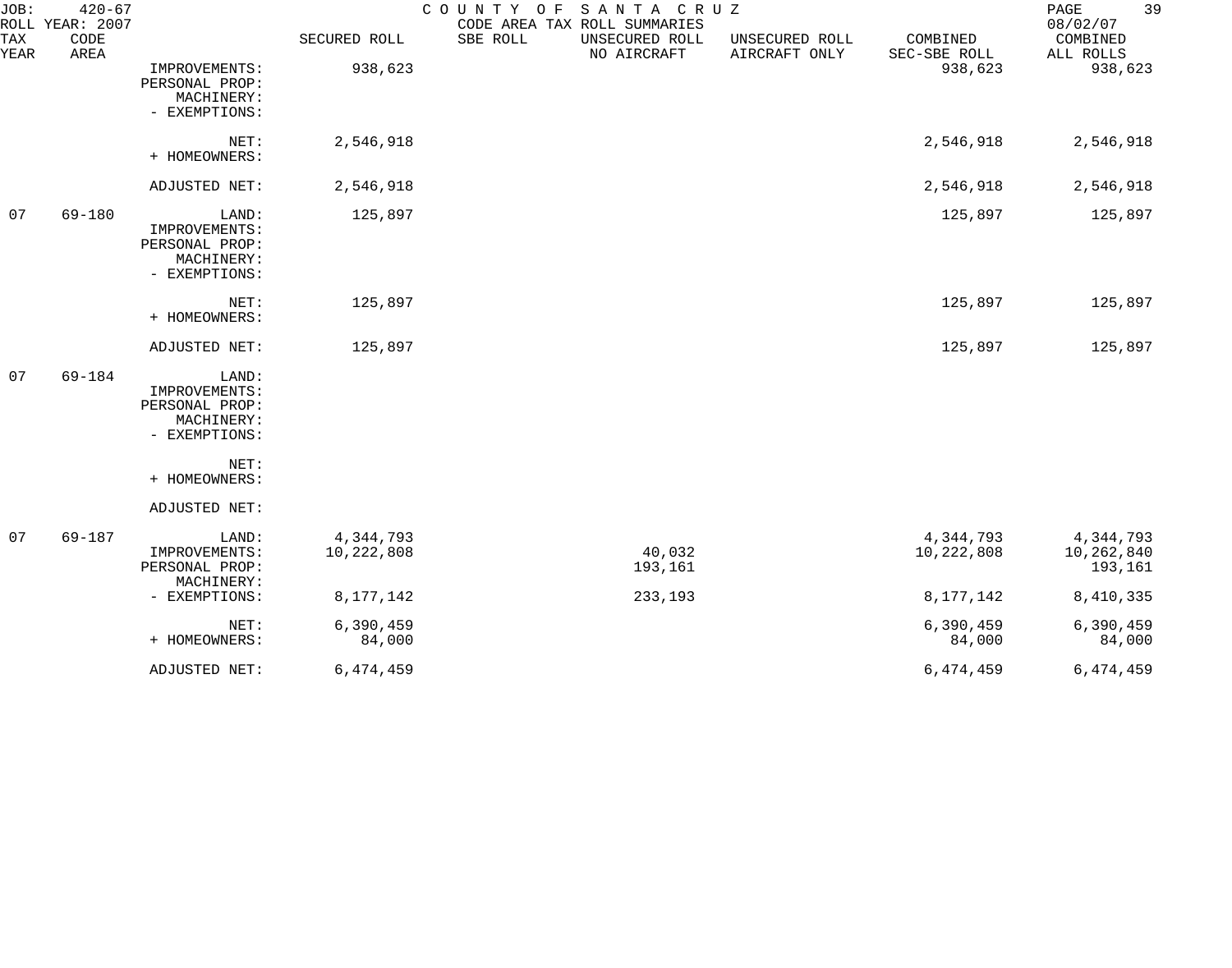JOB: 420-67 COUNTY OF SANTA CRUZ
ROLL YEAR: 2007 CODE AREA TAX ROLL SUMMARIES 08/02/07

| TAX YEAR | CODE AREA | | SECURED ROLL | SBE ROLL | UNSECURED ROLL NO AIRCRAFT | UNSECURED ROLL AIRCRAFT ONLY | COMBINED SEC-SBE ROLL | COMBINED ALL ROLLS |
|---|---|---|---|---|---|---|---|---|
| | | IMPROVEMENTS: | 938,623 | | | | 938,623 | 938,623 |
| | | PERSONAL PROP: | | | | | | |
| | | MACHINERY: | | | | | | |
| | | - EXEMPTIONS: | | | | | | |
| | | NET: | 2,546,918 | | | | 2,546,918 | 2,546,918 |
| | | + HOMEOWNERS: | | | | | | |
| | | ADJUSTED NET: | 2,546,918 | | | | 2,546,918 | 2,546,918 |
| 07 | 69-180 | LAND: | 125,897 | | | | 125,897 | 125,897 |
| | | IMPROVEMENTS: | | | | | | |
| | | PERSONAL PROP: | | | | | | |
| | | MACHINERY: | | | | | | |
| | | - EXEMPTIONS: | | | | | | |
| | | NET: | 125,897 | | | | 125,897 | 125,897 |
| | | + HOMEOWNERS: | | | | | | |
| | | ADJUSTED NET: | 125,897 | | | | 125,897 | 125,897 |
| 07 | 69-184 | LAND: | | | | | | |
| | | IMPROVEMENTS: | | | | | | |
| | | PERSONAL PROP: | | | | | | |
| | | MACHINERY: | | | | | | |
| | | - EXEMPTIONS: | | | | | | |
| | | NET: | | | | | | |
| | | + HOMEOWNERS: | | | | | | |
| | | ADJUSTED NET: | | | | | | |
| 07 | 69-187 | LAND: | 4,344,793 | | | | 4,344,793 | 4,344,793 |
| | | IMPROVEMENTS: | 10,222,808 | | 40,032 | | 10,222,808 | 10,262,840 |
| | | PERSONAL PROP: | | | 193,161 | | | 193,161 |
| | | MACHINERY: | | | | | | |
| | | - EXEMPTIONS: | 8,177,142 | | 233,193 | | 8,177,142 | 8,410,335 |
| | | NET: | 6,390,459 | | | | 6,390,459 | 6,390,459 |
| | | + HOMEOWNERS: | 84,000 | | | | 84,000 | 84,000 |
| | | ADJUSTED NET: | 6,474,459 | | | | 6,474,459 | 6,474,459 |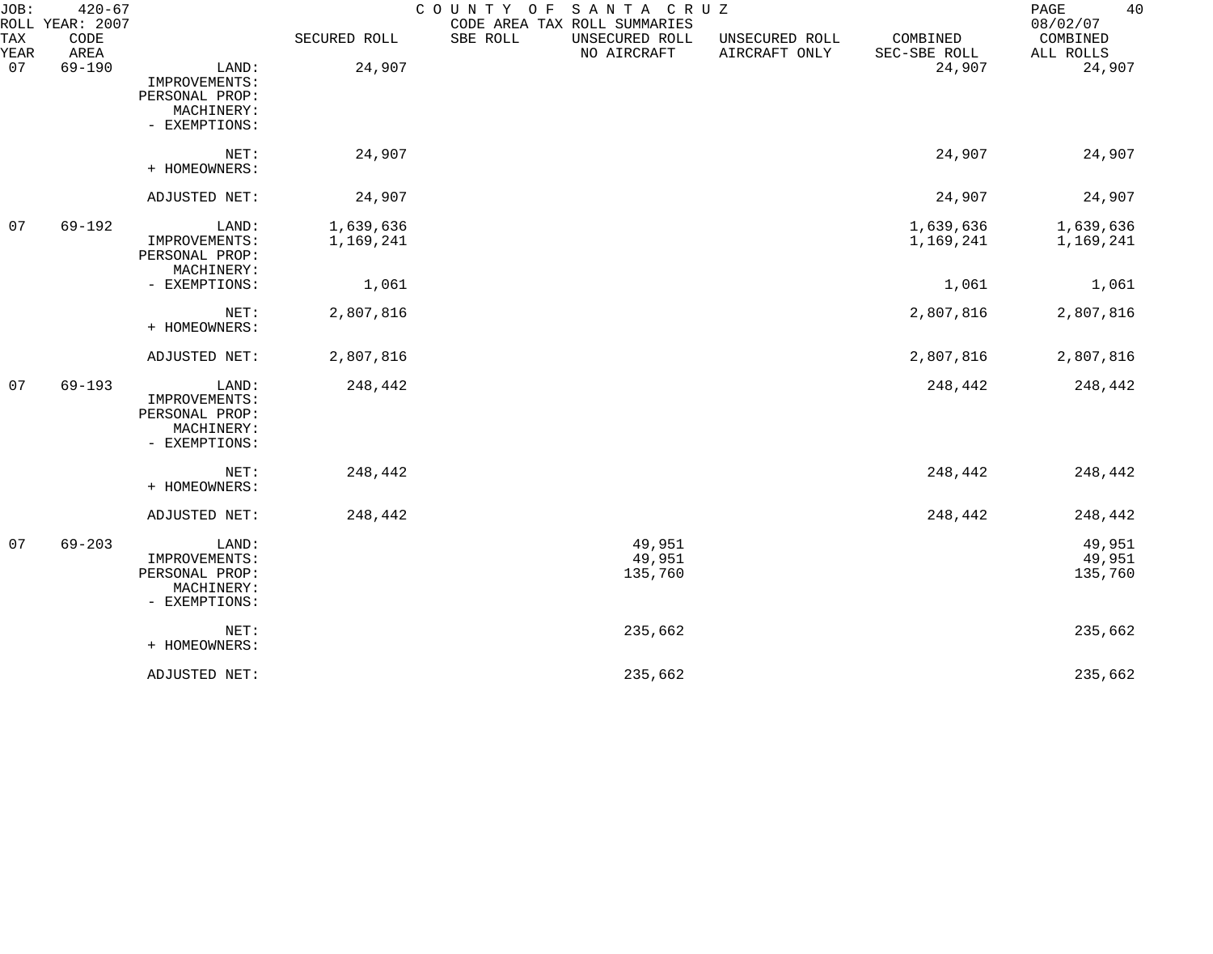JOB: 420-67
ROLL YEAR: 2007

COUNTY OF SANTA CRUZ
CODE AREA TAX ROLL SUMMARIES

08/02/07

| TAX YEAR | CODE AREA | | SECURED ROLL | SBE ROLL | UNSECURED ROLL NO AIRCRAFT | UNSECURED ROLL AIRCRAFT ONLY | COMBINED SEC-SBE ROLL | COMBINED ALL ROLLS |
|---|---|---|---|---|---|---|---|---|
| 07 | 69-190 | LAND: | 24,907 | | | | 24,907 | 24,907 |
| | | IMPROVEMENTS: | | | | | | |
| | | PERSONAL PROP: | | | | | | |
| | | MACHINERY: | | | | | | |
| | | - EXEMPTIONS: | | | | | | |
| | | NET: | 24,907 | | | | 24,907 | 24,907 |
| | | + HOMEOWNERS: | | | | | | |
| | | ADJUSTED NET: | 24,907 | | | | 24,907 | 24,907 |
| 07 | 69-192 | LAND: | 1,639,636 | | | | 1,639,636 | 1,639,636 |
| | | IMPROVEMENTS: | 1,169,241 | | | | 1,169,241 | 1,169,241 |
| | | PERSONAL PROP: | | | | | | |
| | | MACHINERY: | | | | | | |
| | | - EXEMPTIONS: | 1,061 | | | | 1,061 | 1,061 |
| | | NET: | 2,807,816 | | | | 2,807,816 | 2,807,816 |
| | | + HOMEOWNERS: | | | | | | |
| | | ADJUSTED NET: | 2,807,816 | | | | 2,807,816 | 2,807,816 |
| 07 | 69-193 | LAND: | 248,442 | | | | 248,442 | 248,442 |
| | | IMPROVEMENTS: | | | | | | |
| | | PERSONAL PROP: | | | | | | |
| | | MACHINERY: | | | | | | |
| | | - EXEMPTIONS: | | | | | | |
| | | NET: | 248,442 | | | | 248,442 | 248,442 |
| | | + HOMEOWNERS: | | | | | | |
| | | ADJUSTED NET: | 248,442 | | | | 248,442 | 248,442 |
| 07 | 69-203 | LAND: | | | 49,951 | | | 49,951 |
| | | IMPROVEMENTS: | | | 49,951 | | | 49,951 |
| | | PERSONAL PROP: | | | 135,760 | | | 135,760 |
| | | MACHINERY: | | | | | | |
| | | - EXEMPTIONS: | | | | | | |
| | | NET: | | | 235,662 | | | 235,662 |
| | | + HOMEOWNERS: | | | | | | |
| | | ADJUSTED NET: | | | 235,662 | | | 235,662 |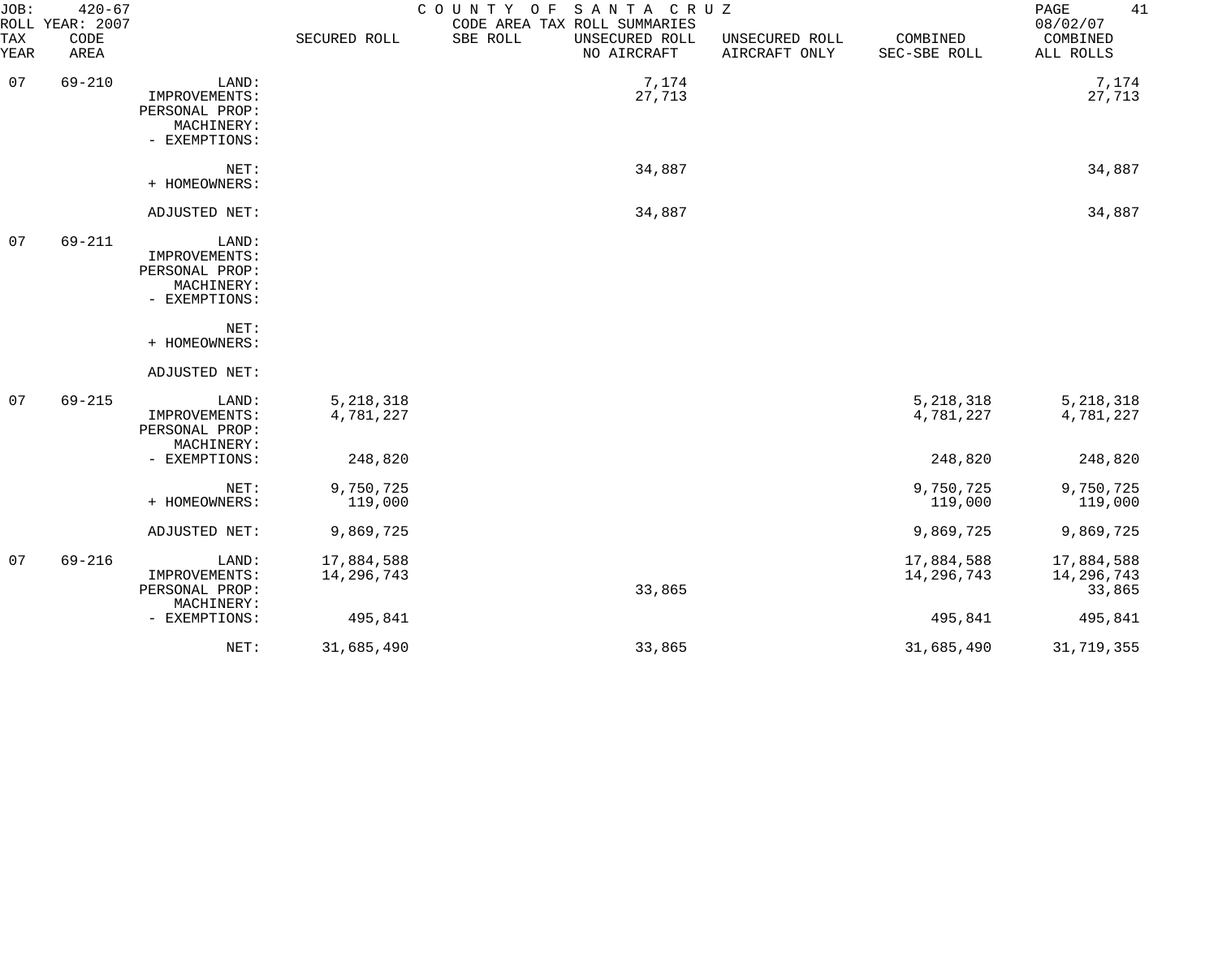JOB: 420-67 COUNTY OF SANTA CRUZ
ROLL YEAR: 2007 CODE AREA TAX ROLL SUMMARIES 08/02/07

| TAX YEAR | CODE AREA | | SECURED ROLL | SBE ROLL | UNSECURED ROLL NO AIRCRAFT | UNSECURED ROLL AIRCRAFT ONLY | COMBINED SEC-SBE ROLL | COMBINED ALL ROLLS |
|---|---|---|---|---|---|---|---|---|
| 07 | 69-210 | LAND: | | | 7,174 | | | 7,174 |
| | | IMPROVEMENTS: | | | 27,713 | | | 27,713 |
| | | PERSONAL PROP: | | | | | | |
| | | MACHINERY: | | | | | | |
| | | - EXEMPTIONS: | | | | | | |
| | | NET: | | | 34,887 | | | 34,887 |
| | | + HOMEOWNERS: | | | | | | |
| | | ADJUSTED NET: | | | 34,887 | | | 34,887 |
| 07 | 69-211 | LAND: | | | | | | |
| | | IMPROVEMENTS: | | | | | | |
| | | PERSONAL PROP: | | | | | | |
| | | MACHINERY: | | | | | | |
| | | - EXEMPTIONS: | | | | | | |
| | | NET: | | | | | | |
| | | + HOMEOWNERS: | | | | | | |
| | | ADJUSTED NET: | | | | | | |
| 07 | 69-215 | LAND: | 5,218,318 | | | | 5,218,318 | 5,218,318 |
| | | IMPROVEMENTS: | 4,781,227 | | | | 4,781,227 | 4,781,227 |
| | | PERSONAL PROP: | | | | | | |
| | | MACHINERY: | | | | | | |
| | | - EXEMPTIONS: | 248,820 | | | | 248,820 | 248,820 |
| | | NET: | 9,750,725 | | | | 9,750,725 | 9,750,725 |
| | | + HOMEOWNERS: | 119,000 | | | | 119,000 | 119,000 |
| | | ADJUSTED NET: | 9,869,725 | | | | 9,869,725 | 9,869,725 |
| 07 | 69-216 | LAND: | 17,884,588 | | | | 17,884,588 | 17,884,588 |
| | | IMPROVEMENTS: | 14,296,743 | | | | 14,296,743 | 14,296,743 |
| | | PERSONAL PROP: | | | 33,865 | | | 33,865 |
| | | MACHINERY: | | | | | | |
| | | - EXEMPTIONS: | 495,841 | | | | 495,841 | 495,841 |
| | | NET: | 31,685,490 | | 33,865 | | 31,685,490 | 31,719,355 |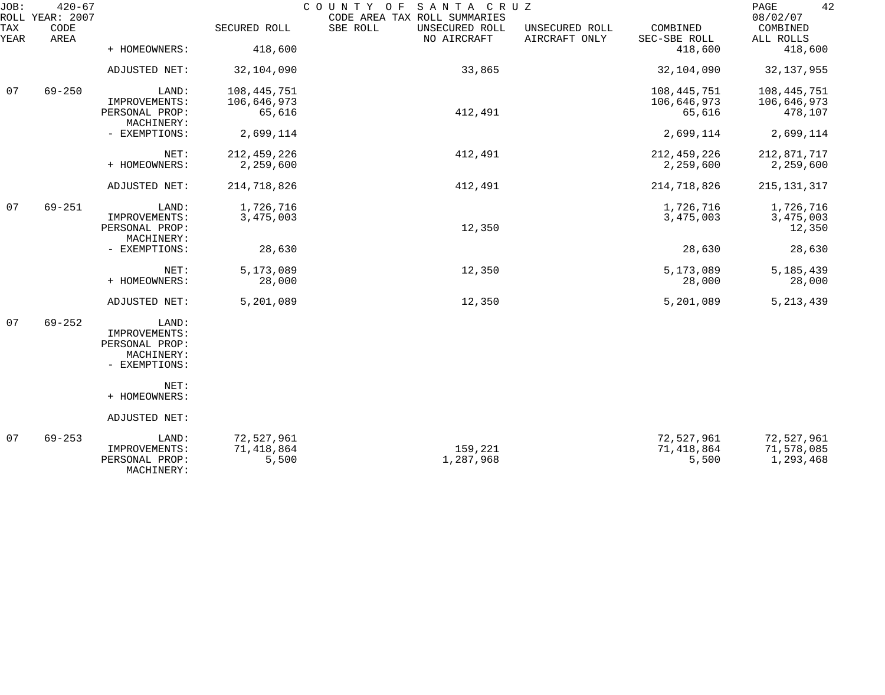JOB: 420-67 COUNTY OF SANTA CRUZ 08/02/07

ROLL YEAR: 2007 CODE AREA TAX ROLL SUMMARIES

| TAX YEAR | CODE AREA | | SECURED ROLL | SBE ROLL | UNSECURED ROLL NO AIRCRAFT | UNSECURED ROLL AIRCRAFT ONLY | COMBINED SEC-SBE ROLL | COMBINED ALL ROLLS |
|---|---|---|---|---|---|---|---|---|
| | | + HOMEOWNERS: | 418,600 | | | | 418,600 | 418,600 |
| | | ADJUSTED NET: | 32,104,090 | | 33,865 | | 32,104,090 | 32,137,955 |
| 07 | 69-250 | LAND: | 108,445,751 | | | | 108,445,751 | 108,445,751 |
| | | IMPROVEMENTS: | 106,646,973 | | | | 106,646,973 | 106,646,973 |
| | | PERSONAL PROP: | 65,616 | | 412,491 | | 65,616 | 478,107 |
| | | MACHINERY: | | | | | | |
| | | - EXEMPTIONS: | 2,699,114 | | | | 2,699,114 | 2,699,114 |
| | | NET: | 212,459,226 | | 412,491 | | 212,459,226 | 212,871,717 |
| | | + HOMEOWNERS: | 2,259,600 | | | | 2,259,600 | 2,259,600 |
| | | ADJUSTED NET: | 214,718,826 | | 412,491 | | 214,718,826 | 215,131,317 |
| 07 | 69-251 | LAND: | 1,726,716 | | | | 1,726,716 | 1,726,716 |
| | | IMPROVEMENTS: | 3,475,003 | | | | 3,475,003 | 3,475,003 |
| | | PERSONAL PROP: | | | 12,350 | | | 12,350 |
| | | MACHINERY: | | | | | | |
| | | - EXEMPTIONS: | 28,630 | | | | 28,630 | 28,630 |
| | | NET: | 5,173,089 | | 12,350 | | 5,173,089 | 5,185,439 |
| | | + HOMEOWNERS: | 28,000 | | | | 28,000 | 28,000 |
| | | ADJUSTED NET: | 5,201,089 | | 12,350 | | 5,201,089 | 5,213,439 |
| 07 | 69-252 | LAND: | | | | | | |
| | | IMPROVEMENTS: | | | | | | |
| | | PERSONAL PROP: | | | | | | |
| | | MACHINERY: | | | | | | |
| | | - EXEMPTIONS: | | | | | | |
| | | NET: | | | | | | |
| | | + HOMEOWNERS: | | | | | | |
| | | ADJUSTED NET: | | | | | | |
| 07 | 69-253 | LAND: | 72,527,961 | | | | 72,527,961 | 72,527,961 |
| | | IMPROVEMENTS: | 71,418,864 | | 159,221 | | 71,418,864 | 71,578,085 |
| | | PERSONAL PROP: | 5,500 | | 1,287,968 | | 5,500 | 1,293,468 |
| | | MACHINERY: | | | | | | |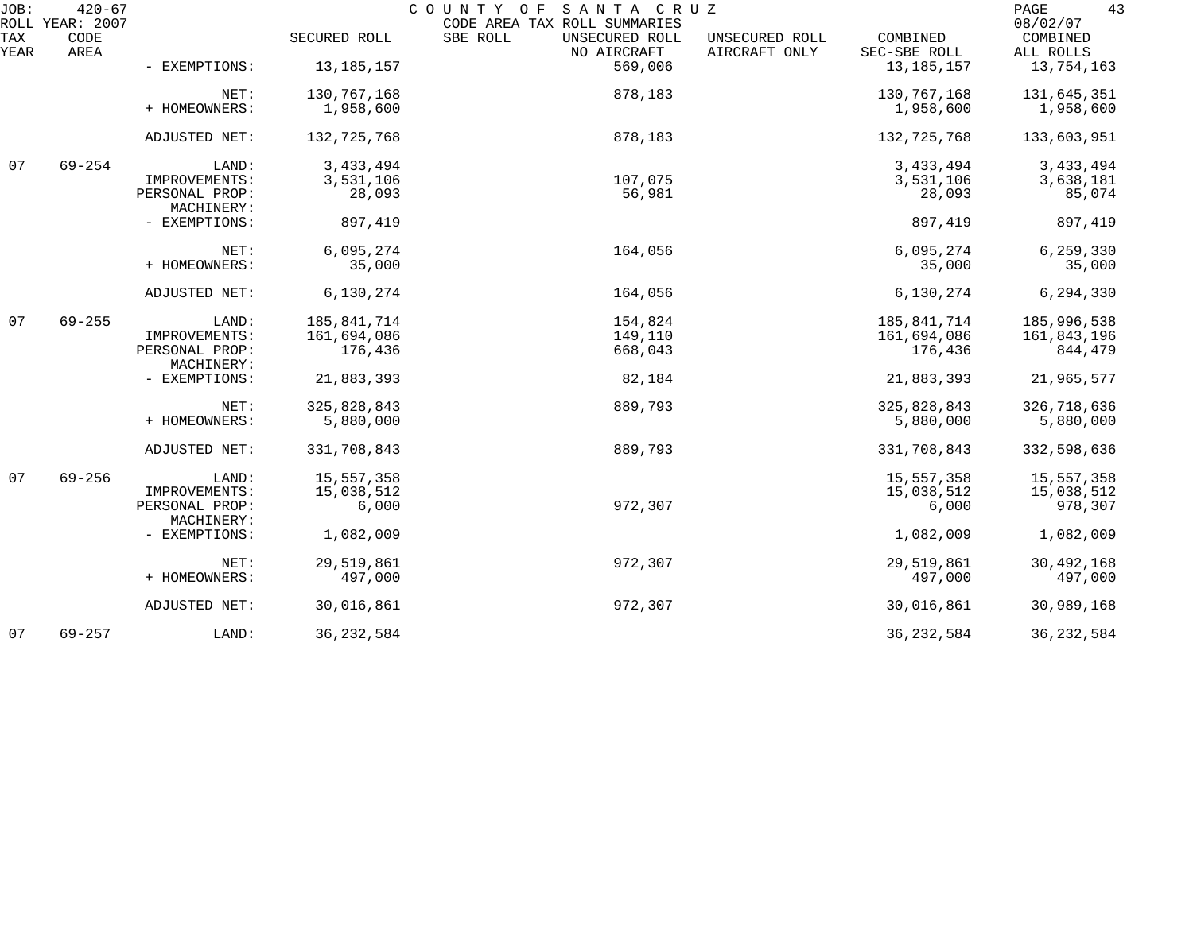JOB: 420-67 COUNTY OF SANTA CRUZ
ROLL YEAR: 2007 CODE AREA TAX ROLL SUMMARIES 08/02/07

| TAX YEAR | CODE AREA | | SECURED ROLL | SBE ROLL | UNSECURED ROLL NO AIRCRAFT | UNSECURED ROLL AIRCRAFT ONLY | COMBINED SEC-SBE ROLL | COMBINED ALL ROLLS |
|---|---|---|---|---|---|---|---|---|
| | | - EXEMPTIONS: | 13,185,157 | | 569,006 | | 13,185,157 | 13,754,163 |
| | | NET: | 130,767,168 | | 878,183 | | 130,767,168 | 131,645,351 |
| | | + HOMEOWNERS: | 1,958,600 | | | | 1,958,600 | 1,958,600 |
| | | ADJUSTED NET: | 132,725,768 | | 878,183 | | 132,725,768 | 133,603,951 |
| 07 | 69-254 | LAND: | 3,433,494 | | | | 3,433,494 | 3,433,494 |
| | | IMPROVEMENTS: | 3,531,106 | | 107,075 | | 3,531,106 | 3,638,181 |
| | | PERSONAL PROP: | 28,093 | | 56,981 | | 28,093 | 85,074 |
| | | MACHINERY: | | | | | | |
| | | - EXEMPTIONS: | 897,419 | | | | 897,419 | 897,419 |
| | | NET: | 6,095,274 | | 164,056 | | 6,095,274 | 6,259,330 |
| | | + HOMEOWNERS: | 35,000 | | | | 35,000 | 35,000 |
| | | ADJUSTED NET: | 6,130,274 | | 164,056 | | 6,130,274 | 6,294,330 |
| 07 | 69-255 | LAND: | 185,841,714 | | 154,824 | | 185,841,714 | 185,996,538 |
| | | IMPROVEMENTS: | 161,694,086 | | 149,110 | | 161,694,086 | 161,843,196 |
| | | PERSONAL PROP: | 176,436 | | 668,043 | | 176,436 | 844,479 |
| | | MACHINERY: | | | | | | |
| | | - EXEMPTIONS: | 21,883,393 | | 82,184 | | 21,883,393 | 21,965,577 |
| | | NET: | 325,828,843 | | 889,793 | | 325,828,843 | 326,718,636 |
| | | + HOMEOWNERS: | 5,880,000 | | | | 5,880,000 | 5,880,000 |
| | | ADJUSTED NET: | 331,708,843 | | 889,793 | | 331,708,843 | 332,598,636 |
| 07 | 69-256 | LAND: | 15,557,358 | | | | 15,557,358 | 15,557,358 |
| | | IMPROVEMENTS: | 15,038,512 | | | | 15,038,512 | 15,038,512 |
| | | PERSONAL PROP: | 6,000 | | 972,307 | | 6,000 | 978,307 |
| | | MACHINERY: | | | | | | |
| | | - EXEMPTIONS: | 1,082,009 | | | | 1,082,009 | 1,082,009 |
| | | NET: | 29,519,861 | | 972,307 | | 29,519,861 | 30,492,168 |
| | | + HOMEOWNERS: | 497,000 | | | | 497,000 | 497,000 |
| | | ADJUSTED NET: | 30,016,861 | | 972,307 | | 30,016,861 | 30,989,168 |
| 07 | 69-257 | LAND: | 36,232,584 | | | | 36,232,584 | 36,232,584 |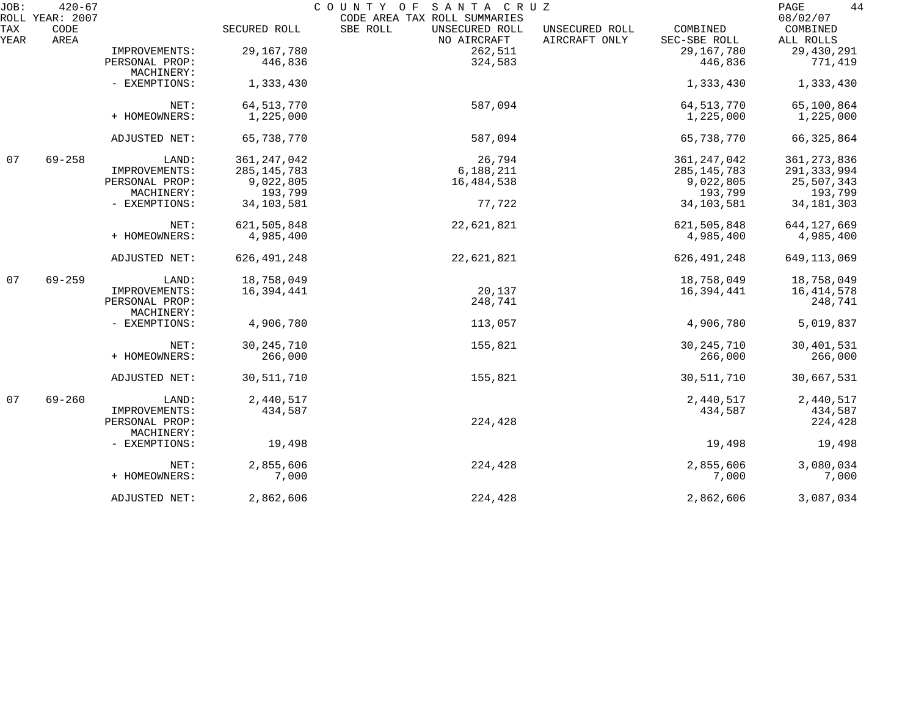JOB: 420-67 COUNTY OF SANTA CRUZ PAGE 44
ROLL YEAR: 2007 CODE AREA TAX ROLL SUMMARIES 08/02/07

| TAX YEAR | CODE AREA | | SECURED ROLL | SBE ROLL | UNSECURED ROLL NO AIRCRAFT | UNSECURED ROLL AIRCRAFT ONLY | COMBINED SEC-SBE ROLL | COMBINED ALL ROLLS |
|---|---|---|---|---|---|---|---|---|
| | | IMPROVEMENTS: | 29,167,780 | | 262,511 | | 29,167,780 | 29,430,291 |
| | | PERSONAL PROP: | 446,836 | | 324,583 | | 446,836 | 771,419 |
| | | MACHINERY: | | | | | | |
| | | - EXEMPTIONS: | 1,333,430 | | | | 1,333,430 | 1,333,430 |
| | | NET: | 64,513,770 | | 587,094 | | 64,513,770 | 65,100,864 |
| | | + HOMEOWNERS: | 1,225,000 | | | | 1,225,000 | 1,225,000 |
| | | ADJUSTED NET: | 65,738,770 | | 587,094 | | 65,738,770 | 66,325,864 |
| 07 | 69-258 | LAND: | 361,247,042 | | 26,794 | | 361,247,042 | 361,273,836 |
| | | IMPROVEMENTS: | 285,145,783 | | 6,188,211 | | 285,145,783 | 291,333,994 |
| | | PERSONAL PROP: | 9,022,805 | | 16,484,538 | | 9,022,805 | 25,507,343 |
| | | MACHINERY: | 193,799 | | | | 193,799 | 193,799 |
| | | - EXEMPTIONS: | 34,103,581 | | 77,722 | | 34,103,581 | 34,181,303 |
| | | NET: | 621,505,848 | | 22,621,821 | | 621,505,848 | 644,127,669 |
| | | + HOMEOWNERS: | 4,985,400 | | | | 4,985,400 | 4,985,400 |
| | | ADJUSTED NET: | 626,491,248 | | 22,621,821 | | 626,491,248 | 649,113,069 |
| 07 | 69-259 | LAND: | 18,758,049 | | | | 18,758,049 | 18,758,049 |
| | | IMPROVEMENTS: | 16,394,441 | | 20,137 | | 16,394,441 | 16,414,578 |
| | | PERSONAL PROP: | | | 248,741 | | | 248,741 |
| | | MACHINERY: | | | | | | |
| | | - EXEMPTIONS: | 4,906,780 | | 113,057 | | 4,906,780 | 5,019,837 |
| | | NET: | 30,245,710 | | 155,821 | | 30,245,710 | 30,401,531 |
| | | + HOMEOWNERS: | 266,000 | | | | 266,000 | 266,000 |
| | | ADJUSTED NET: | 30,511,710 | | 155,821 | | 30,511,710 | 30,667,531 |
| 07 | 69-260 | LAND: | 2,440,517 | | | | 2,440,517 | 2,440,517 |
| | | IMPROVEMENTS: | 434,587 | | | | 434,587 | 434,587 |
| | | PERSONAL PROP: | | | 224,428 | | | 224,428 |
| | | MACHINERY: | | | | | | |
| | | - EXEMPTIONS: | 19,498 | | | | 19,498 | 19,498 |
| | | NET: | 2,855,606 | | 224,428 | | 2,855,606 | 3,080,034 |
| | | + HOMEOWNERS: | 7,000 | | | | 7,000 | 7,000 |
| | | ADJUSTED NET: | 2,862,606 | | 224,428 | | 2,862,606 | 3,087,034 |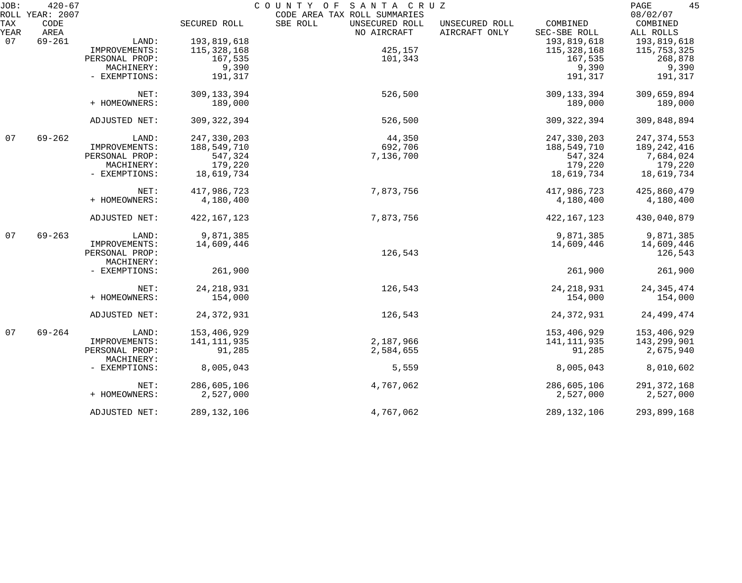JOB: 420-67 COUNTY OF SANTA CRUZ PAGE 45
ROLL YEAR: 2007 CODE AREA TAX ROLL SUMMARIES 08/02/07

| TAX YEAR | CODE AREA | | SECURED ROLL | SBE ROLL | UNSECURED ROLL NO AIRCRAFT | UNSECURED ROLL AIRCRAFT ONLY | COMBINED SEC-SBE ROLL | COMBINED ALL ROLLS |
|---|---|---|---|---|---|---|---|---|
| 07 | 69-261 | LAND: | 193,819,618 | | | | 193,819,618 | 193,819,618 |
| | | IMPROVEMENTS: | 115,328,168 | | 425,157 | | 115,328,168 | 115,753,325 |
| | | PERSONAL PROP: | 167,535 | | 101,343 | | 167,535 | 268,878 |
| | | MACHINERY: | 9,390 | | | | 9,390 | 9,390 |
| | | - EXEMPTIONS: | 191,317 | | | | 191,317 | 191,317 |
| | | NET: | 309,133,394 | | 526,500 | | 309,133,394 | 309,659,894 |
| | | + HOMEOWNERS: | 189,000 | | | | 189,000 | 189,000 |
| | | ADJUSTED NET: | 309,322,394 | | 526,500 | | 309,322,394 | 309,848,894 |
| 07 | 69-262 | LAND: | 247,330,203 | | 44,350 | | 247,330,203 | 247,374,553 |
| | | IMPROVEMENTS: | 188,549,710 | | 692,706 | | 188,549,710 | 189,242,416 |
| | | PERSONAL PROP: | 547,324 | | 7,136,700 | | 547,324 | 7,684,024 |
| | | MACHINERY: | 179,220 | | | | 179,220 | 179,220 |
| | | - EXEMPTIONS: | 18,619,734 | | | | 18,619,734 | 18,619,734 |
| | | NET: | 417,986,723 | | 7,873,756 | | 417,986,723 | 425,860,479 |
| | | + HOMEOWNERS: | 4,180,400 | | | | 4,180,400 | 4,180,400 |
| | | ADJUSTED NET: | 422,167,123 | | 7,873,756 | | 422,167,123 | 430,040,879 |
| 07 | 69-263 | LAND: | 9,871,385 | | | | 9,871,385 | 9,871,385 |
| | | IMPROVEMENTS: | 14,609,446 | | | | 14,609,446 | 14,609,446 |
| | | PERSONAL PROP: | | | 126,543 | | | 126,543 |
| | | MACHINERY: | | | | | | |
| | | - EXEMPTIONS: | 261,900 | | | | 261,900 | 261,900 |
| | | NET: | 24,218,931 | | 126,543 | | 24,218,931 | 24,345,474 |
| | | + HOMEOWNERS: | 154,000 | | | | 154,000 | 154,000 |
| | | ADJUSTED NET: | 24,372,931 | | 126,543 | | 24,372,931 | 24,499,474 |
| 07 | 69-264 | LAND: | 153,406,929 | | | | 153,406,929 | 153,406,929 |
| | | IMPROVEMENTS: | 141,111,935 | | 2,187,966 | | 141,111,935 | 143,299,901 |
| | | PERSONAL PROP: | 91,285 | | 2,584,655 | | 91,285 | 2,675,940 |
| | | MACHINERY: | | | | | | |
| | | - EXEMPTIONS: | 8,005,043 | | 5,559 | | 8,005,043 | 8,010,602 |
| | | NET: | 286,605,106 | | 4,767,062 | | 286,605,106 | 291,372,168 |
| | | + HOMEOWNERS: | 2,527,000 | | | | 2,527,000 | 2,527,000 |
| | | ADJUSTED NET: | 289,132,106 | | 4,767,062 | | 289,132,106 | 293,899,168 |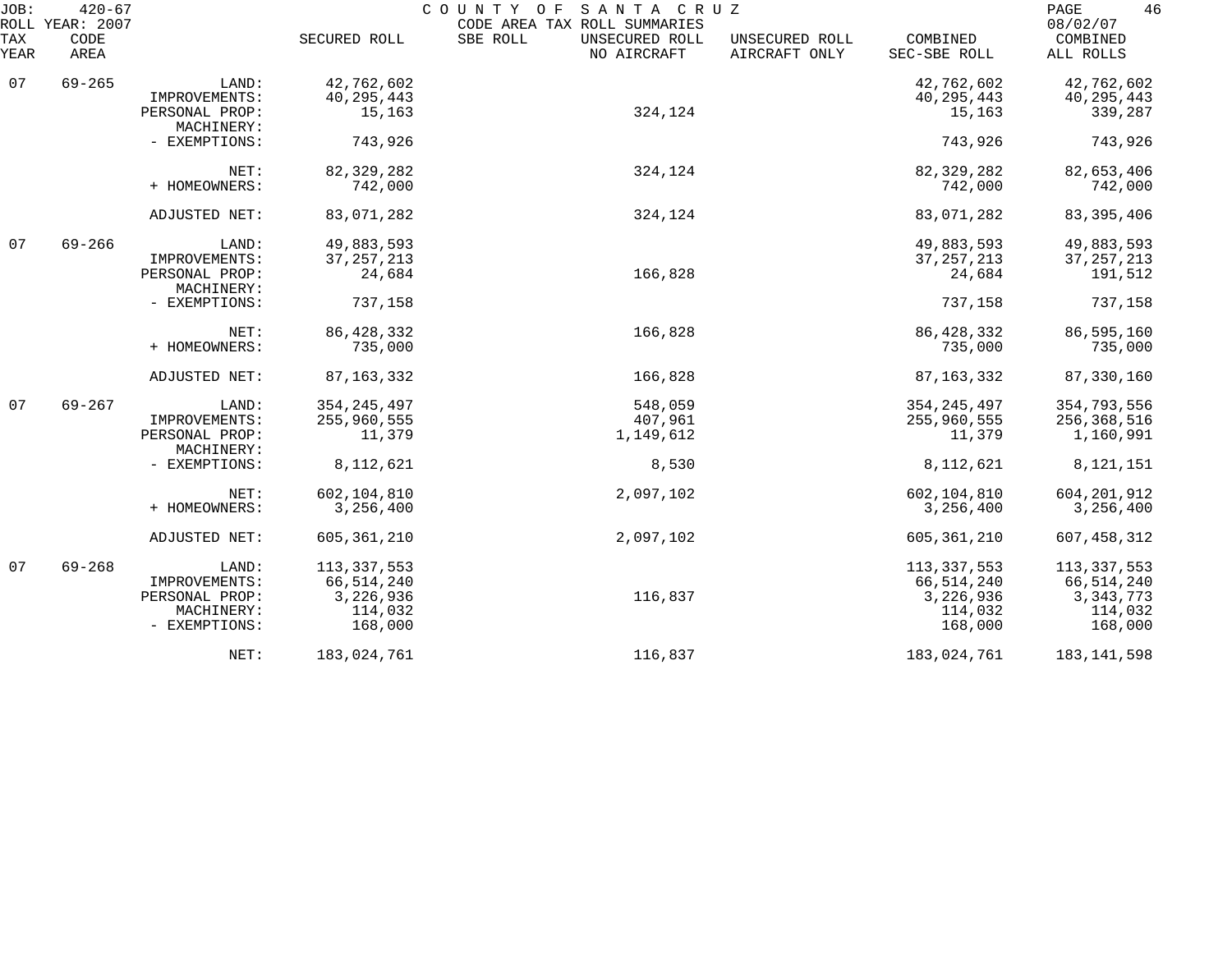JOB: 420-67 COUNTY OF SANTA CRUZ
ROLL YEAR: 2007 CODE AREA TAX ROLL SUMMARIES 08/02/07

| TAX YEAR | CODE AREA | | SECURED ROLL | SBE ROLL | UNSECURED ROLL NO AIRCRAFT | UNSECURED ROLL AIRCRAFT ONLY | COMBINED SEC-SBE ROLL | COMBINED ALL ROLLS |
|---|---|---|---|---|---|---|---|---|
| 07 | 69-265 | LAND: | 42,762,602 | | | | 42,762,602 | 42,762,602 |
| | | IMPROVEMENTS: | 40,295,443 | | | | 40,295,443 | 40,295,443 |
| | | PERSONAL PROP: | 15,163 | | 324,124 | | 15,163 | 339,287 |
| | | MACHINERY: | | | | | | |
| | | - EXEMPTIONS: | 743,926 | | | | 743,926 | 743,926 |
| | | NET: | 82,329,282 | | 324,124 | | 82,329,282 | 82,653,406 |
| | | + HOMEOWNERS: | 742,000 | | | | 742,000 | 742,000 |
| | | ADJUSTED NET: | 83,071,282 | | 324,124 | | 83,071,282 | 83,395,406 |
| 07 | 69-266 | LAND: | 49,883,593 | | | | 49,883,593 | 49,883,593 |
| | | IMPROVEMENTS: | 37,257,213 | | | | 37,257,213 | 37,257,213 |
| | | PERSONAL PROP: | 24,684 | | 166,828 | | 24,684 | 191,512 |
| | | MACHINERY: | | | | | | |
| | | - EXEMPTIONS: | 737,158 | | | | 737,158 | 737,158 |
| | | NET: | 86,428,332 | | 166,828 | | 86,428,332 | 86,595,160 |
| | | + HOMEOWNERS: | 735,000 | | | | 735,000 | 735,000 |
| | | ADJUSTED NET: | 87,163,332 | | 166,828 | | 87,163,332 | 87,330,160 |
| 07 | 69-267 | LAND: | 354,245,497 | | 548,059 | | 354,245,497 | 354,793,556 |
| | | IMPROVEMENTS: | 255,960,555 | | 407,961 | | 255,960,555 | 256,368,516 |
| | | PERSONAL PROP: | 11,379 | | 1,149,612 | | 11,379 | 1,160,991 |
| | | MACHINERY: | | | | | | |
| | | - EXEMPTIONS: | 8,112,621 | | 8,530 | | 8,112,621 | 8,121,151 |
| | | NET: | 602,104,810 | | 2,097,102 | | 602,104,810 | 604,201,912 |
| | | + HOMEOWNERS: | 3,256,400 | | | | 3,256,400 | 3,256,400 |
| | | ADJUSTED NET: | 605,361,210 | | 2,097,102 | | 605,361,210 | 607,458,312 |
| 07 | 69-268 | LAND: | 113,337,553 | | | | 113,337,553 | 113,337,553 |
| | | IMPROVEMENTS: | 66,514,240 | | | | 66,514,240 | 66,514,240 |
| | | PERSONAL PROP: | 3,226,936 | | 116,837 | | 3,226,936 | 3,343,773 |
| | | MACHINERY: | 114,032 | | | | 114,032 | 114,032 |
| | | - EXEMPTIONS: | 168,000 | | | | 168,000 | 168,000 |
| | | NET: | 183,024,761 | | 116,837 | | 183,024,761 | 183,141,598 |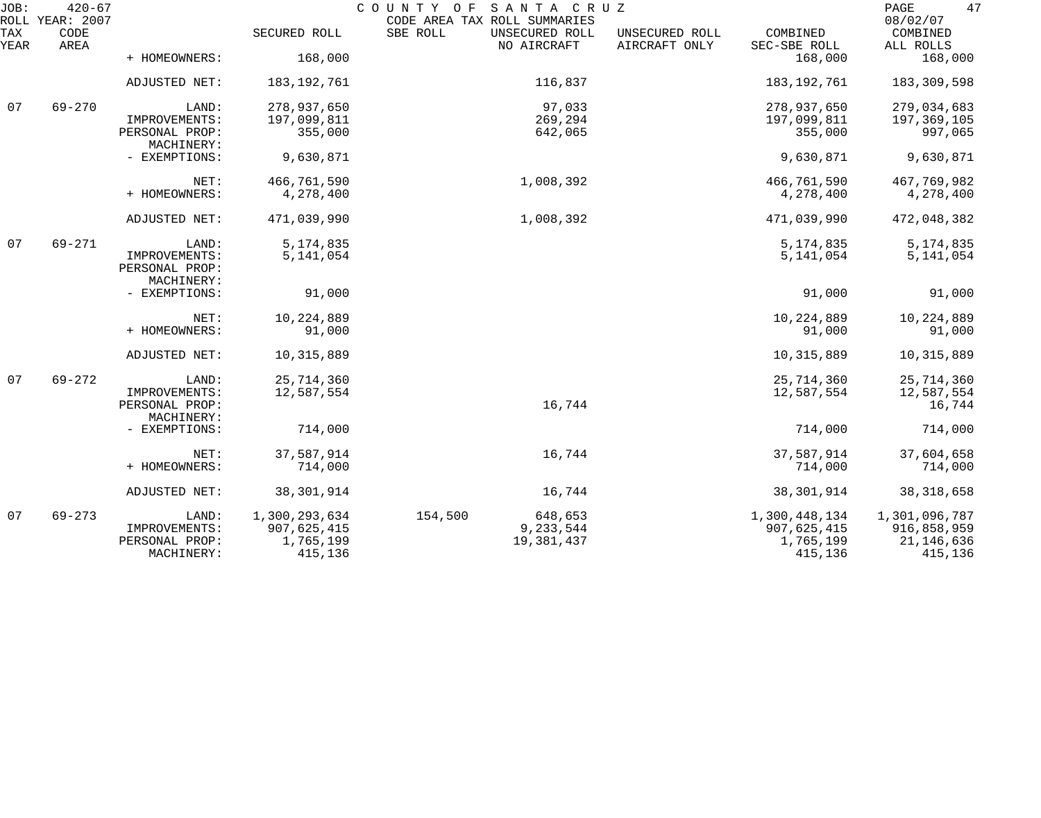JOB: 420-67 COUNTY OF SANTA CRUZ
ROLL YEAR: 2007 CODE AREA TAX ROLL SUMMARIES 08/02/07

| TAX YEAR | CODE AREA | | SECURED ROLL | SBE ROLL | UNSECURED ROLL NO AIRCRAFT | UNSECURED ROLL AIRCRAFT ONLY | COMBINED SEC-SBE ROLL | COMBINED ALL ROLLS |
|---|---|---|---|---|---|---|---|---|
| | | + HOMEOWNERS: | 168,000 | | | | 168,000 | 168,000 |
| | | ADJUSTED NET: | 183,192,761 | | 116,837 | | 183,192,761 | 183,309,598 |
| 07 | 69-270 | LAND: | 278,937,650 | | 97,033 | | 278,937,650 | 279,034,683 |
| | | IMPROVEMENTS: | 197,099,811 | | 269,294 | | 197,099,811 | 197,369,105 |
| | | PERSONAL PROP: | 355,000 | | 642,065 | | 355,000 | 997,065 |
| | | MACHINERY: | | | | | | |
| | | - EXEMPTIONS: | 9,630,871 | | | | 9,630,871 | 9,630,871 |
| | | NET: | 466,761,590 | | 1,008,392 | | 466,761,590 | 467,769,982 |
| | | + HOMEOWNERS: | 4,278,400 | | | | 4,278,400 | 4,278,400 |
| | | ADJUSTED NET: | 471,039,990 | | 1,008,392 | | 471,039,990 | 472,048,382 |
| 07 | 69-271 | LAND: | 5,174,835 | | | | 5,174,835 | 5,174,835 |
| | | IMPROVEMENTS: | 5,141,054 | | | | 5,141,054 | 5,141,054 |
| | | PERSONAL PROP: | | | | | | |
| | | MACHINERY: | | | | | | |
| | | - EXEMPTIONS: | 91,000 | | | | 91,000 | 91,000 |
| | | NET: | 10,224,889 | | | | 10,224,889 | 10,224,889 |
| | | + HOMEOWNERS: | 91,000 | | | | 91,000 | 91,000 |
| | | ADJUSTED NET: | 10,315,889 | | | | 10,315,889 | 10,315,889 |
| 07 | 69-272 | LAND: | 25,714,360 | | | | 25,714,360 | 25,714,360 |
| | | IMPROVEMENTS: | 12,587,554 | | | | 12,587,554 | 12,587,554 |
| | | PERSONAL PROP: | | | 16,744 | | | 16,744 |
| | | MACHINERY: | | | | | | |
| | | - EXEMPTIONS: | 714,000 | | | | 714,000 | 714,000 |
| | | NET: | 37,587,914 | | 16,744 | | 37,587,914 | 37,604,658 |
| | | + HOMEOWNERS: | 714,000 | | | | 714,000 | 714,000 |
| | | ADJUSTED NET: | 38,301,914 | | 16,744 | | 38,301,914 | 38,318,658 |
| 07 | 69-273 | LAND: | 1,300,293,634 | 154,500 | 648,653 | | 1,300,448,134 | 1,301,096,787 |
| | | IMPROVEMENTS: | 907,625,415 | | 9,233,544 | | 907,625,415 | 916,858,959 |
| | | PERSONAL PROP: | 1,765,199 | | 19,381,437 | | 1,765,199 | 21,146,636 |
| | | MACHINERY: | 415,136 | | | | 415,136 | 415,136 |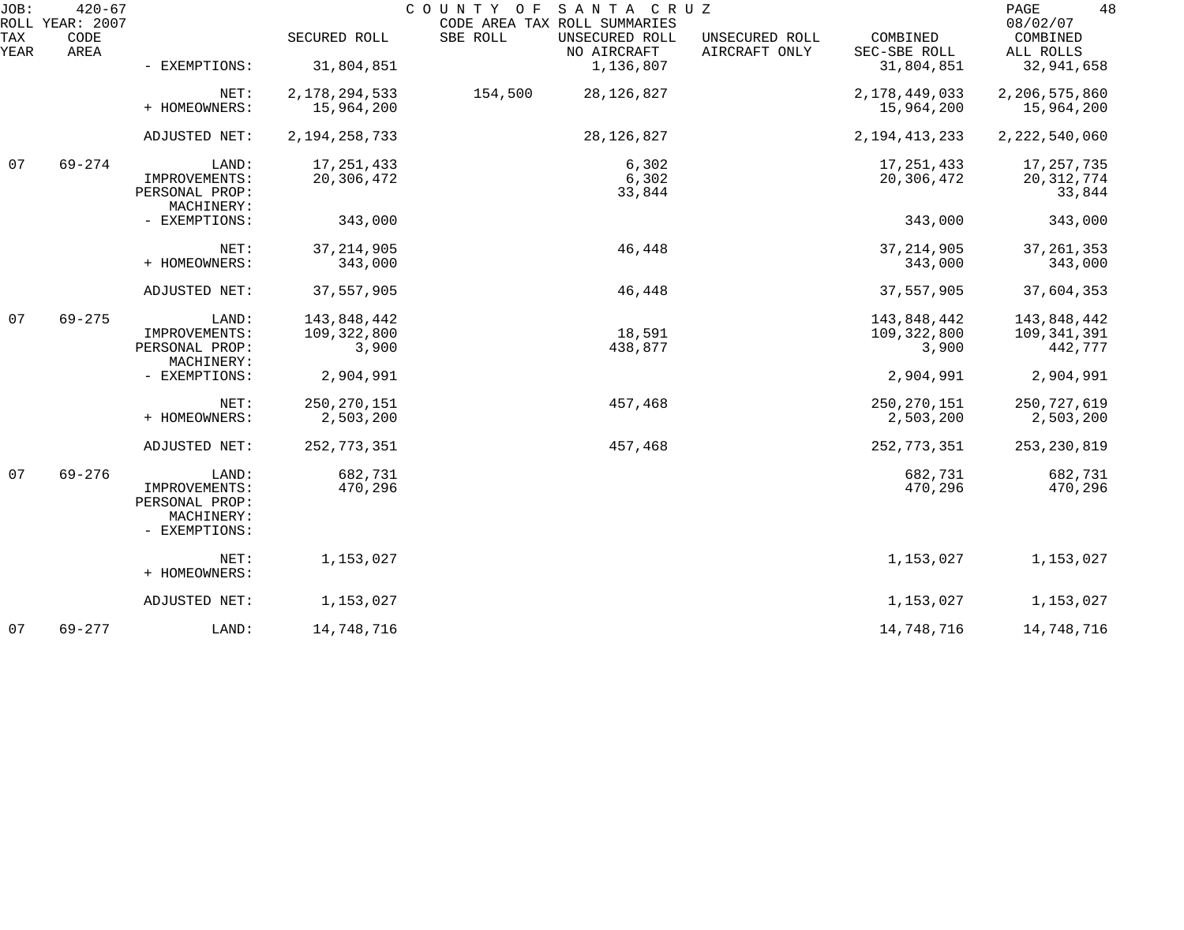JOB: 420-67 COUNTY OF SANTA CRUZ
ROLL YEAR: 2007 CODE AREA TAX ROLL SUMMARIES 08/02/07

| TAX YEAR | CODE AREA | | SECURED ROLL | SBE ROLL | UNSECURED ROLL NO AIRCRAFT | UNSECURED ROLL AIRCRAFT ONLY | COMBINED SEC-SBE ROLL | COMBINED ALL ROLLS |
|---|---|---|---|---|---|---|---|---|
| | | - EXEMPTIONS: | 31,804,851 | | 1,136,807 | | 31,804,851 | 32,941,658 |
| | | NET: | 2,178,294,533 | 154,500 | 28,126,827 | | 2,178,449,033 | 2,206,575,860 |
| | | + HOMEOWNERS: | 15,964,200 | | | | 15,964,200 | 15,964,200 |
| | | ADJUSTED NET: | 2,194,258,733 | | 28,126,827 | | 2,194,413,233 | 2,222,540,060 |
| 07 | 69-274 | LAND: | 17,251,433 | | 6,302 | | 17,251,433 | 17,257,735 |
| | | IMPROVEMENTS: | 20,306,472 | | 6,302 | | 20,306,472 | 20,312,774 |
| | | PERSONAL PROP: | | | 33,844 | | | 33,844 |
| | | MACHINERY: | | | | | | |
| | | - EXEMPTIONS: | 343,000 | | | | 343,000 | 343,000 |
| | | NET: | 37,214,905 | | 46,448 | | 37,214,905 | 37,261,353 |
| | | + HOMEOWNERS: | 343,000 | | | | 343,000 | 343,000 |
| | | ADJUSTED NET: | 37,557,905 | | 46,448 | | 37,557,905 | 37,604,353 |
| 07 | 69-275 | LAND: | 143,848,442 | | | | 143,848,442 | 143,848,442 |
| | | IMPROVEMENTS: | 109,322,800 | | 18,591 | | 109,322,800 | 109,341,391 |
| | | PERSONAL PROP: | 3,900 | | 438,877 | | 3,900 | 442,777 |
| | | MACHINERY: | | | | | | |
| | | - EXEMPTIONS: | 2,904,991 | | | | 2,904,991 | 2,904,991 |
| | | NET: | 250,270,151 | | 457,468 | | 250,270,151 | 250,727,619 |
| | | + HOMEOWNERS: | 2,503,200 | | | | 2,503,200 | 2,503,200 |
| | | ADJUSTED NET: | 252,773,351 | | 457,468 | | 252,773,351 | 253,230,819 |
| 07 | 69-276 | LAND: | 682,731 | | | | 682,731 | 682,731 |
| | | IMPROVEMENTS: | 470,296 | | | | 470,296 | 470,296 |
| | | PERSONAL PROP: | | | | | | |
| | | MACHINERY: | | | | | | |
| | | - EXEMPTIONS: | | | | | | |
| | | NET: | 1,153,027 | | | | 1,153,027 | 1,153,027 |
| | | + HOMEOWNERS: | | | | | | |
| | | ADJUSTED NET: | 1,153,027 | | | | 1,153,027 | 1,153,027 |
| 07 | 69-277 | LAND: | 14,748,716 | | | | 14,748,716 | 14,748,716 |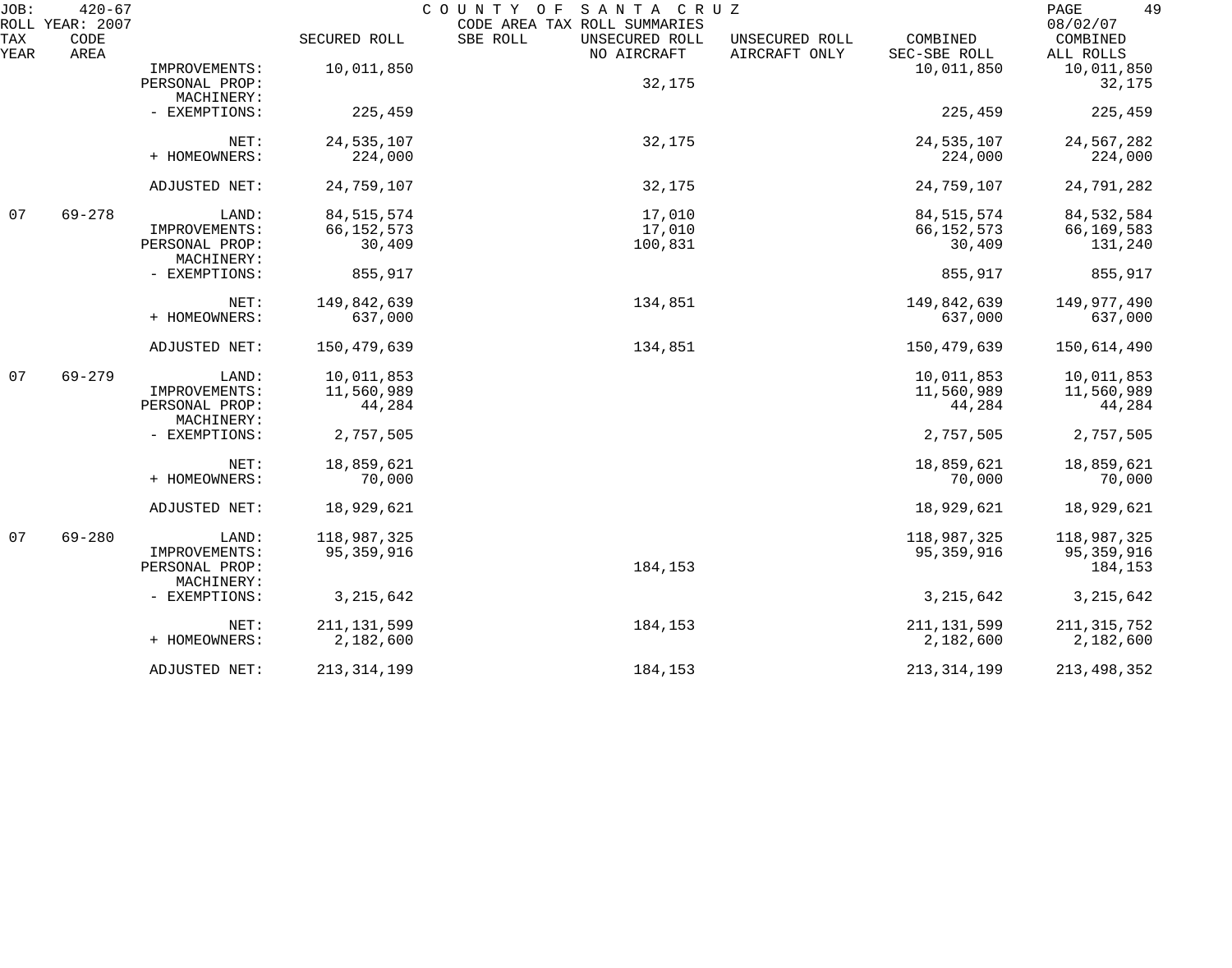| TAX YEAR | CODE AREA | | SECURED ROLL | SBE ROLL | UNSECURED ROLL NO AIRCRAFT | UNSECURED ROLL AIRCRAFT ONLY | COMBINED SEC-SBE ROLL | COMBINED ALL ROLLS |
|---|---|---|---|---|---|---|---|---|
| | | IMPROVEMENTS: | 10,011,850 | | | | 10,011,850 | 10,011,850 |
| | | PERSONAL PROP: | | | 32,175 | | | 32,175 |
| | | MACHINERY: | | | | | | |
| | | - EXEMPTIONS: | 225,459 | | | | 225,459 | 225,459 |
| | | NET: | 24,535,107 | | 32,175 | | 24,535,107 | 24,567,282 |
| | | + HOMEOWNERS: | 224,000 | | | | 224,000 | 224,000 |
| | | ADJUSTED NET: | 24,759,107 | | 32,175 | | 24,759,107 | 24,791,282 |
| 07 | 69-278 | LAND: | 84,515,574 | | 17,010 | | 84,515,574 | 84,532,584 |
| | | IMPROVEMENTS: | 66,152,573 | | 17,010 | | 66,152,573 | 66,169,583 |
| | | PERSONAL PROP: | 30,409 | | 100,831 | | 30,409 | 131,240 |
| | | MACHINERY: | | | | | | |
| | | - EXEMPTIONS: | 855,917 | | | | 855,917 | 855,917 |
| | | NET: | 149,842,639 | | 134,851 | | 149,842,639 | 149,977,490 |
| | | + HOMEOWNERS: | 637,000 | | | | 637,000 | 637,000 |
| | | ADJUSTED NET: | 150,479,639 | | 134,851 | | 150,479,639 | 150,614,490 |
| 07 | 69-279 | LAND: | 10,011,853 | | | | 10,011,853 | 10,011,853 |
| | | IMPROVEMENTS: | 11,560,989 | | | | 11,560,989 | 11,560,989 |
| | | PERSONAL PROP: | 44,284 | | | | 44,284 | 44,284 |
| | | MACHINERY: | | | | | | |
| | | - EXEMPTIONS: | 2,757,505 | | | | 2,757,505 | 2,757,505 |
| | | NET: | 18,859,621 | | | | 18,859,621 | 18,859,621 |
| | | + HOMEOWNERS: | 70,000 | | | | 70,000 | 70,000 |
| | | ADJUSTED NET: | 18,929,621 | | | | 18,929,621 | 18,929,621 |
| 07 | 69-280 | LAND: | 118,987,325 | | | | 118,987,325 | 118,987,325 |
| | | IMPROVEMENTS: | 95,359,916 | | | | 95,359,916 | 95,359,916 |
| | | PERSONAL PROP: | | | 184,153 | | | 184,153 |
| | | MACHINERY: | | | | | | |
| | | - EXEMPTIONS: | 3,215,642 | | | | 3,215,642 | 3,215,642 |
| | | NET: | 211,131,599 | | 184,153 | | 211,131,599 | 211,315,752 |
| | | + HOMEOWNERS: | 2,182,600 | | | | 2,182,600 | 2,182,600 |
| | | ADJUSTED NET: | 213,314,199 | | 184,153 | | 213,314,199 | 213,498,352 |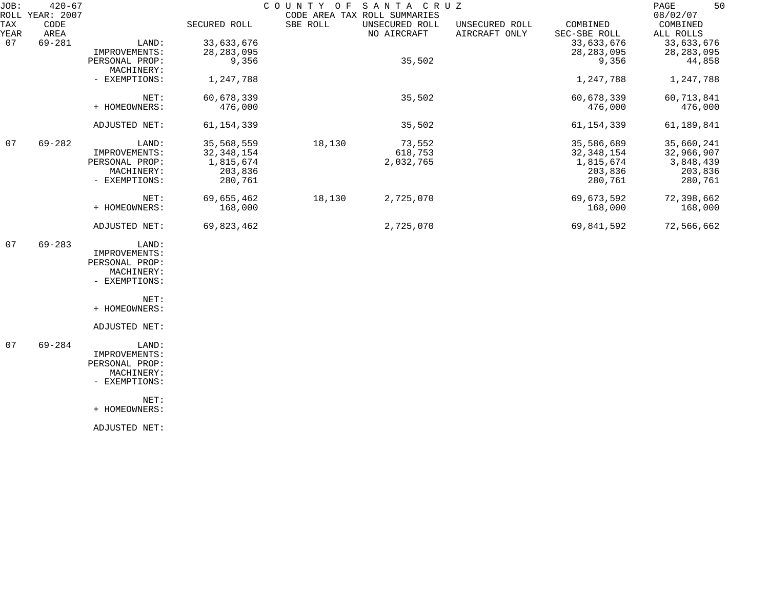JOB: 420-67 COUNTY OF SANTA CRUZ PAGE 50
ROLL YEAR: 2007 CODE AREA TAX ROLL SUMMARIES 08/02/07

| TAX YEAR | CODE AREA | | SECURED ROLL | SBE ROLL | UNSECURED ROLL NO AIRCRAFT | UNSECURED ROLL AIRCRAFT ONLY | COMBINED SEC-SBE ROLL | COMBINED ALL ROLLS |
|---|---|---|---|---|---|---|---|---|
| 07 | 69-281 | LAND: | 33,633,676 | | | | 33,633,676 | 33,633,676 |
| | | IMPROVEMENTS: | 28,283,095 | | | | 28,283,095 | 28,283,095 |
| | | PERSONAL PROP: | 9,356 | | 35,502 | | 9,356 | 44,858 |
| | | MACHINERY: | | | | | | |
| | | - EXEMPTIONS: | 1,247,788 | | | | 1,247,788 | 1,247,788 |
| | | NET: | 60,678,339 | | 35,502 | | 60,678,339 | 60,713,841 |
| | | + HOMEOWNERS: | 476,000 | | | | 476,000 | 476,000 |
| | | ADJUSTED NET: | 61,154,339 | | 35,502 | | 61,154,339 | 61,189,841 |
| 07 | 69-282 | LAND: | 35,568,559 | 18,130 | 73,552 | | 35,586,689 | 35,660,241 |
| | | IMPROVEMENTS: | 32,348,154 | | 618,753 | | 32,348,154 | 32,966,907 |
| | | PERSONAL PROP: | 1,815,674 | | 2,032,765 | | 1,815,674 | 3,848,439 |
| | | MACHINERY: | 203,836 | | | | 203,836 | 203,836 |
| | | - EXEMPTIONS: | 280,761 | | | | 280,761 | 280,761 |
| | | NET: | 69,655,462 | 18,130 | 2,725,070 | | 69,673,592 | 72,398,662 |
| | | + HOMEOWNERS: | 168,000 | | | | 168,000 | 168,000 |
| | | ADJUSTED NET: | 69,823,462 | | 2,725,070 | | 69,841,592 | 72,566,662 |
| 07 | 69-283 | LAND: | | | | | | |
| | | IMPROVEMENTS: | | | | | | |
| | | PERSONAL PROP: | | | | | | |
| | | MACHINERY: | | | | | | |
| | | - EXEMPTIONS: | | | | | | |
| | | NET: | | | | | | |
| | | + HOMEOWNERS: | | | | | | |
| | | ADJUSTED NET: | | | | | | |
| 07 | 69-284 | LAND: | | | | | | |
| | | IMPROVEMENTS: | | | | | | |
| | | PERSONAL PROP: | | | | | | |
| | | MACHINERY: | | | | | | |
| | | - EXEMPTIONS: | | | | | | |
| | | NET: | | | | | | |
| | | + HOMEOWNERS: | | | | | | |
| | | ADJUSTED NET: | | | | | | |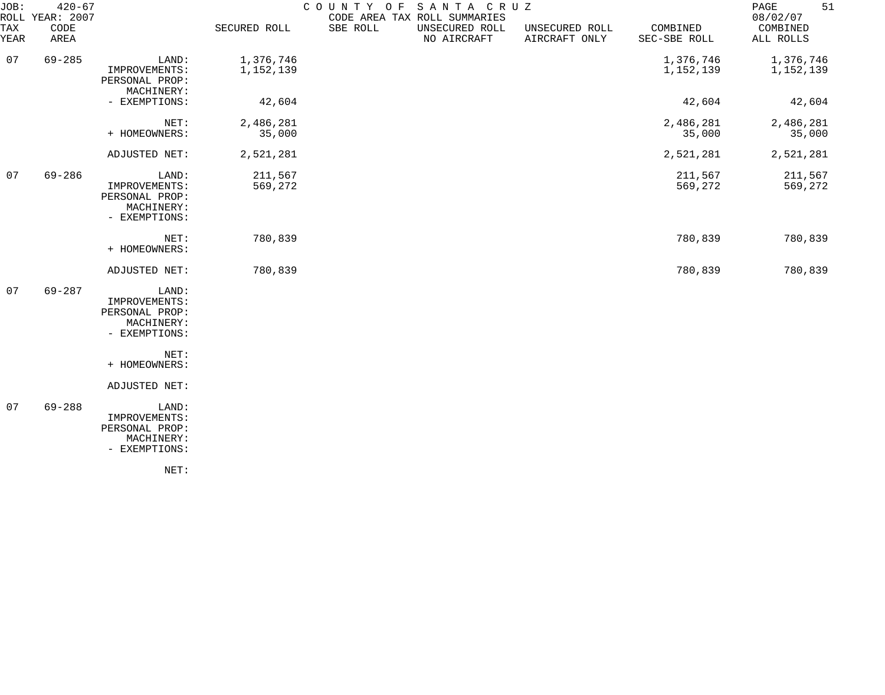COUNTY OF SANTA CRUZ
CODE AREA TAX ROLL SUMMARIES

JOB: 420-67
ROLL YEAR: 2007
08/02/07

| TAX YEAR | CODE AREA | | SECURED ROLL | SBE ROLL | UNSECURED ROLL NO AIRCRAFT | UNSECURED ROLL AIRCRAFT ONLY | COMBINED SEC-SBE ROLL | COMBINED ALL ROLLS |
|---|---|---|---|---|---|---|---|---|
| 07 | 69-285 | LAND: | 1,376,746 | | | | 1,376,746 | 1,376,746 |
| | | IMPROVEMENTS: | 1,152,139 | | | | 1,152,139 | 1,152,139 |
| | | PERSONAL PROP: | | | | | | |
| | | MACHINERY: | | | | | | |
| | | - EXEMPTIONS: | 42,604 | | | | 42,604 | 42,604 |
| | | NET: | 2,486,281 | | | | 2,486,281 | 2,486,281 |
| | | + HOMEOWNERS: | 35,000 | | | | 35,000 | 35,000 |
| | | ADJUSTED NET: | 2,521,281 | | | | 2,521,281 | 2,521,281 |
| 07 | 69-286 | LAND: | 211,567 | | | | 211,567 | 211,567 |
| | | IMPROVEMENTS: | 569,272 | | | | 569,272 | 569,272 |
| | | PERSONAL PROP: | | | | | | |
| | | MACHINERY: | | | | | | |
| | | - EXEMPTIONS: | | | | | | |
| | | NET: | 780,839 | | | | 780,839 | 780,839 |
| | | + HOMEOWNERS: | | | | | | |
| | | ADJUSTED NET: | 780,839 | | | | 780,839 | 780,839 |
| 07 | 69-287 | LAND: | | | | | | |
| | | IMPROVEMENTS: | | | | | | |
| | | PERSONAL PROP: | | | | | | |
| | | MACHINERY: | | | | | | |
| | | - EXEMPTIONS: | | | | | | |
| | | NET: | | | | | | |
| | | + HOMEOWNERS: | | | | | | |
| | | ADJUSTED NET: | | | | | | |
| 07 | 69-288 | LAND: | | | | | | |
| | | IMPROVEMENTS: | | | | | | |
| | | PERSONAL PROP: | | | | | | |
| | | MACHINERY: | | | | | | |
| | | - EXEMPTIONS: | | | | | | |
| | | NET: | | | | | | |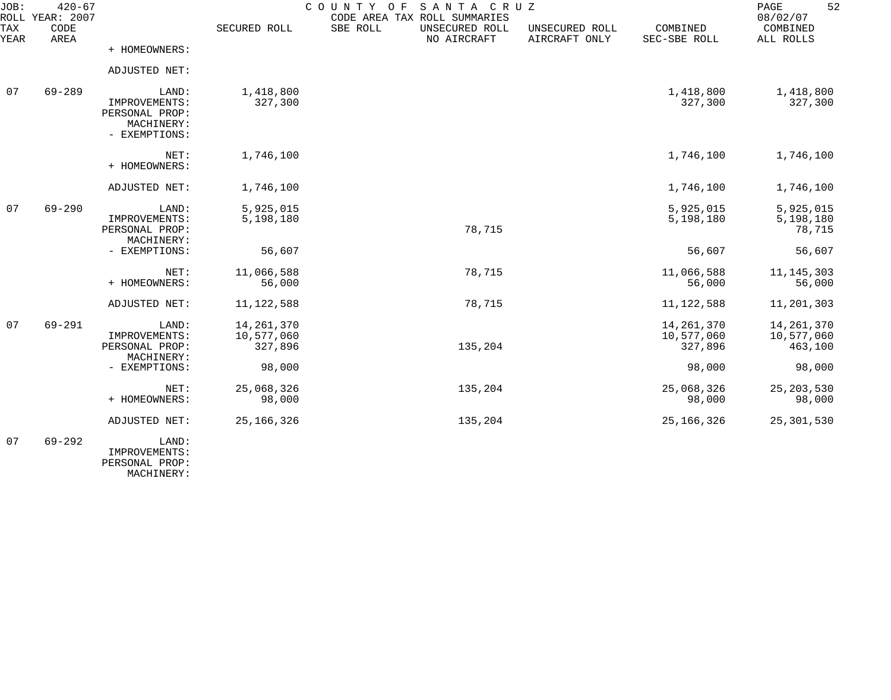JOB: 420-67 COUNTY OF SANTA CRUZ
ROLL YEAR: 2007 CODE AREA TAX ROLL SUMMARIES 08/02/07

| TAX YEAR | CODE AREA | | SECURED ROLL | SBE ROLL | UNSECURED ROLL NO AIRCRAFT | UNSECURED ROLL AIRCRAFT ONLY | COMBINED SEC-SBE ROLL | COMBINED ALL ROLLS |
|---|---|---|---|---|---|---|---|---|
| | | + HOMEOWNERS: | | | | | | |
| | | ADJUSTED NET: | | | | | | |
| 07 | 69-289 | LAND: | 1,418,800 | | | | 1,418,800 | 1,418,800 |
| | | IMPROVEMENTS: | 327,300 | | | | 327,300 | 327,300 |
| | | PERSONAL PROP: | | | | | | |
| | | MACHINERY: | | | | | | |
| | | - EXEMPTIONS: | | | | | | |
| | | NET: | 1,746,100 | | | | 1,746,100 | 1,746,100 |
| | | + HOMEOWNERS: | | | | | | |
| | | ADJUSTED NET: | 1,746,100 | | | | 1,746,100 | 1,746,100 |
| 07 | 69-290 | LAND: | 5,925,015 | | | | 5,925,015 | 5,925,015 |
| | | IMPROVEMENTS: | 5,198,180 | | | | 5,198,180 | 5,198,180 |
| | | PERSONAL PROP: | | | 78,715 | | | 78,715 |
| | | MACHINERY: | | | | | | |
| | | - EXEMPTIONS: | 56,607 | | | | 56,607 | 56,607 |
| | | NET: | 11,066,588 | | 78,715 | | 11,066,588 | 11,145,303 |
| | | + HOMEOWNERS: | 56,000 | | | | 56,000 | 56,000 |
| | | ADJUSTED NET: | 11,122,588 | | 78,715 | | 11,122,588 | 11,201,303 |
| 07 | 69-291 | LAND: | 14,261,370 | | | | 14,261,370 | 14,261,370 |
| | | IMPROVEMENTS: | 10,577,060 | | | | 10,577,060 | 10,577,060 |
| | | PERSONAL PROP: | 327,896 | | 135,204 | | 327,896 | 463,100 |
| | | MACHINERY: | | | | | | |
| | | - EXEMPTIONS: | 98,000 | | | | 98,000 | 98,000 |
| | | NET: | 25,068,326 | | 135,204 | | 25,068,326 | 25,203,530 |
| | | + HOMEOWNERS: | 98,000 | | | | 98,000 | 98,000 |
| | | ADJUSTED NET: | 25,166,326 | | 135,204 | | 25,166,326 | 25,301,530 |
| 07 | 69-292 | LAND: | | | | | | |
| | | IMPROVEMENTS: | | | | | | |
| | | PERSONAL PROP: | | | | | | |
| | | MACHINERY: | | | | | | |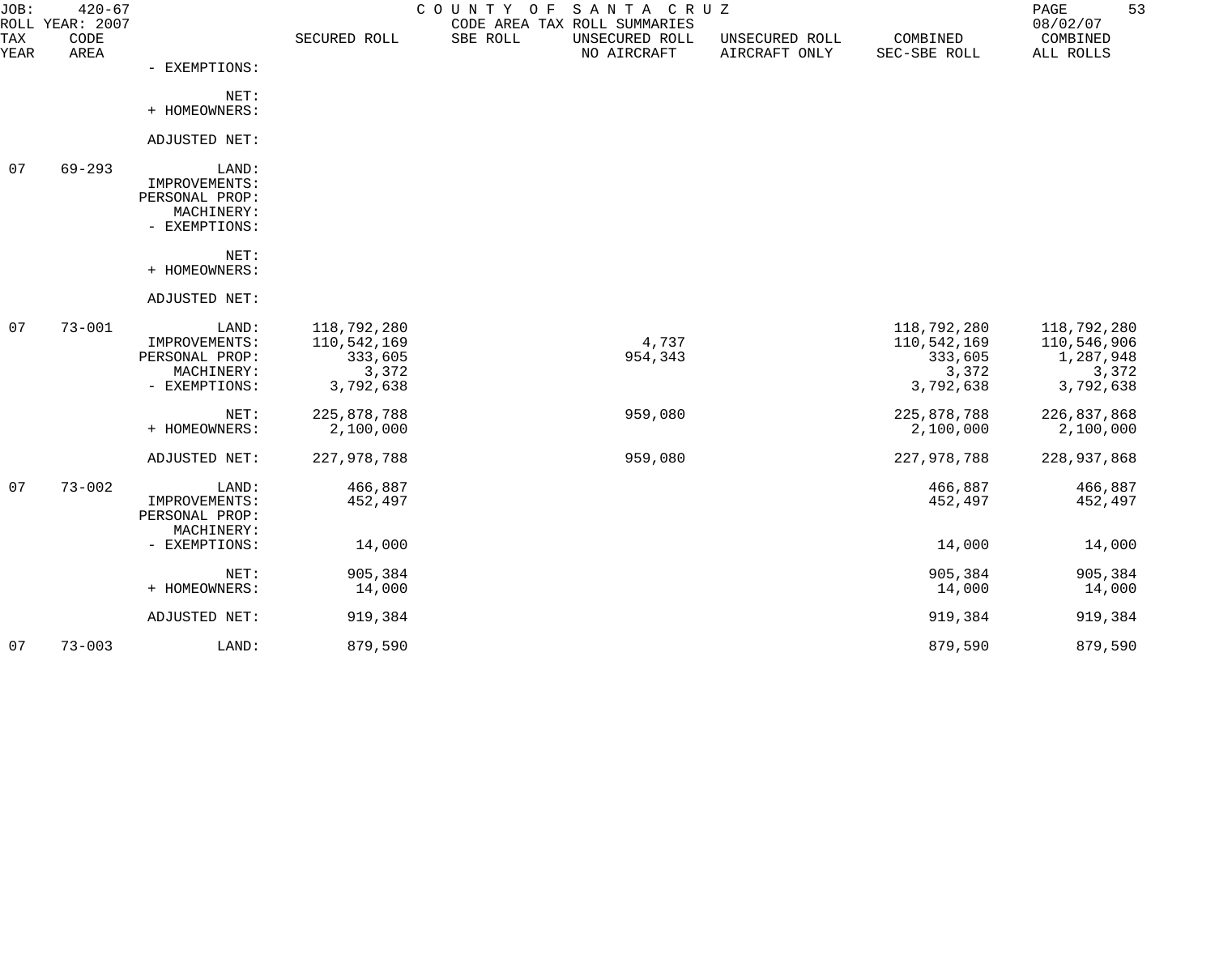| TAX YEAR | CODE AREA | | SECURED ROLL | SBE ROLL | UNSECURED ROLL NO AIRCRAFT | UNSECURED ROLL AIRCRAFT ONLY | COMBINED SEC-SBE ROLL | COMBINED ALL ROLLS |
|---|---|---|---|---|---|---|---|---|
| | | - EXEMPTIONS: | | | | | | |
| | | NET: | | | | | | |
| | | + HOMEOWNERS: | | | | | | |
| | | ADJUSTED NET: | | | | | | |
| 07 | 69-293 | LAND: | | | | | | |
| | | IMPROVEMENTS: | | | | | | |
| | | PERSONAL PROP: | | | | | | |
| | | MACHINERY: | | | | | | |
| | | - EXEMPTIONS: | | | | | | |
| | | NET: | | | | | | |
| | | + HOMEOWNERS: | | | | | | |
| | | ADJUSTED NET: | | | | | | |
| 07 | 73-001 | LAND: | 118,792,280 | | | | 118,792,280 | 118,792,280 |
| | | IMPROVEMENTS: | 110,542,169 | | 4,737 | | 110,542,169 | 110,546,906 |
| | | PERSONAL PROP: | 333,605 | | 954,343 | | 333,605 | 1,287,948 |
| | | MACHINERY: | 3,372 | | | | 3,372 | 3,372 |
| | | - EXEMPTIONS: | 3,792,638 | | | | 3,792,638 | 3,792,638 |
| | | NET: | 225,878,788 | | 959,080 | | 225,878,788 | 226,837,868 |
| | | + HOMEOWNERS: | 2,100,000 | | | | 2,100,000 | 2,100,000 |
| | | ADJUSTED NET: | 227,978,788 | | 959,080 | | 227,978,788 | 228,937,868 |
| 07 | 73-002 | LAND: | 466,887 | | | | 466,887 | 466,887 |
| | | IMPROVEMENTS: | 452,497 | | | | 452,497 | 452,497 |
| | | PERSONAL PROP: | | | | | | |
| | | MACHINERY: | | | | | | |
| | | - EXEMPTIONS: | 14,000 | | | | 14,000 | 14,000 |
| | | NET: | 905,384 | | | | 905,384 | 905,384 |
| | | + HOMEOWNERS: | 14,000 | | | | 14,000 | 14,000 |
| | | ADJUSTED NET: | 919,384 | | | | 919,384 | 919,384 |
| 07 | 73-003 | LAND: | 879,590 | | | | 879,590 | 879,590 |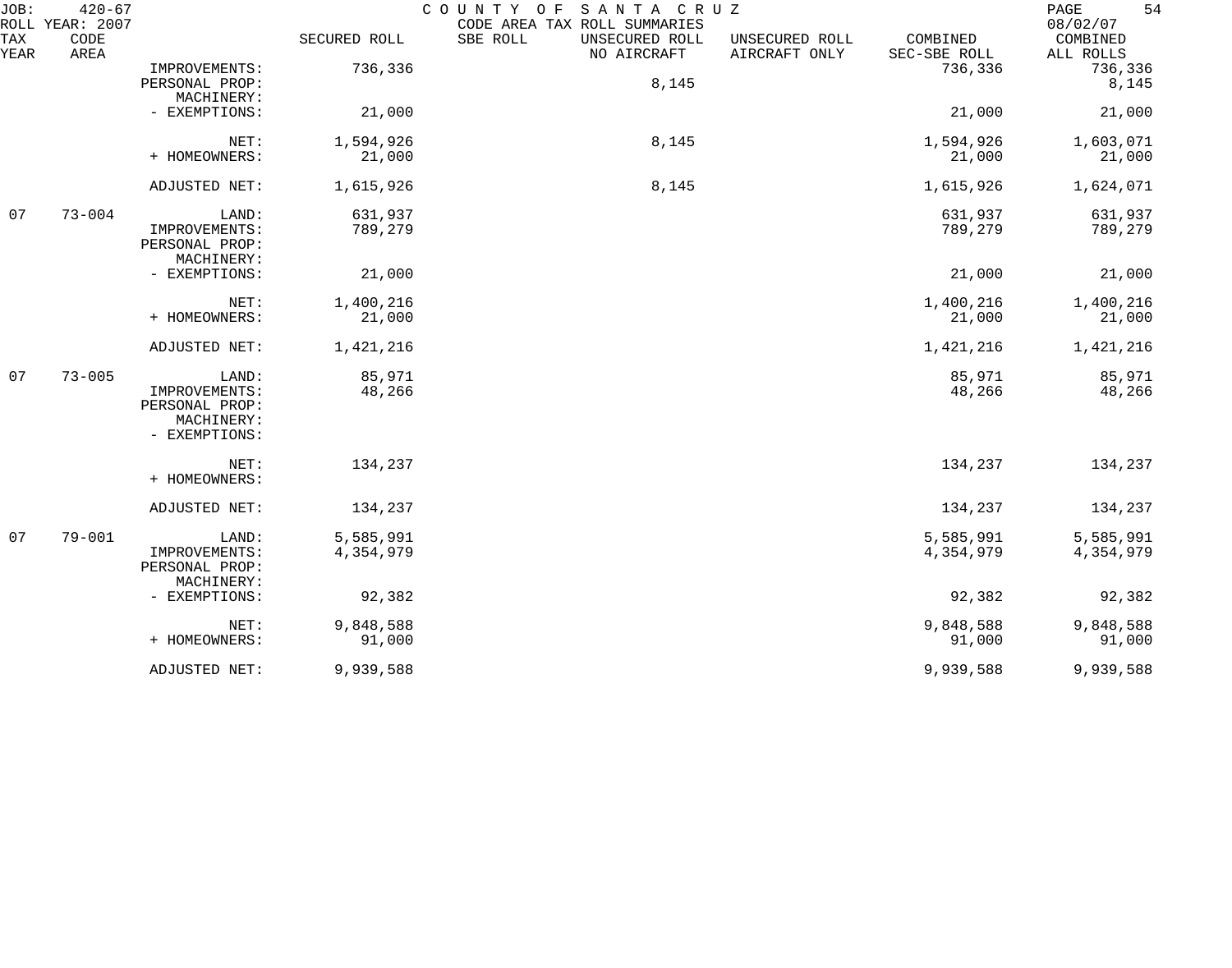JOB: 420-67 COUNTY OF SANTA CRUZ
ROLL YEAR: 2007 CODE AREA TAX ROLL SUMMARIES 08/02/07

| TAX YEAR | CODE AREA | | SECURED ROLL | SBE ROLL | UNSECURED ROLL NO AIRCRAFT | UNSECURED ROLL AIRCRAFT ONLY | COMBINED SEC-SBE ROLL | COMBINED ALL ROLLS |
|---|---|---|---|---|---|---|---|---|
| | | IMPROVEMENTS: | 736,336 | | | | 736,336 | 736,336 |
| | | PERSONAL PROP: | | | 8,145 | | | 8,145 |
| | | MACHINERY: | | | | | | |
| | | - EXEMPTIONS: | 21,000 | | | | 21,000 | 21,000 |
| | | NET: | 1,594,926 | | 8,145 | | 1,594,926 | 1,603,071 |
| | | + HOMEOWNERS: | 21,000 | | | | 21,000 | 21,000 |
| | | ADJUSTED NET: | 1,615,926 | | 8,145 | | 1,615,926 | 1,624,071 |
| 07 | 73-004 | LAND: | 631,937 | | | | 631,937 | 631,937 |
| | | IMPROVEMENTS: | 789,279 | | | | 789,279 | 789,279 |
| | | PERSONAL PROP: | | | | | | |
| | | MACHINERY: | | | | | | |
| | | - EXEMPTIONS: | 21,000 | | | | 21,000 | 21,000 |
| | | NET: | 1,400,216 | | | | 1,400,216 | 1,400,216 |
| | | + HOMEOWNERS: | 21,000 | | | | 21,000 | 21,000 |
| | | ADJUSTED NET: | 1,421,216 | | | | 1,421,216 | 1,421,216 |
| 07 | 73-005 | LAND: | 85,971 | | | | 85,971 | 85,971 |
| | | IMPROVEMENTS: | 48,266 | | | | 48,266 | 48,266 |
| | | PERSONAL PROP: | | | | | | |
| | | MACHINERY: | | | | | | |
| | | - EXEMPTIONS: | | | | | | |
| | | NET: | 134,237 | | | | 134,237 | 134,237 |
| | | + HOMEOWNERS: | | | | | | |
| | | ADJUSTED NET: | 134,237 | | | | 134,237 | 134,237 |
| 07 | 79-001 | LAND: | 5,585,991 | | | | 5,585,991 | 5,585,991 |
| | | IMPROVEMENTS: | 4,354,979 | | | | 4,354,979 | 4,354,979 |
| | | PERSONAL PROP: | | | | | | |
| | | MACHINERY: | | | | | | |
| | | - EXEMPTIONS: | 92,382 | | | | 92,382 | 92,382 |
| | | NET: | 9,848,588 | | | | 9,848,588 | 9,848,588 |
| | | + HOMEOWNERS: | 91,000 | | | | 91,000 | 91,000 |
| | | ADJUSTED NET: | 9,939,588 | | | | 9,939,588 | 9,939,588 |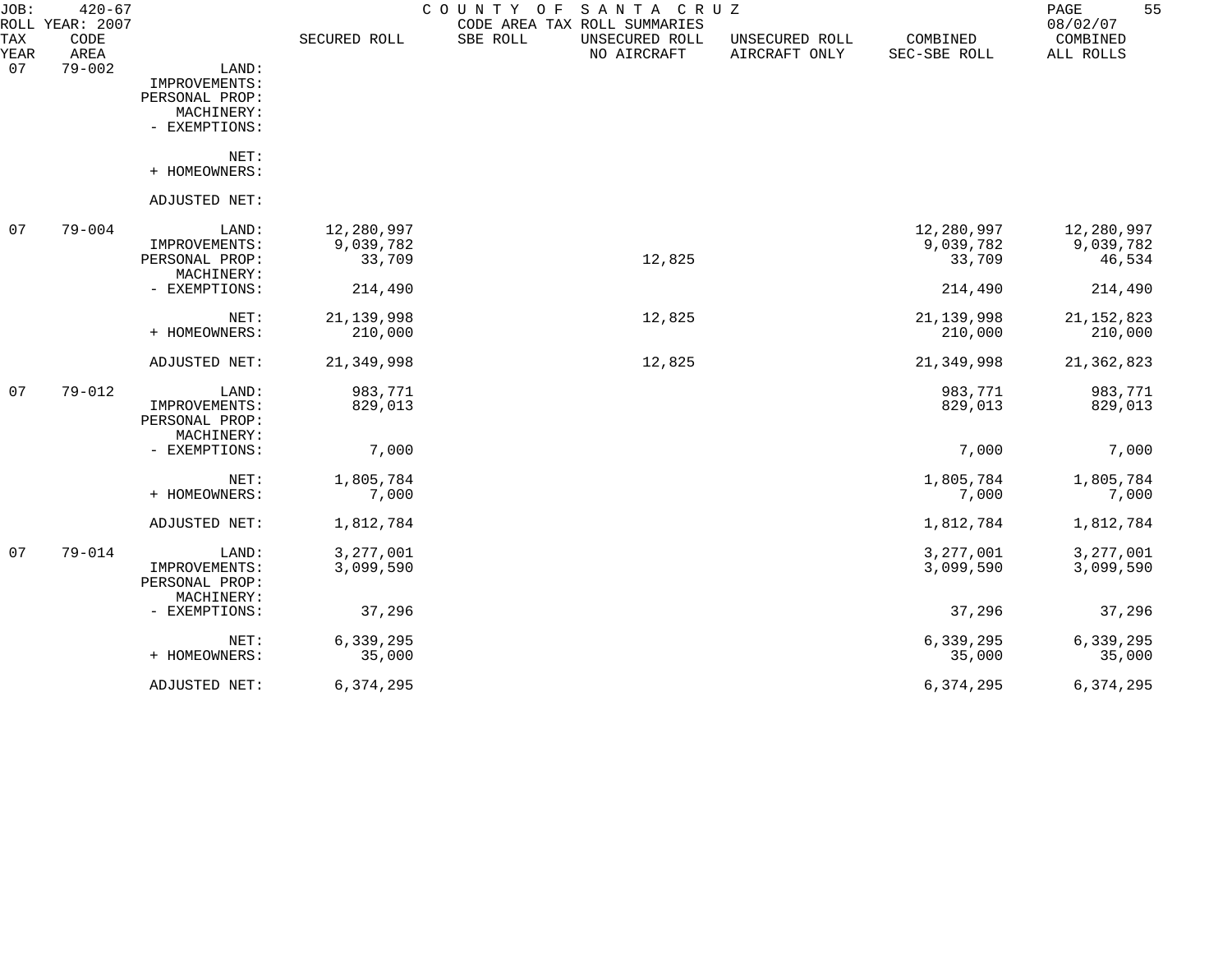JOB: 420-67 ROLL YEAR: 2007

COUNTY OF SANTA CRUZ
CODE AREA TAX ROLL SUMMARIES

08/02/07

| TAX YEAR | CODE AREA | | SECURED ROLL | SBE ROLL | UNSECURED ROLL NO AIRCRAFT | UNSECURED ROLL AIRCRAFT ONLY | COMBINED SEC-SBE ROLL | COMBINED ALL ROLLS |
|---|---|---|---|---|---|---|---|---|
| 07 | 79-002 | LAND: | | | | | | |
| | | IMPROVEMENTS: | | | | | | |
| | | PERSONAL PROP: | | | | | | |
| | | MACHINERY: | | | | | | |
| | | - EXEMPTIONS: | | | | | | |
| | | NET: | | | | | | |
| | | + HOMEOWNERS: | | | | | | |
| | | ADJUSTED NET: | | | | | | |
| 07 | 79-004 | LAND: | 12,280,997 | | | | 12,280,997 | 12,280,997 |
| | | IMPROVEMENTS: | 9,039,782 | | | | 9,039,782 | 9,039,782 |
| | | PERSONAL PROP: | 33,709 | | 12,825 | | 33,709 | 46,534 |
| | | MACHINERY: | | | | | | |
| | | - EXEMPTIONS: | 214,490 | | | | 214,490 | 214,490 |
| | | NET: | 21,139,998 | | 12,825 | | 21,139,998 | 21,152,823 |
| | | + HOMEOWNERS: | 210,000 | | | | 210,000 | 210,000 |
| | | ADJUSTED NET: | 21,349,998 | | 12,825 | | 21,349,998 | 21,362,823 |
| 07 | 79-012 | LAND: | 983,771 | | | | 983,771 | 983,771 |
| | | IMPROVEMENTS: | 829,013 | | | | 829,013 | 829,013 |
| | | PERSONAL PROP: | | | | | | |
| | | MACHINERY: | | | | | | |
| | | - EXEMPTIONS: | 7,000 | | | | 7,000 | 7,000 |
| | | NET: | 1,805,784 | | | | 1,805,784 | 1,805,784 |
| | | + HOMEOWNERS: | 7,000 | | | | 7,000 | 7,000 |
| | | ADJUSTED NET: | 1,812,784 | | | | 1,812,784 | 1,812,784 |
| 07 | 79-014 | LAND: | 3,277,001 | | | | 3,277,001 | 3,277,001 |
| | | IMPROVEMENTS: | 3,099,590 | | | | 3,099,590 | 3,099,590 |
| | | PERSONAL PROP: | | | | | | |
| | | MACHINERY: | | | | | | |
| | | - EXEMPTIONS: | 37,296 | | | | 37,296 | 37,296 |
| | | NET: | 6,339,295 | | | | 6,339,295 | 6,339,295 |
| | | + HOMEOWNERS: | 35,000 | | | | 35,000 | 35,000 |
| | | ADJUSTED NET: | 6,374,295 | | | | 6,374,295 | 6,374,295 |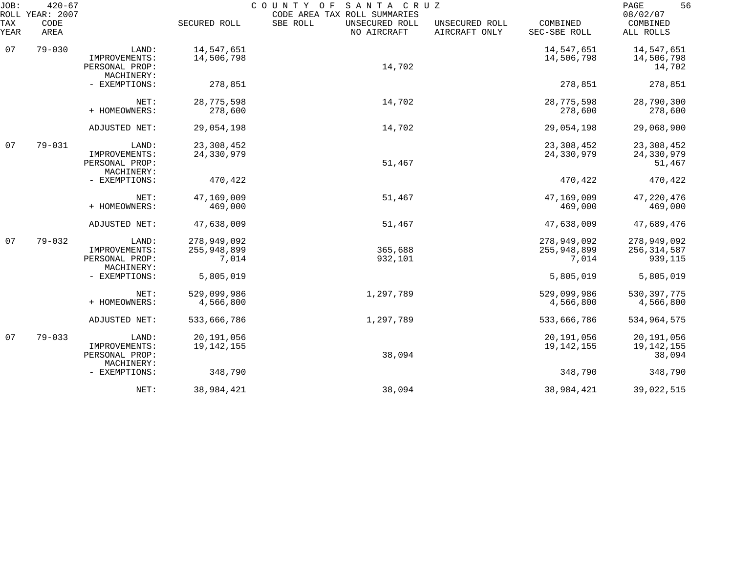JOB: 420-67 COUNTY OF SANTA CRUZ
ROLL YEAR: 2007 CODE AREA TAX ROLL SUMMARIES 08/02/07

| TAX YEAR | CODE AREA | | SECURED ROLL | SBE ROLL | UNSECURED ROLL NO AIRCRAFT | UNSECURED ROLL AIRCRAFT ONLY | COMBINED SEC-SBE ROLL | COMBINED ALL ROLLS |
|---|---|---|---|---|---|---|---|---|
| 07 | 79-030 | LAND: | 14,547,651 | | | | 14,547,651 | 14,547,651 |
| | | IMPROVEMENTS: | 14,506,798 | | | | 14,506,798 | 14,506,798 |
| | | PERSONAL PROP: | | | 14,702 | | | 14,702 |
| | | MACHINERY: | | | | | | |
| | | - EXEMPTIONS: | 278,851 | | | | 278,851 | 278,851 |
| | | NET: | 28,775,598 | | 14,702 | | 28,775,598 | 28,790,300 |
| | | + HOMEOWNERS: | 278,600 | | | | 278,600 | 278,600 |
| | | ADJUSTED NET: | 29,054,198 | | 14,702 | | 29,054,198 | 29,068,900 |
| 07 | 79-031 | LAND: | 23,308,452 | | | | 23,308,452 | 23,308,452 |
| | | IMPROVEMENTS: | 24,330,979 | | | | 24,330,979 | 24,330,979 |
| | | PERSONAL PROP: | | | 51,467 | | | 51,467 |
| | | MACHINERY: | | | | | | |
| | | - EXEMPTIONS: | 470,422 | | | | 470,422 | 470,422 |
| | | NET: | 47,169,009 | | 51,467 | | 47,169,009 | 47,220,476 |
| | | + HOMEOWNERS: | 469,000 | | | | 469,000 | 469,000 |
| | | ADJUSTED NET: | 47,638,009 | | 51,467 | | 47,638,009 | 47,689,476 |
| 07 | 79-032 | LAND: | 278,949,092 | | | | 278,949,092 | 278,949,092 |
| | | IMPROVEMENTS: | 255,948,899 | | 365,688 | | 255,948,899 | 256,314,587 |
| | | PERSONAL PROP: | 7,014 | | 932,101 | | 7,014 | 939,115 |
| | | MACHINERY: | | | | | | |
| | | - EXEMPTIONS: | 5,805,019 | | | | 5,805,019 | 5,805,019 |
| | | NET: | 529,099,986 | | 1,297,789 | | 529,099,986 | 530,397,775 |
| | | + HOMEOWNERS: | 4,566,800 | | | | 4,566,800 | 4,566,800 |
| | | ADJUSTED NET: | 533,666,786 | | 1,297,789 | | 533,666,786 | 534,964,575 |
| 07 | 79-033 | LAND: | 20,191,056 | | | | 20,191,056 | 20,191,056 |
| | | IMPROVEMENTS: | 19,142,155 | | | | 19,142,155 | 19,142,155 |
| | | PERSONAL PROP: | | | 38,094 | | | 38,094 |
| | | MACHINERY: | | | | | | |
| | | - EXEMPTIONS: | 348,790 | | | | 348,790 | 348,790 |
| | | NET: | 38,984,421 | | 38,094 | | 38,984,421 | 39,022,515 |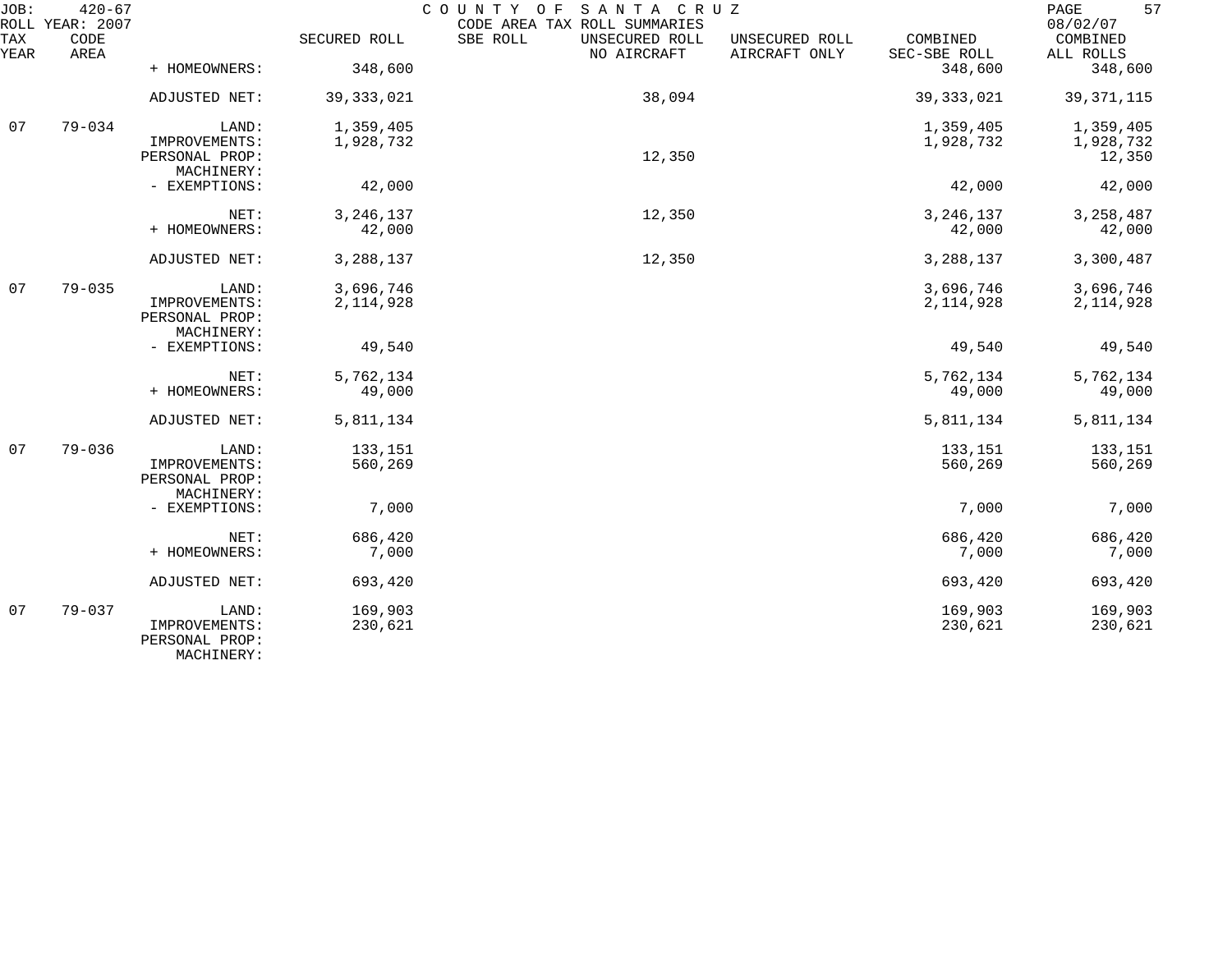JOB: 420-67 COUNTY OF SANTA CRUZ
ROLL YEAR: 2007 CODE AREA TAX ROLL SUMMARIES 08/02/07

| TAX YEAR | CODE AREA | | SECURED ROLL | SBE ROLL | UNSECURED ROLL NO AIRCRAFT | UNSECURED ROLL AIRCRAFT ONLY | COMBINED SEC-SBE ROLL | COMBINED ALL ROLLS |
|---|---|---|---|---|---|---|---|---|
| | | + HOMEOWNERS: | 348,600 | | | | 348,600 | 348,600 |
| | | ADJUSTED NET: | 39,333,021 | | 38,094 | | 39,333,021 | 39,371,115 |
| 07 | 79-034 | LAND: | 1,359,405 | | | | 1,359,405 | 1,359,405 |
| | | IMPROVEMENTS: | 1,928,732 | | | | 1,928,732 | 1,928,732 |
| | | PERSONAL PROP: | | | 12,350 | | | 12,350 |
| | | MACHINERY: | | | | | | |
| | | - EXEMPTIONS: | 42,000 | | | | 42,000 | 42,000 |
| | | NET: | 3,246,137 | | 12,350 | | 3,246,137 | 3,258,487 |
| | | + HOMEOWNERS: | 42,000 | | | | 42,000 | 42,000 |
| | | ADJUSTED NET: | 3,288,137 | | 12,350 | | 3,288,137 | 3,300,487 |
| 07 | 79-035 | LAND: | 3,696,746 | | | | 3,696,746 | 3,696,746 |
| | | IMPROVEMENTS: | 2,114,928 | | | | 2,114,928 | 2,114,928 |
| | | PERSONAL PROP: | | | | | | |
| | | MACHINERY: | | | | | | |
| | | - EXEMPTIONS: | 49,540 | | | | 49,540 | 49,540 |
| | | NET: | 5,762,134 | | | | 5,762,134 | 5,762,134 |
| | | + HOMEOWNERS: | 49,000 | | | | 49,000 | 49,000 |
| | | ADJUSTED NET: | 5,811,134 | | | | 5,811,134 | 5,811,134 |
| 07 | 79-036 | LAND: | 133,151 | | | | 133,151 | 133,151 |
| | | IMPROVEMENTS: | 560,269 | | | | 560,269 | 560,269 |
| | | PERSONAL PROP: | | | | | | |
| | | MACHINERY: | | | | | | |
| | | - EXEMPTIONS: | 7,000 | | | | 7,000 | 7,000 |
| | | NET: | 686,420 | | | | 686,420 | 686,420 |
| | | + HOMEOWNERS: | 7,000 | | | | 7,000 | 7,000 |
| | | ADJUSTED NET: | 693,420 | | | | 693,420 | 693,420 |
| 07 | 79-037 | LAND: | 169,903 | | | | 169,903 | 169,903 |
| | | IMPROVEMENTS: | 230,621 | | | | 230,621 | 230,621 |
| | | PERSONAL PROP: | | | | | | |
| | | MACHINERY: | | | | | | |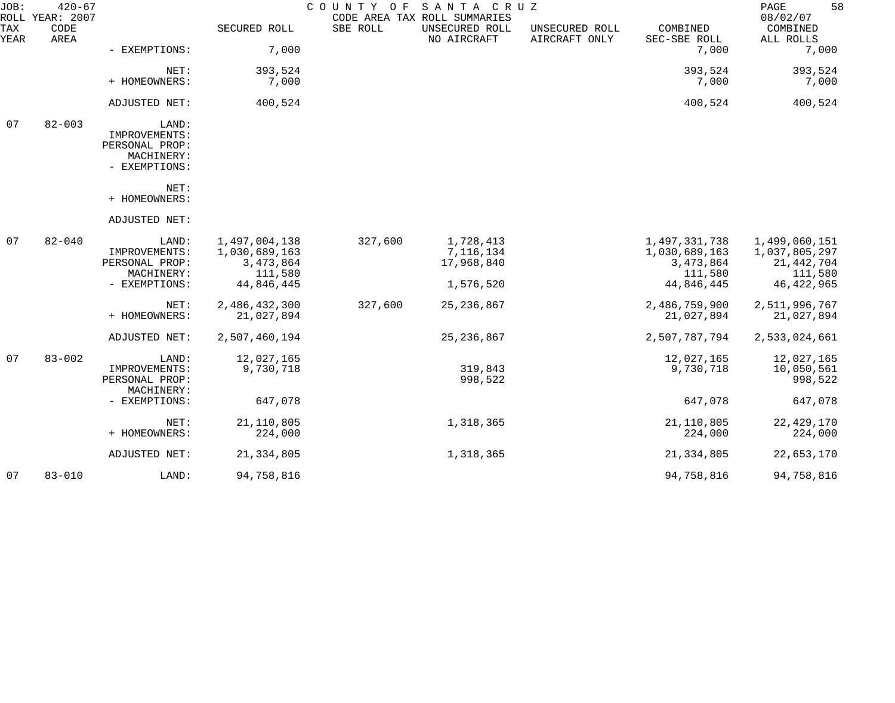| TAX YEAR | CODE AREA | | SECURED ROLL | SBE ROLL | UNSECURED ROLL NO AIRCRAFT | UNSECURED ROLL AIRCRAFT ONLY | COMBINED SEC-SBE ROLL | COMBINED ALL ROLLS |
|---|---|---|---|---|---|---|---|---|
| | | - EXEMPTIONS: | 7,000 | | | | 7,000 | 7,000 |
| | | NET: | 393,524 | | | | 393,524 | 393,524 |
| | | + HOMEOWNERS: | 7,000 | | | | 7,000 | 7,000 |
| | | ADJUSTED NET: | 400,524 | | | | 400,524 | 400,524 |
| 07 | 82-003 | LAND: | | | | | | |
| | | IMPROVEMENTS: | | | | | | |
| | | PERSONAL PROP: | | | | | | |
| | | MACHINERY: | | | | | | |
| | | - EXEMPTIONS: | | | | | | |
| | | NET: | | | | | | |
| | | + HOMEOWNERS: | | | | | | |
| | | ADJUSTED NET: | | | | | | |
| 07 | 82-040 | LAND: | 1,497,004,138 | 327,600 | 1,728,413 | | 1,497,331,738 | 1,499,060,151 |
| | | IMPROVEMENTS: | 1,030,689,163 | | 7,116,134 | | 1,030,689,163 | 1,037,805,297 |
| | | PERSONAL PROP: | 3,473,864 | | 17,968,840 | | 3,473,864 | 21,442,704 |
| | | MACHINERY: | 111,580 | | | | 111,580 | 111,580 |
| | | - EXEMPTIONS: | 44,846,445 | | 1,576,520 | | 44,846,445 | 46,422,965 |
| | | NET: | 2,486,432,300 | 327,600 | 25,236,867 | | 2,486,759,900 | 2,511,996,767 |
| | | + HOMEOWNERS: | 21,027,894 | | | | 21,027,894 | 21,027,894 |
| | | ADJUSTED NET: | 2,507,460,194 | | 25,236,867 | | 2,507,787,794 | 2,533,024,661 |
| 07 | 83-002 | LAND: | 12,027,165 | | | | 12,027,165 | 12,027,165 |
| | | IMPROVEMENTS: | 9,730,718 | | 319,843 | | 9,730,718 | 10,050,561 |
| | | PERSONAL PROP: | | | 998,522 | | | 998,522 |
| | | MACHINERY: | | | | | | |
| | | - EXEMPTIONS: | 647,078 | | | | 647,078 | 647,078 |
| | | NET: | 21,110,805 | | 1,318,365 | | 21,110,805 | 22,429,170 |
| | | + HOMEOWNERS: | 224,000 | | | | 224,000 | 224,000 |
| | | ADJUSTED NET: | 21,334,805 | | 1,318,365 | | 21,334,805 | 22,653,170 |
| 07 | 83-010 | LAND: | 94,758,816 | | | | 94,758,816 | 94,758,816 |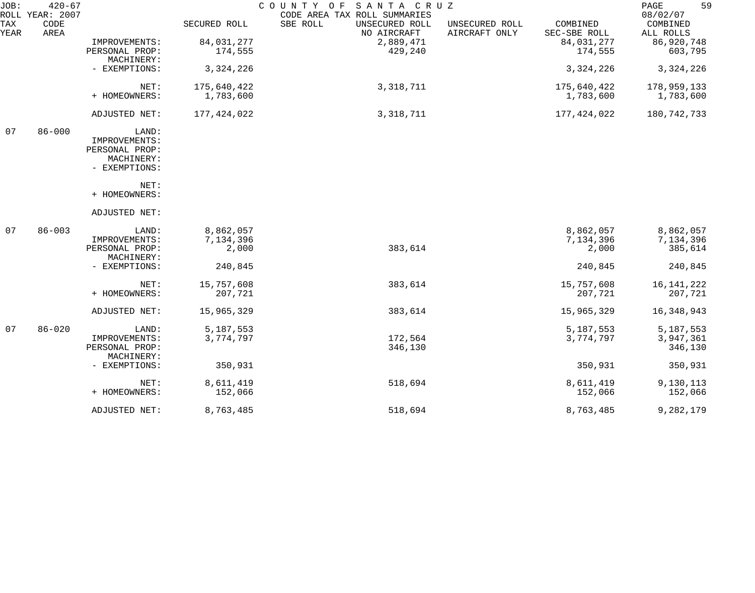JOB: 420-67 COUNTY OF SANTA CRUZ
ROLL YEAR: 2007 CODE AREA TAX ROLL SUMMARIES 08/02/07

| TAX YEAR | CODE AREA | | SECURED ROLL | SBE ROLL | UNSECURED ROLL NO AIRCRAFT | UNSECURED ROLL AIRCRAFT ONLY | COMBINED SEC-SBE ROLL | COMBINED ALL ROLLS |
|---|---|---|---|---|---|---|---|---|
| | | IMPROVEMENTS: | 84,031,277 | | 2,889,471 | | 84,031,277 | 86,920,748 |
| | | PERSONAL PROP: | 174,555 | | 429,240 | | 174,555 | 603,795 |
| | | MACHINERY: | | | | | | |
| | | - EXEMPTIONS: | 3,324,226 | | | | 3,324,226 | 3,324,226 |
| | | NET: | 175,640,422 | | 3,318,711 | | 175,640,422 | 178,959,133 |
| | | + HOMEOWNERS: | 1,783,600 | | | | 1,783,600 | 1,783,600 |
| | | ADJUSTED NET: | 177,424,022 | | 3,318,711 | | 177,424,022 | 180,742,733 |
| 07 | 86-000 | LAND: | | | | | | |
| | | IMPROVEMENTS: | | | | | | |
| | | PERSONAL PROP: | | | | | | |
| | | MACHINERY: | | | | | | |
| | | - EXEMPTIONS: | | | | | | |
| | | NET: | | | | | | |
| | | + HOMEOWNERS: | | | | | | |
| | | ADJUSTED NET: | | | | | | |
| 07 | 86-003 | LAND: | 8,862,057 | | | | 8,862,057 | 8,862,057 |
| | | IMPROVEMENTS: | 7,134,396 | | | | 7,134,396 | 7,134,396 |
| | | PERSONAL PROP: | 2,000 | | 383,614 | | 2,000 | 385,614 |
| | | MACHINERY: | | | | | | |
| | | - EXEMPTIONS: | 240,845 | | | | 240,845 | 240,845 |
| | | NET: | 15,757,608 | | 383,614 | | 15,757,608 | 16,141,222 |
| | | + HOMEOWNERS: | 207,721 | | | | 207,721 | 207,721 |
| | | ADJUSTED NET: | 15,965,329 | | 383,614 | | 15,965,329 | 16,348,943 |
| 07 | 86-020 | LAND: | 5,187,553 | | | | 5,187,553 | 5,187,553 |
| | | IMPROVEMENTS: | 3,774,797 | | 172,564 | | 3,774,797 | 3,947,361 |
| | | PERSONAL PROP: | | | 346,130 | | | 346,130 |
| | | MACHINERY: | | | | | | |
| | | - EXEMPTIONS: | 350,931 | | | | 350,931 | 350,931 |
| | | NET: | 8,611,419 | | 518,694 | | 8,611,419 | 9,130,113 |
| | | + HOMEOWNERS: | 152,066 | | | | 152,066 | 152,066 |
| | | ADJUSTED NET: | 8,763,485 | | 518,694 | | 8,763,485 | 9,282,179 |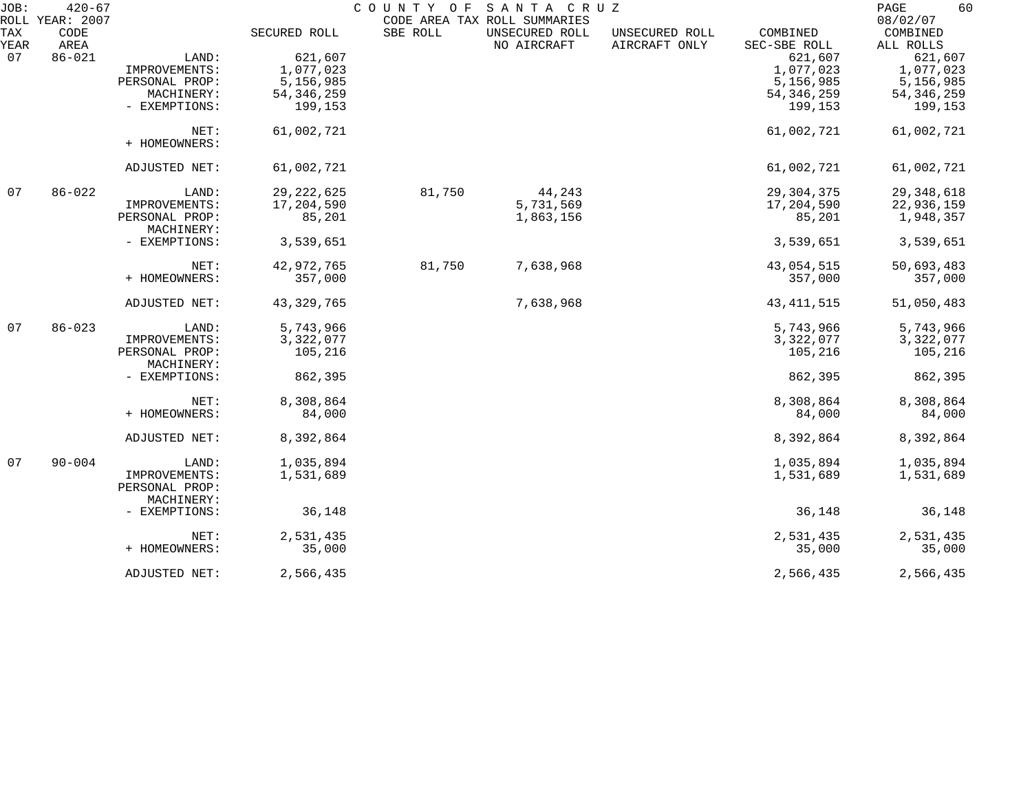JOB: 420-67
ROLL YEAR: 2007

COUNTY OF SANTA CRUZ
CODE AREA TAX ROLL SUMMARIES

08/02/07

| TAX YEAR | CODE AREA | | SECURED ROLL | SBE ROLL | UNSECURED ROLL NO AIRCRAFT | UNSECURED ROLL AIRCRAFT ONLY | COMBINED SEC-SBE ROLL | COMBINED ALL ROLLS |
|---|---|---|---|---|---|---|---|---|
| 07 | 86-021 | LAND: | 621,607 | | | | 621,607 | 621,607 |
| | | IMPROVEMENTS: | 1,077,023 | | | | 1,077,023 | 1,077,023 |
| | | PERSONAL PROP: | 5,156,985 | | | | 5,156,985 | 5,156,985 |
| | | MACHINERY: | 54,346,259 | | | | 54,346,259 | 54,346,259 |
| | | - EXEMPTIONS: | 199,153 | | | | 199,153 | 199,153 |
| | | NET: | 61,002,721 | | | | 61,002,721 | 61,002,721 |
| | | + HOMEOWNERS: | | | | | | |
| | | ADJUSTED NET: | 61,002,721 | | | | 61,002,721 | 61,002,721 |
| 07 | 86-022 | LAND: | 29,222,625 | 81,750 | 44,243 | | 29,304,375 | 29,348,618 |
| | | IMPROVEMENTS: | 17,204,590 | | 5,731,569 | | 17,204,590 | 22,936,159 |
| | | PERSONAL PROP: | 85,201 | | 1,863,156 | | 85,201 | 1,948,357 |
| | | MACHINERY: | | | | | | |
| | | - EXEMPTIONS: | 3,539,651 | | | | 3,539,651 | 3,539,651 |
| | | NET: | 42,972,765 | 81,750 | 7,638,968 | | 43,054,515 | 50,693,483 |
| | | + HOMEOWNERS: | 357,000 | | | | 357,000 | 357,000 |
| | | ADJUSTED NET: | 43,329,765 | | 7,638,968 | | 43,411,515 | 51,050,483 |
| 07 | 86-023 | LAND: | 5,743,966 | | | | 5,743,966 | 5,743,966 |
| | | IMPROVEMENTS: | 3,322,077 | | | | 3,322,077 | 3,322,077 |
| | | PERSONAL PROP: | 105,216 | | | | 105,216 | 105,216 |
| | | MACHINERY: | | | | | | |
| | | - EXEMPTIONS: | 862,395 | | | | 862,395 | 862,395 |
| | | NET: | 8,308,864 | | | | 8,308,864 | 8,308,864 |
| | | + HOMEOWNERS: | 84,000 | | | | 84,000 | 84,000 |
| | | ADJUSTED NET: | 8,392,864 | | | | 8,392,864 | 8,392,864 |
| 07 | 90-004 | LAND: | 1,035,894 | | | | 1,035,894 | 1,035,894 |
| | | IMPROVEMENTS: | 1,531,689 | | | | 1,531,689 | 1,531,689 |
| | | PERSONAL PROP: | | | | | | |
| | | MACHINERY: | | | | | | |
| | | - EXEMPTIONS: | 36,148 | | | | 36,148 | 36,148 |
| | | NET: | 2,531,435 | | | | 2,531,435 | 2,531,435 |
| | | + HOMEOWNERS: | 35,000 | | | | 35,000 | 35,000 |
| | | ADJUSTED NET: | 2,566,435 | | | | 2,566,435 | 2,566,435 |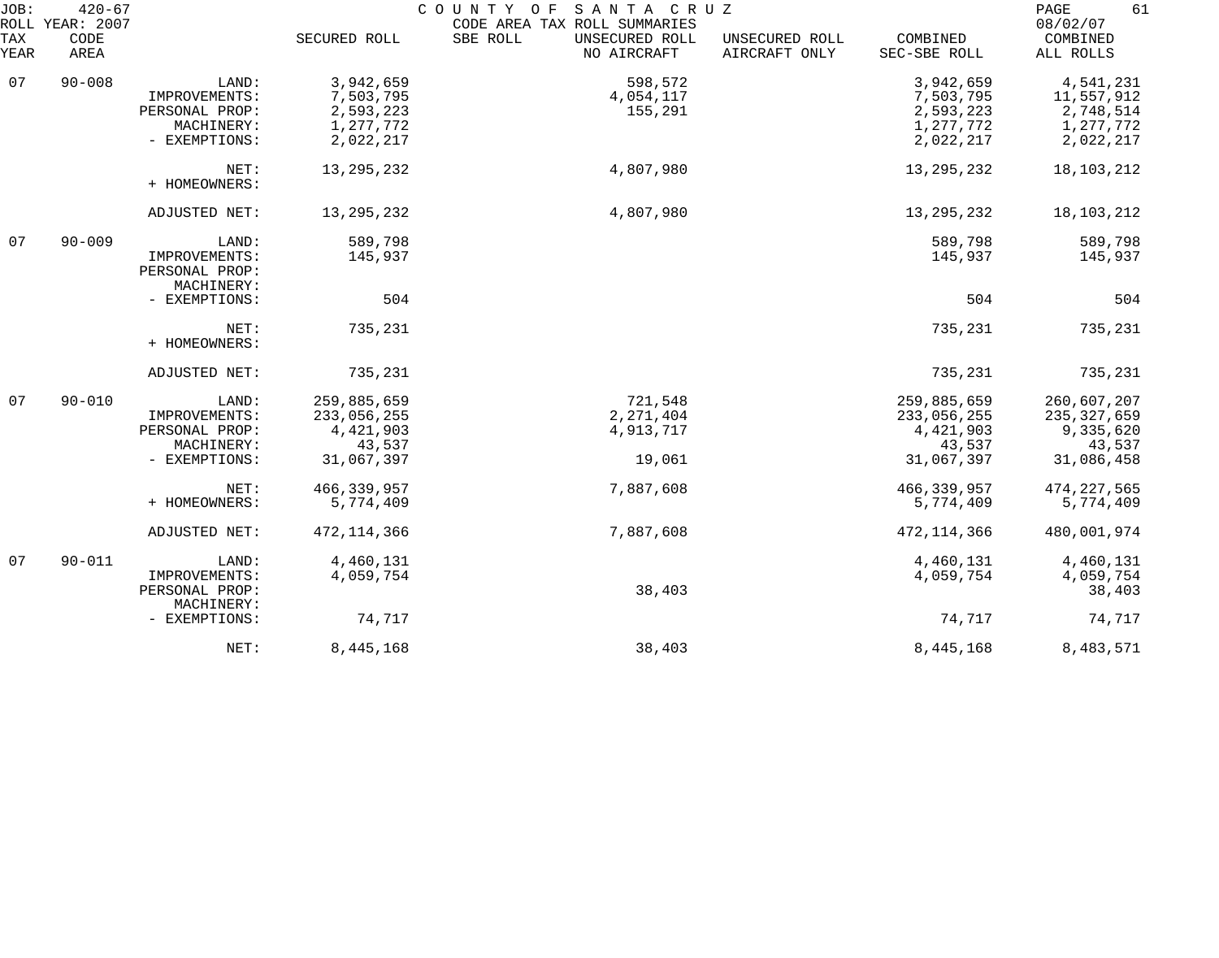JOB: 420-67 COUNTY OF SANTA CRUZ
ROLL YEAR: 2007 CODE AREA TAX ROLL SUMMARIES 08/02/07

| TAX YEAR | CODE AREA | | SECURED ROLL | SBE ROLL | UNSECURED ROLL NO AIRCRAFT | UNSECURED ROLL AIRCRAFT ONLY | COMBINED SEC-SBE ROLL | COMBINED ALL ROLLS |
|---|---|---|---|---|---|---|---|---|
| 07 | 90-008 | LAND: | 3,942,659 | | 598,572 | | 3,942,659 | 4,541,231 |
| | | IMPROVEMENTS: | 7,503,795 | | 4,054,117 | | 7,503,795 | 11,557,912 |
| | | PERSONAL PROP: | 2,593,223 | | 155,291 | | 2,593,223 | 2,748,514 |
| | | MACHINERY: | 1,277,772 | | | | 1,277,772 | 1,277,772 |
| | | - EXEMPTIONS: | 2,022,217 | | | | 2,022,217 | 2,022,217 |
| | | NET: | 13,295,232 | | 4,807,980 | | 13,295,232 | 18,103,212 |
| | | + HOMEOWNERS: | | | | | | |
| | | ADJUSTED NET: | 13,295,232 | | 4,807,980 | | 13,295,232 | 18,103,212 |
| 07 | 90-009 | LAND: | 589,798 | | | | 589,798 | 589,798 |
| | | IMPROVEMENTS: | 145,937 | | | | 145,937 | 145,937 |
| | | PERSONAL PROP: | | | | | | |
| | | MACHINERY: | | | | | | |
| | | - EXEMPTIONS: | 504 | | | | 504 | 504 |
| | | NET: | 735,231 | | | | 735,231 | 735,231 |
| | | + HOMEOWNERS: | | | | | | |
| | | ADJUSTED NET: | 735,231 | | | | 735,231 | 735,231 |
| 07 | 90-010 | LAND: | 259,885,659 | | 721,548 | | 259,885,659 | 260,607,207 |
| | | IMPROVEMENTS: | 233,056,255 | | 2,271,404 | | 233,056,255 | 235,327,659 |
| | | PERSONAL PROP: | 4,421,903 | | 4,913,717 | | 4,421,903 | 9,335,620 |
| | | MACHINERY: | 43,537 | | | | 43,537 | 43,537 |
| | | - EXEMPTIONS: | 31,067,397 | | 19,061 | | 31,067,397 | 31,086,458 |
| | | NET: | 466,339,957 | | 7,887,608 | | 466,339,957 | 474,227,565 |
| | | + HOMEOWNERS: | 5,774,409 | | | | 5,774,409 | 5,774,409 |
| | | ADJUSTED NET: | 472,114,366 | | 7,887,608 | | 472,114,366 | 480,001,974 |
| 07 | 90-011 | LAND: | 4,460,131 | | | | 4,460,131 | 4,460,131 |
| | | IMPROVEMENTS: | 4,059,754 | | | | 4,059,754 | 4,059,754 |
| | | PERSONAL PROP: | | | 38,403 | | | 38,403 |
| | | MACHINERY: | | | | | | |
| | | - EXEMPTIONS: | 74,717 | | | | 74,717 | 74,717 |
| | | NET: | 8,445,168 | | 38,403 | | 8,445,168 | 8,483,571 |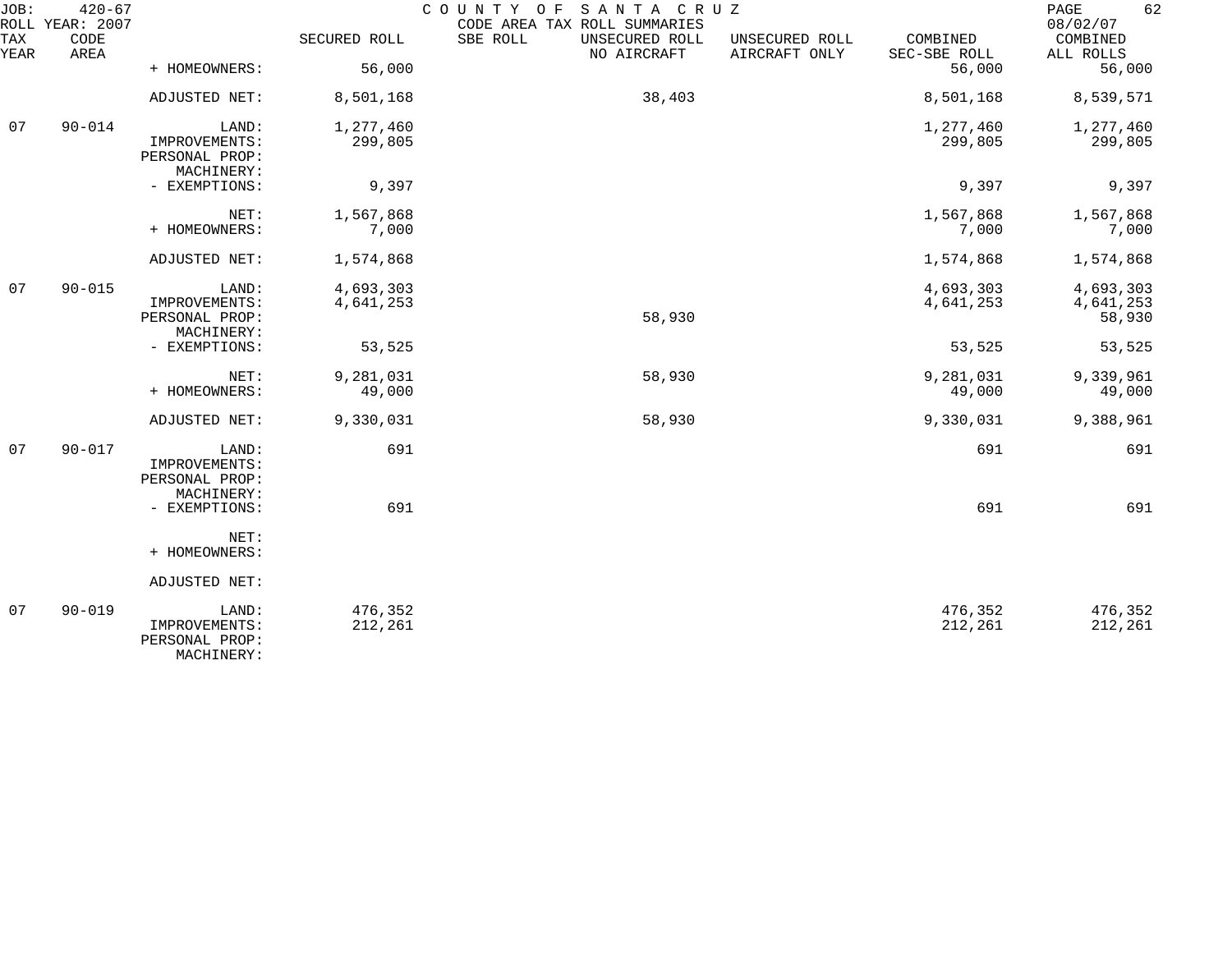JOB: 420-67 COUNTY OF SANTA CRUZ
ROLL YEAR: 2007 CODE AREA TAX ROLL SUMMARIES 08/02/07

| TAX YEAR | CODE AREA | | SECURED ROLL | SBE ROLL | UNSECURED ROLL NO AIRCRAFT | UNSECURED ROLL AIRCRAFT ONLY | COMBINED SEC-SBE ROLL | COMBINED ALL ROLLS |
|---|---|---|---|---|---|---|---|---|
| | | + HOMEOWNERS: | 56,000 | | | | 56,000 | 56,000 |
| | | ADJUSTED NET: | 8,501,168 | | 38,403 | | 8,501,168 | 8,539,571 |
| 07 | 90-014 | LAND: | 1,277,460 | | | | 1,277,460 | 1,277,460 |
| | | IMPROVEMENTS: | 299,805 | | | | 299,805 | 299,805 |
| | | PERSONAL PROP: | | | | | | |
| | | MACHINERY: | | | | | | |
| | | - EXEMPTIONS: | 9,397 | | | | 9,397 | 9,397 |
| | | NET: | 1,567,868 | | | | 1,567,868 | 1,567,868 |
| | | + HOMEOWNERS: | 7,000 | | | | 7,000 | 7,000 |
| | | ADJUSTED NET: | 1,574,868 | | | | 1,574,868 | 1,574,868 |
| 07 | 90-015 | LAND: | 4,693,303 | | | | 4,693,303 | 4,693,303 |
| | | IMPROVEMENTS: | 4,641,253 | | | | 4,641,253 | 4,641,253 |
| | | PERSONAL PROP: | | | 58,930 | | | 58,930 |
| | | MACHINERY: | | | | | | |
| | | - EXEMPTIONS: | 53,525 | | | | 53,525 | 53,525 |
| | | NET: | 9,281,031 | | 58,930 | | 9,281,031 | 9,339,961 |
| | | + HOMEOWNERS: | 49,000 | | | | 49,000 | 49,000 |
| | | ADJUSTED NET: | 9,330,031 | | 58,930 | | 9,330,031 | 9,388,961 |
| 07 | 90-017 | LAND: | 691 | | | | 691 | 691 |
| | | IMPROVEMENTS: | | | | | | |
| | | PERSONAL PROP: | | | | | | |
| | | MACHINERY: | | | | | | |
| | | - EXEMPTIONS: | 691 | | | | 691 | 691 |
| | | NET: | | | | | | |
| | | + HOMEOWNERS: | | | | | | |
| | | ADJUSTED NET: | | | | | | |
| 07 | 90-019 | LAND: | 476,352 | | | | 476,352 | 476,352 |
| | | IMPROVEMENTS: | 212,261 | | | | 212,261 | 212,261 |
| | | PERSONAL PROP: | | | | | | |
| | | MACHINERY: | | | | | | |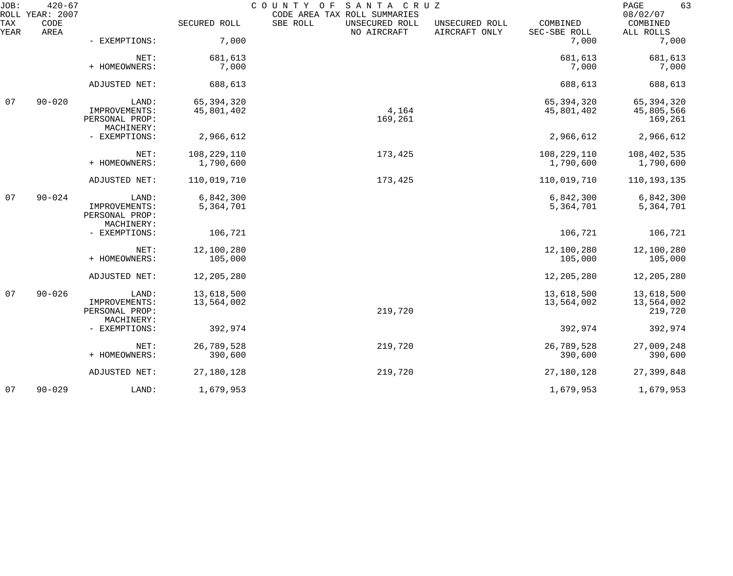JOB: 420-67 COUNTY OF SANTA CRUZ
ROLL YEAR: 2007 CODE AREA TAX ROLL SUMMARIES 08/02/07

| TAX YEAR | CODE AREA | | SECURED ROLL | SBE ROLL | UNSECURED ROLL NO AIRCRAFT | UNSECURED ROLL AIRCRAFT ONLY | COMBINED SEC-SBE ROLL | COMBINED ALL ROLLS |
|---|---|---|---|---|---|---|---|---|
| | | - EXEMPTIONS: | 7,000 | | | | 7,000 | 7,000 |
| | | NET: | 681,613 | | | | 681,613 | 681,613 |
| | | + HOMEOWNERS: | 7,000 | | | | 7,000 | 7,000 |
| | | ADJUSTED NET: | 688,613 | | | | 688,613 | 688,613 |
| 07 | 90-020 | LAND: | 65,394,320 | | | | 65,394,320 | 65,394,320 |
| | | IMPROVEMENTS: | 45,801,402 | | 4,164 | | 45,801,402 | 45,805,566 |
| | | PERSONAL PROP: | | | 169,261 | | | 169,261 |
| | | MACHINERY: | | | | | | |
| | | - EXEMPTIONS: | 2,966,612 | | | | 2,966,612 | 2,966,612 |
| | | NET: | 108,229,110 | | 173,425 | | 108,229,110 | 108,402,535 |
| | | + HOMEOWNERS: | 1,790,600 | | | | 1,790,600 | 1,790,600 |
| | | ADJUSTED NET: | 110,019,710 | | 173,425 | | 110,019,710 | 110,193,135 |
| 07 | 90-024 | LAND: | 6,842,300 | | | | 6,842,300 | 6,842,300 |
| | | IMPROVEMENTS: | 5,364,701 | | | | 5,364,701 | 5,364,701 |
| | | PERSONAL PROP: | | | | | | |
| | | MACHINERY: | | | | | | |
| | | - EXEMPTIONS: | 106,721 | | | | 106,721 | 106,721 |
| | | NET: | 12,100,280 | | | | 12,100,280 | 12,100,280 |
| | | + HOMEOWNERS: | 105,000 | | | | 105,000 | 105,000 |
| | | ADJUSTED NET: | 12,205,280 | | | | 12,205,280 | 12,205,280 |
| 07 | 90-026 | LAND: | 13,618,500 | | | | 13,618,500 | 13,618,500 |
| | | IMPROVEMENTS: | 13,564,002 | | | | 13,564,002 | 13,564,002 |
| | | PERSONAL PROP: | | | 219,720 | | | 219,720 |
| | | MACHINERY: | | | | | | |
| | | - EXEMPTIONS: | 392,974 | | | | 392,974 | 392,974 |
| | | NET: | 26,789,528 | | 219,720 | | 26,789,528 | 27,009,248 |
| | | + HOMEOWNERS: | 390,600 | | | | 390,600 | 390,600 |
| | | ADJUSTED NET: | 27,180,128 | | 219,720 | | 27,180,128 | 27,399,848 |
| 07 | 90-029 | LAND: | 1,679,953 | | | | 1,679,953 | 1,679,953 |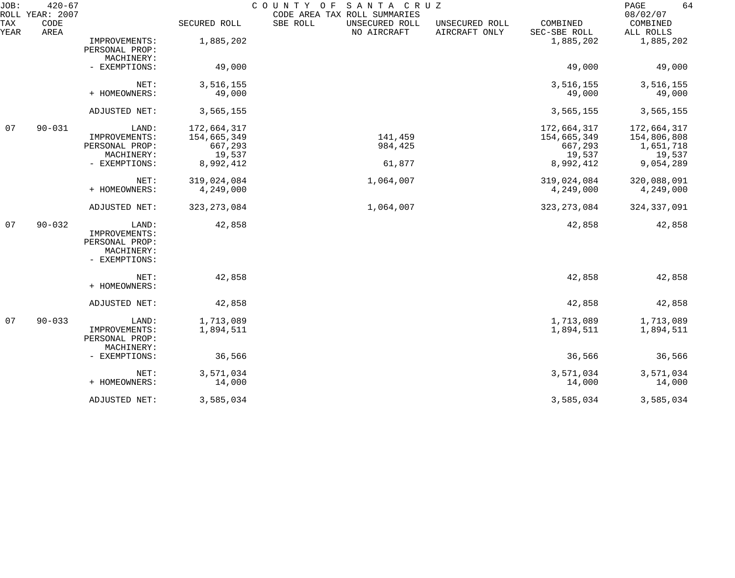JOB: 420-67 COUNTY OF SANTA CRUZ
ROLL YEAR: 2007 CODE AREA TAX ROLL SUMMARIES 08/02/07

| TAX YEAR | CODE AREA | | SECURED ROLL | SBE ROLL | UNSECURED ROLL NO AIRCRAFT | UNSECURED ROLL AIRCRAFT ONLY | COMBINED SEC-SBE ROLL | COMBINED ALL ROLLS |
|---|---|---|---|---|---|---|---|---|
| | | IMPROVEMENTS: | 1,885,202 | | | | 1,885,202 | 1,885,202 |
| | | PERSONAL PROP: | | | | | | |
| | | MACHINERY: | | | | | | |
| | | - EXEMPTIONS: | 49,000 | | | | 49,000 | 49,000 |
| | | NET: | 3,516,155 | | | | 3,516,155 | 3,516,155 |
| | | + HOMEOWNERS: | 49,000 | | | | 49,000 | 49,000 |
| | | ADJUSTED NET: | 3,565,155 | | | | 3,565,155 | 3,565,155 |
| 07 | 90-031 | LAND: | 172,664,317 | | | | 172,664,317 | 172,664,317 |
| | | IMPROVEMENTS: | 154,665,349 | | 141,459 | | 154,665,349 | 154,806,808 |
| | | PERSONAL PROP: | 667,293 | | 984,425 | | 667,293 | 1,651,718 |
| | | MACHINERY: | 19,537 | | | | 19,537 | 19,537 |
| | | - EXEMPTIONS: | 8,992,412 | | 61,877 | | 8,992,412 | 9,054,289 |
| | | NET: | 319,024,084 | | 1,064,007 | | 319,024,084 | 320,088,091 |
| | | + HOMEOWNERS: | 4,249,000 | | | | 4,249,000 | 4,249,000 |
| | | ADJUSTED NET: | 323,273,084 | | 1,064,007 | | 323,273,084 | 324,337,091 |
| 07 | 90-032 | LAND: | 42,858 | | | | 42,858 | 42,858 |
| | | IMPROVEMENTS: | | | | | | |
| | | PERSONAL PROP: | | | | | | |
| | | MACHINERY: | | | | | | |
| | | - EXEMPTIONS: | | | | | | |
| | | NET: | 42,858 | | | | 42,858 | 42,858 |
| | | + HOMEOWNERS: | | | | | | |
| | | ADJUSTED NET: | 42,858 | | | | 42,858 | 42,858 |
| 07 | 90-033 | LAND: | 1,713,089 | | | | 1,713,089 | 1,713,089 |
| | | IMPROVEMENTS: | 1,894,511 | | | | 1,894,511 | 1,894,511 |
| | | PERSONAL PROP: | | | | | | |
| | | MACHINERY: | | | | | | |
| | | - EXEMPTIONS: | 36,566 | | | | 36,566 | 36,566 |
| | | NET: | 3,571,034 | | | | 3,571,034 | 3,571,034 |
| | | + HOMEOWNERS: | 14,000 | | | | 14,000 | 14,000 |
| | | ADJUSTED NET: | 3,585,034 | | | | 3,585,034 | 3,585,034 |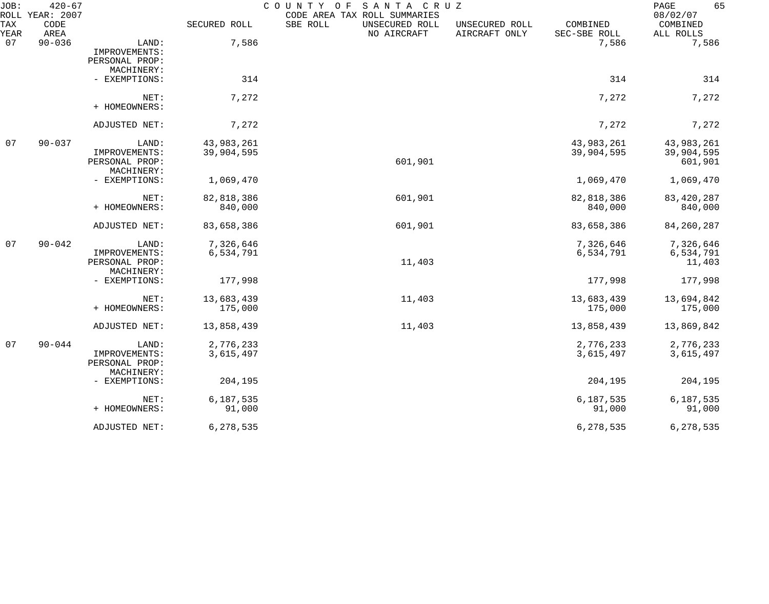JOB: 420-67 COUNTY OF SANTA CRUZ 08/02/07
ROLL YEAR: 2007 CODE AREA TAX ROLL SUMMARIES

| TAX YEAR | CODE AREA | | SECURED ROLL | SBE ROLL | UNSECURED ROLL NO AIRCRAFT | UNSECURED ROLL AIRCRAFT ONLY | COMBINED SEC-SBE ROLL | COMBINED ALL ROLLS |
|---|---|---|---|---|---|---|---|---|
| 07 | 90-036 | LAND: | 7,586 | | | | 7,586 | 7,586 |
| | | IMPROVEMENTS: | | | | | | |
| | | PERSONAL PROP: | | | | | | |
| | | MACHINERY: | | | | | | |
| | | - EXEMPTIONS: | 314 | | | | 314 | 314 |
| | | NET: | 7,272 | | | | 7,272 | 7,272 |
| | | + HOMEOWNERS: | | | | | | |
| | | ADJUSTED NET: | 7,272 | | | | 7,272 | 7,272 |
| 07 | 90-037 | LAND: | 43,983,261 | | | | 43,983,261 | 43,983,261 |
| | | IMPROVEMENTS: | 39,904,595 | | | | 39,904,595 | 39,904,595 |
| | | PERSONAL PROP: | | | 601,901 | | | 601,901 |
| | | MACHINERY: | | | | | | |
| | | - EXEMPTIONS: | 1,069,470 | | | | 1,069,470 | 1,069,470 |
| | | NET: | 82,818,386 | | 601,901 | | 82,818,386 | 83,420,287 |
| | | + HOMEOWNERS: | 840,000 | | | | 840,000 | 840,000 |
| | | ADJUSTED NET: | 83,658,386 | | 601,901 | | 83,658,386 | 84,260,287 |
| 07 | 90-042 | LAND: | 7,326,646 | | | | 7,326,646 | 7,326,646 |
| | | IMPROVEMENTS: | 6,534,791 | | | | 6,534,791 | 6,534,791 |
| | | PERSONAL PROP: | | | 11,403 | | | 11,403 |
| | | MACHINERY: | | | | | | |
| | | - EXEMPTIONS: | 177,998 | | | | 177,998 | 177,998 |
| | | NET: | 13,683,439 | | 11,403 | | 13,683,439 | 13,694,842 |
| | | + HOMEOWNERS: | 175,000 | | | | 175,000 | 175,000 |
| | | ADJUSTED NET: | 13,858,439 | | 11,403 | | 13,858,439 | 13,869,842 |
| 07 | 90-044 | LAND: | 2,776,233 | | | | 2,776,233 | 2,776,233 |
| | | IMPROVEMENTS: | 3,615,497 | | | | 3,615,497 | 3,615,497 |
| | | PERSONAL PROP: | | | | | | |
| | | MACHINERY: | | | | | | |
| | | - EXEMPTIONS: | 204,195 | | | | 204,195 | 204,195 |
| | | NET: | 6,187,535 | | | | 6,187,535 | 6,187,535 |
| | | + HOMEOWNERS: | 91,000 | | | | 91,000 | 91,000 |
| | | ADJUSTED NET: | 6,278,535 | | | | 6,278,535 | 6,278,535 |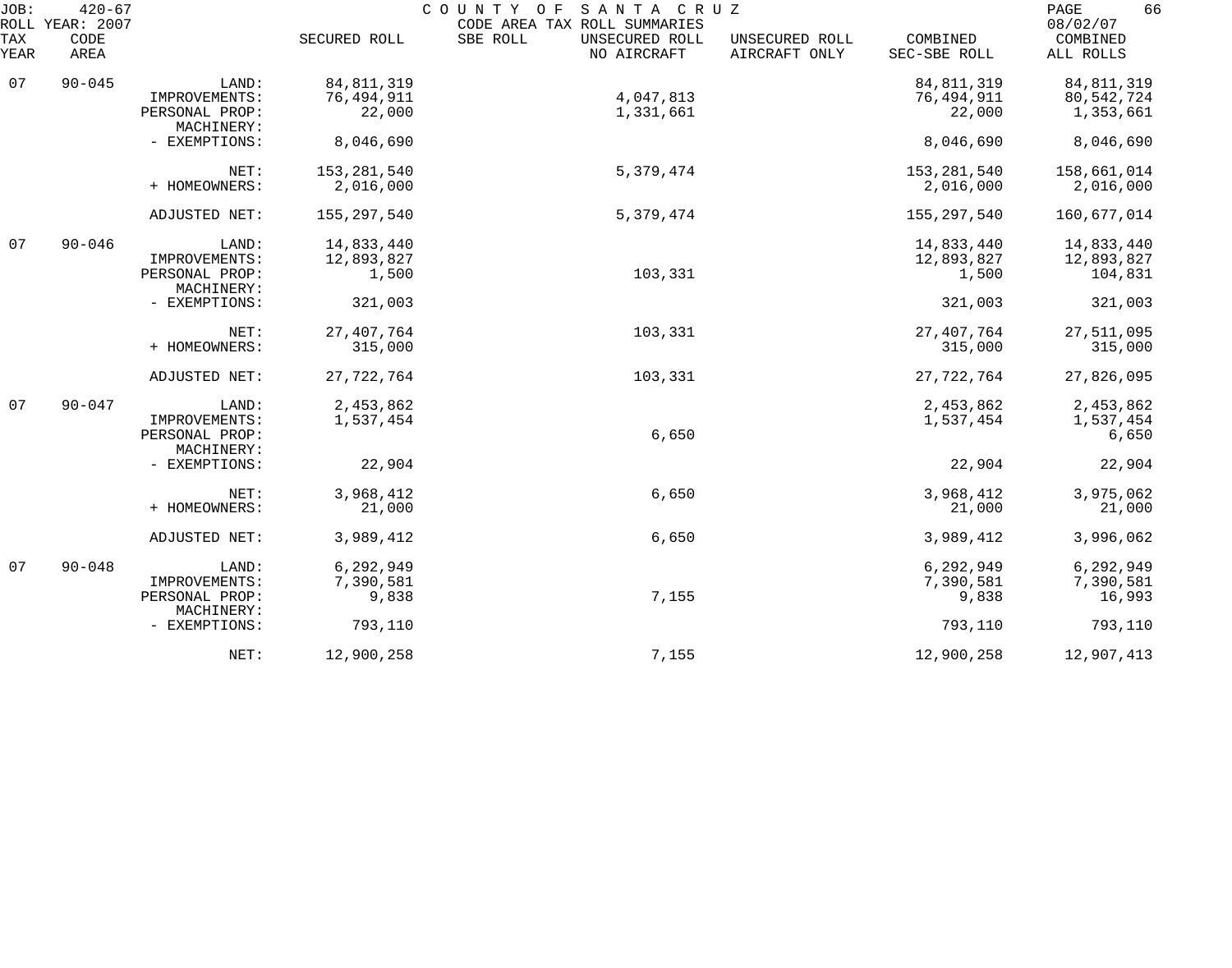JOB: 420-67 COUNTY OF SANTA CRUZ
ROLL YEAR: 2007 CODE AREA TAX ROLL SUMMARIES 08/02/07

| TAX YEAR | CODE AREA | | SECURED ROLL | SBE ROLL | UNSECURED ROLL NO AIRCRAFT | UNSECURED ROLL AIRCRAFT ONLY | COMBINED SEC-SBE ROLL | COMBINED ALL ROLLS |
|---|---|---|---|---|---|---|---|---|
| 07 | 90-045 | LAND: | 84,811,319 | | | | 84,811,319 | 84,811,319 |
| | | IMPROVEMENTS: | 76,494,911 | | 4,047,813 | | 76,494,911 | 80,542,724 |
| | | PERSONAL PROP: | 22,000 | | 1,331,661 | | 22,000 | 1,353,661 |
| | | MACHINERY: | | | | | | |
| | | - EXEMPTIONS: | 8,046,690 | | | | 8,046,690 | 8,046,690 |
| | | NET: | 153,281,540 | | 5,379,474 | | 153,281,540 | 158,661,014 |
| | | + HOMEOWNERS: | 2,016,000 | | | | 2,016,000 | 2,016,000 |
| | | ADJUSTED NET: | 155,297,540 | | 5,379,474 | | 155,297,540 | 160,677,014 |
| 07 | 90-046 | LAND: | 14,833,440 | | | | 14,833,440 | 14,833,440 |
| | | IMPROVEMENTS: | 12,893,827 | | | | 12,893,827 | 12,893,827 |
| | | PERSONAL PROP: | 1,500 | | 103,331 | | 1,500 | 104,831 |
| | | MACHINERY: | | | | | | |
| | | - EXEMPTIONS: | 321,003 | | | | 321,003 | 321,003 |
| | | NET: | 27,407,764 | | 103,331 | | 27,407,764 | 27,511,095 |
| | | + HOMEOWNERS: | 315,000 | | | | 315,000 | 315,000 |
| | | ADJUSTED NET: | 27,722,764 | | 103,331 | | 27,722,764 | 27,826,095 |
| 07 | 90-047 | LAND: | 2,453,862 | | | | 2,453,862 | 2,453,862 |
| | | IMPROVEMENTS: | 1,537,454 | | | | 1,537,454 | 1,537,454 |
| | | PERSONAL PROP: | | | 6,650 | | | 6,650 |
| | | MACHINERY: | | | | | | |
| | | - EXEMPTIONS: | 22,904 | | | | 22,904 | 22,904 |
| | | NET: | 3,968,412 | | 6,650 | | 3,968,412 | 3,975,062 |
| | | + HOMEOWNERS: | 21,000 | | | | 21,000 | 21,000 |
| | | ADJUSTED NET: | 3,989,412 | | 6,650 | | 3,989,412 | 3,996,062 |
| 07 | 90-048 | LAND: | 6,292,949 | | | | 6,292,949 | 6,292,949 |
| | | IMPROVEMENTS: | 7,390,581 | | | | 7,390,581 | 7,390,581 |
| | | PERSONAL PROP: | 9,838 | | 7,155 | | 9,838 | 16,993 |
| | | MACHINERY: | | | | | | |
| | | - EXEMPTIONS: | 793,110 | | | | 793,110 | 793,110 |
| | | NET: | 12,900,258 | | 7,155 | | 12,900,258 | 12,907,413 |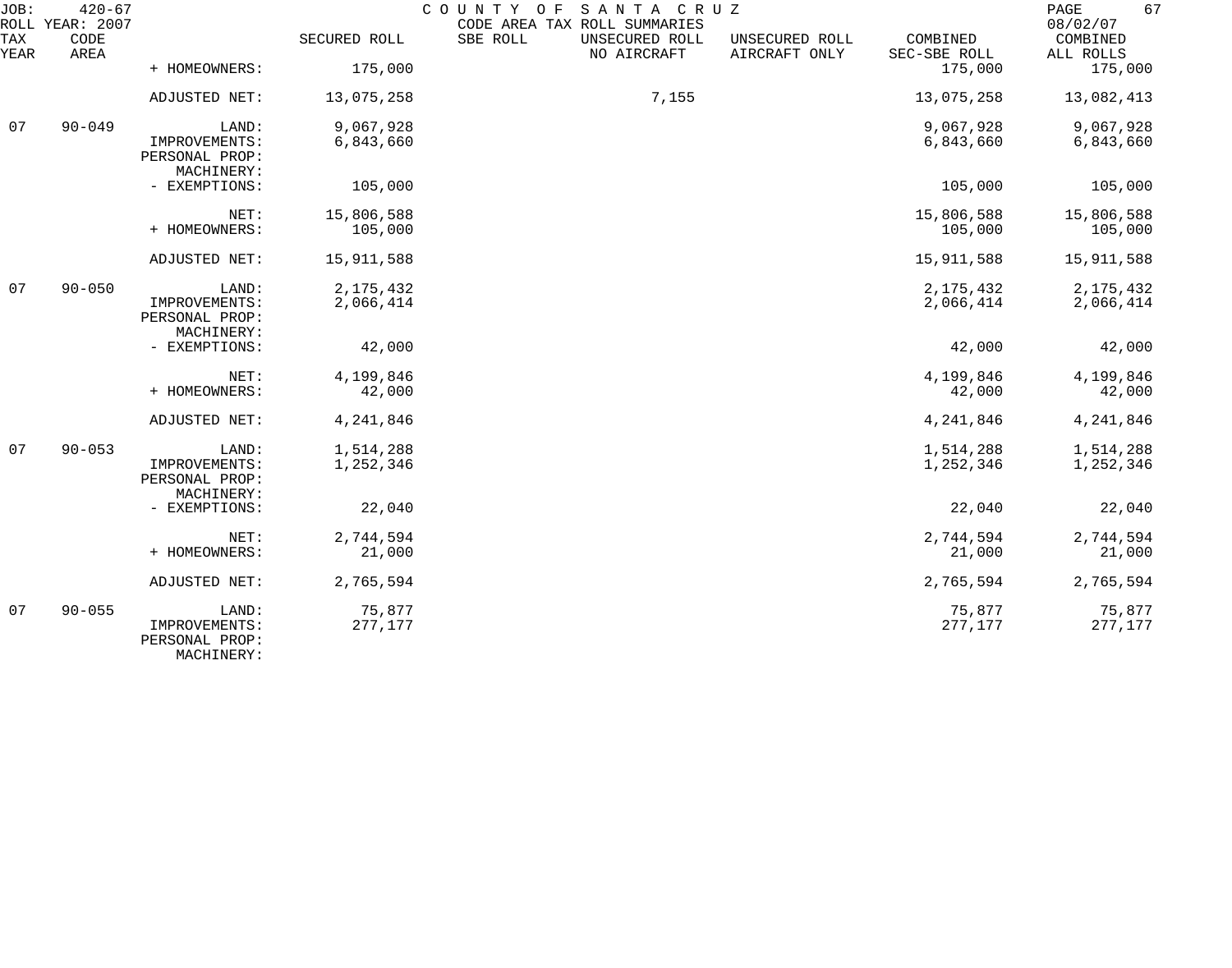| TAX YEAR | CODE AREA | | SECURED ROLL | SBE ROLL | UNSECURED ROLL NO AIRCRAFT | UNSECURED ROLL AIRCRAFT ONLY | COMBINED SEC-SBE ROLL | COMBINED ALL ROLLS |
|---|---|---|---|---|---|---|---|---|
| | | + HOMEOWNERS: | 175,000 | | | | 175,000 | 175,000 |
| | | ADJUSTED NET: | 13,075,258 | | 7,155 | | 13,075,258 | 13,082,413 |
| 07 | 90-049 | LAND: | 9,067,928 | | | | 9,067,928 | 9,067,928 |
| | | IMPROVEMENTS: | 6,843,660 | | | | 6,843,660 | 6,843,660 |
| | | PERSONAL PROP: | | | | | | |
| | | MACHINERY: | | | | | | |
| | | - EXEMPTIONS: | 105,000 | | | | 105,000 | 105,000 |
| | | NET: | 15,806,588 | | | | 15,806,588 | 15,806,588 |
| | | + HOMEOWNERS: | 105,000 | | | | 105,000 | 105,000 |
| | | ADJUSTED NET: | 15,911,588 | | | | 15,911,588 | 15,911,588 |
| 07 | 90-050 | LAND: | 2,175,432 | | | | 2,175,432 | 2,175,432 |
| | | IMPROVEMENTS: | 2,066,414 | | | | 2,066,414 | 2,066,414 |
| | | PERSONAL PROP: | | | | | | |
| | | MACHINERY: | | | | | | |
| | | - EXEMPTIONS: | 42,000 | | | | 42,000 | 42,000 |
| | | NET: | 4,199,846 | | | | 4,199,846 | 4,199,846 |
| | | + HOMEOWNERS: | 42,000 | | | | 42,000 | 42,000 |
| | | ADJUSTED NET: | 4,241,846 | | | | 4,241,846 | 4,241,846 |
| 07 | 90-053 | LAND: | 1,514,288 | | | | 1,514,288 | 1,514,288 |
| | | IMPROVEMENTS: | 1,252,346 | | | | 1,252,346 | 1,252,346 |
| | | PERSONAL PROP: | | | | | | |
| | | MACHINERY: | | | | | | |
| | | - EXEMPTIONS: | 22,040 | | | | 22,040 | 22,040 |
| | | NET: | 2,744,594 | | | | 2,744,594 | 2,744,594 |
| | | + HOMEOWNERS: | 21,000 | | | | 21,000 | 21,000 |
| | | ADJUSTED NET: | 2,765,594 | | | | 2,765,594 | 2,765,594 |
| 07 | 90-055 | LAND: | 75,877 | | | | 75,877 | 75,877 |
| | | IMPROVEMENTS: | 277,177 | | | | 277,177 | 277,177 |
| | | PERSONAL PROP: | | | | | | |
| | | MACHINERY: | | | | | | |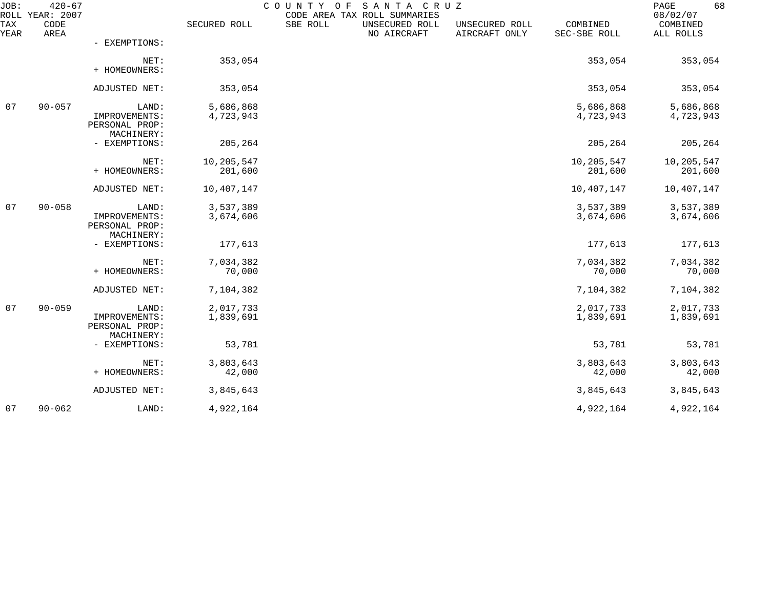JOB: 420-67 COUNTY OF SANTA CRUZ
ROLL YEAR: 2007 CODE AREA TAX ROLL SUMMARIES 08/02/07

| TAX YEAR | CODE AREA | | SECURED ROLL | SBE ROLL | UNSECURED ROLL NO AIRCRAFT | UNSECURED ROLL AIRCRAFT ONLY | COMBINED SEC-SBE ROLL | COMBINED ALL ROLLS |
|---|---|---|---|---|---|---|---|---|
| | | - EXEMPTIONS: | | | | | | |
| | | NET: | 353,054 | | | | 353,054 | 353,054 |
| | | + HOMEOWNERS: | | | | | | |
| | | ADJUSTED NET: | 353,054 | | | | 353,054 | 353,054 |
| 07 | 90-057 | LAND: | 5,686,868 | | | | 5,686,868 | 5,686,868 |
| | | IMPROVEMENTS: | 4,723,943 | | | | 4,723,943 | 4,723,943 |
| | | PERSONAL PROP: | | | | | | |
| | | MACHINERY: | | | | | | |
| | | - EXEMPTIONS: | 205,264 | | | | 205,264 | 205,264 |
| | | NET: | 10,205,547 | | | | 10,205,547 | 10,205,547 |
| | | + HOMEOWNERS: | 201,600 | | | | 201,600 | 201,600 |
| | | ADJUSTED NET: | 10,407,147 | | | | 10,407,147 | 10,407,147 |
| 07 | 90-058 | LAND: | 3,537,389 | | | | 3,537,389 | 3,537,389 |
| | | IMPROVEMENTS: | 3,674,606 | | | | 3,674,606 | 3,674,606 |
| | | PERSONAL PROP: | | | | | | |
| | | MACHINERY: | | | | | | |
| | | - EXEMPTIONS: | 177,613 | | | | 177,613 | 177,613 |
| | | NET: | 7,034,382 | | | | 7,034,382 | 7,034,382 |
| | | + HOMEOWNERS: | 70,000 | | | | 70,000 | 70,000 |
| | | ADJUSTED NET: | 7,104,382 | | | | 7,104,382 | 7,104,382 |
| 07 | 90-059 | LAND: | 2,017,733 | | | | 2,017,733 | 2,017,733 |
| | | IMPROVEMENTS: | 1,839,691 | | | | 1,839,691 | 1,839,691 |
| | | PERSONAL PROP: | | | | | | |
| | | MACHINERY: | | | | | | |
| | | - EXEMPTIONS: | 53,781 | | | | 53,781 | 53,781 |
| | | NET: | 3,803,643 | | | | 3,803,643 | 3,803,643 |
| | | + HOMEOWNERS: | 42,000 | | | | 42,000 | 42,000 |
| | | ADJUSTED NET: | 3,845,643 | | | | 3,845,643 | 3,845,643 |
| 07 | 90-062 | LAND: | 4,922,164 | | | | 4,922,164 | 4,922,164 |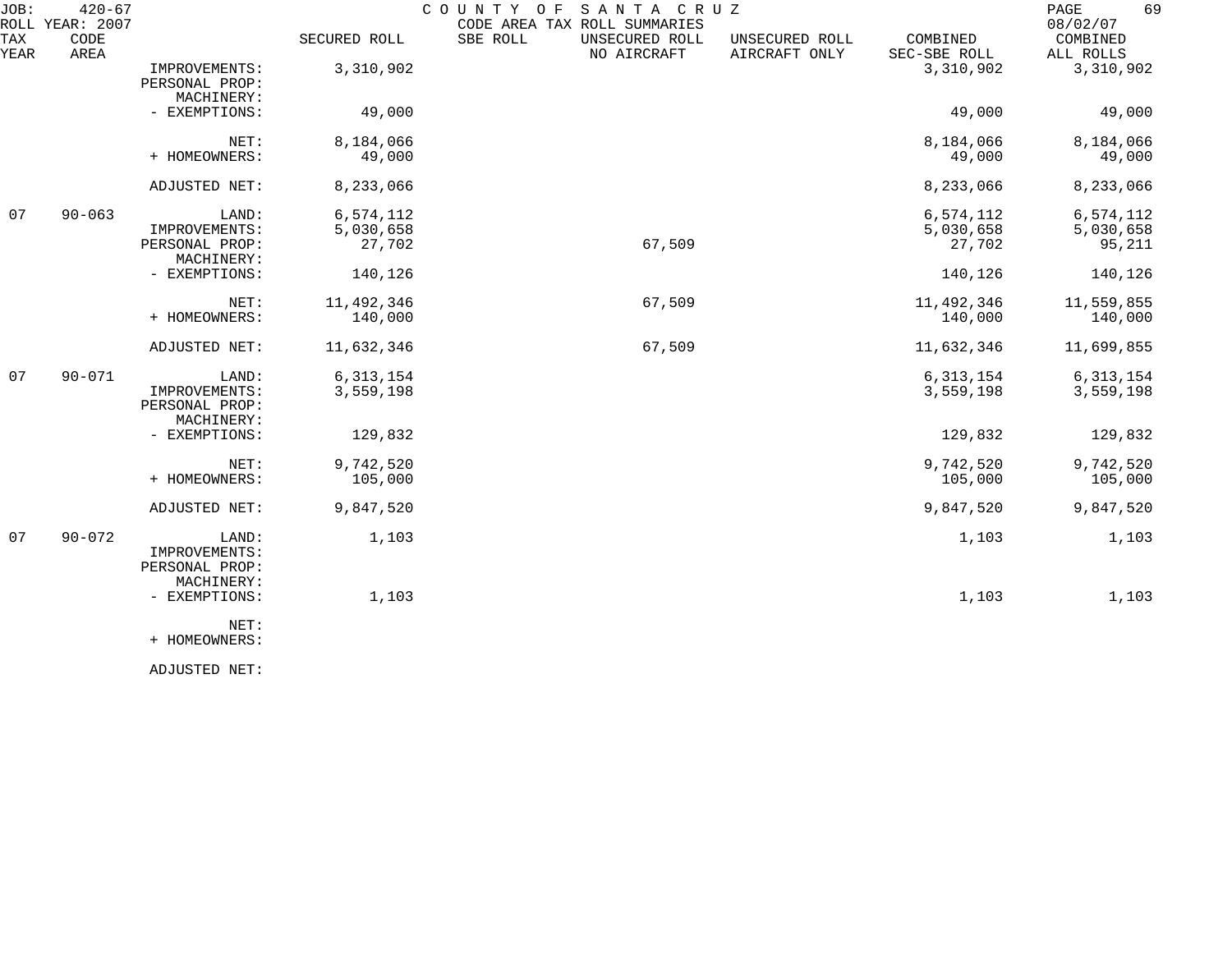JOB: 420-67 COUNTY OF SANTA CRUZ
ROLL YEAR: 2007 CODE AREA TAX ROLL SUMMARIES 08/02/07

| TAX YEAR | CODE AREA | | SECURED ROLL | SBE ROLL | UNSECURED ROLL NO AIRCRAFT | UNSECURED ROLL AIRCRAFT ONLY | COMBINED SEC-SBE ROLL | COMBINED ALL ROLLS |
|---|---|---|---|---|---|---|---|---|
| | | IMPROVEMENTS: | 3,310,902 | | | | 3,310,902 | 3,310,902 |
| | | PERSONAL PROP: | | | | | | |
| | | MACHINERY: | | | | | | |
| | | - EXEMPTIONS: | 49,000 | | | | 49,000 | 49,000 |
| | | NET: | 8,184,066 | | | | 8,184,066 | 8,184,066 |
| | | + HOMEOWNERS: | 49,000 | | | | 49,000 | 49,000 |
| | | ADJUSTED NET: | 8,233,066 | | | | 8,233,066 | 8,233,066 |
| 07 | 90-063 | LAND: | 6,574,112 | | | | 6,574,112 | 6,574,112 |
| | | IMPROVEMENTS: | 5,030,658 | | | | 5,030,658 | 5,030,658 |
| | | PERSONAL PROP: | 27,702 | | 67,509 | | 27,702 | 95,211 |
| | | MACHINERY: | | | | | | |
| | | - EXEMPTIONS: | 140,126 | | | | 140,126 | 140,126 |
| | | NET: | 11,492,346 | | 67,509 | | 11,492,346 | 11,559,855 |
| | | + HOMEOWNERS: | 140,000 | | | | 140,000 | 140,000 |
| | | ADJUSTED NET: | 11,632,346 | | 67,509 | | 11,632,346 | 11,699,855 |
| 07 | 90-071 | LAND: | 6,313,154 | | | | 6,313,154 | 6,313,154 |
| | | IMPROVEMENTS: | 3,559,198 | | | | 3,559,198 | 3,559,198 |
| | | PERSONAL PROP: | | | | | | |
| | | MACHINERY: | | | | | | |
| | | - EXEMPTIONS: | 129,832 | | | | 129,832 | 129,832 |
| | | NET: | 9,742,520 | | | | 9,742,520 | 9,742,520 |
| | | + HOMEOWNERS: | 105,000 | | | | 105,000 | 105,000 |
| | | ADJUSTED NET: | 9,847,520 | | | | 9,847,520 | 9,847,520 |
| 07 | 90-072 | LAND: | 1,103 | | | | 1,103 | 1,103 |
| | | IMPROVEMENTS: | | | | | | |
| | | PERSONAL PROP: | | | | | | |
| | | MACHINERY: | | | | | | |
| | | - EXEMPTIONS: | 1,103 | | | | 1,103 | 1,103 |
| | | NET: | | | | | | |
| | | + HOMEOWNERS: | | | | | | |
| | | ADJUSTED NET: | | | | | | |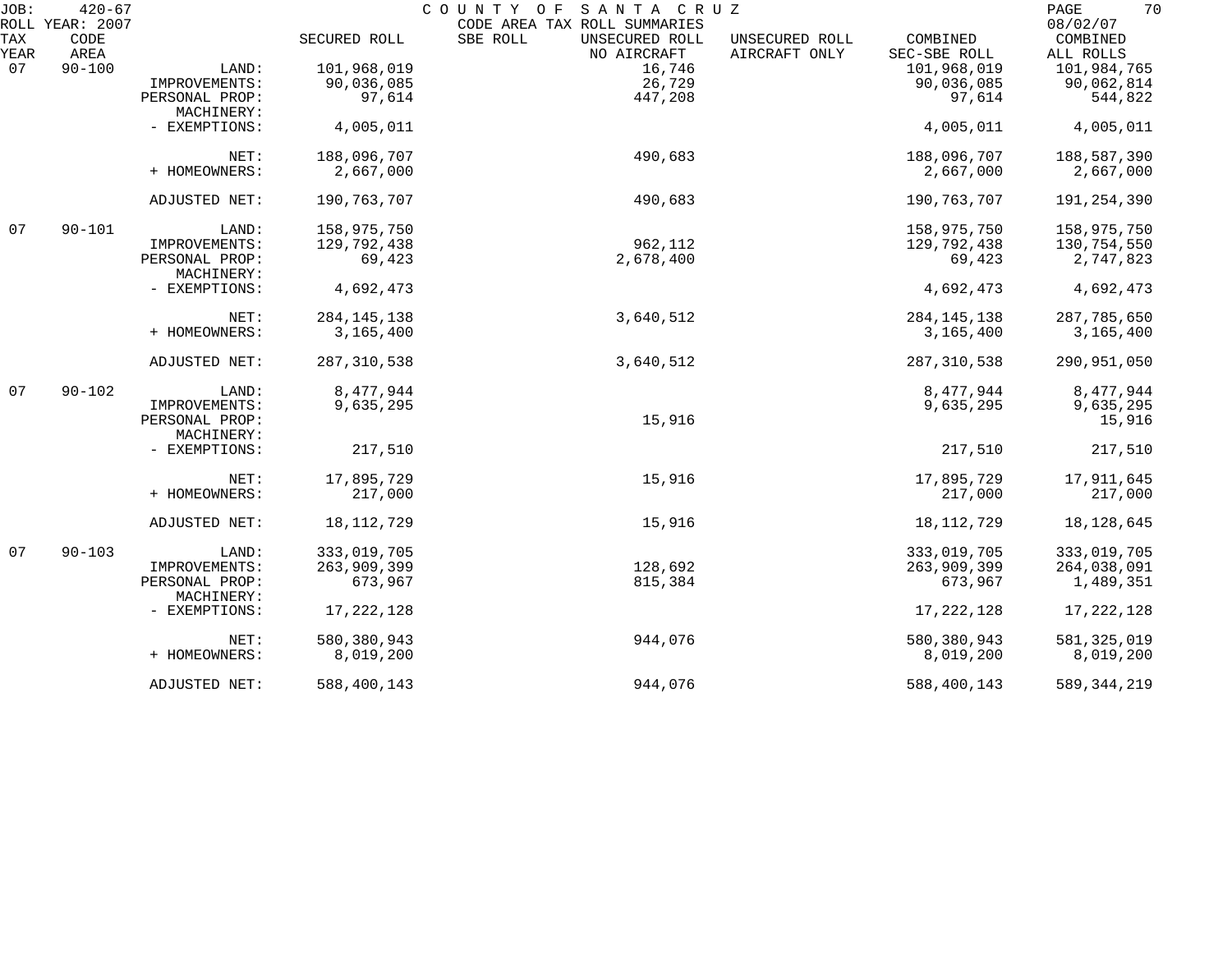JOB: 420-67 COUNTY OF SANTA CRUZ 08/02/07
ROLL YEAR: 2007 CODE AREA TAX ROLL SUMMARIES

| TAX YEAR | CODE AREA | | SECURED ROLL | SBE ROLL | UNSECURED ROLL NO AIRCRAFT | UNSECURED ROLL AIRCRAFT ONLY | COMBINED SEC-SBE ROLL | COMBINED ALL ROLLS |
|---|---|---|---|---|---|---|---|---|
| 07 | 90-100 | LAND: | 101,968,019 | | 16,746 | | 101,968,019 | 101,984,765 |
| | | IMPROVEMENTS: | 90,036,085 | | 26,729 | | 90,036,085 | 90,062,814 |
| | | PERSONAL PROP: | 97,614 | | 447,208 | | 97,614 | 544,822 |
| | | MACHINERY: | | | | | | |
| | | - EXEMPTIONS: | 4,005,011 | | | | 4,005,011 | 4,005,011 |
| | | NET: | 188,096,707 | | 490,683 | | 188,096,707 | 188,587,390 |
| | | + HOMEOWNERS: | 2,667,000 | | | | 2,667,000 | 2,667,000 |
| | | ADJUSTED NET: | 190,763,707 | | 490,683 | | 190,763,707 | 191,254,390 |
| 07 | 90-101 | LAND: | 158,975,750 | | | | 158,975,750 | 158,975,750 |
| | | IMPROVEMENTS: | 129,792,438 | | 962,112 | | 129,792,438 | 130,754,550 |
| | | PERSONAL PROP: | 69,423 | | 2,678,400 | | 69,423 | 2,747,823 |
| | | MACHINERY: | | | | | | |
| | | - EXEMPTIONS: | 4,692,473 | | | | 4,692,473 | 4,692,473 |
| | | NET: | 284,145,138 | | 3,640,512 | | 284,145,138 | 287,785,650 |
| | | + HOMEOWNERS: | 3,165,400 | | | | 3,165,400 | 3,165,400 |
| | | ADJUSTED NET: | 287,310,538 | | 3,640,512 | | 287,310,538 | 290,951,050 |
| 07 | 90-102 | LAND: | 8,477,944 | | | | 8,477,944 | 8,477,944 |
| | | IMPROVEMENTS: | 9,635,295 | | | | 9,635,295 | 9,635,295 |
| | | PERSONAL PROP: | | | 15,916 | | | 15,916 |
| | | MACHINERY: | | | | | | |
| | | - EXEMPTIONS: | 217,510 | | | | 217,510 | 217,510 |
| | | NET: | 17,895,729 | | 15,916 | | 17,895,729 | 17,911,645 |
| | | + HOMEOWNERS: | 217,000 | | | | 217,000 | 217,000 |
| | | ADJUSTED NET: | 18,112,729 | | 15,916 | | 18,112,729 | 18,128,645 |
| 07 | 90-103 | LAND: | 333,019,705 | | | | 333,019,705 | 333,019,705 |
| | | IMPROVEMENTS: | 263,909,399 | | 128,692 | | 263,909,399 | 264,038,091 |
| | | PERSONAL PROP: | 673,967 | | 815,384 | | 673,967 | 1,489,351 |
| | | MACHINERY: | | | | | | |
| | | - EXEMPTIONS: | 17,222,128 | | | | 17,222,128 | 17,222,128 |
| | | NET: | 580,380,943 | | 944,076 | | 580,380,943 | 581,325,019 |
| | | + HOMEOWNERS: | 8,019,200 | | | | 8,019,200 | 8,019,200 |
| | | ADJUSTED NET: | 588,400,143 | | 944,076 | | 588,400,143 | 589,344,219 |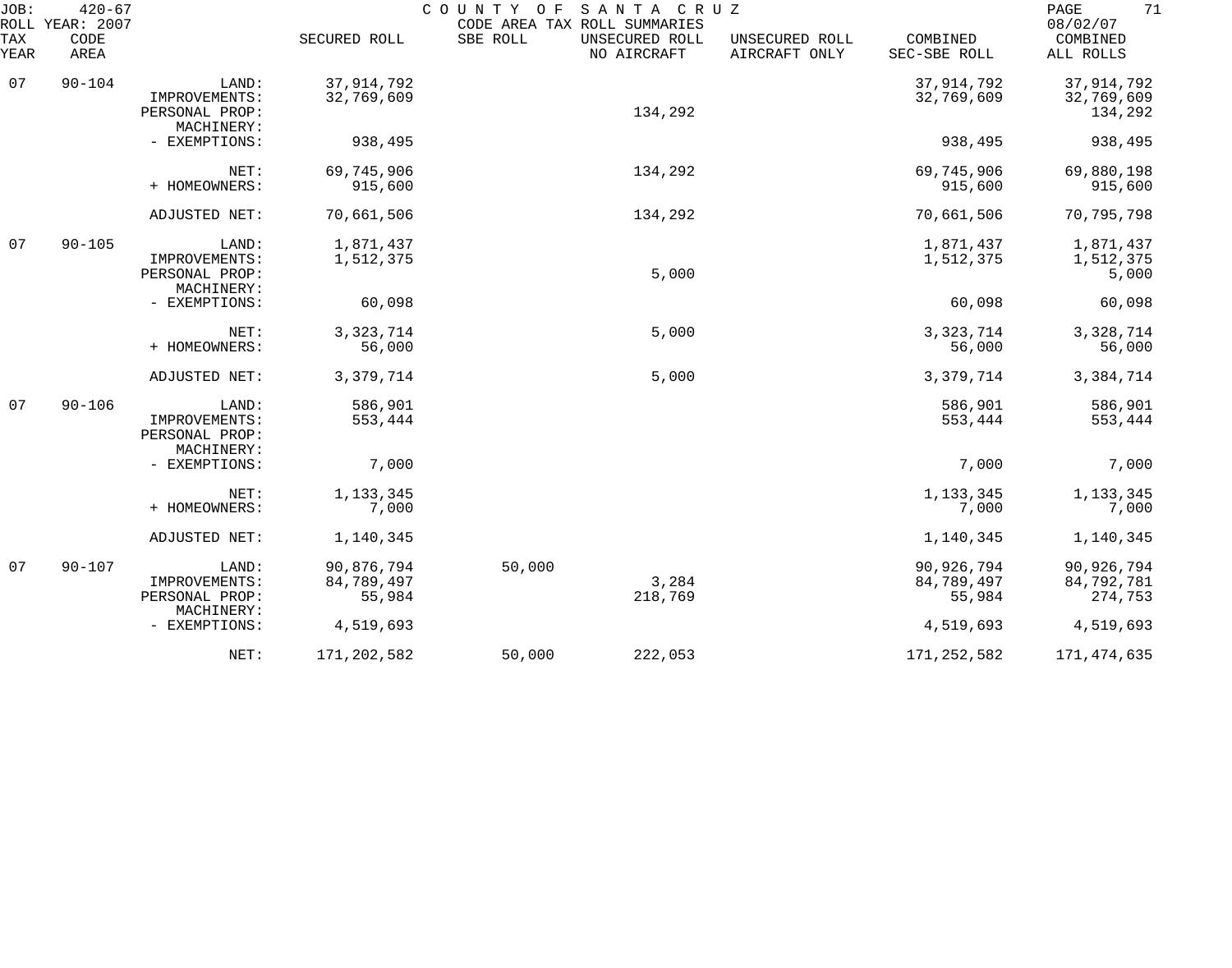JOB: 420-67 COUNTY OF SANTA CRUZ
ROLL YEAR: 2007 CODE AREA TAX ROLL SUMMARIES 08/02/07

| TAX YEAR | CODE AREA | | SECURED ROLL | SBE ROLL | UNSECURED ROLL NO AIRCRAFT | UNSECURED ROLL AIRCRAFT ONLY | COMBINED SEC-SBE ROLL | COMBINED ALL ROLLS |
|---|---|---|---|---|---|---|---|---|
| 07 | 90-104 | LAND: | 37,914,792 | | | | 37,914,792 | 37,914,792 |
| | | IMPROVEMENTS: | 32,769,609 | | | | 32,769,609 | 32,769,609 |
| | | PERSONAL PROP: | | | 134,292 | | | 134,292 |
| | | MACHINERY: | | | | | | |
| | | - EXEMPTIONS: | 938,495 | | | | 938,495 | 938,495 |
| | | NET: | 69,745,906 | | 134,292 | | 69,745,906 | 69,880,198 |
| | | + HOMEOWNERS: | 915,600 | | | | 915,600 | 915,600 |
| | | ADJUSTED NET: | 70,661,506 | | 134,292 | | 70,661,506 | 70,795,798 |
| 07 | 90-105 | LAND: | 1,871,437 | | | | 1,871,437 | 1,871,437 |
| | | IMPROVEMENTS: | 1,512,375 | | | | 1,512,375 | 1,512,375 |
| | | PERSONAL PROP: | | | 5,000 | | | 5,000 |
| | | MACHINERY: | | | | | | |
| | | - EXEMPTIONS: | 60,098 | | | | 60,098 | 60,098 |
| | | NET: | 3,323,714 | | 5,000 | | 3,323,714 | 3,328,714 |
| | | + HOMEOWNERS: | 56,000 | | | | 56,000 | 56,000 |
| | | ADJUSTED NET: | 3,379,714 | | 5,000 | | 3,379,714 | 3,384,714 |
| 07 | 90-106 | LAND: | 586,901 | | | | 586,901 | 586,901 |
| | | IMPROVEMENTS: | 553,444 | | | | 553,444 | 553,444 |
| | | PERSONAL PROP: | | | | | | |
| | | MACHINERY: | | | | | | |
| | | - EXEMPTIONS: | 7,000 | | | | 7,000 | 7,000 |
| | | NET: | 1,133,345 | | | | 1,133,345 | 1,133,345 |
| | | + HOMEOWNERS: | 7,000 | | | | 7,000 | 7,000 |
| | | ADJUSTED NET: | 1,140,345 | | | | 1,140,345 | 1,140,345 |
| 07 | 90-107 | LAND: | 90,876,794 | 50,000 | | | 90,926,794 | 90,926,794 |
| | | IMPROVEMENTS: | 84,789,497 | | 3,284 | | 84,789,497 | 84,792,781 |
| | | PERSONAL PROP: | 55,984 | | 218,769 | | 55,984 | 274,753 |
| | | MACHINERY: | | | | | | |
| | | - EXEMPTIONS: | 4,519,693 | | | | 4,519,693 | 4,519,693 |
| | | NET: | 171,202,582 | 50,000 | 222,053 | | 171,252,582 | 171,474,635 |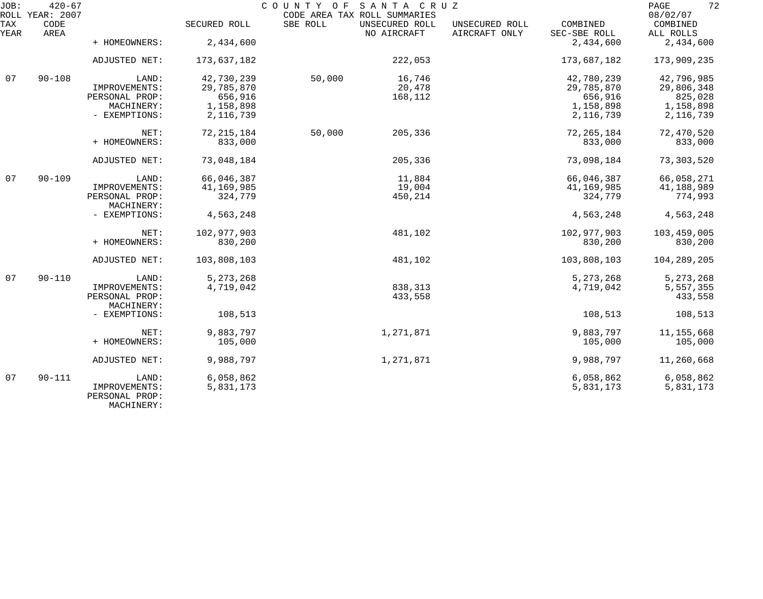JOB: 420-67 COUNTY OF SANTA CRUZ
ROLL YEAR: 2007 CODE AREA TAX ROLL SUMMARIES 08/02/07

| TAX YEAR | CODE AREA | | SECURED ROLL | SBE ROLL | UNSECURED ROLL NO AIRCRAFT | UNSECURED ROLL AIRCRAFT ONLY | COMBINED SEC-SBE ROLL | COMBINED ALL ROLLS |
|---|---|---|---|---|---|---|---|---|
| | | + HOMEOWNERS: | 2,434,600 | | | | 2,434,600 | 2,434,600 |
| | | ADJUSTED NET: | 173,637,182 | | 222,053 | | 173,687,182 | 173,909,235 |
| 07 | 90-108 | LAND: | 42,730,239 | 50,000 | 16,746 | | 42,780,239 | 42,796,985 |
| | | IMPROVEMENTS: | 29,785,870 | | 20,478 | | 29,785,870 | 29,806,348 |
| | | PERSONAL PROP: | 656,916 | | 168,112 | | 656,916 | 825,028 |
| | | MACHINERY: | 1,158,898 | | | | 1,158,898 | 1,158,898 |
| | | - EXEMPTIONS: | 2,116,739 | | | | 2,116,739 | 2,116,739 |
| | | NET: | 72,215,184 | 50,000 | 205,336 | | 72,265,184 | 72,470,520 |
| | | + HOMEOWNERS: | 833,000 | | | | 833,000 | 833,000 |
| | | ADJUSTED NET: | 73,048,184 | | 205,336 | | 73,098,184 | 73,303,520 |
| 07 | 90-109 | LAND: | 66,046,387 | | 11,884 | | 66,046,387 | 66,058,271 |
| | | IMPROVEMENTS: | 41,169,985 | | 19,004 | | 41,169,985 | 41,188,989 |
| | | PERSONAL PROP: | 324,779 | | 450,214 | | 324,779 | 774,993 |
| | | MACHINERY: | | | | | | |
| | | - EXEMPTIONS: | 4,563,248 | | | | 4,563,248 | 4,563,248 |
| | | NET: | 102,977,903 | | 481,102 | | 102,977,903 | 103,459,005 |
| | | + HOMEOWNERS: | 830,200 | | | | 830,200 | 830,200 |
| | | ADJUSTED NET: | 103,808,103 | | 481,102 | | 103,808,103 | 104,289,205 |
| 07 | 90-110 | LAND: | 5,273,268 | | | | 5,273,268 | 5,273,268 |
| | | IMPROVEMENTS: | 4,719,042 | | 838,313 | | 4,719,042 | 5,557,355 |
| | | PERSONAL PROP: | | | 433,558 | | | 433,558 |
| | | MACHINERY: | | | | | | |
| | | - EXEMPTIONS: | 108,513 | | | | 108,513 | 108,513 |
| | | NET: | 9,883,797 | | 1,271,871 | | 9,883,797 | 11,155,668 |
| | | + HOMEOWNERS: | 105,000 | | | | 105,000 | 105,000 |
| | | ADJUSTED NET: | 9,988,797 | | 1,271,871 | | 9,988,797 | 11,260,668 |
| 07 | 90-111 | LAND: | 6,058,862 | | | | 6,058,862 | 6,058,862 |
| | | IMPROVEMENTS: | 5,831,173 | | | | 5,831,173 | 5,831,173 |
| | | PERSONAL PROP: | | | | | | |
| | | MACHINERY: | | | | | | |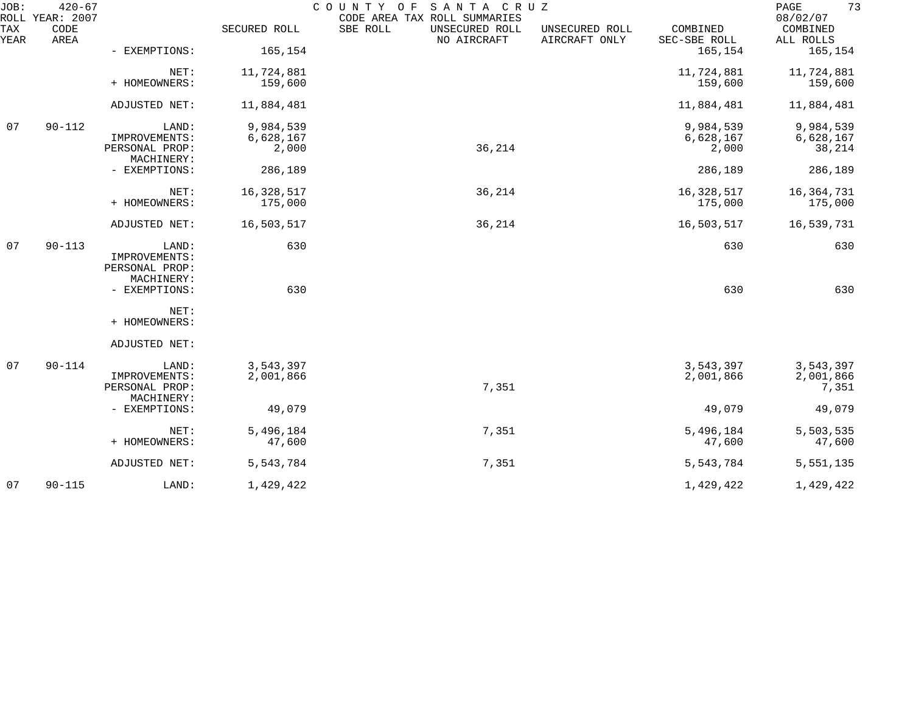JOB: 420-67 COUNTY OF SANTA CRUZ
ROLL YEAR: 2007 CODE AREA TAX ROLL SUMMARIES 08/02/07

| TAX YEAR | CODE AREA | | SECURED ROLL | SBE ROLL | UNSECURED ROLL NO AIRCRAFT | UNSECURED ROLL AIRCRAFT ONLY | COMBINED SEC-SBE ROLL | COMBINED ALL ROLLS |
|---|---|---|---|---|---|---|---|---|
| | | - EXEMPTIONS: | 165,154 | | | | 165,154 | 165,154 |
| | | NET: | 11,724,881 | | | | 11,724,881 | 11,724,881 |
| | | + HOMEOWNERS: | 159,600 | | | | 159,600 | 159,600 |
| | | ADJUSTED NET: | 11,884,481 | | | | 11,884,481 | 11,884,481 |
| 07 | 90-112 | LAND: | 9,984,539 | | | | 9,984,539 | 9,984,539 |
| | | IMPROVEMENTS: | 6,628,167 | | | | 6,628,167 | 6,628,167 |
| | | PERSONAL PROP: | 2,000 | | 36,214 | | 2,000 | 38,214 |
| | | MACHINERY: | | | | | | |
| | | - EXEMPTIONS: | 286,189 | | | | 286,189 | 286,189 |
| | | NET: | 16,328,517 | | 36,214 | | 16,328,517 | 16,364,731 |
| | | + HOMEOWNERS: | 175,000 | | | | 175,000 | 175,000 |
| | | ADJUSTED NET: | 16,503,517 | | 36,214 | | 16,503,517 | 16,539,731 |
| 07 | 90-113 | LAND: | 630 | | | | 630 | 630 |
| | | IMPROVEMENTS: | | | | | | |
| | | PERSONAL PROP: | | | | | | |
| | | MACHINERY: | | | | | | |
| | | - EXEMPTIONS: | 630 | | | | 630 | 630 |
| | | NET: | | | | | | |
| | | + HOMEOWNERS: | | | | | | |
| | | ADJUSTED NET: | | | | | | |
| 07 | 90-114 | LAND: | 3,543,397 | | | | 3,543,397 | 3,543,397 |
| | | IMPROVEMENTS: | 2,001,866 | | | | 2,001,866 | 2,001,866 |
| | | PERSONAL PROP: | | | 7,351 | | | 7,351 |
| | | MACHINERY: | | | | | | |
| | | - EXEMPTIONS: | 49,079 | | | | 49,079 | 49,079 |
| | | NET: | 5,496,184 | | 7,351 | | 5,496,184 | 5,503,535 |
| | | + HOMEOWNERS: | 47,600 | | | | 47,600 | 47,600 |
| | | ADJUSTED NET: | 5,543,784 | | 7,351 | | 5,543,784 | 5,551,135 |
| 07 | 90-115 | LAND: | 1,429,422 | | | | 1,429,422 | 1,429,422 |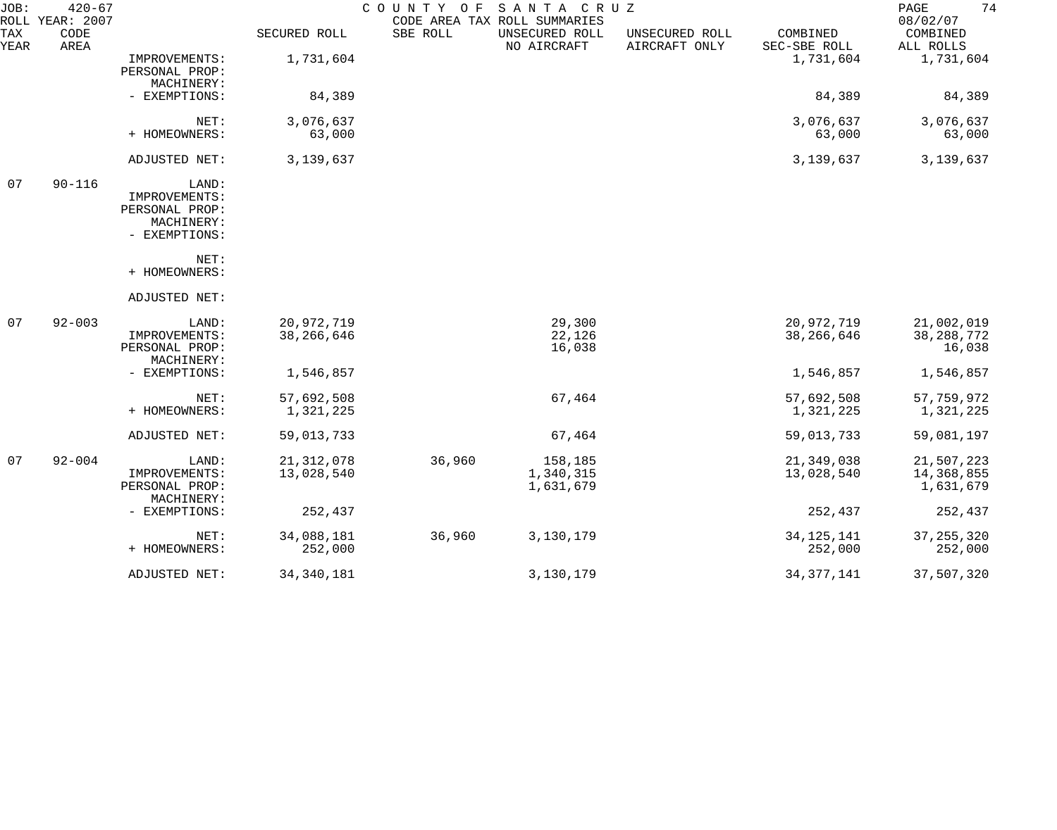JOB: 420-67 COUNTY OF SANTA CRUZ
ROLL YEAR: 2007 CODE AREA TAX ROLL SUMMARIES 08/02/07

| TAX YEAR | CODE AREA | | SECURED ROLL | SBE ROLL | UNSECURED ROLL NO AIRCRAFT | UNSECURED ROLL AIRCRAFT ONLY | COMBINED SEC-SBE ROLL | COMBINED ALL ROLLS |
|---|---|---|---|---|---|---|---|---|
| | | IMPROVEMENTS: | 1,731,604 | | | | 1,731,604 | 1,731,604 |
| | | PERSONAL PROP: | | | | | | |
| | | MACHINERY: | | | | | | |
| | | - EXEMPTIONS: | 84,389 | | | | 84,389 | 84,389 |
| | | NET: | 3,076,637 | | | | 3,076,637 | 3,076,637 |
| | | + HOMEOWNERS: | 63,000 | | | | 63,000 | 63,000 |
| | | ADJUSTED NET: | 3,139,637 | | | | 3,139,637 | 3,139,637 |
| 07 | 90-116 | LAND: | | | | | | |
| | | IMPROVEMENTS: | | | | | | |
| | | PERSONAL PROP: | | | | | | |
| | | MACHINERY: | | | | | | |
| | | - EXEMPTIONS: | | | | | | |
| | | NET: | | | | | | |
| | | + HOMEOWNERS: | | | | | | |
| | | ADJUSTED NET: | | | | | | |
| 07 | 92-003 | LAND: | 20,972,719 | | 29,300 | | 20,972,719 | 21,002,019 |
| | | IMPROVEMENTS: | 38,266,646 | | 22,126 | | 38,266,646 | 38,288,772 |
| | | PERSONAL PROP: | | | 16,038 | | | 16,038 |
| | | MACHINERY: | | | | | | |
| | | - EXEMPTIONS: | 1,546,857 | | | | 1,546,857 | 1,546,857 |
| | | NET: | 57,692,508 | | 67,464 | | 57,692,508 | 57,759,972 |
| | | + HOMEOWNERS: | 1,321,225 | | | | 1,321,225 | 1,321,225 |
| | | ADJUSTED NET: | 59,013,733 | | 67,464 | | 59,013,733 | 59,081,197 |
| 07 | 92-004 | LAND: | 21,312,078 | 36,960 | 158,185 | | 21,349,038 | 21,507,223 |
| | | IMPROVEMENTS: | 13,028,540 | | 1,340,315 | | 13,028,540 | 14,368,855 |
| | | PERSONAL PROP: | | | 1,631,679 | | | 1,631,679 |
| | | MACHINERY: | | | | | | |
| | | - EXEMPTIONS: | 252,437 | | | | 252,437 | 252,437 |
| | | NET: | 34,088,181 | 36,960 | 3,130,179 | | 34,125,141 | 37,255,320 |
| | | + HOMEOWNERS: | 252,000 | | | | 252,000 | 252,000 |
| | | ADJUSTED NET: | 34,340,181 | | 3,130,179 | | 34,377,141 | 37,507,320 |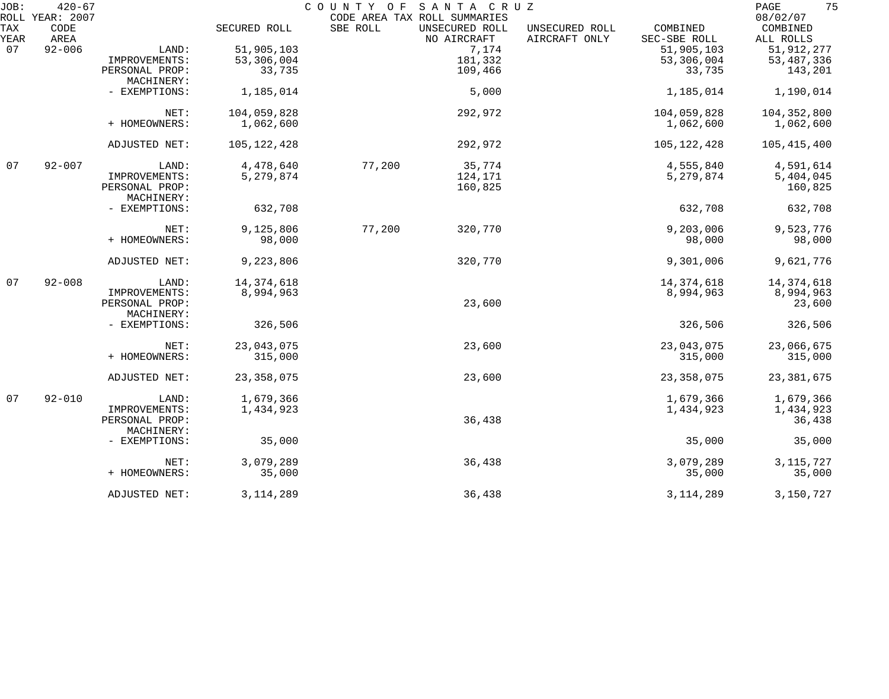JOB: 420-67 COUNTY OF SANTA CRUZ
ROLL YEAR: 2007 CODE AREA TAX ROLL SUMMARIES 08/02/07

| TAX YEAR | CODE AREA | | SECURED ROLL | SBE ROLL | UNSECURED ROLL NO AIRCRAFT | UNSECURED ROLL AIRCRAFT ONLY | COMBINED SEC-SBE ROLL | COMBINED ALL ROLLS |
|---|---|---|---|---|---|---|---|---|
| 07 | 92-006 | LAND: | 51,905,103 | | 7,174 | | 51,905,103 | 51,912,277 |
| | | IMPROVEMENTS: | 53,306,004 | | 181,332 | | 53,306,004 | 53,487,336 |
| | | PERSONAL PROP: | 33,735 | | 109,466 | | 33,735 | 143,201 |
| | | MACHINERY: | | | | | | |
| | | - EXEMPTIONS: | 1,185,014 | | 5,000 | | 1,185,014 | 1,190,014 |
| | | NET: | 104,059,828 | | 292,972 | | 104,059,828 | 104,352,800 |
| | | + HOMEOWNERS: | 1,062,600 | | | | 1,062,600 | 1,062,600 |
| | | ADJUSTED NET: | 105,122,428 | | 292,972 | | 105,122,428 | 105,415,400 |
| 07 | 92-007 | LAND: | 4,478,640 | 77,200 | 35,774 | | 4,555,840 | 4,591,614 |
| | | IMPROVEMENTS: | 5,279,874 | | 124,171 | | 5,279,874 | 5,404,045 |
| | | PERSONAL PROP: | | | 160,825 | | | 160,825 |
| | | MACHINERY: | | | | | | |
| | | - EXEMPTIONS: | 632,708 | | | | 632,708 | 632,708 |
| | | NET: | 9,125,806 | 77,200 | 320,770 | | 9,203,006 | 9,523,776 |
| | | + HOMEOWNERS: | 98,000 | | | | 98,000 | 98,000 |
| | | ADJUSTED NET: | 9,223,806 | | 320,770 | | 9,301,006 | 9,621,776 |
| 07 | 92-008 | LAND: | 14,374,618 | | | | 14,374,618 | 14,374,618 |
| | | IMPROVEMENTS: | 8,994,963 | | | | 8,994,963 | 8,994,963 |
| | | PERSONAL PROP: | | | 23,600 | | | 23,600 |
| | | MACHINERY: | | | | | | |
| | | - EXEMPTIONS: | 326,506 | | | | 326,506 | 326,506 |
| | | NET: | 23,043,075 | | 23,600 | | 23,043,075 | 23,066,675 |
| | | + HOMEOWNERS: | 315,000 | | | | 315,000 | 315,000 |
| | | ADJUSTED NET: | 23,358,075 | | 23,600 | | 23,358,075 | 23,381,675 |
| 07 | 92-010 | LAND: | 1,679,366 | | | | 1,679,366 | 1,679,366 |
| | | IMPROVEMENTS: | 1,434,923 | | | | 1,434,923 | 1,434,923 |
| | | PERSONAL PROP: | | | 36,438 | | | 36,438 |
| | | MACHINERY: | | | | | | |
| | | - EXEMPTIONS: | 35,000 | | | | 35,000 | 35,000 |
| | | NET: | 3,079,289 | | 36,438 | | 3,079,289 | 3,115,727 |
| | | + HOMEOWNERS: | 35,000 | | | | 35,000 | 35,000 |
| | | ADJUSTED NET: | 3,114,289 | | 36,438 | | 3,114,289 | 3,150,727 |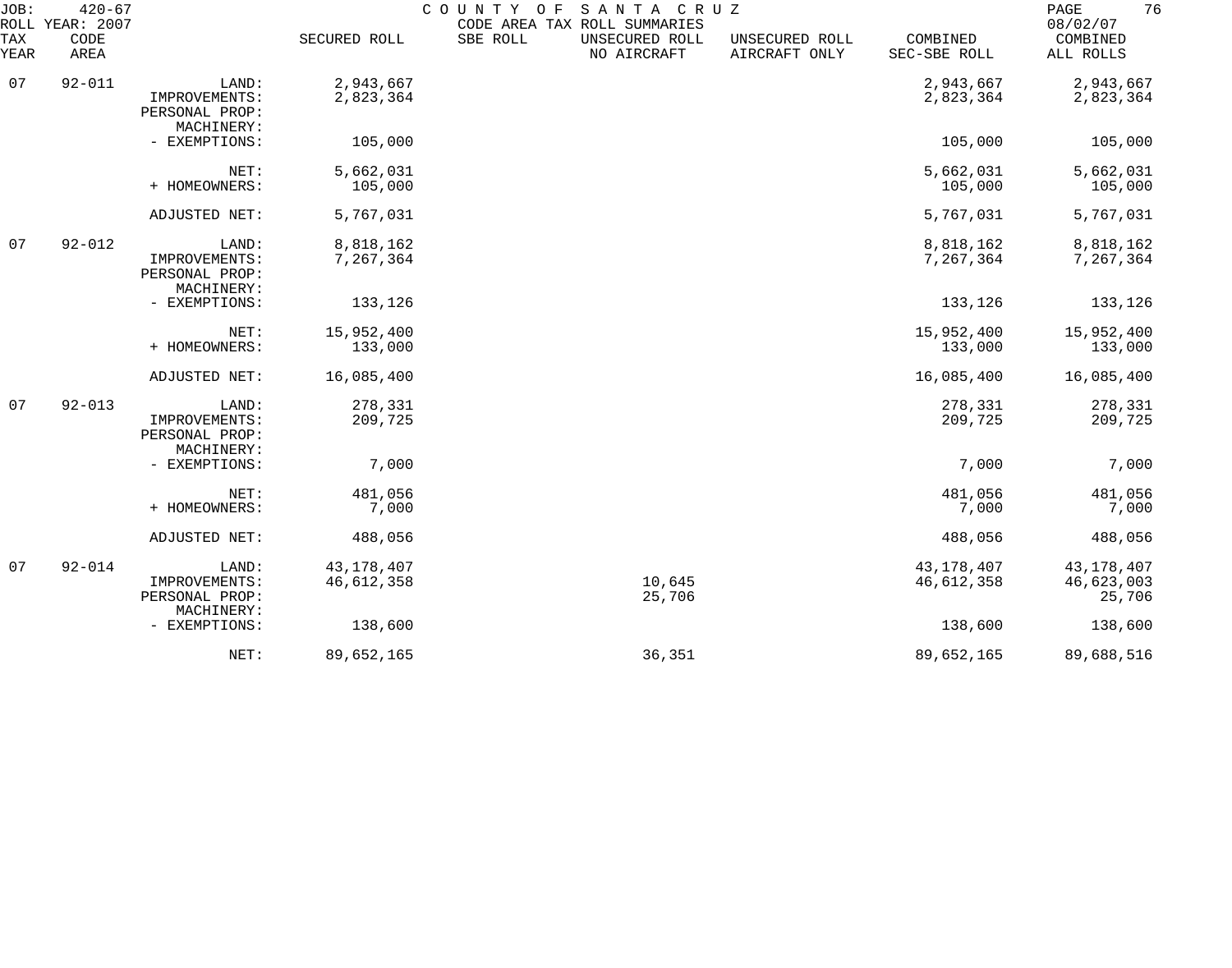COUNTY OF SANTA CRUZ
CODE AREA TAX ROLL SUMMARIES

JOB: 420-67
ROLL YEAR: 2007
08/02/07

| TAX YEAR | CODE AREA | | SECURED ROLL | SBE ROLL | UNSECURED ROLL NO AIRCRAFT | UNSECURED ROLL AIRCRAFT ONLY | COMBINED SEC-SBE ROLL | COMBINED ALL ROLLS |
|---|---|---|---|---|---|---|---|---|
| 07 | 92-011 | LAND: | 2,943,667 | | | | 2,943,667 | 2,943,667 |
| | | IMPROVEMENTS: | 2,823,364 | | | | 2,823,364 | 2,823,364 |
| | | PERSONAL PROP: | | | | | | |
| | | MACHINERY: | | | | | | |
| | | - EXEMPTIONS: | 105,000 | | | | 105,000 | 105,000 |
| | | NET: | 5,662,031 | | | | 5,662,031 | 5,662,031 |
| | | + HOMEOWNERS: | 105,000 | | | | 105,000 | 105,000 |
| | | ADJUSTED NET: | 5,767,031 | | | | 5,767,031 | 5,767,031 |
| 07 | 92-012 | LAND: | 8,818,162 | | | | 8,818,162 | 8,818,162 |
| | | IMPROVEMENTS: | 7,267,364 | | | | 7,267,364 | 7,267,364 |
| | | PERSONAL PROP: | | | | | | |
| | | MACHINERY: | | | | | | |
| | | - EXEMPTIONS: | 133,126 | | | | 133,126 | 133,126 |
| | | NET: | 15,952,400 | | | | 15,952,400 | 15,952,400 |
| | | + HOMEOWNERS: | 133,000 | | | | 133,000 | 133,000 |
| | | ADJUSTED NET: | 16,085,400 | | | | 16,085,400 | 16,085,400 |
| 07 | 92-013 | LAND: | 278,331 | | | | 278,331 | 278,331 |
| | | IMPROVEMENTS: | 209,725 | | | | 209,725 | 209,725 |
| | | PERSONAL PROP: | | | | | | |
| | | MACHINERY: | | | | | | |
| | | - EXEMPTIONS: | 7,000 | | | | 7,000 | 7,000 |
| | | NET: | 481,056 | | | | 481,056 | 481,056 |
| | | + HOMEOWNERS: | 7,000 | | | | 7,000 | 7,000 |
| | | ADJUSTED NET: | 488,056 | | | | 488,056 | 488,056 |
| 07 | 92-014 | LAND: | 43,178,407 | | | | 43,178,407 | 43,178,407 |
| | | IMPROVEMENTS: | 46,612,358 | | 10,645 | | 46,612,358 | 46,623,003 |
| | | PERSONAL PROP: | | | 25,706 | | | 25,706 |
| | | MACHINERY: | | | | | | |
| | | - EXEMPTIONS: | 138,600 | | | | 138,600 | 138,600 |
| | | NET: | 89,652,165 | | 36,351 | | 89,652,165 | 89,688,516 |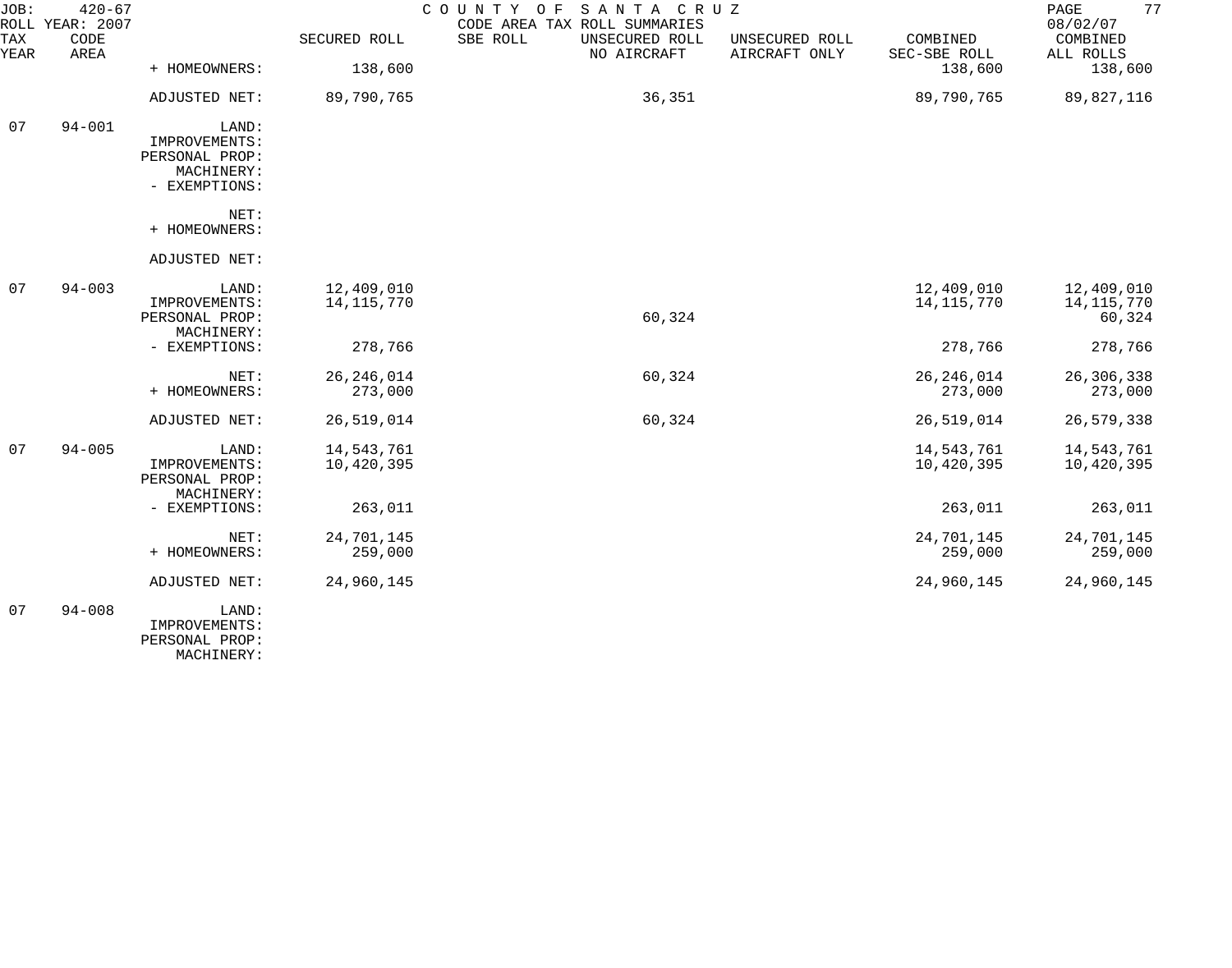JOB: 420-67 COUNTY OF SANTA CRUZ
ROLL YEAR: 2007 CODE AREA TAX ROLL SUMMARIES 08/02/07

| TAX YEAR | CODE AREA | | SECURED ROLL | SBE ROLL | UNSECURED ROLL NO AIRCRAFT | UNSECURED ROLL AIRCRAFT ONLY | COMBINED SEC-SBE ROLL | COMBINED ALL ROLLS |
|---|---|---|---|---|---|---|---|---|
| | | + HOMEOWNERS: | 138,600 | | | | 138,600 | 138,600 |
| | | ADJUSTED NET: | 89,790,765 | | 36,351 | | 89,790,765 | 89,827,116 |
| 07 | 94-001 | LAND: | | | | | | |
| | | IMPROVEMENTS: | | | | | | |
| | | PERSONAL PROP: | | | | | | |
| | | MACHINERY: | | | | | | |
| | | - EXEMPTIONS: | | | | | | |
| | | NET: | | | | | | |
| | | + HOMEOWNERS: | | | | | | |
| | | ADJUSTED NET: | | | | | | |
| 07 | 94-003 | LAND: | 12,409,010 | | | | 12,409,010 | 12,409,010 |
| | | IMPROVEMENTS: | 14,115,770 | | | | 14,115,770 | 14,115,770 |
| | | PERSONAL PROP: | | | 60,324 | | | 60,324 |
| | | MACHINERY: | | | | | | |
| | | - EXEMPTIONS: | 278,766 | | | | 278,766 | 278,766 |
| | | NET: | 26,246,014 | | 60,324 | | 26,246,014 | 26,306,338 |
| | | + HOMEOWNERS: | 273,000 | | | | 273,000 | 273,000 |
| | | ADJUSTED NET: | 26,519,014 | | 60,324 | | 26,519,014 | 26,579,338 |
| 07 | 94-005 | LAND: | 14,543,761 | | | | 14,543,761 | 14,543,761 |
| | | IMPROVEMENTS: | 10,420,395 | | | | 10,420,395 | 10,420,395 |
| | | PERSONAL PROP: | | | | | | |
| | | MACHINERY: | | | | | | |
| | | - EXEMPTIONS: | 263,011 | | | | 263,011 | 263,011 |
| | | NET: | 24,701,145 | | | | 24,701,145 | 24,701,145 |
| | | + HOMEOWNERS: | 259,000 | | | | 259,000 | 259,000 |
| | | ADJUSTED NET: | 24,960,145 | | | | 24,960,145 | 24,960,145 |
| 07 | 94-008 | LAND: | | | | | | |
| | | IMPROVEMENTS: | | | | | | |
| | | PERSONAL PROP: | | | | | | |
| | | MACHINERY: | | | | | | |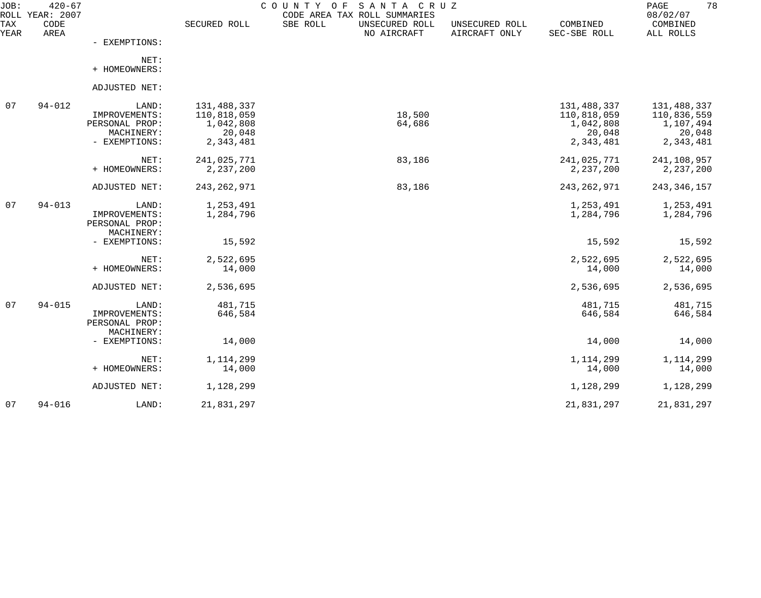JOB: 420-67 COUNTY OF SANTA CRUZ
ROLL YEAR: 2007 CODE AREA TAX ROLL SUMMARIES 08/02/07

| TAX YEAR | CODE AREA | | SECURED ROLL | SBE ROLL | UNSECURED ROLL NO AIRCRAFT | UNSECURED ROLL AIRCRAFT ONLY | COMBINED SEC-SBE ROLL | COMBINED ALL ROLLS |
|---|---|---|---|---|---|---|---|---|
| | | - EXEMPTIONS: | | | | | | |
| | | NET: | | | | | | |
| | | + HOMEOWNERS: | | | | | | |
| | | ADJUSTED NET: | | | | | | |
| 07 | 94-012 | LAND: | 131,488,337 | | | | 131,488,337 | 131,488,337 |
| | | IMPROVEMENTS: | 110,818,059 | | 18,500 | | 110,818,059 | 110,836,559 |
| | | PERSONAL PROP: | 1,042,808 | | 64,686 | | 1,042,808 | 1,107,494 |
| | | MACHINERY: | 20,048 | | | | 20,048 | 20,048 |
| | | - EXEMPTIONS: | 2,343,481 | | | | 2,343,481 | 2,343,481 |
| | | NET: | 241,025,771 | | 83,186 | | 241,025,771 | 241,108,957 |
| | | + HOMEOWNERS: | 2,237,200 | | | | 2,237,200 | 2,237,200 |
| | | ADJUSTED NET: | 243,262,971 | | 83,186 | | 243,262,971 | 243,346,157 |
| 07 | 94-013 | LAND: | 1,253,491 | | | | 1,253,491 | 1,253,491 |
| | | IMPROVEMENTS: | 1,284,796 | | | | 1,284,796 | 1,284,796 |
| | | PERSONAL PROP: | | | | | | |
| | | MACHINERY: | | | | | | |
| | | - EXEMPTIONS: | 15,592 | | | | 15,592 | 15,592 |
| | | NET: | 2,522,695 | | | | 2,522,695 | 2,522,695 |
| | | + HOMEOWNERS: | 14,000 | | | | 14,000 | 14,000 |
| | | ADJUSTED NET: | 2,536,695 | | | | 2,536,695 | 2,536,695 |
| 07 | 94-015 | LAND: | 481,715 | | | | 481,715 | 481,715 |
| | | IMPROVEMENTS: | 646,584 | | | | 646,584 | 646,584 |
| | | PERSONAL PROP: | | | | | | |
| | | MACHINERY: | | | | | | |
| | | - EXEMPTIONS: | 14,000 | | | | 14,000 | 14,000 |
| | | NET: | 1,114,299 | | | | 1,114,299 | 1,114,299 |
| | | + HOMEOWNERS: | 14,000 | | | | 14,000 | 14,000 |
| | | ADJUSTED NET: | 1,128,299 | | | | 1,128,299 | 1,128,299 |
| 07 | 94-016 | LAND: | 21,831,297 | | | | 21,831,297 | 21,831,297 |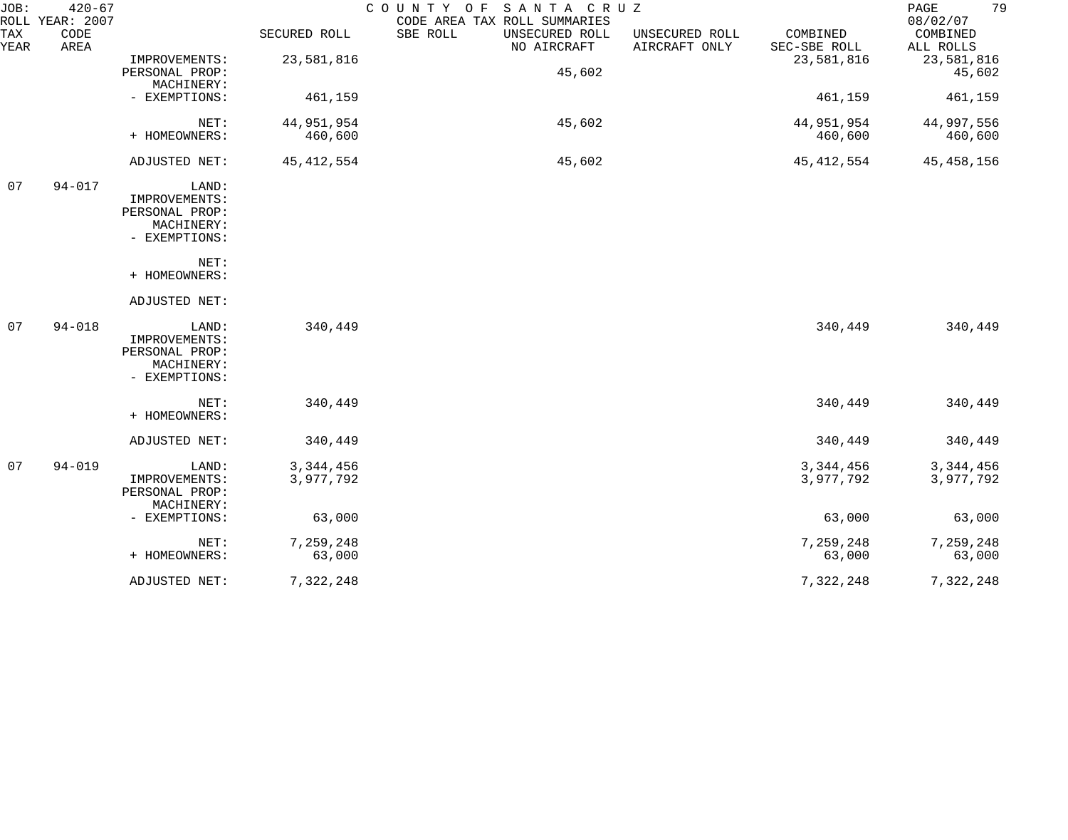JOB: 420-67 COUNTY OF SANTA CRUZ
ROLL YEAR: 2007 CODE AREA TAX ROLL SUMMARIES 08/02/07

| TAX YEAR | CODE AREA | | SECURED ROLL | SBE ROLL | UNSECURED ROLL NO AIRCRAFT | UNSECURED ROLL AIRCRAFT ONLY | COMBINED SEC-SBE ROLL | COMBINED ALL ROLLS |
|---|---|---|---|---|---|---|---|---|
| | | IMPROVEMENTS: | 23,581,816 | | | | 23,581,816 | 23,581,816 |
| | | PERSONAL PROP: | | | 45,602 | | | 45,602 |
| | | MACHINERY: | | | | | | |
| | | - EXEMPTIONS: | 461,159 | | | | 461,159 | 461,159 |
| | | NET: | 44,951,954 | | 45,602 | | 44,951,954 | 44,997,556 |
| | | + HOMEOWNERS: | 460,600 | | | | 460,600 | 460,600 |
| | | ADJUSTED NET: | 45,412,554 | | 45,602 | | 45,412,554 | 45,458,156 |
| 07 | 94-017 | LAND: | | | | | | |
| | | IMPROVEMENTS: | | | | | | |
| | | PERSONAL PROP: | | | | | | |
| | | MACHINERY: | | | | | | |
| | | - EXEMPTIONS: | | | | | | |
| | | NET: | | | | | | |
| | | + HOMEOWNERS: | | | | | | |
| | | ADJUSTED NET: | | | | | | |
| 07 | 94-018 | LAND: | 340,449 | | | | 340,449 | 340,449 |
| | | IMPROVEMENTS: | | | | | | |
| | | PERSONAL PROP: | | | | | | |
| | | MACHINERY: | | | | | | |
| | | - EXEMPTIONS: | | | | | | |
| | | NET: | 340,449 | | | | 340,449 | 340,449 |
| | | + HOMEOWNERS: | | | | | | |
| | | ADJUSTED NET: | 340,449 | | | | 340,449 | 340,449 |
| 07 | 94-019 | LAND: | 3,344,456 | | | | 3,344,456 | 3,344,456 |
| | | IMPROVEMENTS: | 3,977,792 | | | | 3,977,792 | 3,977,792 |
| | | PERSONAL PROP: | | | | | | |
| | | MACHINERY: | | | | | | |
| | | - EXEMPTIONS: | 63,000 | | | | 63,000 | 63,000 |
| | | NET: | 7,259,248 | | | | 7,259,248 | 7,259,248 |
| | | + HOMEOWNERS: | 63,000 | | | | 63,000 | 63,000 |
| | | ADJUSTED NET: | 7,322,248 | | | | 7,322,248 | 7,322,248 |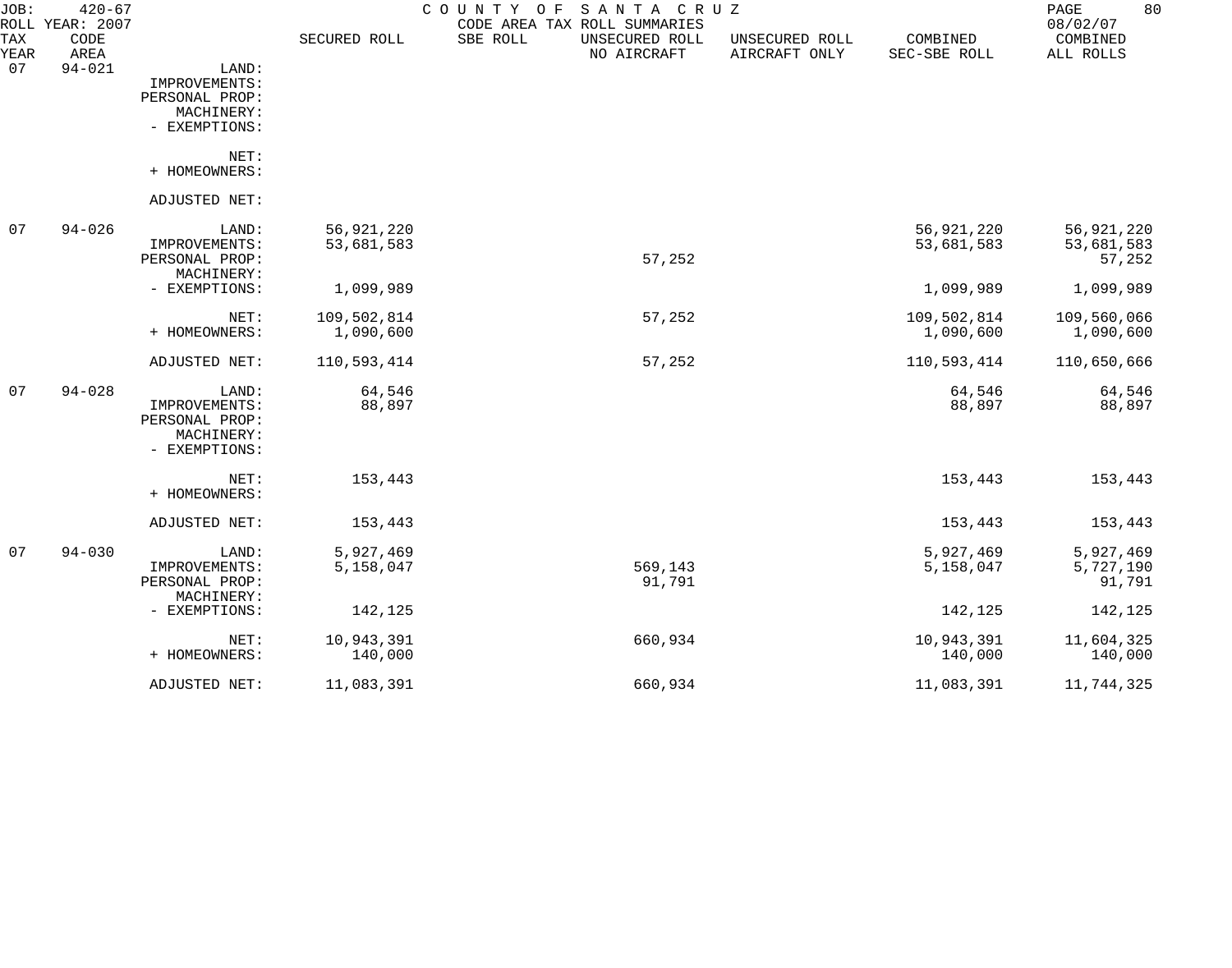JOB: 420-67 COUNTY OF SANTA CRUZ
ROLL YEAR: 2007 CODE AREA TAX ROLL SUMMARIES 08/02/07

| TAX YEAR | CODE AREA | | SECURED ROLL | SBE ROLL | UNSECURED ROLL NO AIRCRAFT | UNSECURED ROLL AIRCRAFT ONLY | COMBINED SEC-SBE ROLL | COMBINED ALL ROLLS |
|---|---|---|---|---|---|---|---|---|
| 07 | 94-021 | LAND: | | | | | | |
| | | IMPROVEMENTS: | | | | | | |
| | | PERSONAL PROP: | | | | | | |
| | | MACHINERY: | | | | | | |
| | | - EXEMPTIONS: | | | | | | |
| | | NET: | | | | | | |
| | | + HOMEOWNERS: | | | | | | |
| | | ADJUSTED NET: | | | | | | |
| 07 | 94-026 | LAND: | 56,921,220 | | | | 56,921,220 | 56,921,220 |
| | | IMPROVEMENTS: | 53,681,583 | | | | 53,681,583 | 53,681,583 |
| | | PERSONAL PROP: | | | 57,252 | | | 57,252 |
| | | MACHINERY: | | | | | | |
| | | - EXEMPTIONS: | 1,099,989 | | | | 1,099,989 | 1,099,989 |
| | | NET: | 109,502,814 | | 57,252 | | 109,502,814 | 109,560,066 |
| | | + HOMEOWNERS: | 1,090,600 | | | | 1,090,600 | 1,090,600 |
| | | ADJUSTED NET: | 110,593,414 | | 57,252 | | 110,593,414 | 110,650,666 |
| 07 | 94-028 | LAND: | 64,546 | | | | 64,546 | 64,546 |
| | | IMPROVEMENTS: | 88,897 | | | | 88,897 | 88,897 |
| | | PERSONAL PROP: | | | | | | |
| | | MACHINERY: | | | | | | |
| | | - EXEMPTIONS: | | | | | | |
| | | NET: | 153,443 | | | | 153,443 | 153,443 |
| | | + HOMEOWNERS: | | | | | | |
| | | ADJUSTED NET: | 153,443 | | | | 153,443 | 153,443 |
| 07 | 94-030 | LAND: | 5,927,469 | | | | 5,927,469 | 5,927,469 |
| | | IMPROVEMENTS: | 5,158,047 | | 569,143 | | 5,158,047 | 5,727,190 |
| | | PERSONAL PROP: | | | 91,791 | | | 91,791 |
| | | MACHINERY: | | | | | | |
| | | - EXEMPTIONS: | 142,125 | | | | 142,125 | 142,125 |
| | | NET: | 10,943,391 | | 660,934 | | 10,943,391 | 11,604,325 |
| | | + HOMEOWNERS: | 140,000 | | | | 140,000 | 140,000 |
| | | ADJUSTED NET: | 11,083,391 | | 660,934 | | 11,083,391 | 11,744,325 |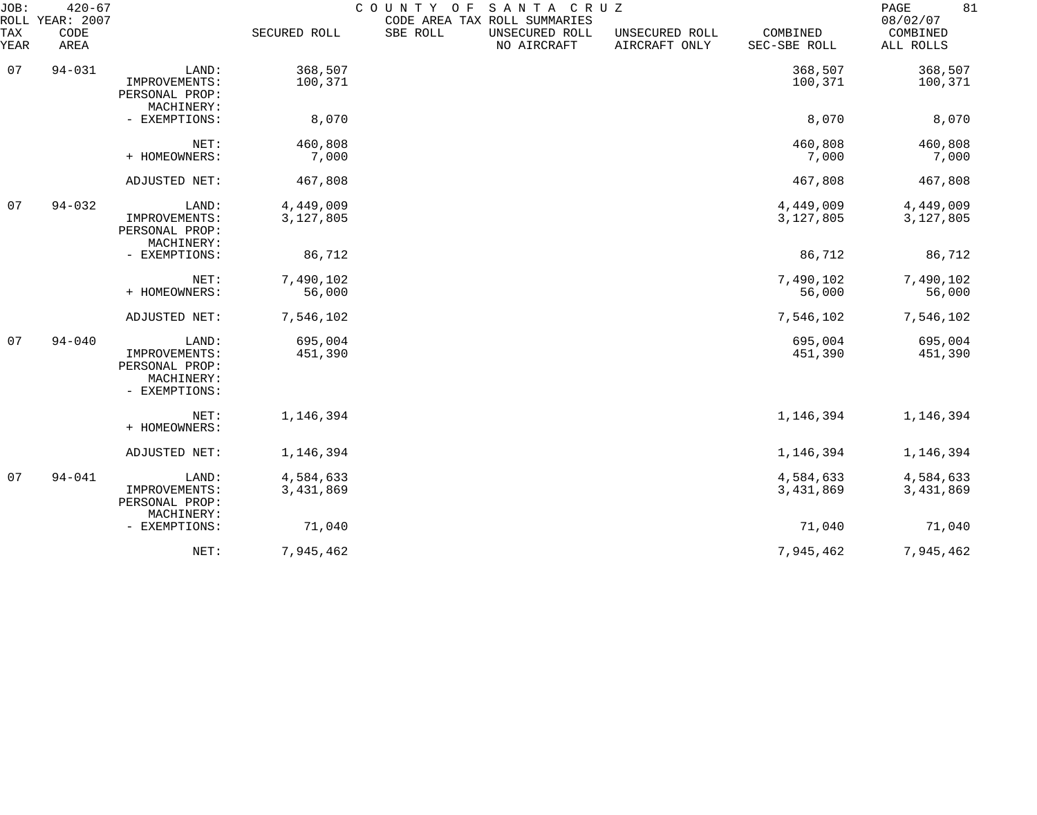JOB: 420-67 COUNTY OF SANTA CRUZ
ROLL YEAR: 2007 CODE AREA TAX ROLL SUMMARIES 08/02/07

| TAX YEAR | CODE AREA | | SECURED ROLL | SBE ROLL | UNSECURED ROLL NO AIRCRAFT | UNSECURED ROLL AIRCRAFT ONLY | COMBINED SEC-SBE ROLL | COMBINED ALL ROLLS |
|---|---|---|---|---|---|---|---|---|
| 07 | 94-031 | LAND: | 368,507 | | | | 368,507 | 368,507 |
| | | IMPROVEMENTS: | 100,371 | | | | 100,371 | 100,371 |
| | | PERSONAL PROP: | | | | | | |
| | | MACHINERY: | | | | | | |
| | | - EXEMPTIONS: | 8,070 | | | | 8,070 | 8,070 |
| | | NET: | 460,808 | | | | 460,808 | 460,808 |
| | | + HOMEOWNERS: | 7,000 | | | | 7,000 | 7,000 |
| | | ADJUSTED NET: | 467,808 | | | | 467,808 | 467,808 |
| 07 | 94-032 | LAND: | 4,449,009 | | | | 4,449,009 | 4,449,009 |
| | | IMPROVEMENTS: | 3,127,805 | | | | 3,127,805 | 3,127,805 |
| | | PERSONAL PROP: | | | | | | |
| | | MACHINERY: | | | | | | |
| | | - EXEMPTIONS: | 86,712 | | | | 86,712 | 86,712 |
| | | NET: | 7,490,102 | | | | 7,490,102 | 7,490,102 |
| | | + HOMEOWNERS: | 56,000 | | | | 56,000 | 56,000 |
| | | ADJUSTED NET: | 7,546,102 | | | | 7,546,102 | 7,546,102 |
| 07 | 94-040 | LAND: | 695,004 | | | | 695,004 | 695,004 |
| | | IMPROVEMENTS: | 451,390 | | | | 451,390 | 451,390 |
| | | PERSONAL PROP: | | | | | | |
| | | MACHINERY: | | | | | | |
| | | - EXEMPTIONS: | | | | | | |
| | | NET: | 1,146,394 | | | | 1,146,394 | 1,146,394 |
| | | + HOMEOWNERS: | | | | | | |
| | | ADJUSTED NET: | 1,146,394 | | | | 1,146,394 | 1,146,394 |
| 07 | 94-041 | LAND: | 4,584,633 | | | | 4,584,633 | 4,584,633 |
| | | IMPROVEMENTS: | 3,431,869 | | | | 3,431,869 | 3,431,869 |
| | | PERSONAL PROP: | | | | | | |
| | | MACHINERY: | | | | | | |
| | | - EXEMPTIONS: | 71,040 | | | | 71,040 | 71,040 |
| | | NET: | 7,945,462 | | | | 7,945,462 | 7,945,462 |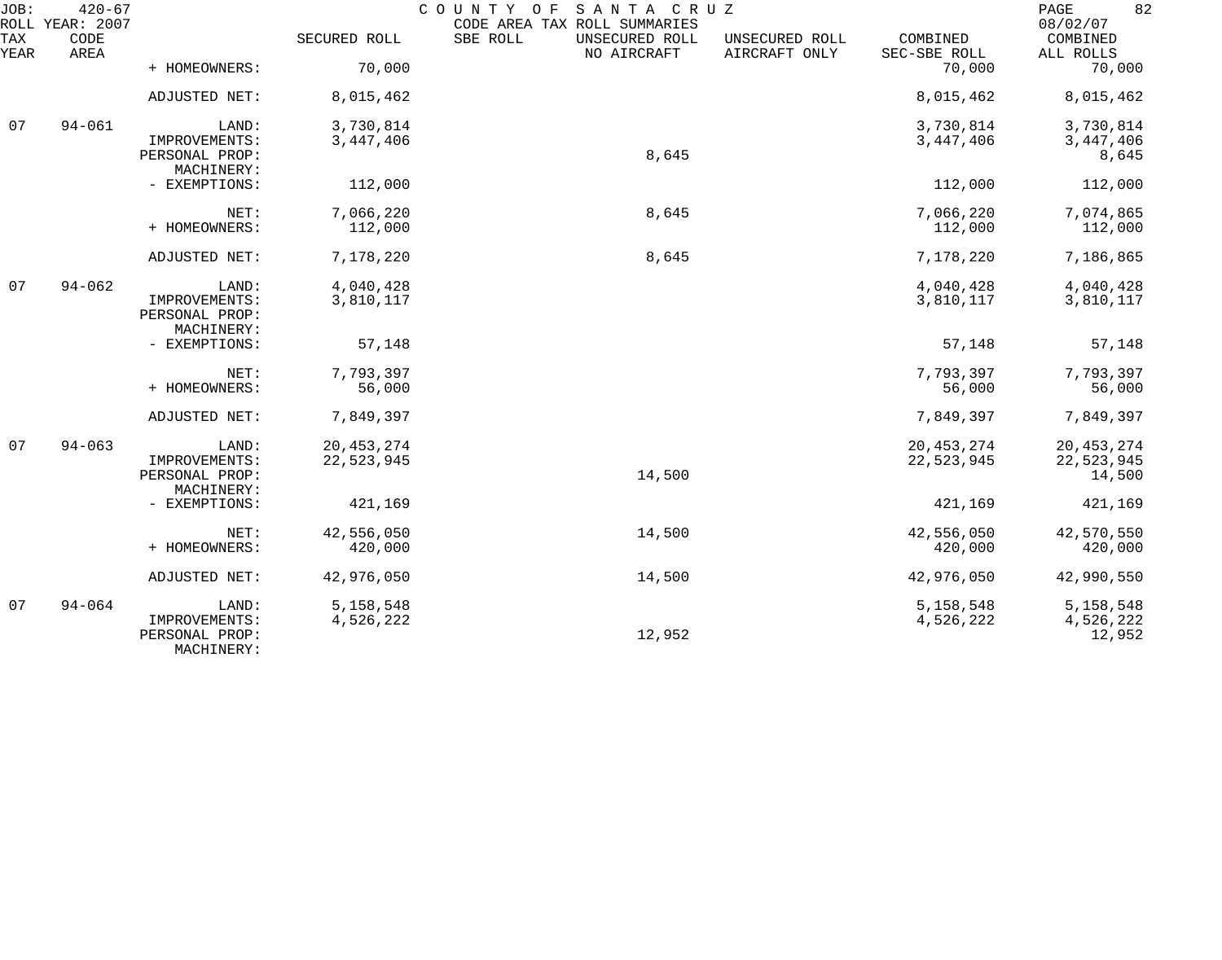JOB: 420-67 COUNTY OF SANTA CRUZ
ROLL YEAR: 2007 CODE AREA TAX ROLL SUMMARIES 08/02/07

| TAX YEAR | CODE AREA | | SECURED ROLL | SBE ROLL | UNSECURED ROLL NO AIRCRAFT | UNSECURED ROLL AIRCRAFT ONLY | COMBINED SEC-SBE ROLL | COMBINED ALL ROLLS |
|---|---|---|---|---|---|---|---|---|
| | | + HOMEOWNERS: | 70,000 | | | | 70,000 | 70,000 |
| | | ADJUSTED NET: | 8,015,462 | | | | 8,015,462 | 8,015,462 |
| 07 | 94-061 | LAND: | 3,730,814 | | | | 3,730,814 | 3,730,814 |
| | | IMPROVEMENTS: | 3,447,406 | | | | 3,447,406 | 3,447,406 |
| | | PERSONAL PROP: | | | 8,645 | | | 8,645 |
| | | MACHINERY: | | | | | | |
| | | - EXEMPTIONS: | 112,000 | | | | 112,000 | 112,000 |
| | | NET: | 7,066,220 | | 8,645 | | 7,066,220 | 7,074,865 |
| | | + HOMEOWNERS: | 112,000 | | | | 112,000 | 112,000 |
| | | ADJUSTED NET: | 7,178,220 | | 8,645 | | 7,178,220 | 7,186,865 |
| 07 | 94-062 | LAND: | 4,040,428 | | | | 4,040,428 | 4,040,428 |
| | | IMPROVEMENTS: | 3,810,117 | | | | 3,810,117 | 3,810,117 |
| | | PERSONAL PROP: | | | | | | |
| | | MACHINERY: | | | | | | |
| | | - EXEMPTIONS: | 57,148 | | | | 57,148 | 57,148 |
| | | NET: | 7,793,397 | | | | 7,793,397 | 7,793,397 |
| | | + HOMEOWNERS: | 56,000 | | | | 56,000 | 56,000 |
| | | ADJUSTED NET: | 7,849,397 | | | | 7,849,397 | 7,849,397 |
| 07 | 94-063 | LAND: | 20,453,274 | | | | 20,453,274 | 20,453,274 |
| | | IMPROVEMENTS: | 22,523,945 | | | | 22,523,945 | 22,523,945 |
| | | PERSONAL PROP: | | | 14,500 | | | 14,500 |
| | | MACHINERY: | | | | | | |
| | | - EXEMPTIONS: | 421,169 | | | | 421,169 | 421,169 |
| | | NET: | 42,556,050 | | 14,500 | | 42,556,050 | 42,570,550 |
| | | + HOMEOWNERS: | 420,000 | | | | 420,000 | 420,000 |
| | | ADJUSTED NET: | 42,976,050 | | 14,500 | | 42,976,050 | 42,990,550 |
| 07 | 94-064 | LAND: | 5,158,548 | | | | 5,158,548 | 5,158,548 |
| | | IMPROVEMENTS: | 4,526,222 | | | | 4,526,222 | 4,526,222 |
| | | PERSONAL PROP: | | | 12,952 | | | 12,952 |
| | | MACHINERY: | | | | | | |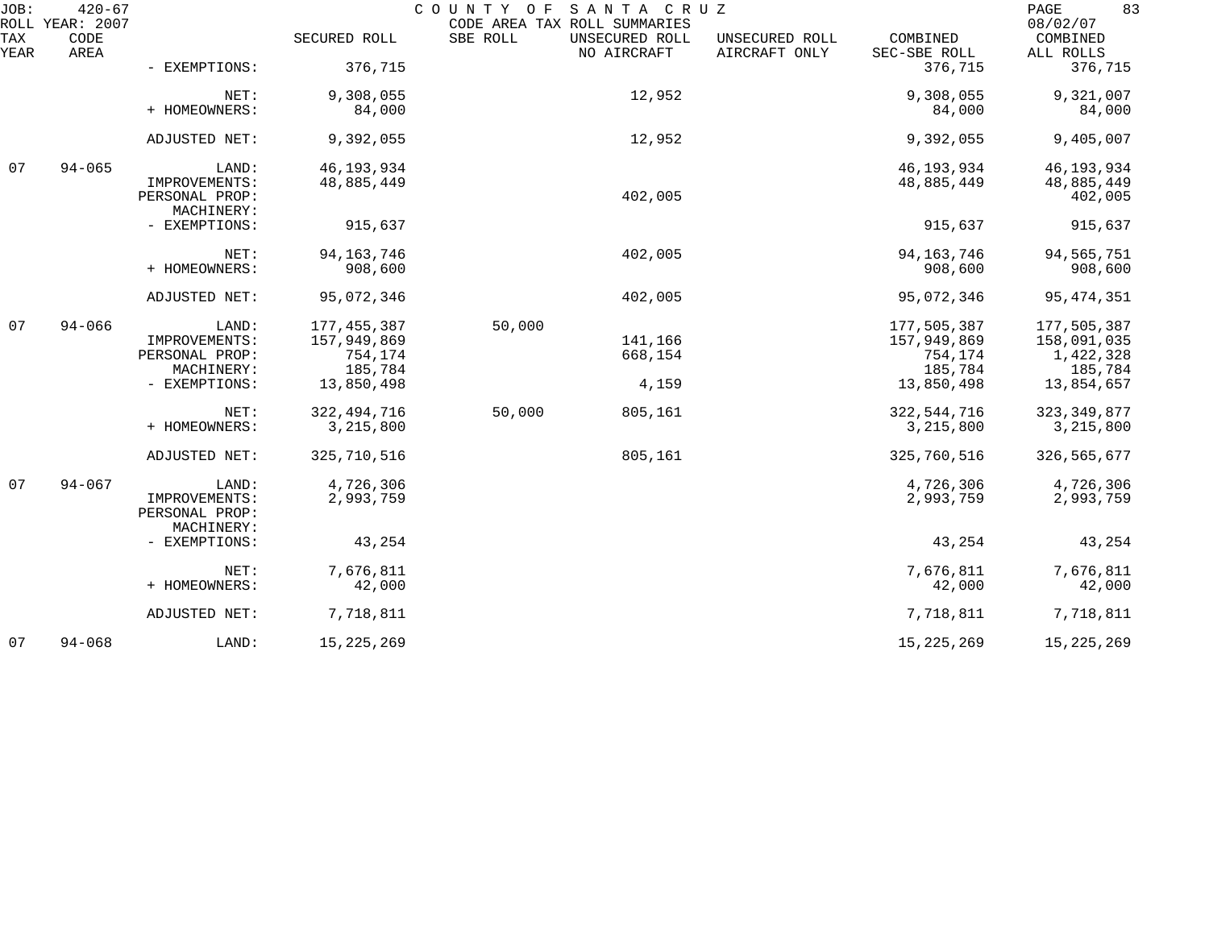| TAX YEAR | CODE AREA | | SECURED ROLL | SBE ROLL | UNSECURED ROLL NO AIRCRAFT | UNSECURED ROLL AIRCRAFT ONLY | COMBINED SEC-SBE ROLL | COMBINED ALL ROLLS |
|---|---|---|---|---|---|---|---|---|
| | | - EXEMPTIONS: | 376,715 | | | | 376,715 | 376,715 |
| | | NET: | 9,308,055 | | 12,952 | | 9,308,055 | 9,321,007 |
| | | + HOMEOWNERS: | 84,000 | | | | 84,000 | 84,000 |
| | | ADJUSTED NET: | 9,392,055 | | 12,952 | | 9,392,055 | 9,405,007 |
| 07 | 94-065 | LAND: | 46,193,934 | | | | 46,193,934 | 46,193,934 |
| | | IMPROVEMENTS: | 48,885,449 | | | | 48,885,449 | 48,885,449 |
| | | PERSONAL PROP: | | | 402,005 | | | 402,005 |
| | | MACHINERY: | | | | | | |
| | | - EXEMPTIONS: | 915,637 | | | | 915,637 | 915,637 |
| | | NET: | 94,163,746 | | 402,005 | | 94,163,746 | 94,565,751 |
| | | + HOMEOWNERS: | 908,600 | | | | 908,600 | 908,600 |
| | | ADJUSTED NET: | 95,072,346 | | 402,005 | | 95,072,346 | 95,474,351 |
| 07 | 94-066 | LAND: | 177,455,387 | 50,000 | | | 177,505,387 | 177,505,387 |
| | | IMPROVEMENTS: | 157,949,869 | | 141,166 | | 157,949,869 | 158,091,035 |
| | | PERSONAL PROP: | 754,174 | | 668,154 | | 754,174 | 1,422,328 |
| | | MACHINERY: | 185,784 | | | | 185,784 | 185,784 |
| | | - EXEMPTIONS: | 13,850,498 | | 4,159 | | 13,850,498 | 13,854,657 |
| | | NET: | 322,494,716 | 50,000 | 805,161 | | 322,544,716 | 323,349,877 |
| | | + HOMEOWNERS: | 3,215,800 | | | | 3,215,800 | 3,215,800 |
| | | ADJUSTED NET: | 325,710,516 | | 805,161 | | 325,760,516 | 326,565,677 |
| 07 | 94-067 | LAND: | 4,726,306 | | | | 4,726,306 | 4,726,306 |
| | | IMPROVEMENTS: | 2,993,759 | | | | 2,993,759 | 2,993,759 |
| | | PERSONAL PROP: | | | | | | |
| | | MACHINERY: | | | | | | |
| | | - EXEMPTIONS: | 43,254 | | | | 43,254 | 43,254 |
| | | NET: | 7,676,811 | | | | 7,676,811 | 7,676,811 |
| | | + HOMEOWNERS: | 42,000 | | | | 42,000 | 42,000 |
| | | ADJUSTED NET: | 7,718,811 | | | | 7,718,811 | 7,718,811 |
| 07 | 94-068 | LAND: | 15,225,269 | | | | 15,225,269 | 15,225,269 |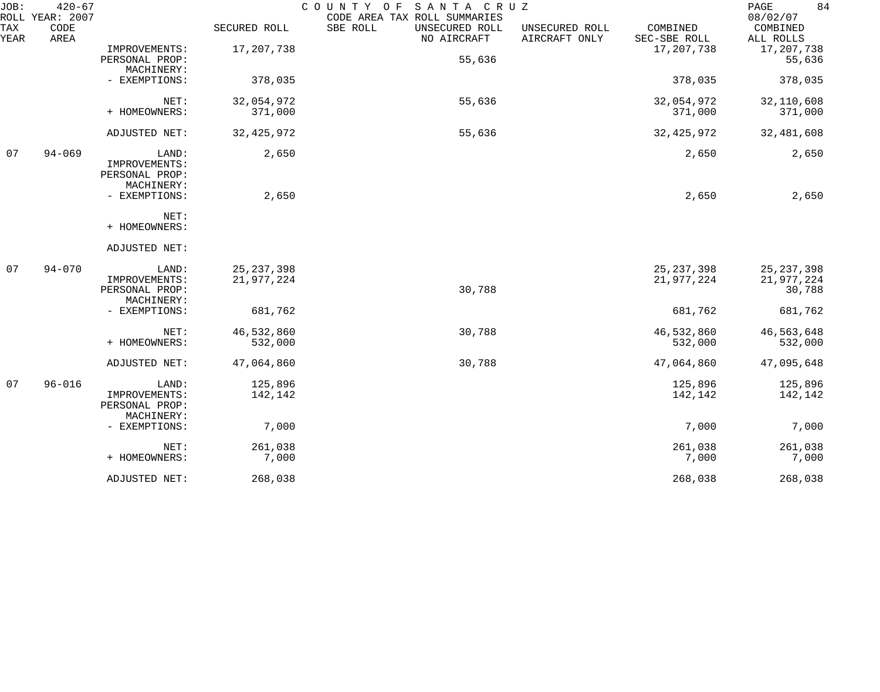JOB: 420-67 COUNTY OF SANTA CRUZ
ROLL YEAR: 2007 CODE AREA TAX ROLL SUMMARIES 08/02/07

| TAX YEAR | CODE AREA | | SECURED ROLL | SBE ROLL | UNSECURED ROLL NO AIRCRAFT | UNSECURED ROLL AIRCRAFT ONLY | COMBINED SEC-SBE ROLL | COMBINED ALL ROLLS |
|---|---|---|---|---|---|---|---|---|
| | | IMPROVEMENTS: | 17,207,738 | | | | 17,207,738 | 17,207,738 |
| | | PERSONAL PROP: | | | 55,636 | | | 55,636 |
| | | MACHINERY: | | | | | | |
| | | - EXEMPTIONS: | 378,035 | | | | 378,035 | 378,035 |
| | | NET: | 32,054,972 | | 55,636 | | 32,054,972 | 32,110,608 |
| | | + HOMEOWNERS: | 371,000 | | | | 371,000 | 371,000 |
| | | ADJUSTED NET: | 32,425,972 | | 55,636 | | 32,425,972 | 32,481,608 |
| 07 | 94-069 | LAND: | 2,650 | | | | 2,650 | 2,650 |
| | | IMPROVEMENTS: | | | | | | |
| | | PERSONAL PROP: | | | | | | |
| | | MACHINERY: | | | | | | |
| | | - EXEMPTIONS: | 2,650 | | | | 2,650 | 2,650 |
| | | NET: | | | | | | |
| | | + HOMEOWNERS: | | | | | | |
| | | ADJUSTED NET: | | | | | | |
| 07 | 94-070 | LAND: | 25,237,398 | | | | 25,237,398 | 25,237,398 |
| | | IMPROVEMENTS: | 21,977,224 | | | | 21,977,224 | 21,977,224 |
| | | PERSONAL PROP: | | | 30,788 | | | 30,788 |
| | | MACHINERY: | | | | | | |
| | | - EXEMPTIONS: | 681,762 | | | | 681,762 | 681,762 |
| | | NET: | 46,532,860 | | 30,788 | | 46,532,860 | 46,563,648 |
| | | + HOMEOWNERS: | 532,000 | | | | 532,000 | 532,000 |
| | | ADJUSTED NET: | 47,064,860 | | 30,788 | | 47,064,860 | 47,095,648 |
| 07 | 96-016 | LAND: | 125,896 | | | | 125,896 | 125,896 |
| | | IMPROVEMENTS: | 142,142 | | | | 142,142 | 142,142 |
| | | PERSONAL PROP: | | | | | | |
| | | MACHINERY: | | | | | | |
| | | - EXEMPTIONS: | 7,000 | | | | 7,000 | 7,000 |
| | | NET: | 261,038 | | | | 261,038 | 261,038 |
| | | + HOMEOWNERS: | 7,000 | | | | 7,000 | 7,000 |
| | | ADJUSTED NET: | 268,038 | | | | 268,038 | 268,038 |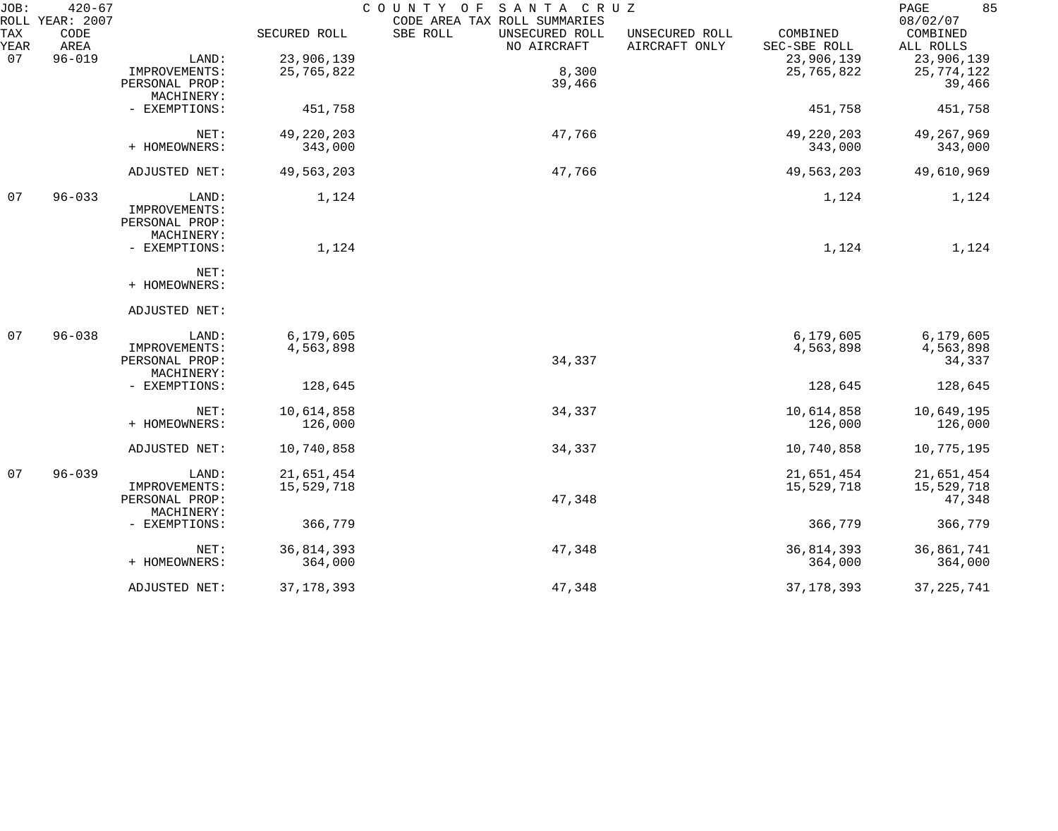JOB: 420-67 COUNTY OF SANTA CRUZ
ROLL YEAR: 2007 CODE AREA TAX ROLL SUMMARIES 08/02/07

| TAX YEAR | CODE AREA | | SECURED ROLL | SBE ROLL | UNSECURED ROLL NO AIRCRAFT | UNSECURED ROLL AIRCRAFT ONLY | COMBINED SEC-SBE ROLL | COMBINED ALL ROLLS |
|---|---|---|---|---|---|---|---|---|
| 07 | 96-019 | LAND: | 23,906,139 | | | | 23,906,139 | 23,906,139 |
| | | IMPROVEMENTS: | 25,765,822 | | 8,300 | | 25,765,822 | 25,774,122 |
| | | PERSONAL PROP: | | | 39,466 | | | 39,466 |
| | | MACHINERY: | | | | | | |
| | | - EXEMPTIONS: | 451,758 | | | | 451,758 | 451,758 |
| | | NET: | 49,220,203 | | 47,766 | | 49,220,203 | 49,267,969 |
| | | + HOMEOWNERS: | 343,000 | | | | 343,000 | 343,000 |
| | | ADJUSTED NET: | 49,563,203 | | 47,766 | | 49,563,203 | 49,610,969 |
| 07 | 96-033 | LAND: | 1,124 | | | | 1,124 | 1,124 |
| | | IMPROVEMENTS: | | | | | | |
| | | PERSONAL PROP: | | | | | | |
| | | MACHINERY: | | | | | | |
| | | - EXEMPTIONS: | 1,124 | | | | 1,124 | 1,124 |
| | | NET: | | | | | | |
| | | + HOMEOWNERS: | | | | | | |
| | | ADJUSTED NET: | | | | | | |
| 07 | 96-038 | LAND: | 6,179,605 | | | | 6,179,605 | 6,179,605 |
| | | IMPROVEMENTS: | 4,563,898 | | | | 4,563,898 | 4,563,898 |
| | | PERSONAL PROP: | | | 34,337 | | | 34,337 |
| | | MACHINERY: | | | | | | |
| | | - EXEMPTIONS: | 128,645 | | | | 128,645 | 128,645 |
| | | NET: | 10,614,858 | | 34,337 | | 10,614,858 | 10,649,195 |
| | | + HOMEOWNERS: | 126,000 | | | | 126,000 | 126,000 |
| | | ADJUSTED NET: | 10,740,858 | | 34,337 | | 10,740,858 | 10,775,195 |
| 07 | 96-039 | LAND: | 21,651,454 | | | | 21,651,454 | 21,651,454 |
| | | IMPROVEMENTS: | 15,529,718 | | | | 15,529,718 | 15,529,718 |
| | | PERSONAL PROP: | | | 47,348 | | | 47,348 |
| | | MACHINERY: | | | | | | |
| | | - EXEMPTIONS: | 366,779 | | | | 366,779 | 366,779 |
| | | NET: | 36,814,393 | | 47,348 | | 36,814,393 | 36,861,741 |
| | | + HOMEOWNERS: | 364,000 | | | | 364,000 | 364,000 |
| | | ADJUSTED NET: | 37,178,393 | | 47,348 | | 37,178,393 | 37,225,741 |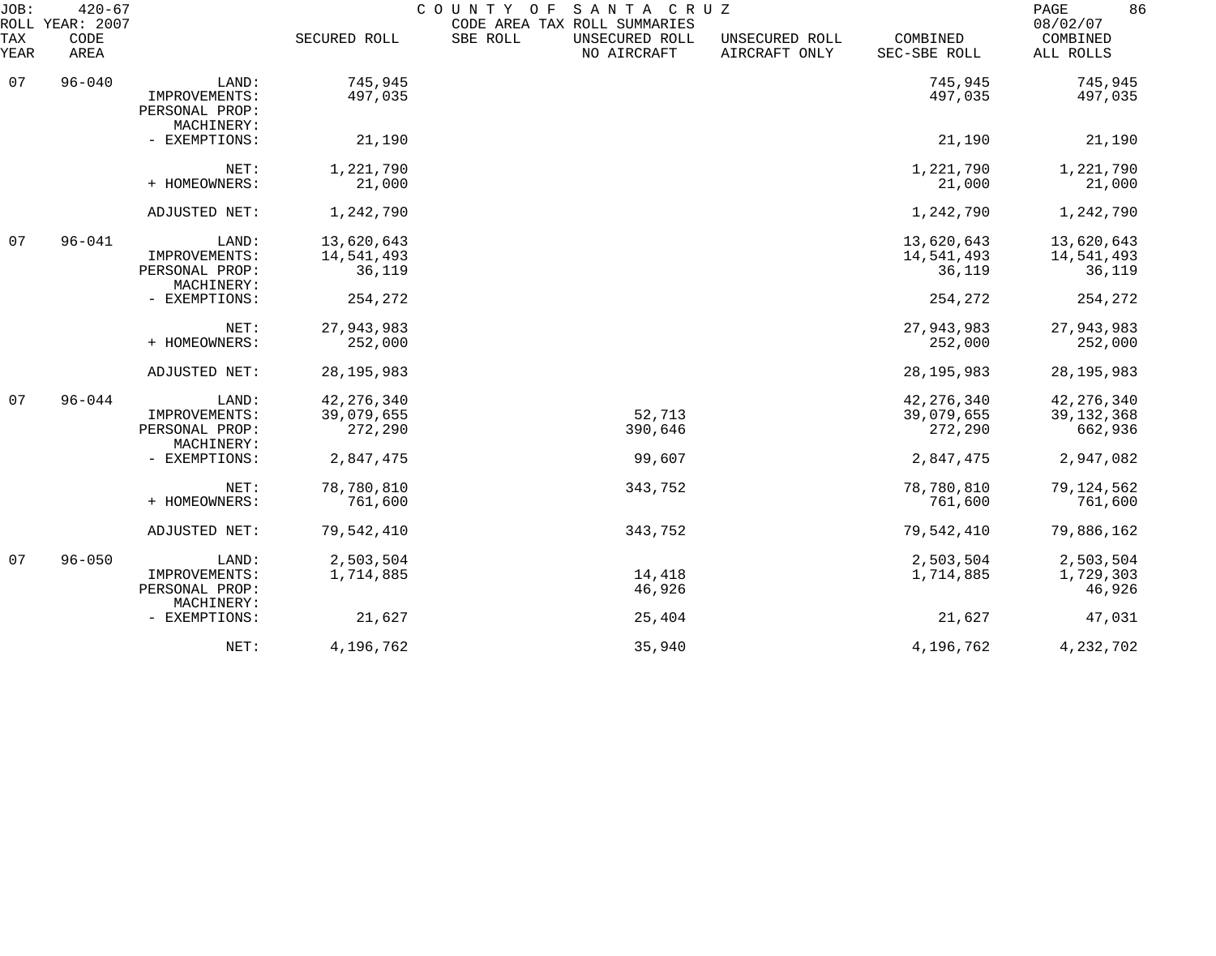JOB: 420-67 COUNTY OF SANTA CRUZ
ROLL YEAR: 2007 CODE AREA TAX ROLL SUMMARIES 08/02/07

| TAX YEAR | CODE AREA | | SECURED ROLL | SBE ROLL | UNSECURED ROLL NO AIRCRAFT | UNSECURED ROLL AIRCRAFT ONLY | COMBINED SEC-SBE ROLL | COMBINED ALL ROLLS |
|---|---|---|---|---|---|---|---|---|
| 07 | 96-040 | LAND: | 745,945 | | | | 745,945 | 745,945 |
| | | IMPROVEMENTS: | 497,035 | | | | 497,035 | 497,035 |
| | | PERSONAL PROP: | | | | | | |
| | | MACHINERY: | | | | | | |
| | | - EXEMPTIONS: | 21,190 | | | | 21,190 | 21,190 |
| | | NET: | 1,221,790 | | | | 1,221,790 | 1,221,790 |
| | | + HOMEOWNERS: | 21,000 | | | | 21,000 | 21,000 |
| | | ADJUSTED NET: | 1,242,790 | | | | 1,242,790 | 1,242,790 |
| 07 | 96-041 | LAND: | 13,620,643 | | | | 13,620,643 | 13,620,643 |
| | | IMPROVEMENTS: | 14,541,493 | | | | 14,541,493 | 14,541,493 |
| | | PERSONAL PROP: | 36,119 | | | | 36,119 | 36,119 |
| | | MACHINERY: | | | | | | |
| | | - EXEMPTIONS: | 254,272 | | | | 254,272 | 254,272 |
| | | NET: | 27,943,983 | | | | 27,943,983 | 27,943,983 |
| | | + HOMEOWNERS: | 252,000 | | | | 252,000 | 252,000 |
| | | ADJUSTED NET: | 28,195,983 | | | | 28,195,983 | 28,195,983 |
| 07 | 96-044 | LAND: | 42,276,340 | | | | 42,276,340 | 42,276,340 |
| | | IMPROVEMENTS: | 39,079,655 | | 52,713 | | 39,079,655 | 39,132,368 |
| | | PERSONAL PROP: | 272,290 | | 390,646 | | 272,290 | 662,936 |
| | | MACHINERY: | | | | | | |
| | | - EXEMPTIONS: | 2,847,475 | | 99,607 | | 2,847,475 | 2,947,082 |
| | | NET: | 78,780,810 | | 343,752 | | 78,780,810 | 79,124,562 |
| | | + HOMEOWNERS: | 761,600 | | | | 761,600 | 761,600 |
| | | ADJUSTED NET: | 79,542,410 | | 343,752 | | 79,542,410 | 79,886,162 |
| 07 | 96-050 | LAND: | 2,503,504 | | | | 2,503,504 | 2,503,504 |
| | | IMPROVEMENTS: | 1,714,885 | | 14,418 | | 1,714,885 | 1,729,303 |
| | | PERSONAL PROP: | | | 46,926 | | | 46,926 |
| | | MACHINERY: | | | | | | |
| | | - EXEMPTIONS: | 21,627 | | 25,404 | | 21,627 | 47,031 |
| | | NET: | 4,196,762 | | 35,940 | | 4,196,762 | 4,232,702 |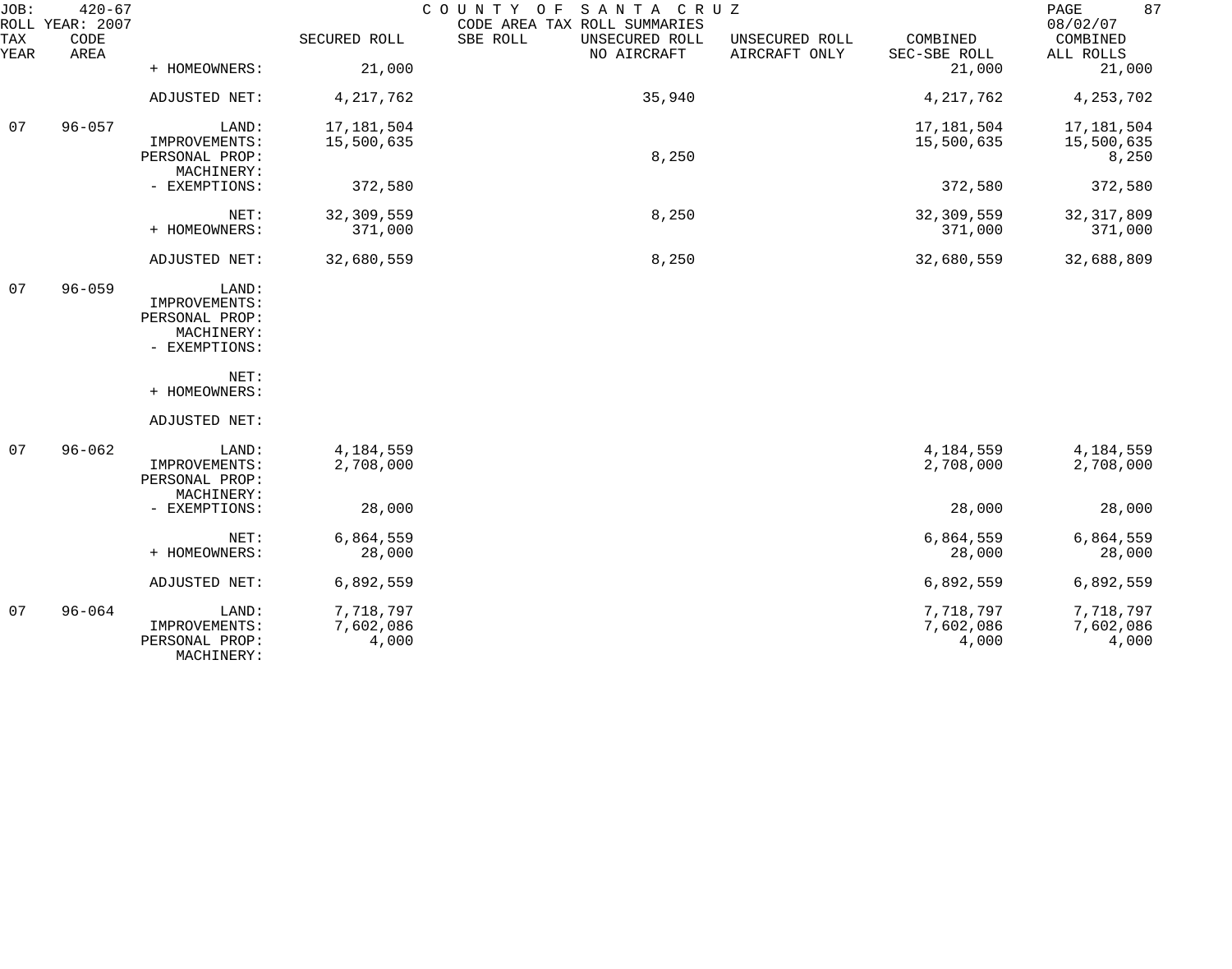JOB: 420-67 COUNTY OF SANTA CRUZ
ROLL YEAR: 2007 CODE AREA TAX ROLL SUMMARIES 08/02/07

| TAX YEAR | CODE AREA | | SECURED ROLL | SBE ROLL | UNSECURED ROLL NO AIRCRAFT | UNSECURED ROLL AIRCRAFT ONLY | COMBINED SEC-SBE ROLL | COMBINED ALL ROLLS |
|---|---|---|---|---|---|---|---|---|
| | | + HOMEOWNERS: | 21,000 | | | | 21,000 | 21,000 |
| | | ADJUSTED NET: | 4,217,762 | | 35,940 | | 4,217,762 | 4,253,702 |
| 07 | 96-057 | LAND: | 17,181,504 | | | | 17,181,504 | 17,181,504 |
| | | IMPROVEMENTS: | 15,500,635 | | | | 15,500,635 | 15,500,635 |
| | | PERSONAL PROP: | | | 8,250 | | | 8,250 |
| | | MACHINERY: | | | | | | |
| | | - EXEMPTIONS: | 372,580 | | | | 372,580 | 372,580 |
| | | NET: | 32,309,559 | | 8,250 | | 32,309,559 | 32,317,809 |
| | | + HOMEOWNERS: | 371,000 | | | | 371,000 | 371,000 |
| | | ADJUSTED NET: | 32,680,559 | | 8,250 | | 32,680,559 | 32,688,809 |
| 07 | 96-059 | LAND: | | | | | | |
| | | IMPROVEMENTS: | | | | | | |
| | | PERSONAL PROP: | | | | | | |
| | | MACHINERY: | | | | | | |
| | | - EXEMPTIONS: | | | | | | |
| | | NET: | | | | | | |
| | | + HOMEOWNERS: | | | | | | |
| | | ADJUSTED NET: | | | | | | |
| 07 | 96-062 | LAND: | 4,184,559 | | | | 4,184,559 | 4,184,559 |
| | | IMPROVEMENTS: | 2,708,000 | | | | 2,708,000 | 2,708,000 |
| | | PERSONAL PROP: | | | | | | |
| | | MACHINERY: | | | | | | |
| | | - EXEMPTIONS: | 28,000 | | | | 28,000 | 28,000 |
| | | NET: | 6,864,559 | | | | 6,864,559 | 6,864,559 |
| | | + HOMEOWNERS: | 28,000 | | | | 28,000 | 28,000 |
| | | ADJUSTED NET: | 6,892,559 | | | | 6,892,559 | 6,892,559 |
| 07 | 96-064 | LAND: | 7,718,797 | | | | 7,718,797 | 7,718,797 |
| | | IMPROVEMENTS: | 7,602,086 | | | | 7,602,086 | 7,602,086 |
| | | PERSONAL PROP: | 4,000 | | | | 4,000 | 4,000 |
| | | MACHINERY: | | | | | | |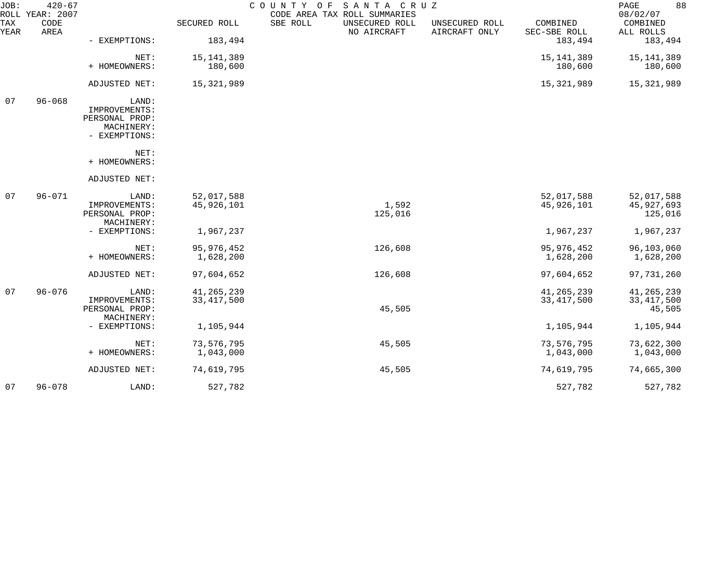JOB: 420-67 COUNTY OF SANTA CRUZ 08/02/07
ROLL YEAR: 2007 CODE AREA TAX ROLL SUMMARIES

| TAX YEAR | CODE AREA | | SECURED ROLL | SBE ROLL | UNSECURED ROLL NO AIRCRAFT | UNSECURED ROLL AIRCRAFT ONLY | COMBINED SEC-SBE ROLL | COMBINED ALL ROLLS |
|---|---|---|---|---|---|---|---|---|
| | | - EXEMPTIONS: | 183,494 | | | | 183,494 | 183,494 |
| | | NET: | 15,141,389 | | | | 15,141,389 | 15,141,389 |
| | | + HOMEOWNERS: | 180,600 | | | | 180,600 | 180,600 |
| | | ADJUSTED NET: | 15,321,989 | | | | 15,321,989 | 15,321,989 |
| 07 | 96-068 | LAND: | | | | | | |
| | | IMPROVEMENTS: | | | | | | |
| | | PERSONAL PROP: | | | | | | |
| | | MACHINERY: | | | | | | |
| | | - EXEMPTIONS: | | | | | | |
| | | NET: | | | | | | |
| | | + HOMEOWNERS: | | | | | | |
| | | ADJUSTED NET: | | | | | | |
| 07 | 96-071 | LAND: | 52,017,588 | | | | 52,017,588 | 52,017,588 |
| | | IMPROVEMENTS: | 45,926,101 | | 1,592 | | 45,926,101 | 45,927,693 |
| | | PERSONAL PROP: | | | 125,016 | | | 125,016 |
| | | MACHINERY: | | | | | | |
| | | - EXEMPTIONS: | 1,967,237 | | | | 1,967,237 | 1,967,237 |
| | | NET: | 95,976,452 | | 126,608 | | 95,976,452 | 96,103,060 |
| | | + HOMEOWNERS: | 1,628,200 | | | | 1,628,200 | 1,628,200 |
| | | ADJUSTED NET: | 97,604,652 | | 126,608 | | 97,604,652 | 97,731,260 |
| 07 | 96-076 | LAND: | 41,265,239 | | | | 41,265,239 | 41,265,239 |
| | | IMPROVEMENTS: | 33,417,500 | | | | 33,417,500 | 33,417,500 |
| | | PERSONAL PROP: | | | 45,505 | | | 45,505 |
| | | MACHINERY: | | | | | | |
| | | - EXEMPTIONS: | 1,105,944 | | | | 1,105,944 | 1,105,944 |
| | | NET: | 73,576,795 | | 45,505 | | 73,576,795 | 73,622,300 |
| | | + HOMEOWNERS: | 1,043,000 | | | | 1,043,000 | 1,043,000 |
| | | ADJUSTED NET: | 74,619,795 | | 45,505 | | 74,619,795 | 74,665,300 |
| 07 | 96-078 | LAND: | 527,782 | | | | 527,782 | 527,782 |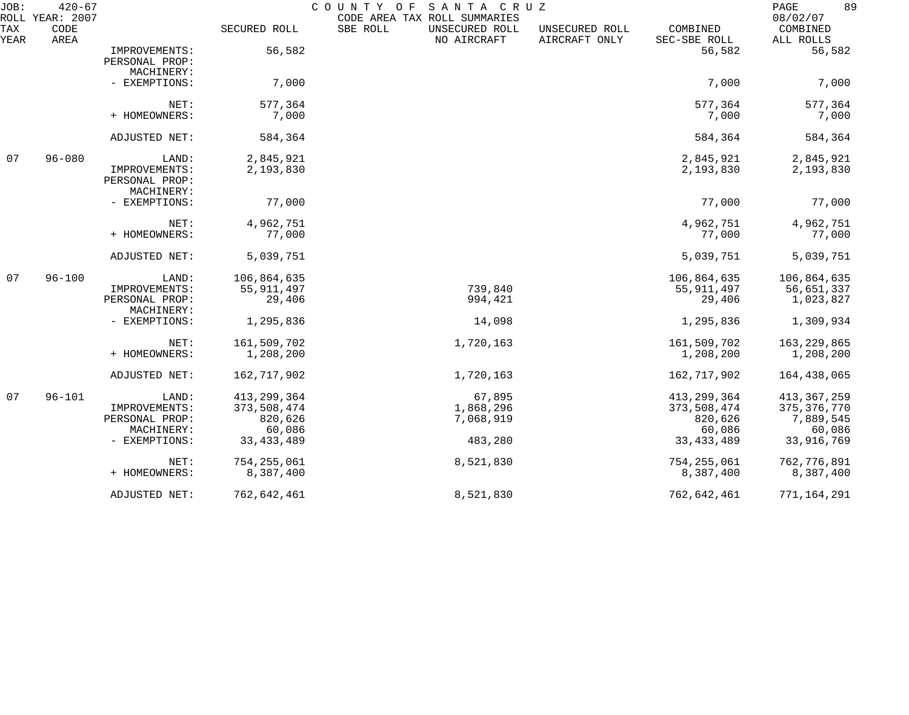JOB: 420-67 COUNTY OF SANTA CRUZ
ROLL YEAR: 2007 CODE AREA TAX ROLL SUMMARIES 08/02/07

| TAX YEAR | CODE AREA | | SECURED ROLL | SBE ROLL | UNSECURED ROLL NO AIRCRAFT | UNSECURED ROLL AIRCRAFT ONLY | COMBINED SEC-SBE ROLL | COMBINED ALL ROLLS |
|---|---|---|---|---|---|---|---|---|
| | | IMPROVEMENTS: | 56,582 | | | | 56,582 | 56,582 |
| | | PERSONAL PROP: | | | | | | |
| | | MACHINERY: | | | | | | |
| | | - EXEMPTIONS: | 7,000 | | | | 7,000 | 7,000 |
| | | NET: | 577,364 | | | | 577,364 | 577,364 |
| | | + HOMEOWNERS: | 7,000 | | | | 7,000 | 7,000 |
| | | ADJUSTED NET: | 584,364 | | | | 584,364 | 584,364 |
| 07 | 96-080 | LAND: | 2,845,921 | | | | 2,845,921 | 2,845,921 |
| | | IMPROVEMENTS: | 2,193,830 | | | | 2,193,830 | 2,193,830 |
| | | PERSONAL PROP: | | | | | | |
| | | MACHINERY: | | | | | | |
| | | - EXEMPTIONS: | 77,000 | | | | 77,000 | 77,000 |
| | | NET: | 4,962,751 | | | | 4,962,751 | 4,962,751 |
| | | + HOMEOWNERS: | 77,000 | | | | 77,000 | 77,000 |
| | | ADJUSTED NET: | 5,039,751 | | | | 5,039,751 | 5,039,751 |
| 07 | 96-100 | LAND: | 106,864,635 | | | | 106,864,635 | 106,864,635 |
| | | IMPROVEMENTS: | 55,911,497 | | 739,840 | | 55,911,497 | 56,651,337 |
| | | PERSONAL PROP: | 29,406 | | 994,421 | | 29,406 | 1,023,827 |
| | | MACHINERY: | | | | | | |
| | | - EXEMPTIONS: | 1,295,836 | | 14,098 | | 1,295,836 | 1,309,934 |
| | | NET: | 161,509,702 | | 1,720,163 | | 161,509,702 | 163,229,865 |
| | | + HOMEOWNERS: | 1,208,200 | | | | 1,208,200 | 1,208,200 |
| | | ADJUSTED NET: | 162,717,902 | | 1,720,163 | | 162,717,902 | 164,438,065 |
| 07 | 96-101 | LAND: | 413,299,364 | | 67,895 | | 413,299,364 | 413,367,259 |
| | | IMPROVEMENTS: | 373,508,474 | | 1,868,296 | | 373,508,474 | 375,376,770 |
| | | PERSONAL PROP: | 820,626 | | 7,068,919 | | 820,626 | 7,889,545 |
| | | MACHINERY: | 60,086 | | | | 60,086 | 60,086 |
| | | - EXEMPTIONS: | 33,433,489 | | 483,280 | | 33,433,489 | 33,916,769 |
| | | NET: | 754,255,061 | | 8,521,830 | | 754,255,061 | 762,776,891 |
| | | + HOMEOWNERS: | 8,387,400 | | | | 8,387,400 | 8,387,400 |
| | | ADJUSTED NET: | 762,642,461 | | 8,521,830 | | 762,642,461 | 771,164,291 |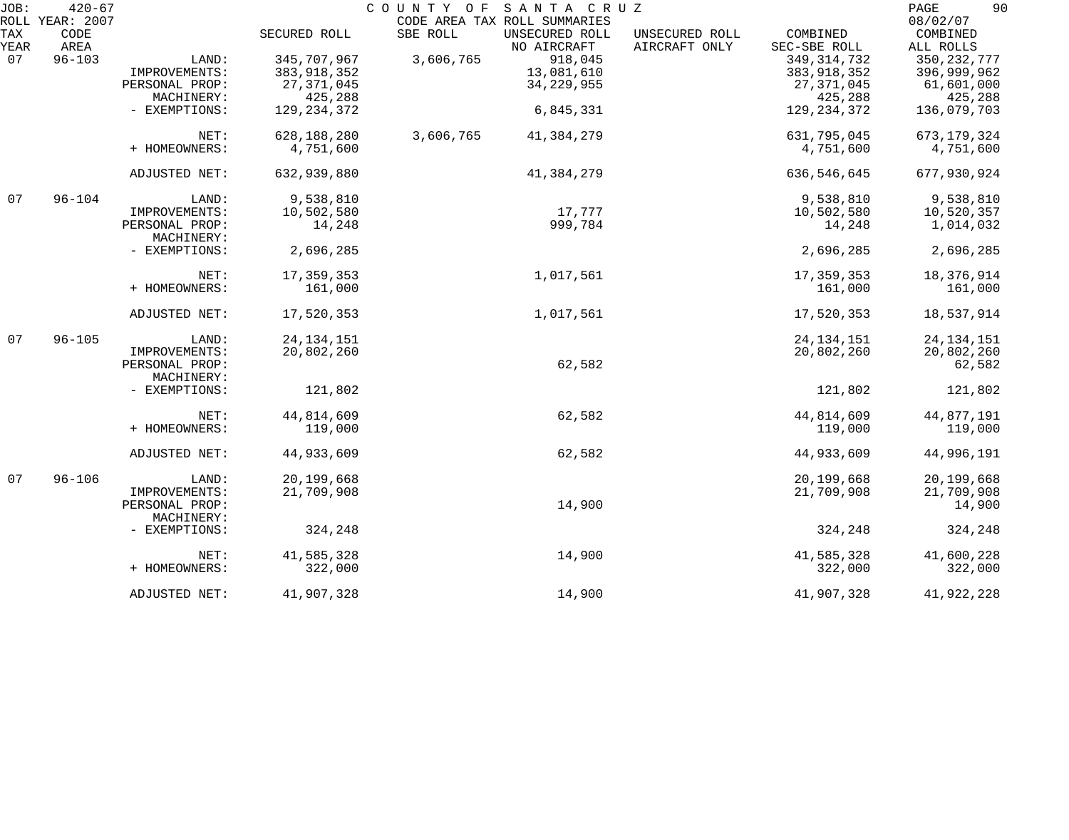JOB: 420-67 COUNTY OF SANTA CRUZ 08/02/07
ROLL YEAR: 2007 CODE AREA TAX ROLL SUMMARIES

| TAX YEAR | CODE AREA | | SECURED ROLL | SBE ROLL | UNSECURED ROLL NO AIRCRAFT | UNSECURED ROLL AIRCRAFT ONLY | COMBINED SEC-SBE ROLL | COMBINED ALL ROLLS |
|---|---|---|---|---|---|---|---|---|
| 07 | 96-103 | LAND: | 345,707,967 | 3,606,765 | 918,045 | | 349,314,732 | 350,232,777 |
| | | IMPROVEMENTS: | 383,918,352 | | 13,081,610 | | 383,918,352 | 396,999,962 |
| | | PERSONAL PROP: | 27,371,045 | | 34,229,955 | | 27,371,045 | 61,601,000 |
| | | MACHINERY: | 425,288 | | | | 425,288 | 425,288 |
| | | - EXEMPTIONS: | 129,234,372 | | 6,845,331 | | 129,234,372 | 136,079,703 |
| | | NET: | 628,188,280 | 3,606,765 | 41,384,279 | | 631,795,045 | 673,179,324 |
| | | + HOMEOWNERS: | 4,751,600 | | | | 4,751,600 | 4,751,600 |
| | | ADJUSTED NET: | 632,939,880 | | 41,384,279 | | 636,546,645 | 677,930,924 |
| 07 | 96-104 | LAND: | 9,538,810 | | | | 9,538,810 | 9,538,810 |
| | | IMPROVEMENTS: | 10,502,580 | | 17,777 | | 10,502,580 | 10,520,357 |
| | | PERSONAL PROP: | 14,248 | | 999,784 | | 14,248 | 1,014,032 |
| | | MACHINERY: | | | | | | |
| | | - EXEMPTIONS: | 2,696,285 | | | | 2,696,285 | 2,696,285 |
| | | NET: | 17,359,353 | | 1,017,561 | | 17,359,353 | 18,376,914 |
| | | + HOMEOWNERS: | 161,000 | | | | 161,000 | 161,000 |
| | | ADJUSTED NET: | 17,520,353 | | 1,017,561 | | 17,520,353 | 18,537,914 |
| 07 | 96-105 | LAND: | 24,134,151 | | | | 24,134,151 | 24,134,151 |
| | | IMPROVEMENTS: | 20,802,260 | | | | 20,802,260 | 20,802,260 |
| | | PERSONAL PROP: | | | 62,582 | | | 62,582 |
| | | MACHINERY: | | | | | | |
| | | - EXEMPTIONS: | 121,802 | | | | 121,802 | 121,802 |
| | | NET: | 44,814,609 | | 62,582 | | 44,814,609 | 44,877,191 |
| | | + HOMEOWNERS: | 119,000 | | | | 119,000 | 119,000 |
| | | ADJUSTED NET: | 44,933,609 | | 62,582 | | 44,933,609 | 44,996,191 |
| 07 | 96-106 | LAND: | 20,199,668 | | | | 20,199,668 | 20,199,668 |
| | | IMPROVEMENTS: | 21,709,908 | | | | 21,709,908 | 21,709,908 |
| | | PERSONAL PROP: | | | 14,900 | | | 14,900 |
| | | MACHINERY: | | | | | | |
| | | - EXEMPTIONS: | 324,248 | | | | 324,248 | 324,248 |
| | | NET: | 41,585,328 | | 14,900 | | 41,585,328 | 41,600,228 |
| | | + HOMEOWNERS: | 322,000 | | | | 322,000 | 322,000 |
| | | ADJUSTED NET: | 41,907,328 | | 14,900 | | 41,907,328 | 41,922,228 |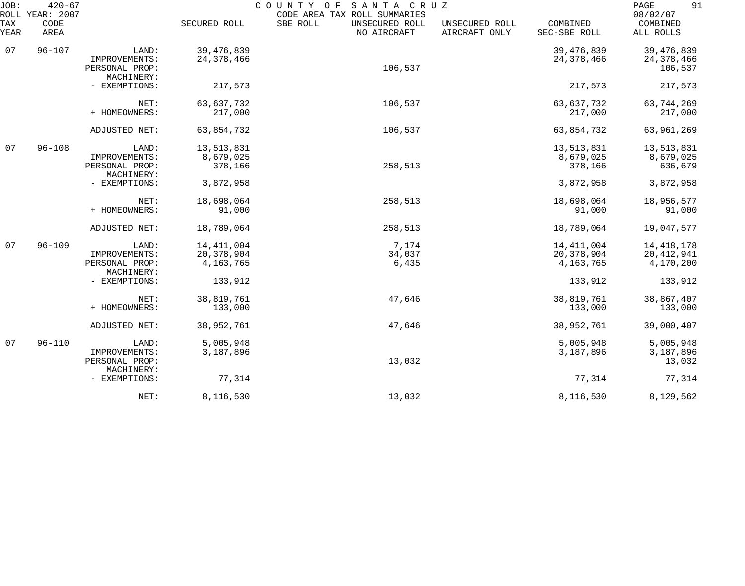JOB: 420-67 COUNTY OF SANTA CRUZ PAGE 91
ROLL YEAR: 2007 CODE AREA TAX ROLL SUMMARIES 08/02/07

| TAX YEAR | CODE AREA | | SECURED ROLL | SBE ROLL | UNSECURED ROLL NO AIRCRAFT | UNSECURED ROLL AIRCRAFT ONLY | COMBINED SEC-SBE ROLL | COMBINED ALL ROLLS |
|---|---|---|---|---|---|---|---|---|
| 07 | 96-107 | LAND: | 39,476,839 | | | | 39,476,839 | 39,476,839 |
| | | IMPROVEMENTS: | 24,378,466 | | | | 24,378,466 | 24,378,466 |
| | | PERSONAL PROP: | | | 106,537 | | | 106,537 |
| | | MACHINERY: | | | | | | |
| | | - EXEMPTIONS: | 217,573 | | | | 217,573 | 217,573 |
| | | NET: | 63,637,732 | | 106,537 | | 63,637,732 | 63,744,269 |
| | | + HOMEOWNERS: | 217,000 | | | | 217,000 | 217,000 |
| | | ADJUSTED NET: | 63,854,732 | | 106,537 | | 63,854,732 | 63,961,269 |
| 07 | 96-108 | LAND: | 13,513,831 | | | | 13,513,831 | 13,513,831 |
| | | IMPROVEMENTS: | 8,679,025 | | | | 8,679,025 | 8,679,025 |
| | | PERSONAL PROP: | 378,166 | | 258,513 | | 378,166 | 636,679 |
| | | MACHINERY: | | | | | | |
| | | - EXEMPTIONS: | 3,872,958 | | | | 3,872,958 | 3,872,958 |
| | | NET: | 18,698,064 | | 258,513 | | 18,698,064 | 18,956,577 |
| | | + HOMEOWNERS: | 91,000 | | | | 91,000 | 91,000 |
| | | ADJUSTED NET: | 18,789,064 | | 258,513 | | 18,789,064 | 19,047,577 |
| 07 | 96-109 | LAND: | 14,411,004 | | 7,174 | | 14,411,004 | 14,418,178 |
| | | IMPROVEMENTS: | 20,378,904 | | 34,037 | | 20,378,904 | 20,412,941 |
| | | PERSONAL PROP: | 4,163,765 | | 6,435 | | 4,163,765 | 4,170,200 |
| | | MACHINERY: | | | | | | |
| | | - EXEMPTIONS: | 133,912 | | | | 133,912 | 133,912 |
| | | NET: | 38,819,761 | | 47,646 | | 38,819,761 | 38,867,407 |
| | | + HOMEOWNERS: | 133,000 | | | | 133,000 | 133,000 |
| | | ADJUSTED NET: | 38,952,761 | | 47,646 | | 38,952,761 | 39,000,407 |
| 07 | 96-110 | LAND: | 5,005,948 | | | | 5,005,948 | 5,005,948 |
| | | IMPROVEMENTS: | 3,187,896 | | | | 3,187,896 | 3,187,896 |
| | | PERSONAL PROP: | | | 13,032 | | | 13,032 |
| | | MACHINERY: | | | | | | |
| | | - EXEMPTIONS: | 77,314 | | | | 77,314 | 77,314 |
| | | NET: | 8,116,530 | | 13,032 | | 8,116,530 | 8,129,562 |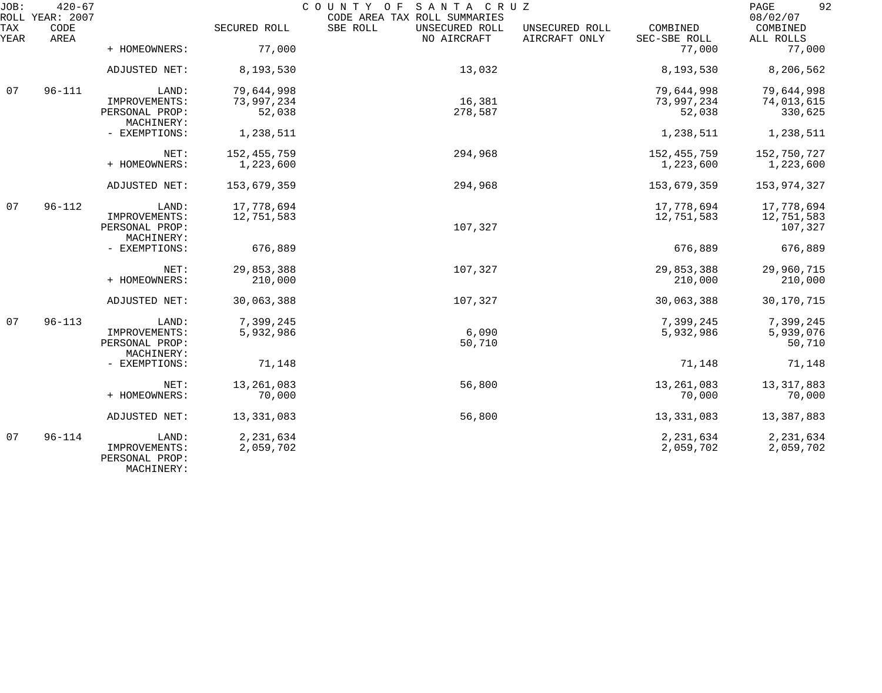JOB: 420-67 COUNTY OF SANTA CRUZ
ROLL YEAR: 2007 CODE AREA TAX ROLL SUMMARIES 08/02/07

| TAX YEAR | CODE AREA | | SECURED ROLL | SBE ROLL | UNSECURED ROLL NO AIRCRAFT | UNSECURED ROLL AIRCRAFT ONLY | COMBINED SEC-SBE ROLL | COMBINED ALL ROLLS |
|---|---|---|---|---|---|---|---|---|
| | | + HOMEOWNERS: | 77,000 | | | | 77,000 | 77,000 |
| | | ADJUSTED NET: | 8,193,530 | | 13,032 | | 8,193,530 | 8,206,562 |
| 07 | 96-111 | LAND: | 79,644,998 | | | | 79,644,998 | 79,644,998 |
| | | IMPROVEMENTS: | 73,997,234 | | 16,381 | | 73,997,234 | 74,013,615 |
| | | PERSONAL PROP: | 52,038 | | 278,587 | | 52,038 | 330,625 |
| | | MACHINERY: | | | | | | |
| | | - EXEMPTIONS: | 1,238,511 | | | | 1,238,511 | 1,238,511 |
| | | NET: | 152,455,759 | | 294,968 | | 152,455,759 | 152,750,727 |
| | | + HOMEOWNERS: | 1,223,600 | | | | 1,223,600 | 1,223,600 |
| | | ADJUSTED NET: | 153,679,359 | | 294,968 | | 153,679,359 | 153,974,327 |
| 07 | 96-112 | LAND: | 17,778,694 | | | | 17,778,694 | 17,778,694 |
| | | IMPROVEMENTS: | 12,751,583 | | | | 12,751,583 | 12,751,583 |
| | | PERSONAL PROP: | | | 107,327 | | | 107,327 |
| | | MACHINERY: | | | | | | |
| | | - EXEMPTIONS: | 676,889 | | | | 676,889 | 676,889 |
| | | NET: | 29,853,388 | | 107,327 | | 29,853,388 | 29,960,715 |
| | | + HOMEOWNERS: | 210,000 | | | | 210,000 | 210,000 |
| | | ADJUSTED NET: | 30,063,388 | | 107,327 | | 30,063,388 | 30,170,715 |
| 07 | 96-113 | LAND: | 7,399,245 | | | | 7,399,245 | 7,399,245 |
| | | IMPROVEMENTS: | 5,932,986 | | 6,090 | | 5,932,986 | 5,939,076 |
| | | PERSONAL PROP: | | | 50,710 | | | 50,710 |
| | | MACHINERY: | | | | | | |
| | | - EXEMPTIONS: | 71,148 | | | | 71,148 | 71,148 |
| | | NET: | 13,261,083 | | 56,800 | | 13,261,083 | 13,317,883 |
| | | + HOMEOWNERS: | 70,000 | | | | 70,000 | 70,000 |
| | | ADJUSTED NET: | 13,331,083 | | 56,800 | | 13,331,083 | 13,387,883 |
| 07 | 96-114 | LAND: | 2,231,634 | | | | 2,231,634 | 2,231,634 |
| | | IMPROVEMENTS: | 2,059,702 | | | | 2,059,702 | 2,059,702 |
| | | PERSONAL PROP: | | | | | | |
| | | MACHINERY: | | | | | | |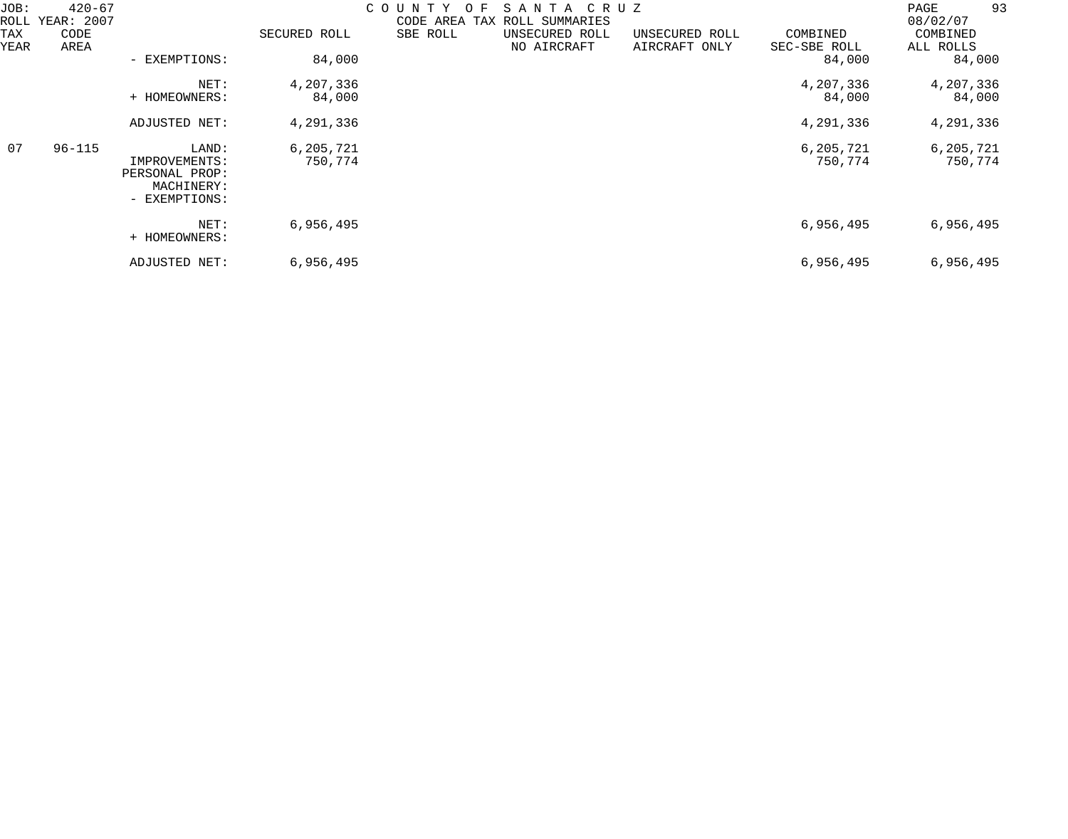JOB: 420-67 COUNTY OF SANTA CRUZ
ROLL YEAR: 2007 CODE AREA TAX ROLL SUMMARIES 08/02/07

| TAX YEAR | CODE AREA | | SECURED ROLL | SBE ROLL | UNSECURED ROLL NO AIRCRAFT | UNSECURED ROLL AIRCRAFT ONLY | COMBINED SEC-SBE ROLL | COMBINED ALL ROLLS |
|---|---|---|---|---|---|---|---|---|
| | | - EXEMPTIONS: | 84,000 | | | | 84,000 | 84,000 |
| | | NET: | 4,207,336 | | | | 4,207,336 | 4,207,336 |
| | | + HOMEOWNERS: | 84,000 | | | | 84,000 | 84,000 |
| | | ADJUSTED NET: | 4,291,336 | | | | 4,291,336 | 4,291,336 |
| 07 | 96-115 | LAND: | 6,205,721 | | | | 6,205,721 | 6,205,721 |
| | | IMPROVEMENTS: | 750,774 | | | | 750,774 | 750,774 |
| | | PERSONAL PROP: | | | | | | |
| | | MACHINERY: | | | | | | |
| | | - EXEMPTIONS: | | | | | | |
| | | NET: | 6,956,495 | | | | 6,956,495 | 6,956,495 |
| | | + HOMEOWNERS: | | | | | | |
| | | ADJUSTED NET: | 6,956,495 | | | | 6,956,495 | 6,956,495 |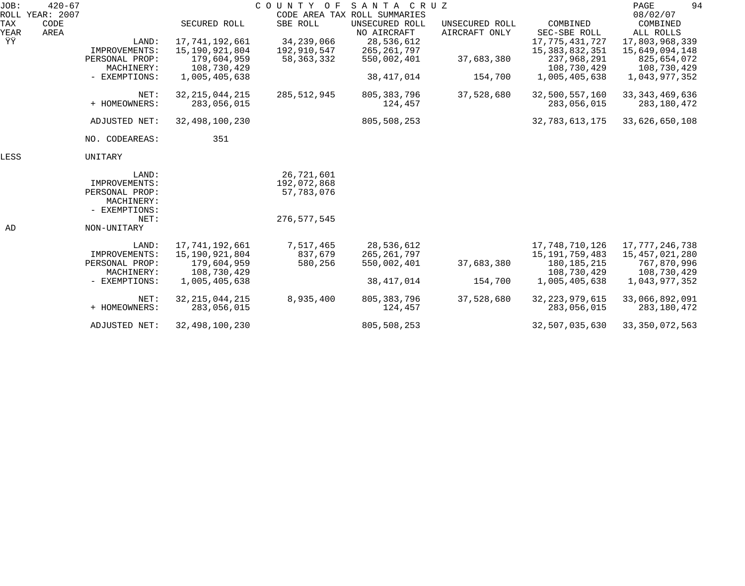JOB: 420-67 COUNTY OF SANTA CRUZ
ROLL YEAR: 2007 CODE AREA TAX ROLL SUMMARIES 08/02/07

| TAX YEAR | CODE AREA | | SECURED ROLL | SBE ROLL | UNSECURED ROLL NO AIRCRAFT | UNSECURED ROLL AIRCRAFT ONLY | COMBINED SEC-SBE ROLL | COMBINED ALL ROLLS |
|---|---|---|---|---|---|---|---|---|
| ÿÿ | | LAND: | 17,741,192,661 | 34,239,066 | 28,536,612 | | 17,775,431,727 | 17,803,968,339 |
| | | IMPROVEMENTS: | 15,190,921,804 | 192,910,547 | 265,261,797 | | 15,383,832,351 | 15,649,094,148 |
| | | PERSONAL PROP: | 179,604,959 | 58,363,332 | 550,002,401 | 37,683,380 | 237,968,291 | 825,654,072 |
| | | MACHINERY: | 108,730,429 | | | | 108,730,429 | 108,730,429 |
| | | - EXEMPTIONS: | 1,005,405,638 | | 38,417,014 | 154,700 | 1,005,405,638 | 1,043,977,352 |
| | | NET: | 32,215,044,215 | 285,512,945 | 805,383,796 | 37,528,680 | 32,500,557,160 | 33,343,469,636 |
| | | + HOMEOWNERS: | 283,056,015 | | 124,457 | | 283,056,015 | 283,180,472 |
| | | ADJUSTED NET: | 32,498,100,230 | | 805,508,253 | | 32,783,613,175 | 33,626,650,108 |
| | | NO. CODEAREAS: | 351 | | | | | |
| LESS | | UNITARY | | | | | | |
| | | LAND: | | 26,721,601 | | | | |
| | | IMPROVEMENTS: | | 192,072,868 | | | | |
| | | PERSONAL PROP: | | 57,783,076 | | | | |
| | | MACHINERY: | | | | | | |
| | | - EXEMPTIONS: | | | | | | |
| | | NET: | | 276,577,545 | | | | |
| AD | | NON-UNITARY | | | | | | |
| | | LAND: | 17,741,192,661 | 7,517,465 | 28,536,612 | | 17,748,710,126 | 17,777,246,738 |
| | | IMPROVEMENTS: | 15,190,921,804 | 837,679 | 265,261,797 | | 15,191,759,483 | 15,457,021,280 |
| | | PERSONAL PROP: | 179,604,959 | 580,256 | 550,002,401 | 37,683,380 | 180,185,215 | 767,870,996 |
| | | MACHINERY: | 108,730,429 | | | | 108,730,429 | 108,730,429 |
| | | - EXEMPTIONS: | 1,005,405,638 | | 38,417,014 | 154,700 | 1,005,405,638 | 1,043,977,352 |
| | | NET: | 32,215,044,215 | 8,935,400 | 805,383,796 | 37,528,680 | 32,223,979,615 | 33,066,892,091 |
| | | + HOMEOWNERS: | 283,056,015 | | 124,457 | | 283,056,015 | 283,180,472 |
| | | ADJUSTED NET: | 32,498,100,230 | | 805,508,253 | | 32,507,035,630 | 33,350,072,563 |